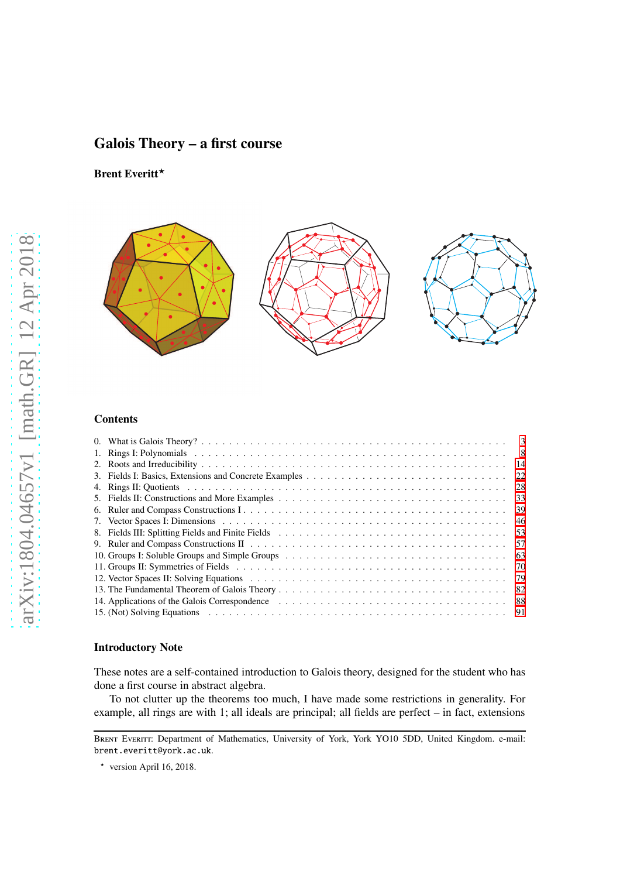# Galois Theory – a first course

**Brent Everitt**⋆

## Contents

0. What is Galois Theory? . . . . . 3
1. Rings I: Polynomials . . . . . 8
2. Roots and Irreducibility . . . . . 14
3. Fields I: Basics, Extensions and Concrete Examples . . . . . 22
4. Rings II: Quotients . . . . . 28
5. Fields II: Constructions and More Examples . . . . . 33
6. Ruler and Compass Constructions I . . . . . 39
7. Vector Spaces I: Dimensions . . . . . 46
8. Fields III: Splitting Fields and Finite Fields . . . . . 53
9. Ruler and Compass Constructions II . . . . . 57
10. Groups I: Soluble Groups and Simple Groups . . . . . 63
11. Groups II: Symmetries of Fields . . . . . 70
12. Vector Spaces II: Solving Equations . . . . . 79
13. The Fundamental Theorem of Galois Theory . . . . . 82
14. Applications of the Galois Correspondence . . . . . 88
15. (Not) Solving Equations . . . . . 91

## Introductory Note

These notes are a self-contained introduction to Galois theory, designed for the student who has done a first course in abstract algebra.

To not clutter up the theorems too much, I have made some restrictions in generality. For example, all rings are with 1; all ideals are principal; all fields are perfect – in fact, extensions

---

Brent Everitt: Department of Mathematics, University of York, York YO10 5DD, United Kingdom. e-mail: brent.everitt@york.ac.uk.

⋆ version April 16, 2018.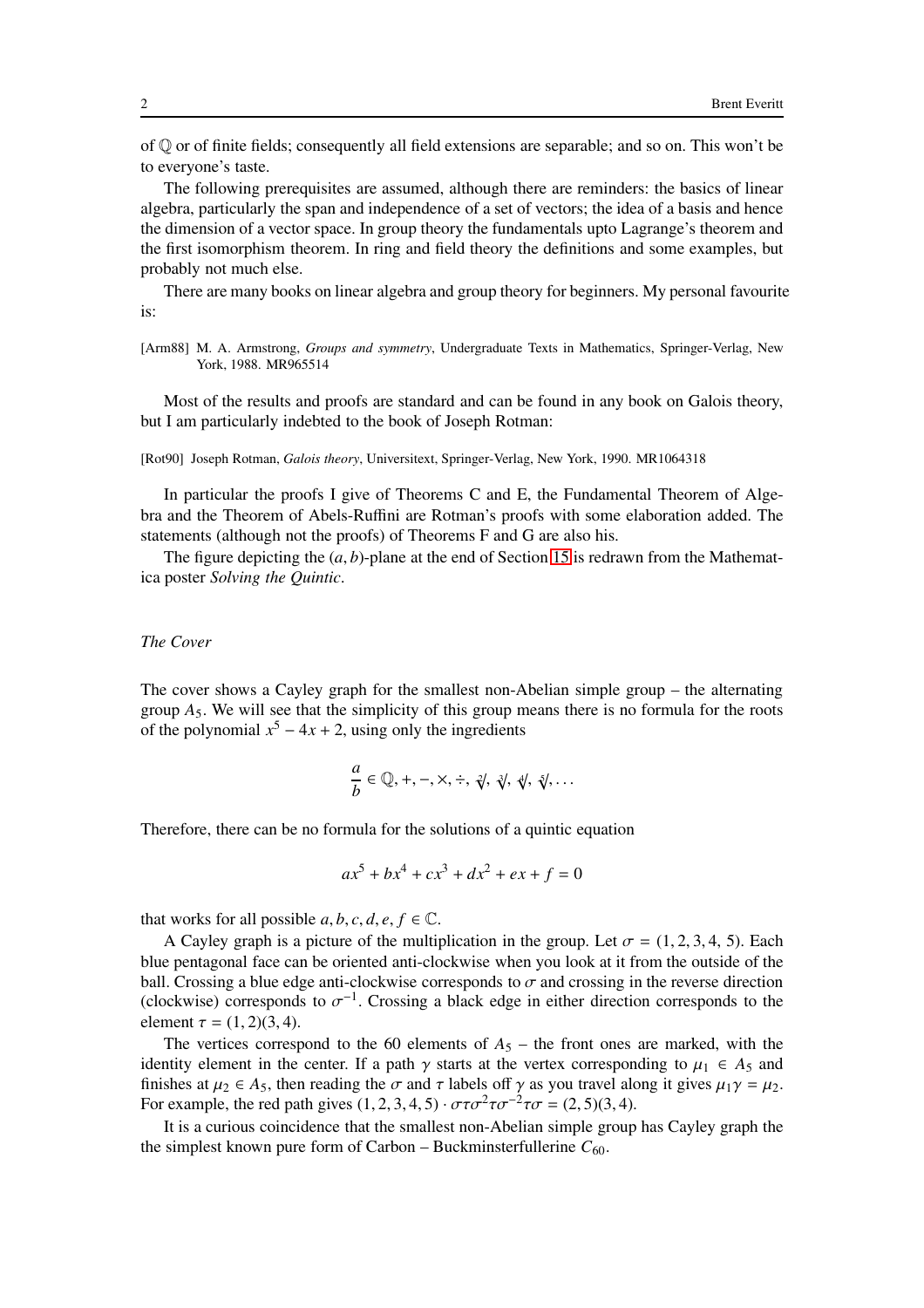of $\mathbb{Q}$ or of finite fields; consequently all field extensions are separable; and so on. This won't be to everyone's taste.

The following prerequisites are assumed, although there are reminders: the basics of linear algebra, particularly the span and independence of a set of vectors; the idea of a basis and hence the dimension of a vector space. In group theory the fundamentals upto Lagrange's theorem and the first isomorphism theorem. In ring and field theory the definitions and some examples, but probably not much else.

There are many books on linear algebra and group theory for beginners. My personal favourite is:

[Arm88] M. A. Armstrong, *Groups and symmetry*, Undergraduate Texts in Mathematics, Springer-Verlag, New York, 1988. MR965514

Most of the results and proofs are standard and can be found in any book on Galois theory, but I am particularly indebted to the book of Joseph Rotman:

[Rot90] Joseph Rotman, *Galois theory*, Universitext, Springer-Verlag, New York, 1990. MR1064318

In particular the proofs I give of Theorems C and E, the Fundamental Theorem of Algebra and the Theorem of Abels-Ruffini are Rotman's proofs with some elaboration added. The statements (although not the proofs) of Theorems F and G are also his.

The figure depicting the $(a, b)$-plane at the end of Section 15 is redrawn from the Mathematica poster *Solving the Quintic*.

*The Cover*

The cover shows a Cayley graph for the smallest non-Abelian simple group – the alternating group $A_5$. We will see that the simplicity of this group means there is no formula for the roots of the polynomial $x^5 - 4x + 2$, using only the ingredients

$$\frac{a}{b} \in \mathbb{Q}, +, -, \times, \div, \sqrt[2]{\ }, \sqrt[3]{\ }, \sqrt[4]{\ }, \sqrt[5]{\ }, \dots$$

Therefore, there can be no formula for the solutions of a quintic equation

$$ax^5 + bx^4 + cx^3 + dx^2 + ex + f = 0$$

that works for all possible $a, b, c, d, e, f \in \mathbb{C}$.

A Cayley graph is a picture of the multiplication in the group. Let $\sigma = (1, 2, 3, 4, 5)$. Each blue pentagonal face can be oriented anti-clockwise when you look at it from the outside of the ball. Crossing a blue edge anti-clockwise corresponds to $\sigma$ and crossing in the reverse direction (clockwise) corresponds to $\sigma^{-1}$. Crossing a black edge in either direction corresponds to the element $\tau = (1, 2)(3, 4)$.

The vertices correspond to the 60 elements of $A_5$ – the front ones are marked, with the identity element in the center. If a path $\gamma$ starts at the vertex corresponding to $\mu_1 \in A_5$ and finishes at $\mu_2 \in A_5$, then reading the $\sigma$ and $\tau$ labels off $\gamma$ as you travel along it gives $\mu_1\gamma = \mu_2$. For example, the red path gives $(1, 2, 3, 4, 5) \cdot \sigma\tau\sigma^2\tau\sigma^{-2}\tau\sigma = (2, 5)(3, 4)$.

It is a curious coincidence that the smallest non-Abelian simple group has Cayley graph the the simplest known pure form of Carbon – Buckminsterfullerine $C_{60}$.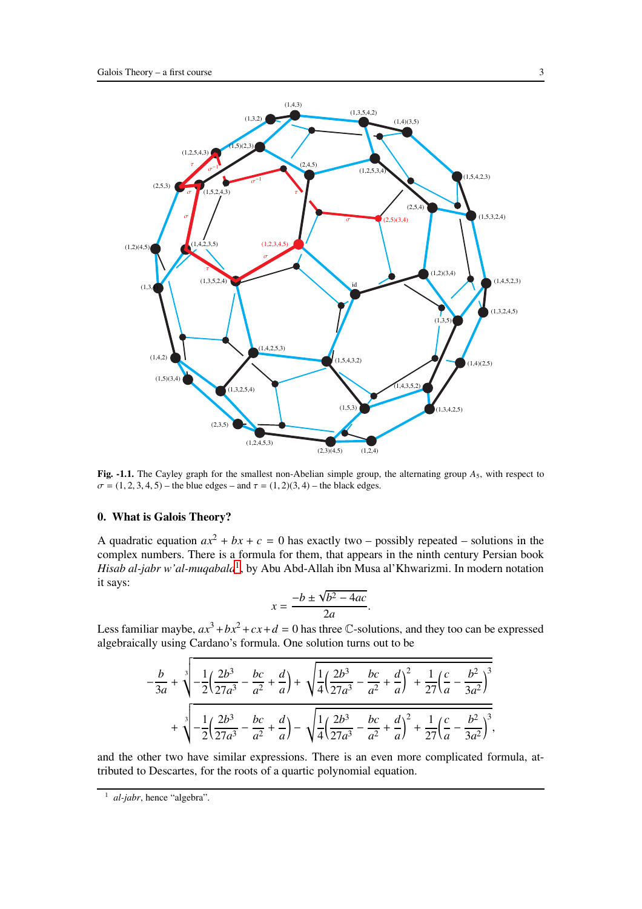**Fig. -1.1.** The Cayley graph for the smallest non-Abelian simple group, the alternating group $A_5$, with respect to $\sigma = (1, 2, 3, 4, 5)$ – the blue edges – and $\tau = (1, 2)(3, 4)$ – the black edges.

## 0. What is Galois Theory?

A quadratic equation $ax^2 + bx + c = 0$ has exactly two – possibly repeated – solutions in the complex numbers. There is a formula for them, that appears in the ninth century Persian book *Hisab al-jabr w'al-muqabala*[1], by Abu Abd-Allah ibn Musa al'Khwarizmi. In modern notation it says:

$$x = \frac{-b \pm \sqrt{b^2 - 4ac}}{2a}.$$

Less familiar maybe, $ax^3 + bx^2 + cx + d = 0$ has three $\mathbb{C}$-solutions, and they too can be expressed algebraically using Cardano's formula. One solution turns out to be

$$-\frac{b}{3a} + \sqrt[3]{-\frac{1}{2}\left(\frac{2b^3}{27a^3} - \frac{bc}{a^2} + \frac{d}{a}\right) + \sqrt{\frac{1}{4}\left(\frac{2b^3}{27a^3} - \frac{bc}{a^2} + \frac{d}{a}\right)^2 + \frac{1}{27}\left(\frac{c}{a} - \frac{b^2}{3a^2}\right)^3}}$$
$$+ \sqrt[3]{-\frac{1}{2}\left(\frac{2b^3}{27a^3} - \frac{bc}{a^2} + \frac{d}{a}\right) - \sqrt{\frac{1}{4}\left(\frac{2b^3}{27a^3} - \frac{bc}{a^2} + \frac{d}{a}\right)^2 + \frac{1}{27}\left(\frac{c}{a} - \frac{b^2}{3a^2}\right)^3}},$$

and the other two have similar expressions. There is an even more complicated formula, attributed to Descartes, for the roots of a quartic polynomial equation.

[1] *al-jabr*, hence "algebra".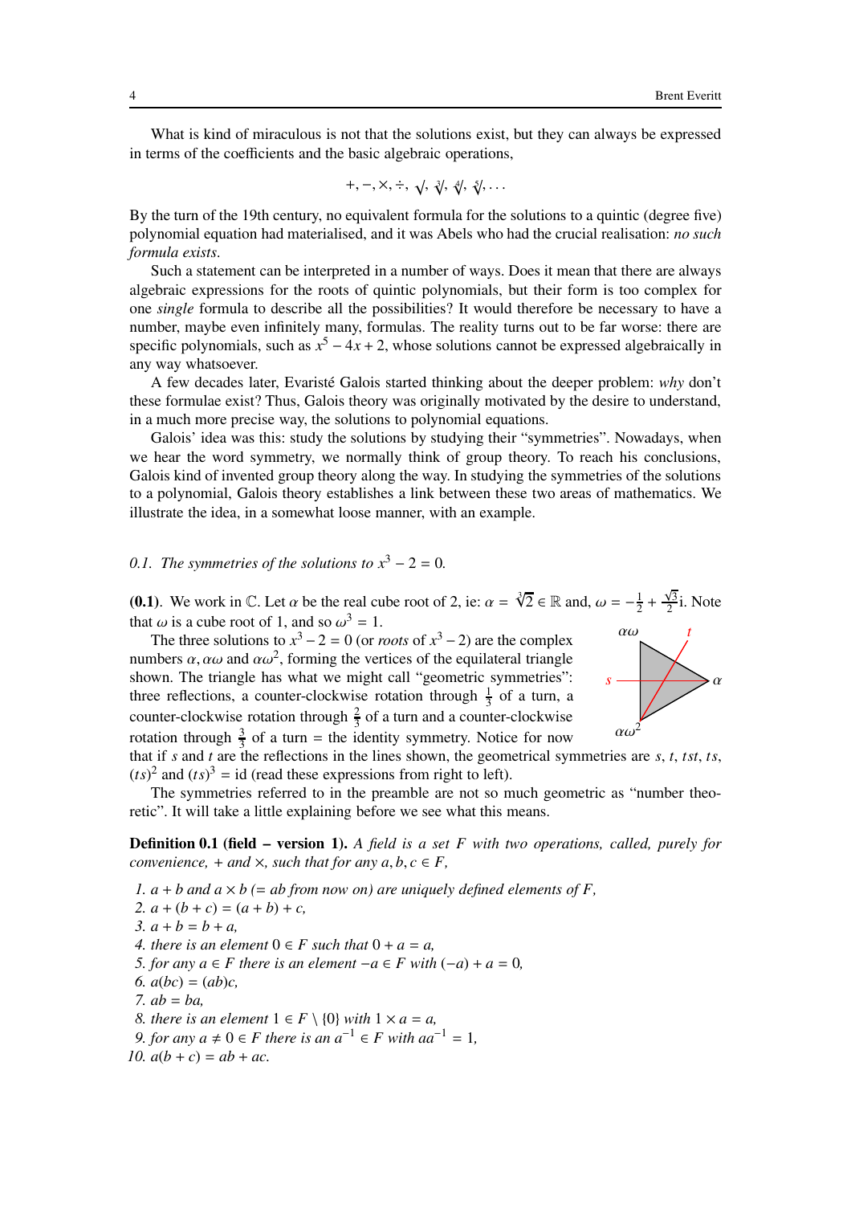What is kind of miraculous is not that the solutions exist, but they can always be expressed in terms of the coefficients and the basic algebraic operations,

$$+, -, \times, \div, \sqrt{\ }, \sqrt[3]{\ }, \sqrt[4]{\ }, \sqrt[5]{\ }, \ldots$$

By the turn of the 19th century, no equivalent formula for the solutions to a quintic (degree five) polynomial equation had materialised, and it was Abels who had the crucial realisation: *no such formula exists*.

Such a statement can be interpreted in a number of ways. Does it mean that there are always algebraic expressions for the roots of quintic polynomials, but their form is too complex for one *single* formula to describe all the possibilities? It would therefore be necessary to have a number, maybe even infinitely many, formulas. The reality turns out to be far worse: there are specific polynomials, such as $x^5 - 4x + 2$, whose solutions cannot be expressed algebraically in any way whatsoever.

A few decades later, Evaristé Galois started thinking about the deeper problem: *why* don't these formulae exist? Thus, Galois theory was originally motivated by the desire to understand, in a much more precise way, the solutions to polynomial equations.

Galois' idea was this: study the solutions by studying their "symmetries". Nowadays, when we hear the word symmetry, we normally think of group theory. To reach his conclusions, Galois kind of invented group theory along the way. In studying the symmetries of the solutions to a polynomial, Galois theory establishes a link between these two areas of mathematics. We illustrate the idea, in a somewhat loose manner, with an example.

### *0.1. The symmetries of the solutions to $x^3 - 2 = 0$.*

**(0.1)**. We work in $\mathbb{C}$. Let $\alpha$ be the real cube root of 2, ie: $\alpha = \sqrt[3]{2} \in \mathbb{R}$ and, $\omega = -\frac{1}{2} + \frac{\sqrt{3}}{2}\text{i}$. Note that $\omega$ is a cube root of 1, and so $\omega^3 = 1$.

The three solutions to $x^3 - 2 = 0$ (or *roots* of $x^3 - 2$) are the complex numbers $\alpha, \alpha\omega$ and $\alpha\omega^2$, forming the vertices of the equilateral triangle shown. The triangle has what we might call "geometric symmetries": three reflections, a counter-clockwise rotation through $\frac{1}{3}$ of a turn, a counter-clockwise rotation through $\frac{2}{3}$ of a turn and a counter-clockwise rotation through $\frac{3}{3}$ of a turn = the identity symmetry. Notice for now that if $s$ and $t$ are the reflections in the lines shown, the geometrical symmetries are $s$, $t$, $tst$, $ts$, $(ts)^2$ and $(ts)^3 = \text{id}$ (read these expressions from right to left).

The symmetries referred to in the preamble are not so much geometric as "number theoretic". It will take a little explaining before we see what this means.

**Definition 0.1 (field – version 1).** *A field is a set $F$ with two operations, called, purely for convenience, $+$ and $\times$, such that for any $a, b, c \in F$,*

1. *$a + b$ and $a \times b$ (= $ab$ from now on) are uniquely defined elements of $F$,*
2. *$a + (b + c) = (a + b) + c$,*
3. *$a + b = b + a$,*
4. *there is an element $0 \in F$ such that $0 + a = a$,*
5. *for any $a \in F$ there is an element $-a \in F$ with $(-a) + a = 0$,*
6. *$a(bc) = (ab)c$,*
7. *$ab = ba$,*
8. *there is an element $1 \in F \setminus \{0\}$ with $1 \times a = a$,*
9. *for any $a \neq 0 \in F$ there is an $a^{-1} \in F$ with $aa^{-1} = 1$,*
10. *$a(b + c) = ab + ac$.*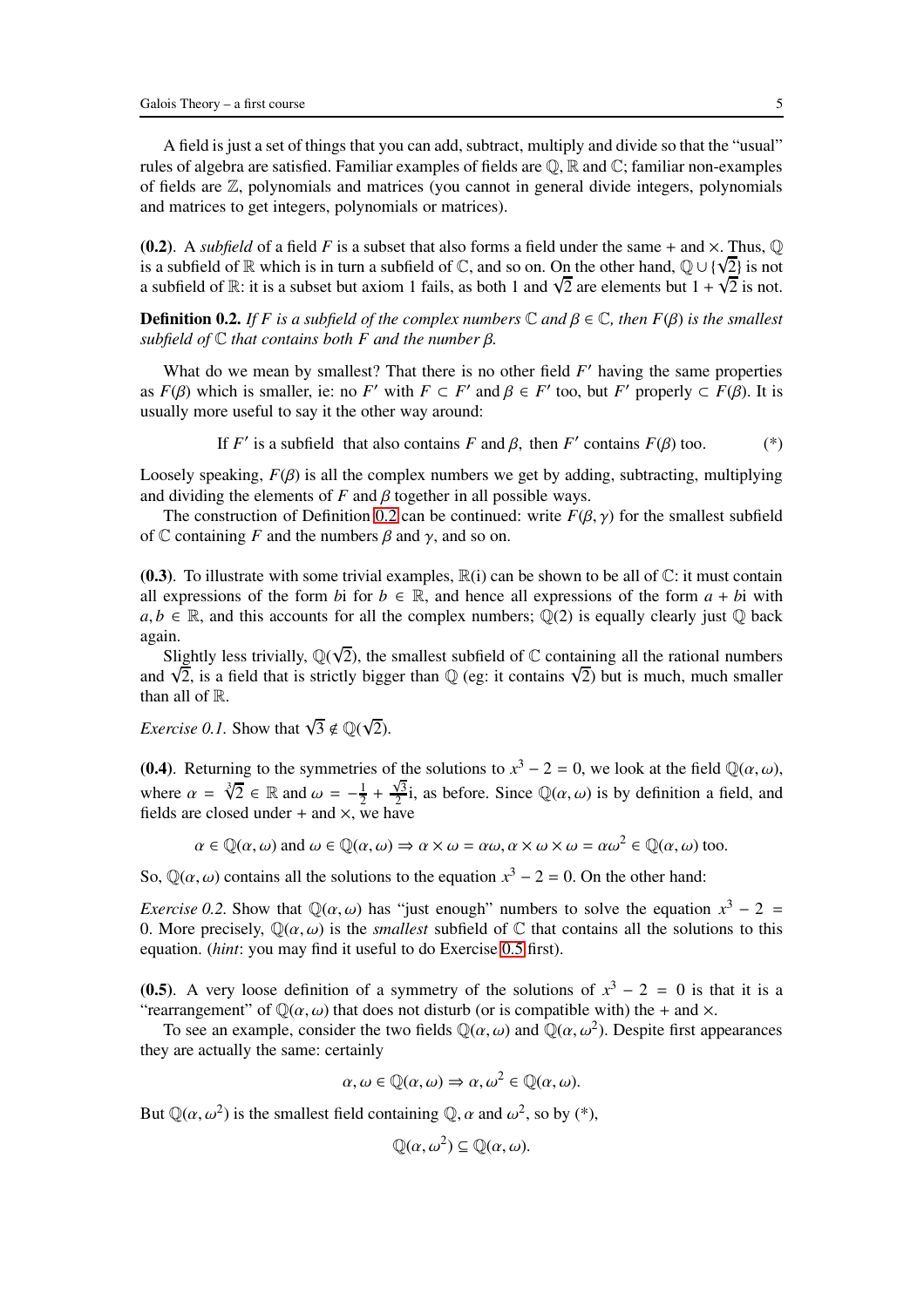A field is just a set of things that you can add, subtract, multiply and divide so that the "usual" rules of algebra are satisfied. Familiar examples of fields are $\mathbb{Q}$, $\mathbb{R}$ and $\mathbb{C}$; familiar non-examples of fields are $\mathbb{Z}$, polynomials and matrices (you cannot in general divide integers, polynomials and matrices to get integers, polynomials or matrices).

**(0.2)**. A *subfield* of a field $F$ is a subset that also forms a field under the same $+$ and $\times$. Thus, $\mathbb{Q}$ is a subfield of $\mathbb{R}$ which is in turn a subfield of $\mathbb{C}$, and so on. On the other hand, $\mathbb{Q} \cup \{\sqrt{2}\}$ is not a subfield of $\mathbb{R}$: it is a subset but axiom 1 fails, as both 1 and $\sqrt{2}$ are elements but $1 + \sqrt{2}$ is not.

**Definition 0.2.** *If $F$ is a subfield of the complex numbers $\mathbb{C}$ and $\beta \in \mathbb{C}$, then $F(\beta)$ is the smallest subfield of $\mathbb{C}$ that contains both $F$ and the number $\beta$.*

What do we mean by smallest? That there is no other field $F'$ having the same properties as $F(\beta)$ which is smaller, ie: no $F'$ with $F \subset F'$ and $\beta \in F'$ too, but $F'$ properly $\subset F(\beta)$. It is usually more useful to say it the other way around:

$$\text{If } F' \text{ is a subfield that also contains } F \text{ and } \beta, \text{ then } F' \text{ contains } F(\beta) \text{ too.} \qquad (*)$$

Loosely speaking, $F(\beta)$ is all the complex numbers we get by adding, subtracting, multiplying and dividing the elements of $F$ and $\beta$ together in all possible ways.

The construction of Definition 0.2 can be continued: write $F(\beta, \gamma)$ for the smallest subfield of $\mathbb{C}$ containing $F$ and the numbers $\beta$ and $\gamma$, and so on.

**(0.3)**. To illustrate with some trivial examples, $\mathbb{R}(\mathrm{i})$ can be shown to be all of $\mathbb{C}$: it must contain all expressions of the form $b\mathrm{i}$ for $b \in \mathbb{R}$, and hence all expressions of the form $a + b\mathrm{i}$ with $a, b \in \mathbb{R}$, and this accounts for all the complex numbers; $\mathbb{Q}(2)$ is equally clearly just $\mathbb{Q}$ back again.

Slightly less trivially, $\mathbb{Q}(\sqrt{2})$, the smallest subfield of $\mathbb{C}$ containing all the rational numbers and $\sqrt{2}$, is a field that is strictly bigger than $\mathbb{Q}$ (eg: it contains $\sqrt{2}$) but is much, much smaller than all of $\mathbb{R}$.

*Exercise 0.1.* Show that $\sqrt{3} \notin \mathbb{Q}(\sqrt{2})$.

**(0.4)**. Returning to the symmetries of the solutions to $x^3 - 2 = 0$, we look at the field $\mathbb{Q}(\alpha, \omega)$, where $\alpha = \sqrt[3]{2} \in \mathbb{R}$ and $\omega = -\frac{1}{2} + \frac{\sqrt{3}}{2}\mathrm{i}$, as before. Since $\mathbb{Q}(\alpha, \omega)$ is by definition a field, and fields are closed under $+$ and $\times$, we have

$$\alpha \in \mathbb{Q}(\alpha, \omega) \text{ and } \omega \in \mathbb{Q}(\alpha, \omega) \Rightarrow \alpha \times \omega = \alpha\omega, \alpha \times \omega \times \omega = \alpha\omega^2 \in \mathbb{Q}(\alpha, \omega) \text{ too.}$$

So, $\mathbb{Q}(\alpha, \omega)$ contains all the solutions to the equation $x^3 - 2 = 0$. On the other hand:

*Exercise 0.2.* Show that $\mathbb{Q}(\alpha, \omega)$ has "just enough" numbers to solve the equation $x^3 - 2 = 0$. More precisely, $\mathbb{Q}(\alpha, \omega)$ is the *smallest* subfield of $\mathbb{C}$ that contains all the solutions to this equation. (*hint*: you may find it useful to do Exercise 0.5 first).

**(0.5)**. A very loose definition of a symmetry of the solutions of $x^3 - 2 = 0$ is that it is a "rearrangement" of $\mathbb{Q}(\alpha, \omega)$ that does not disturb (or is compatible with) the $+$ and $\times$.

To see an example, consider the two fields $\mathbb{Q}(\alpha, \omega)$ and $\mathbb{Q}(\alpha, \omega^2)$. Despite first appearances they are actually the same: certainly

$$\alpha, \omega \in \mathbb{Q}(\alpha, \omega) \Rightarrow \alpha, \omega^2 \in \mathbb{Q}(\alpha, \omega).$$

But $\mathbb{Q}(\alpha, \omega^2)$ is the smallest field containing $\mathbb{Q}, \alpha$ and $\omega^2$, so by (*),

$$\mathbb{Q}(\alpha, \omega^2) \subseteq \mathbb{Q}(\alpha, \omega).$$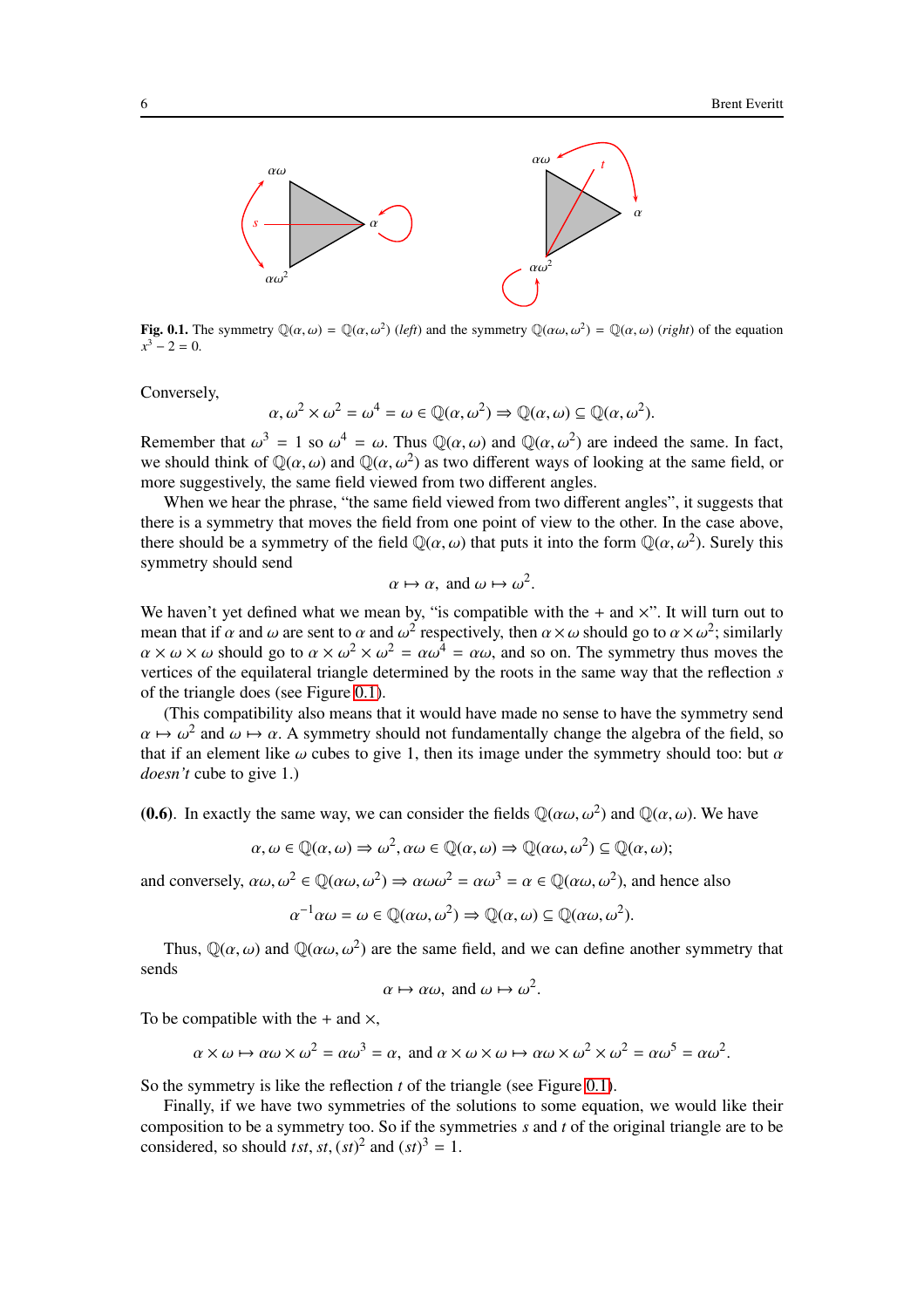**Fig. 0.1.** The symmetry $\mathbb{Q}(\alpha,\omega)=\mathbb{Q}(\alpha,\omega^2)$ (*left*) and the symmetry $\mathbb{Q}(\alpha\omega,\omega^2)=\mathbb{Q}(\alpha,\omega)$ (*right*) of the equation $x^3-2=0$.

Conversely,

$$\alpha,\omega^2\times\omega^2=\omega^4=\omega\in\mathbb{Q}(\alpha,\omega^2)\Rightarrow\mathbb{Q}(\alpha,\omega)\subseteq\mathbb{Q}(\alpha,\omega^2).$$

Remember that $\omega^3=1$ so $\omega^4=\omega$. Thus $\mathbb{Q}(\alpha,\omega)$ and $\mathbb{Q}(\alpha,\omega^2)$ are indeed the same. In fact, we should think of $\mathbb{Q}(\alpha,\omega)$ and $\mathbb{Q}(\alpha,\omega^2)$ as two different ways of looking at the same field, or more suggestively, the same field viewed from two different angles.

When we hear the phrase, "the same field viewed from two different angles", it suggests that there is a symmetry that moves the field from one point of view to the other. In the case above, there should be a symmetry of the field $\mathbb{Q}(\alpha,\omega)$ that puts it into the form $\mathbb{Q}(\alpha,\omega^2)$. Surely this symmetry should send

$$\alpha\mapsto\alpha,\ \text{and}\ \omega\mapsto\omega^2.$$

We haven't yet defined what we mean by, "is compatible with the + and ×". It will turn out to mean that if $\alpha$ and $\omega$ are sent to $\alpha$ and $\omega^2$ respectively, then $\alpha\times\omega$ should go to $\alpha\times\omega^2$; similarly $\alpha\times\omega\times\omega$ should go to $\alpha\times\omega^2\times\omega^2=\alpha\omega^4=\alpha\omega$, and so on. The symmetry thus moves the vertices of the equilateral triangle determined by the roots in the same way that the reflection $s$ of the triangle does (see Figure 0.1).

(This compatibility also means that it would have made no sense to have the symmetry send $\alpha\mapsto\omega^2$ and $\omega\mapsto\alpha$. A symmetry should not fundamentally change the algebra of the field, so that if an element like $\omega$ cubes to give 1, then its image under the symmetry should too: but $\alpha$ *doesn't* cube to give 1.)

**(0.6)**. In exactly the same way, we can consider the fields $\mathbb{Q}(\alpha\omega,\omega^2)$ and $\mathbb{Q}(\alpha,\omega)$. We have

$$\alpha,\omega\in\mathbb{Q}(\alpha,\omega)\Rightarrow\omega^2,\alpha\omega\in\mathbb{Q}(\alpha,\omega)\Rightarrow\mathbb{Q}(\alpha\omega,\omega^2)\subseteq\mathbb{Q}(\alpha,\omega);$$

and conversely, $\alpha\omega,\omega^2\in\mathbb{Q}(\alpha\omega,\omega^2)\Rightarrow\alpha\omega\omega^2=\alpha\omega^3=\alpha\in\mathbb{Q}(\alpha\omega,\omega^2)$, and hence also

$$\alpha^{-1}\alpha\omega=\omega\in\mathbb{Q}(\alpha\omega,\omega^2)\Rightarrow\mathbb{Q}(\alpha,\omega)\subseteq\mathbb{Q}(\alpha\omega,\omega^2).$$

Thus, $\mathbb{Q}(\alpha,\omega)$ and $\mathbb{Q}(\alpha\omega,\omega^2)$ are the same field, and we can define another symmetry that sends

$$\alpha\mapsto\alpha\omega,\ \text{and}\ \omega\mapsto\omega^2.$$

To be compatible with the + and ×,

$$\alpha\times\omega\mapsto\alpha\omega\times\omega^2=\alpha\omega^3=\alpha,\ \text{and}\ \alpha\times\omega\times\omega\mapsto\alpha\omega\times\omega^2\times\omega^2=\alpha\omega^5=\alpha\omega^2.$$

So the symmetry is like the reflection $t$ of the triangle (see Figure 0.1).

Finally, if we have two symmetries of the solutions to some equation, we would like their composition to be a symmetry too. So if the symmetries $s$ and $t$ of the original triangle are to be considered, so should $tst$, $st$, $(st)^2$ and $(st)^3=1$.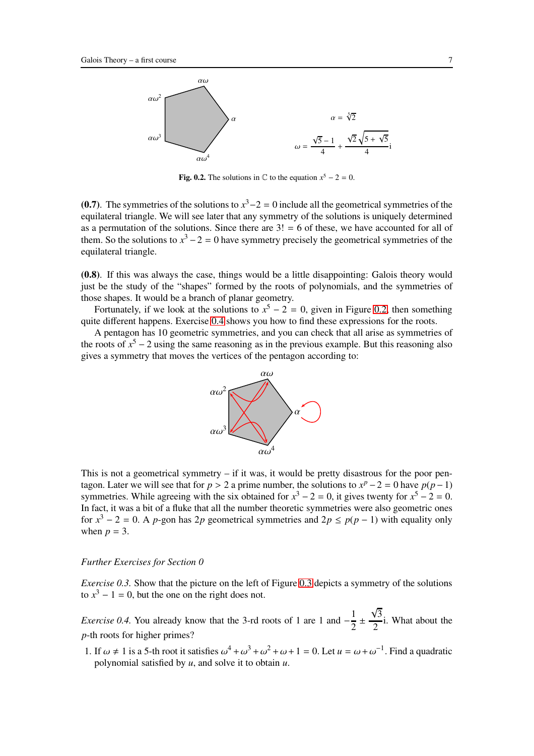$\alpha = \sqrt[5]{2}$

$\omega = \frac{\sqrt{5}-1}{4} + \frac{\sqrt{2}\sqrt{5+\sqrt{5}}}{4}\text{i}$

**Fig. 0.2.** The solutions in $\mathbb{C}$ to the equation $x^5 - 2 = 0$.

**(0.7)**. The symmetries of the solutions to $x^3-2 = 0$ include all the geometrical symmetries of the equilateral triangle. We will see later that any symmetry of the solutions is uniquely determined as a permutation of the solutions. Since there are $3! = 6$ of these, we have accounted for all of them. So the solutions to $x^3 - 2 = 0$ have symmetry precisely the geometrical symmetries of the equilateral triangle.

**(0.8)**. If this was always the case, things would be a little disappointing: Galois theory would just be the study of the "shapes" formed by the roots of polynomials, and the symmetries of those shapes. It would be a branch of planar geometry.

Fortunately, if we look at the solutions to $x^5 - 2 = 0$, given in Figure 0.2, then something quite different happens. Exercise 0.4 shows you how to find these expressions for the roots.

A pentagon has 10 geometric symmetries, and you can check that all arise as symmetries of the roots of $x^5 - 2$ using the same reasoning as in the previous example. But this reasoning also gives a symmetry that moves the vertices of the pentagon according to:

This is not a geometrical symmetry – if it was, it would be pretty disastrous for the poor pentagon. Later we will see that for $p > 2$ a prime number, the solutions to $x^p - 2 = 0$ have $p(p-1)$ symmetries. While agreeing with the six obtained for $x^3 - 2 = 0$, it gives twenty for $x^5 - 2 = 0$. In fact, it was a bit of a fluke that all the number theoretic symmetries were also geometric ones for $x^3 - 2 = 0$. A $p$-gon has $2p$ geometrical symmetries and $2p \leq p(p-1)$ with equality only when $p = 3$.

*Further Exercises for Section 0*

*Exercise 0.3.* Show that the picture on the left of Figure 0.3 depicts a symmetry of the solutions to $x^3 - 1 = 0$, but the one on the right does not.

*Exercise 0.4.* You already know that the 3-rd roots of 1 are 1 and $-\frac{1}{2} \pm \frac{\sqrt{3}}{2}\text{i}$. What about the $p$-th roots for higher primes?

1. If $\omega \neq 1$ is a 5-th root it satisfies $\omega^4 + \omega^3 + \omega^2 + \omega + 1 = 0$. Let $u = \omega + \omega^{-1}$. Find a quadratic polynomial satisfied by $u$, and solve it to obtain $u$.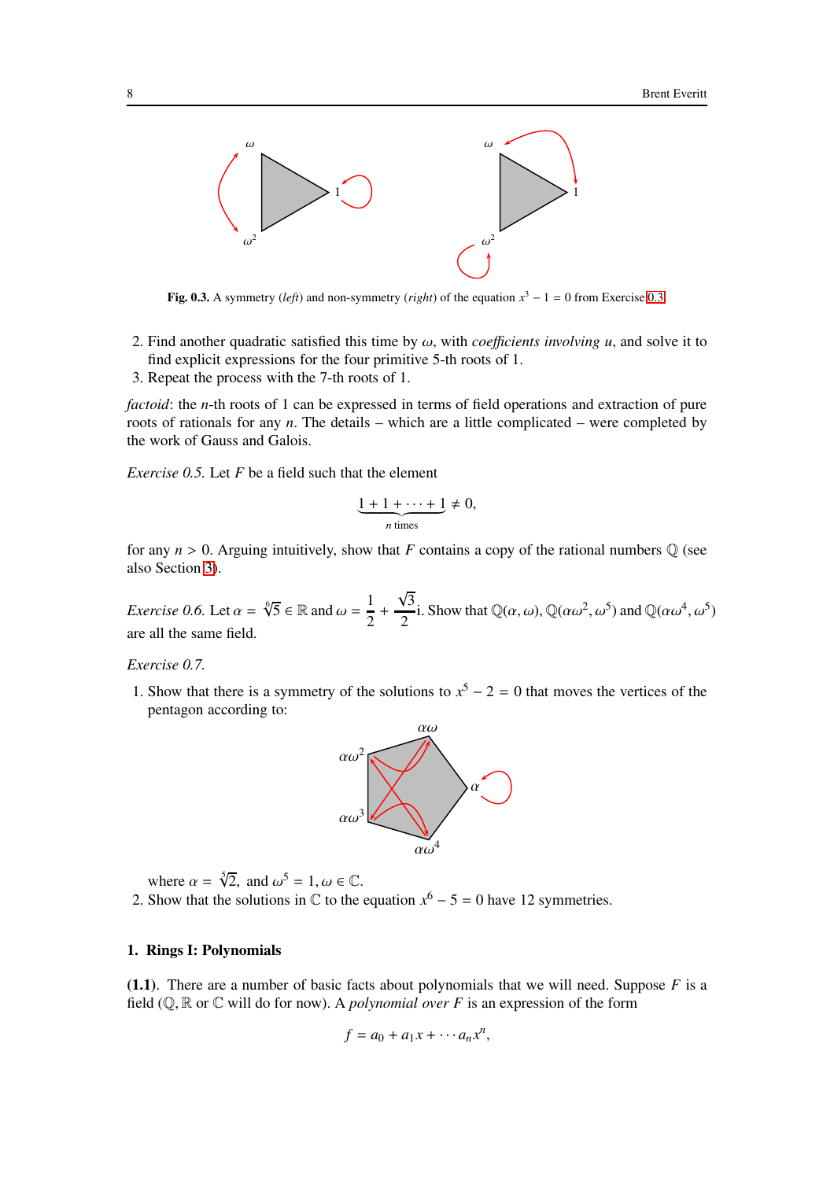**Fig. 0.3.** A symmetry (*left*) and non-symmetry (*right*) of the equation $x^3 - 1 = 0$ from Exercise 0.3.

2. Find another quadratic satisfied this time by $\omega$, with *coefficients involving* $u$, and solve it to find explicit expressions for the four primitive 5-th roots of 1.
3. Repeat the process with the 7-th roots of 1.

*factoid*: the $n$-th roots of 1 can be expressed in terms of field operations and extraction of pure roots of rationals for any $n$. The details – which are a little complicated – were completed by the work of Gauss and Galois.

*Exercise 0.5.* Let $F$ be a field such that the element

$$\underbrace{1 + 1 + \cdots + 1}_{n \text{ times}} \neq 0,$$

for any $n > 0$. Arguing intuitively, show that $F$ contains a copy of the rational numbers $\mathbb{Q}$ (see also Section 3).

*Exercise 0.6.* Let $\alpha = \sqrt[6]{5} \in \mathbb{R}$ and $\omega = \dfrac{1}{2} + \dfrac{\sqrt{3}}{2}\text{i}$. Show that $\mathbb{Q}(\alpha, \omega)$, $\mathbb{Q}(\alpha\omega^2, \omega^5)$ and $\mathbb{Q}(\alpha\omega^4, \omega^5)$ are all the same field.

*Exercise 0.7.*

1. Show that there is a symmetry of the solutions to $x^5 - 2 = 0$ that moves the vertices of the pentagon according to:

   where $\alpha = \sqrt[5]{2}$, and $\omega^5 = 1, \omega \in \mathbb{C}$.
2. Show that the solutions in $\mathbb{C}$ to the equation $x^6 - 5 = 0$ have 12 symmetries.

## 1. Rings I: Polynomials

**(1.1).** There are a number of basic facts about polynomials that we will need. Suppose $F$ is a field ($\mathbb{Q}, \mathbb{R}$ or $\mathbb{C}$ will do for now). A *polynomial over* $F$ is an expression of the form

$$f = a_0 + a_1 x + \cdots a_n x^n,$$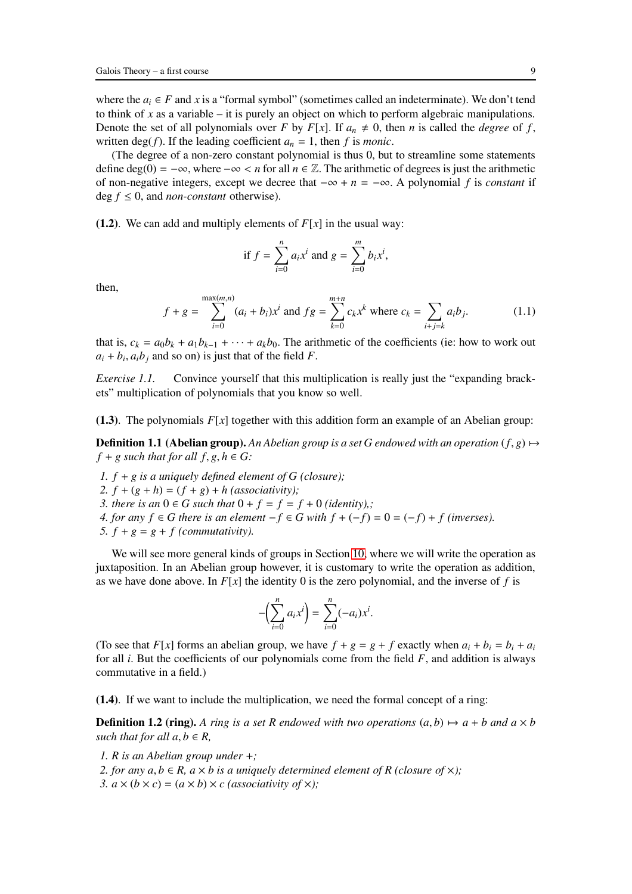where the $a_i \in F$ and $x$ is a "formal symbol" (sometimes called an indeterminate). We don't tend to think of $x$ as a variable – it is purely an object on which to perform algebraic manipulations. Denote the set of all polynomials over $F$ by $F[x]$. If $a_n \neq 0$, then $n$ is called the *degree* of $f$, written $\deg(f)$. If the leading coefficient $a_n = 1$, then $f$ is *monic*.

(The degree of a non-zero constant polynomial is thus 0, but to streamline some statements define $\deg(0) = -\infty$, where $-\infty < n$ for all $n \in \mathbb{Z}$. The arithmetic of degrees is just the arithmetic of non-negative integers, except we decree that $-\infty + n = -\infty$. A polynomial $f$ is *constant* if $\deg f \leq 0$, and *non-constant* otherwise).

**(1.2)**. We can add and multiply elements of $F[x]$ in the usual way:

$$\text{if } f = \sum_{i=0}^{n} a_i x^i \text{ and } g = \sum_{i=0}^{m} b_i x^i,$$

then,

$$f + g = \sum_{i=0}^{\max(m,n)} (a_i + b_i)x^i \text{ and } fg = \sum_{k=0}^{m+n} c_k x^k \text{ where } c_k = \sum_{i+j=k} a_i b_j. \tag{1.1}$$

that is, $c_k = a_0 b_k + a_1 b_{k-1} + \cdots + a_k b_0$. The arithmetic of the coefficients (ie: how to work out $a_i + b_i, a_i b_j$ and so on) is just that of the field $F$.

*Exercise 1.1.* Convince yourself that this multiplication is really just the "expanding brackets" multiplication of polynomials that you know so well.

**(1.3)**. The polynomials $F[x]$ together with this addition form an example of an Abelian group:

**Definition 1.1 (Abelian group).** *An Abelian group is a set $G$ endowed with an operation $(f, g) \mapsto f + g$ such that for all $f, g, h \in G$:*

*1. $f + g$ is a uniquely defined element of $G$ (closure);*
*2. $f + (g + h) = (f + g) + h$ (associativity);*
*3. there is an $0 \in G$ such that $0 + f = f = f + 0$ (identity),;*
*4. for any $f \in G$ there is an element $-f \in G$ with $f + (-f) = 0 = (-f) + f$ (inverses).*
*5. $f + g = g + f$ (commutativity).*

We will see more general kinds of groups in Section 10, where we will write the operation as juxtaposition. In an Abelian group however, it is customary to write the operation as addition, as we have done above. In $F[x]$ the identity 0 is the zero polynomial, and the inverse of $f$ is

$$-\Big(\sum_{i=0}^{n} a_i x^i\Big) = \sum_{i=0}^{n} (-a_i) x^i.$$

(To see that $F[x]$ forms an abelian group, we have $f + g = g + f$ exactly when $a_i + b_i = b_i + a_i$ for all $i$. But the coefficients of our polynomials come from the field $F$, and addition is always commutative in a field.)

**(1.4)**. If we want to include the multiplication, we need the formal concept of a ring:

**Definition 1.2 (ring).** *A ring is a set $R$ endowed with two operations $(a, b) \mapsto a + b$ and $a \times b$ such that for all $a, b \in R$,*

*1. $R$ is an Abelian group under $+$;*
*2. for any $a, b \in R$, $a \times b$ is a uniquely determined element of $R$ (closure of $\times$);*
*3. $a \times (b \times c) = (a \times b) \times c$ (associativity of $\times$);*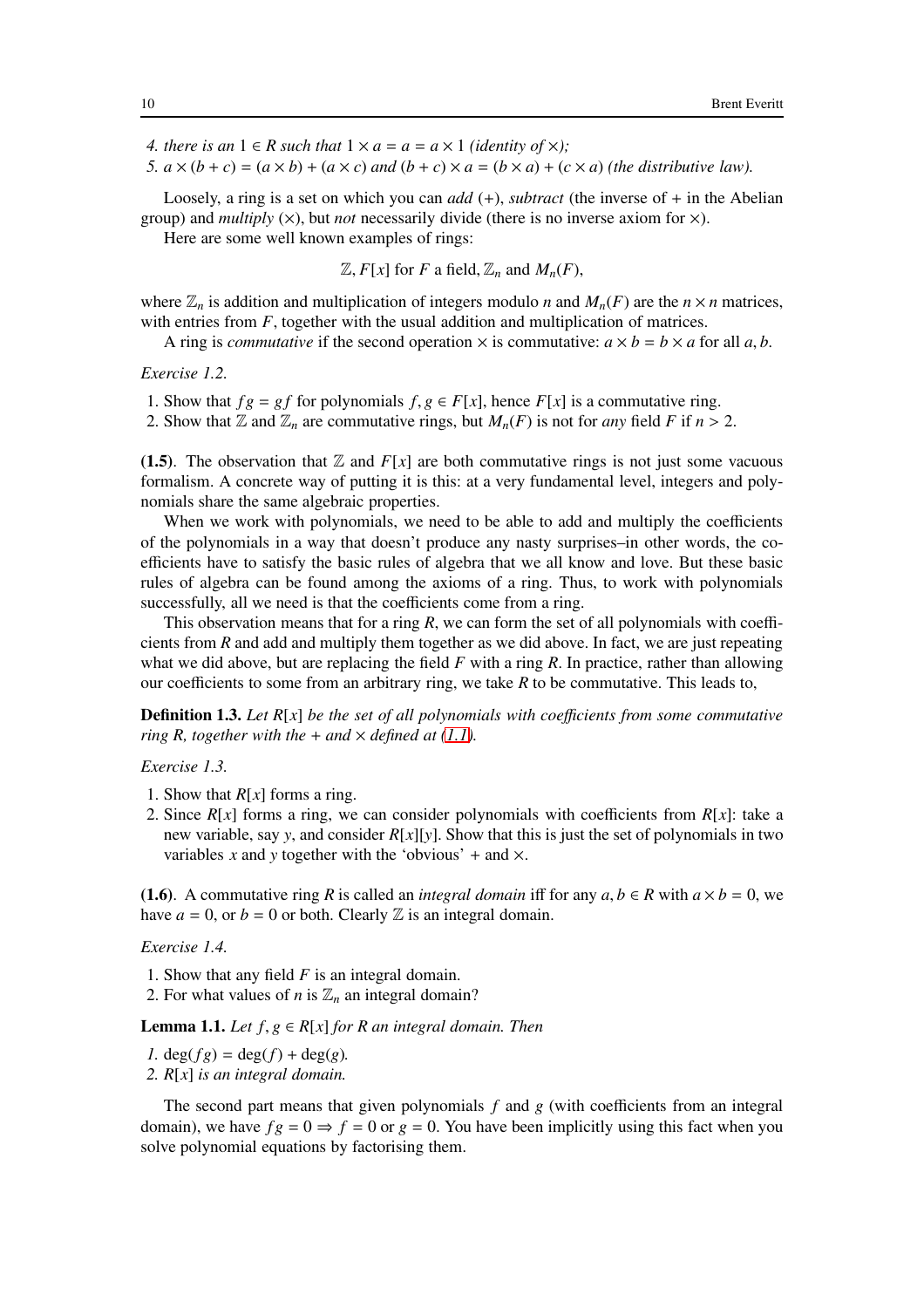4. *there is an* $1 \in R$ *such that* $1 \times a = a = a \times 1$ *(identity of* $\times$*);*
5. $a \times (b + c) = (a \times b) + (a \times c)$ *and* $(b + c) \times a = (b \times a) + (c \times a)$ *(the distributive law).*

Loosely, a ring is a set on which you can *add* (+), *subtract* (the inverse of + in the Abelian group) and *multiply* ($\times$), but *not* necessarily divide (there is no inverse axiom for $\times$).

Here are some well known examples of rings:

$$\mathbb{Z}, F[x] \text{ for } F \text{ a field}, \mathbb{Z}_n \text{ and } M_n(F),$$

where $\mathbb{Z}_n$ is addition and multiplication of integers modulo $n$ and $M_n(F)$ are the $n \times n$ matrices, with entries from $F$, together with the usual addition and multiplication of matrices.

A ring is *commutative* if the second operation $\times$ is commutative: $a \times b = b \times a$ for all $a, b$.

*Exercise 1.2.*

1. Show that $fg = gf$ for polynomials $f, g \in F[x]$, hence $F[x]$ is a commutative ring.
2. Show that $\mathbb{Z}$ and $\mathbb{Z}_n$ are commutative rings, but $M_n(F)$ is not for *any* field $F$ if $n > 2$.

**(1.5)**. The observation that $\mathbb{Z}$ and $F[x]$ are both commutative rings is not just some vacuous formalism. A concrete way of putting it is this: at a very fundamental level, integers and polynomials share the same algebraic properties.

When we work with polynomials, we need to be able to add and multiply the coefficients of the polynomials in a way that doesn't produce any nasty surprises–in other words, the coefficients have to satisfy the basic rules of algebra that we all know and love. But these basic rules of algebra can be found among the axioms of a ring. Thus, to work with polynomials successfully, all we need is that the coefficients come from a ring.

This observation means that for a ring $R$, we can form the set of all polynomials with coefficients from $R$ and add and multiply them together as we did above. In fact, we are just repeating what we did above, but are replacing the field $F$ with a ring $R$. In practice, rather than allowing our coefficients to some from an arbitrary ring, we take $R$ to be commutative. This leads to,

**Definition 1.3.** *Let* $R[x]$ *be the set of all polynomials with coefficients from some commutative ring* $R$*, together with the* $+$ *and* $\times$ *defined at (1.1).*

*Exercise 1.3.*

1. Show that $R[x]$ forms a ring.
2. Since $R[x]$ forms a ring, we can consider polynomials with coefficients from $R[x]$: take a new variable, say $y$, and consider $R[x][y]$. Show that this is just the set of polynomials in two variables $x$ and $y$ together with the 'obvious' $+$ and $\times$.

**(1.6)**. A commutative ring $R$ is called an *integral domain* iff for any $a, b \in R$ with $a \times b = 0$, we have $a = 0$, or $b = 0$ or both. Clearly $\mathbb{Z}$ is an integral domain.

*Exercise 1.4.*

1. Show that any field $F$ is an integral domain.
2. For what values of $n$ is $\mathbb{Z}_n$ an integral domain?

**Lemma 1.1.** *Let* $f, g \in R[x]$ *for* $R$ *an integral domain. Then*

1. $\deg(fg) = \deg(f) + \deg(g)$*.*
2. $R[x]$ *is an integral domain.*

The second part means that given polynomials $f$ and $g$ (with coefficients from an integral domain), we have $fg = 0 \Rightarrow f = 0$ or $g = 0$. You have been implicitly using this fact when you solve polynomial equations by factorising them.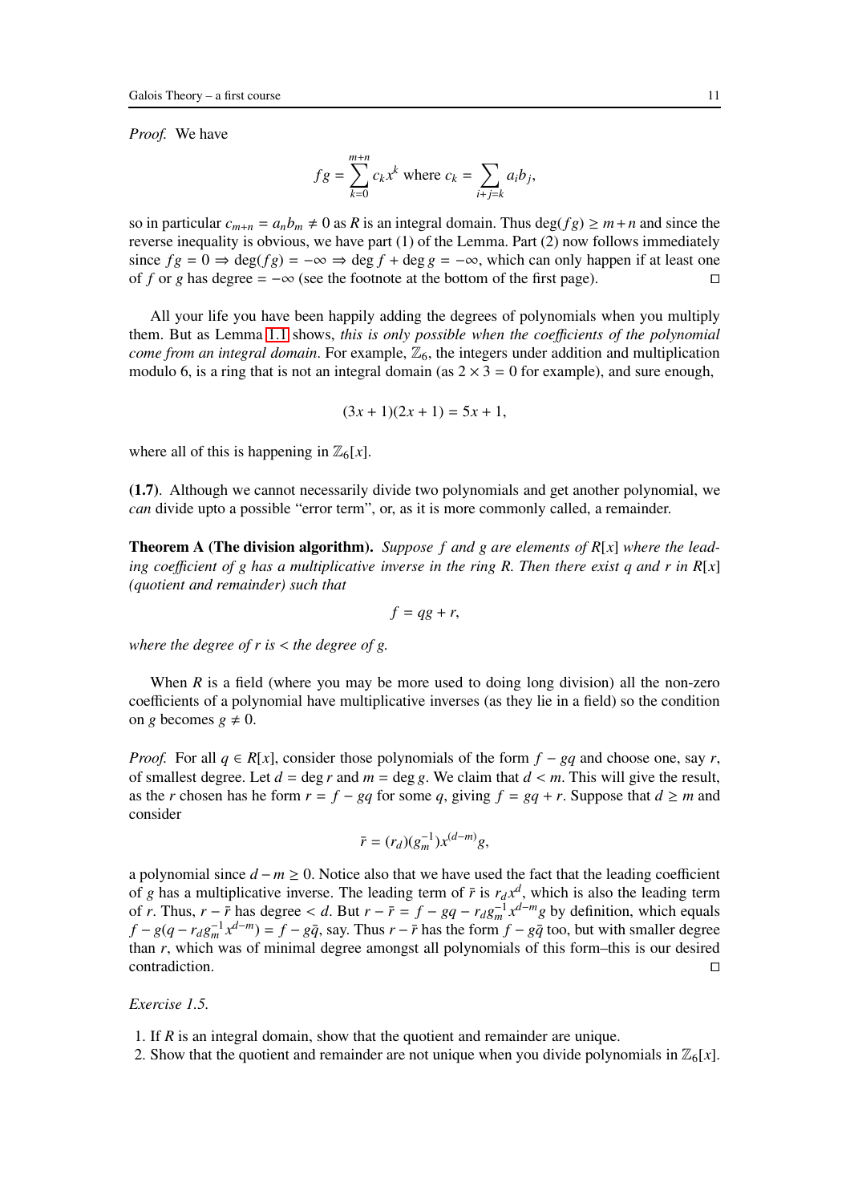*Proof.* We have

$$fg = \sum_{k=0}^{m+n} c_k x^k \text{ where } c_k = \sum_{i+j=k} a_i b_j,$$

so in particular $c_{m+n} = a_n b_m \neq 0$ as $R$ is an integral domain. Thus $\deg(fg) \geq m+n$ and since the reverse inequality is obvious, we have part (1) of the Lemma. Part (2) now follows immediately since $fg = 0 \Rightarrow \deg(fg) = -\infty \Rightarrow \deg f + \deg g = -\infty$, which can only happen if at least one of $f$ or $g$ has degree $= -\infty$ (see the footnote at the bottom of the first page). □

All your life you have been happily adding the degrees of polynomials when you multiply them. But as Lemma 1.1 shows, *this is only possible when the coefficients of the polynomial come from an integral domain*. For example, $\mathbb{Z}_6$, the integers under addition and multiplication modulo 6, is a ring that is not an integral domain (as $2 \times 3 = 0$ for example), and sure enough,

$$(3x + 1)(2x + 1) = 5x + 1,$$

where all of this is happening in $\mathbb{Z}_6[x]$.

**(1.7)**. Although we cannot necessarily divide two polynomials and get another polynomial, we *can* divide upto a possible "error term", or, as it is more commonly called, a remainder.

**Theorem A (The division algorithm).** *Suppose $f$ and $g$ are elements of $R[x]$ where the leading coefficient of $g$ has a multiplicative inverse in the ring $R$. Then there exist $q$ and $r$ in $R[x]$ (quotient and remainder) such that*

$$f = qg + r,$$

*where the degree of $r$ is $<$ the degree of $g$.*

When $R$ is a field (where you may be more used to doing long division) all the non-zero coefficients of a polynomial have multiplicative inverses (as they lie in a field) so the condition on $g$ becomes $g \neq 0$.

*Proof.* For all $q \in R[x]$, consider those polynomials of the form $f - gq$ and choose one, say $r$, of smallest degree. Let $d = \deg r$ and $m = \deg g$. We claim that $d < m$. This will give the result, as the $r$ chosen has he form $r = f - gq$ for some $q$, giving $f = gq + r$. Suppose that $d \geq m$ and consider

$$\bar{r} = (r_d)(g_m^{-1})x^{(d-m)}g,$$

a polynomial since $d - m \geq 0$. Notice also that we have used the fact that the leading coefficient of $g$ has a multiplicative inverse. The leading term of $\bar{r}$ is $r_d x^d$, which is also the leading term of $r$. Thus, $r - \bar{r}$ has degree $< d$. But $r - \bar{r} = f - gq - r_d g_m^{-1} x^{d-m} g$ by definition, which equals $f - g(q - r_d g_m^{-1} x^{d-m}) = f - g\bar{q}$, say. Thus $r - \bar{r}$ has the form $f - g\bar{q}$ too, but with smaller degree than $r$, which was of minimal degree amongst all polynomials of this form–this is our desired contradiction. □

*Exercise 1.5.*

1. If $R$ is an integral domain, show that the quotient and remainder are unique.
2. Show that the quotient and remainder are not unique when you divide polynomials in $\mathbb{Z}_6[x]$.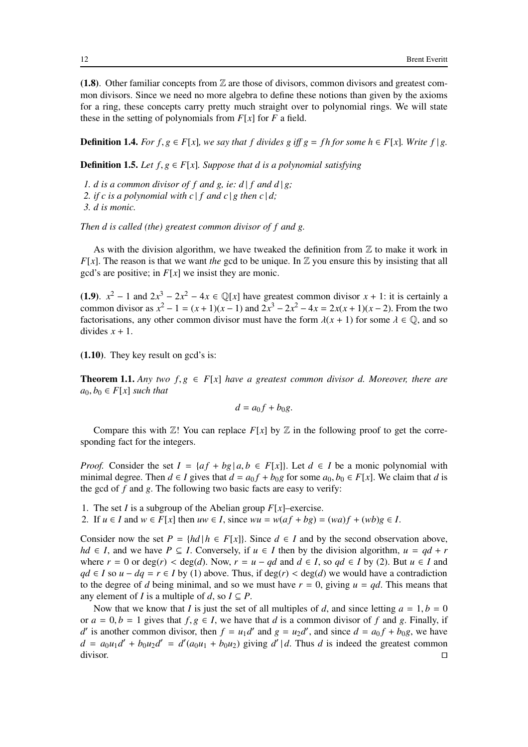**(1.8)**. Other familiar concepts from $\mathbb{Z}$ are those of divisors, common divisors and greatest common divisors. Since we need no more algebra to define these notions than given by the axioms for a ring, these concepts carry pretty much straight over to polynomial rings. We will state these in the setting of polynomials from $F[x]$ for $F$ a field.

**Definition 1.4.** *For $f, g \in F[x]$, we say that $f$ divides $g$ iff $g = fh$ for some $h \in F[x]$. Write $f \,|\, g$.*

**Definition 1.5.** *Let $f, g \in F[x]$. Suppose that $d$ is a polynomial satisfying*

1. *$d$ is a common divisor of $f$ and $g$, ie: $d \,|\, f$ and $d \,|\, g$;*
2. *if $c$ is a polynomial with $c \,|\, f$ and $c \,|\, g$ then $c \,|\, d$;*
3. *$d$ is monic.*

*Then $d$ is called (the) greatest common divisor of $f$ and $g$.*

As with the division algorithm, we have tweaked the definition from $\mathbb{Z}$ to make it work in $F[x]$. The reason is that we want *the* gcd to be unique. In $\mathbb{Z}$ you ensure this by insisting that all gcd's are positive; in $F[x]$ we insist they are monic.

**(1.9)**. $x^2 - 1$ and $2x^3 - 2x^2 - 4x \in \mathbb{Q}[x]$ have greatest common divisor $x + 1$: it is certainly a common divisor as $x^2 - 1 = (x + 1)(x - 1)$ and $2x^3 - 2x^2 - 4x = 2x(x + 1)(x - 2)$. From the two factorisations, any other common divisor must have the form $\lambda(x + 1)$ for some $\lambda \in \mathbb{Q}$, and so divides $x + 1$.

**(1.10)**. They key result on gcd's is:

**Theorem 1.1.** *Any two $f, g \in F[x]$ have a greatest common divisor $d$. Moreover, there are $a_0, b_0 \in F[x]$ such that*

$$d = a_0 f + b_0 g.$$

Compare this with $\mathbb{Z}$! You can replace $F[x]$ by $\mathbb{Z}$ in the following proof to get the corresponding fact for the integers.

*Proof.* Consider the set $I = \{af + bg \,|\, a, b \in F[x]\}$. Let $d \in I$ be a monic polynomial with minimal degree. Then $d \in I$ gives that $d = a_0 f + b_0 g$ for some $a_0, b_0 \in F[x]$. We claim that $d$ is the gcd of $f$ and $g$. The following two basic facts are easy to verify:

1. The set $I$ is a subgroup of the Abelian group $F[x]$–exercise.
2. If $u \in I$ and $w \in F[x]$ then $uw \in I$, since $wu = w(af + bg) = (wa)f + (wb)g \in I$.

Consider now the set $P = \{hd \,|\, h \in F[x]\}$. Since $d \in I$ and by the second observation above, $hd \in I$, and we have $P \subseteq I$. Conversely, if $u \in I$ then by the division algorithm, $u = qd + r$ where $r = 0$ or $\deg(r) < \deg(d)$. Now, $r = u - qd$ and $d \in I$, so $qd \in I$ by (2). But $u \in I$ and $qd \in I$ so $u - dq = r \in I$ by (1) above. Thus, if $\deg(r) < \deg(d)$ we would have a contradiction to the degree of $d$ being minimal, and so we must have $r = 0$, giving $u = qd$. This means that any element of $I$ is a multiple of $d$, so $I \subseteq P$.

Now that we know that $I$ is just the set of all multiples of $d$, and since letting $a = 1, b = 0$ or $a = 0, b = 1$ gives that $f, g \in I$, we have that $d$ is a common divisor of $f$ and $g$. Finally, if $d'$ is another common divisor, then $f = u_1 d'$ and $g = u_2 d'$, and since $d = a_0 f + b_0 g$, we have $d = a_0 u_1 d' + b_0 u_2 d' = d'(a_0 u_1 + b_0 u_2)$ giving $d' \,|\, d$. Thus $d$ is indeed the greatest common divisor. ∎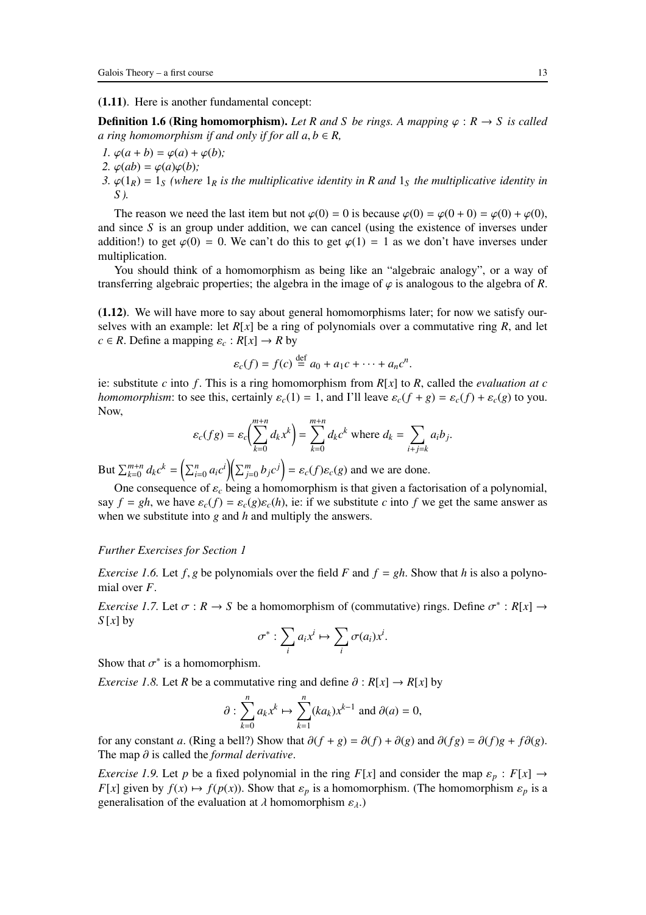**(1.11)**. Here is another fundamental concept:

**Definition 1.6 (Ring homomorphism).** *Let $R$ and $S$ be rings. A mapping $\varphi : R \to S$ is called a ring homomorphism if and only if for all $a, b \in R$,*

1. *$\varphi(a + b) = \varphi(a) + \varphi(b)$;*
2. *$\varphi(ab) = \varphi(a)\varphi(b)$;*
3. *$\varphi(1_R) = 1_S$ (where $1_R$ is the multiplicative identity in $R$ and $1_S$ the multiplicative identity in $S$).*

The reason we need the last item but not $\varphi(0) = 0$ is because $\varphi(0) = \varphi(0 + 0) = \varphi(0) + \varphi(0)$, and since $S$ is an group under addition, we can cancel (using the existence of inverses under addition!) to get $\varphi(0) = 0$. We can't do this to get $\varphi(1) = 1$ as we don't have inverses under multiplication.

You should think of a homomorphism as being like an "algebraic analogy", or a way of transferring algebraic properties; the algebra in the image of $\varphi$ is analogous to the algebra of $R$.

**(1.12)**. We will have more to say about general homomorphisms later; for now we satisfy ourselves with an example: let $R[x]$ be a ring of polynomials over a commutative ring $R$, and let $c \in R$. Define a mapping $\varepsilon_c : R[x] \to R$ by

$$\varepsilon_c(f) = f(c) \stackrel{\text{def}}{=} a_0 + a_1 c + \cdots + a_n c^n.$$

ie: substitute $c$ into $f$. This is a ring homomorphism from $R[x]$ to $R$, called the *evaluation at $c$ homomorphism*: to see this, certainly $\varepsilon_c(1) = 1$, and I'll leave $\varepsilon_c(f + g) = \varepsilon_c(f) + \varepsilon_c(g)$ to you. Now,

$$\varepsilon_c(fg) = \varepsilon_c\Big(\sum_{k=0}^{m+n} d_k x^k\Big) = \sum_{k=0}^{m+n} d_k c^k \text{ where } d_k = \sum_{i+j=k} a_i b_j.$$

But $\sum_{k=0}^{m+n} d_k c^k = \Big(\sum_{i=0}^{n} a_i c^i\Big)\Big(\sum_{j=0}^{m} b_j c^j\Big) = \varepsilon_c(f)\varepsilon_c(g)$ and we are done.

One consequence of $\varepsilon_c$ being a homomorphism is that given a factorisation of a polynomial, say $f = gh$, we have $\varepsilon_c(f) = \varepsilon_c(g)\varepsilon_c(h)$, ie: if we substitute $c$ into $f$ we get the same answer as when we substitute into $g$ and $h$ and multiply the answers.

*Further Exercises for Section 1*

*Exercise 1.6.* Let $f, g$ be polynomials over the field $F$ and $f = gh$. Show that $h$ is also a polynomial over $F$.

*Exercise 1.7.* Let $\sigma : R \to S$ be a homomorphism of (commutative) rings. Define $\sigma^* : R[x] \to S[x]$ by

$$\sigma^* : \sum_i a_i x^i \mapsto \sum_i \sigma(a_i) x^i.$$

Show that $\sigma^*$ is a homomorphism.

*Exercise 1.8.* Let $R$ be a commutative ring and define $\partial : R[x] \to R[x]$ by

$$\partial : \sum_{k=0}^{n} a_k x^k \mapsto \sum_{k=1}^{n} (k a_k) x^{k-1} \text{ and } \partial(a) = 0,$$

for any constant $a$. (Ring a bell?) Show that $\partial(f + g) = \partial(f) + \partial(g)$ and $\partial(fg) = \partial(f)g + f\partial(g)$. The map $\partial$ is called the *formal derivative*.

*Exercise 1.9.* Let $p$ be a fixed polynomial in the ring $F[x]$ and consider the map $\varepsilon_p : F[x] \to F[x]$ given by $f(x) \mapsto f(p(x))$. Show that $\varepsilon_p$ is a homomorphism. (The homomorphism $\varepsilon_p$ is a generalisation of the evaluation at $\lambda$ homomorphism $\varepsilon_\lambda$.)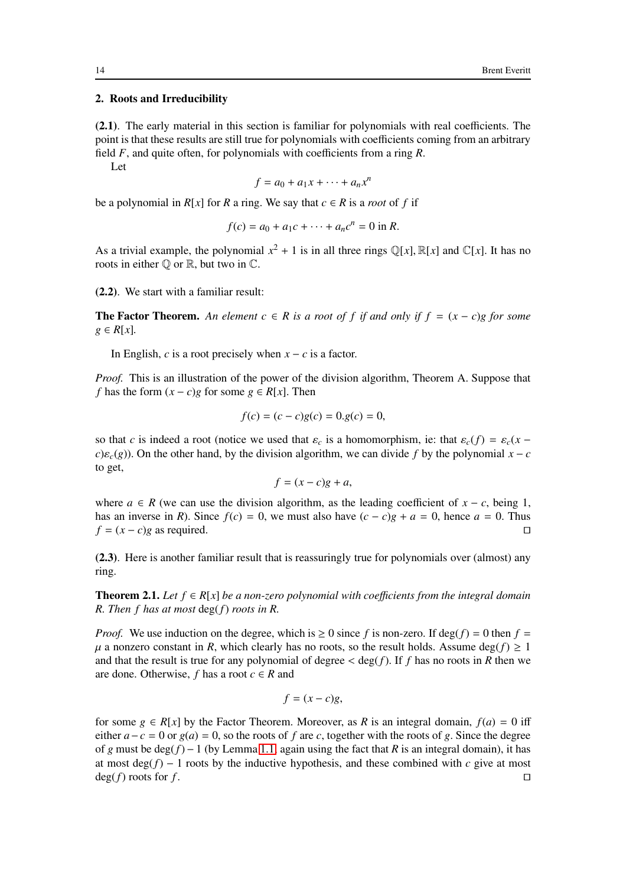## 2. Roots and Irreducibility

**(2.1)**. The early material in this section is familiar for polynomials with real coefficients. The point is that these results are still true for polynomials with coefficients coming from an arbitrary field $F$, and quite often, for polynomials with coefficients from a ring $R$.

Let

$$f = a_0 + a_1 x + \cdots + a_n x^n$$

be a polynomial in $R[x]$ for $R$ a ring. We say that $c \in R$ is a *root* of $f$ if

$$f(c) = a_0 + a_1 c + \cdots + a_n c^n = 0 \text{ in } R.$$

As a trivial example, the polynomial $x^2 + 1$ is in all three rings $\mathbb{Q}[x], \mathbb{R}[x]$ and $\mathbb{C}[x]$. It has no roots in either $\mathbb{Q}$ or $\mathbb{R}$, but two in $\mathbb{C}$.

**(2.2)**. We start with a familiar result:

**The Factor Theorem.** *An element $c \in R$ is a root of $f$ if and only if $f = (x - c)g$ for some $g \in R[x]$.*

In English, $c$ is a root precisely when $x - c$ is a factor.

*Proof.* This is an illustration of the power of the division algorithm, Theorem A. Suppose that $f$ has the form $(x - c)g$ for some $g \in R[x]$. Then

$$f(c) = (c - c)g(c) = 0.g(c) = 0,$$

so that $c$ is indeed a root (notice we used that $\varepsilon_c$ is a homomorphism, ie: that $\varepsilon_c(f) = \varepsilon_c(x - c)\varepsilon_c(g)$). On the other hand, by the division algorithm, we can divide $f$ by the polynomial $x - c$ to get,

$$f = (x - c)g + a,$$

where $a \in R$ (we can use the division algorithm, as the leading coefficient of $x - c$, being 1, has an inverse in $R$). Since $f(c) = 0$, we must also have $(c - c)g + a = 0$, hence $a = 0$. Thus $f = (x - c)g$ as required. □

**(2.3)**. Here is another familiar result that is reassuringly true for polynomials over (almost) any ring.

**Theorem 2.1.** *Let $f \in R[x]$ be a non-zero polynomial with coefficients from the integral domain $R$. Then $f$ has at most $\deg(f)$ roots in $R$.*

*Proof.* We use induction on the degree, which is $\geq 0$ since $f$ is non-zero. If $\deg(f) = 0$ then $f = \mu$ a nonzero constant in $R$, which clearly has no roots, so the result holds. Assume $\deg(f) \geq 1$ and that the result is true for any polynomial of degree $< \deg(f)$. If $f$ has no roots in $R$ then we are done. Otherwise, $f$ has a root $c \in R$ and

$$f = (x - c)g,$$

for some $g \in R[x]$ by the Factor Theorem. Moreover, as $R$ is an integral domain, $f(a) = 0$ iff either $a - c = 0$ or $g(a) = 0$, so the roots of $f$ are $c$, together with the roots of $g$. Since the degree of $g$ must be $\deg(f) - 1$ (by Lemma 1.1, again using the fact that $R$ is an integral domain), it has at most $\deg(f) - 1$ roots by the inductive hypothesis, and these combined with $c$ give at most $\deg(f)$ roots for $f$. □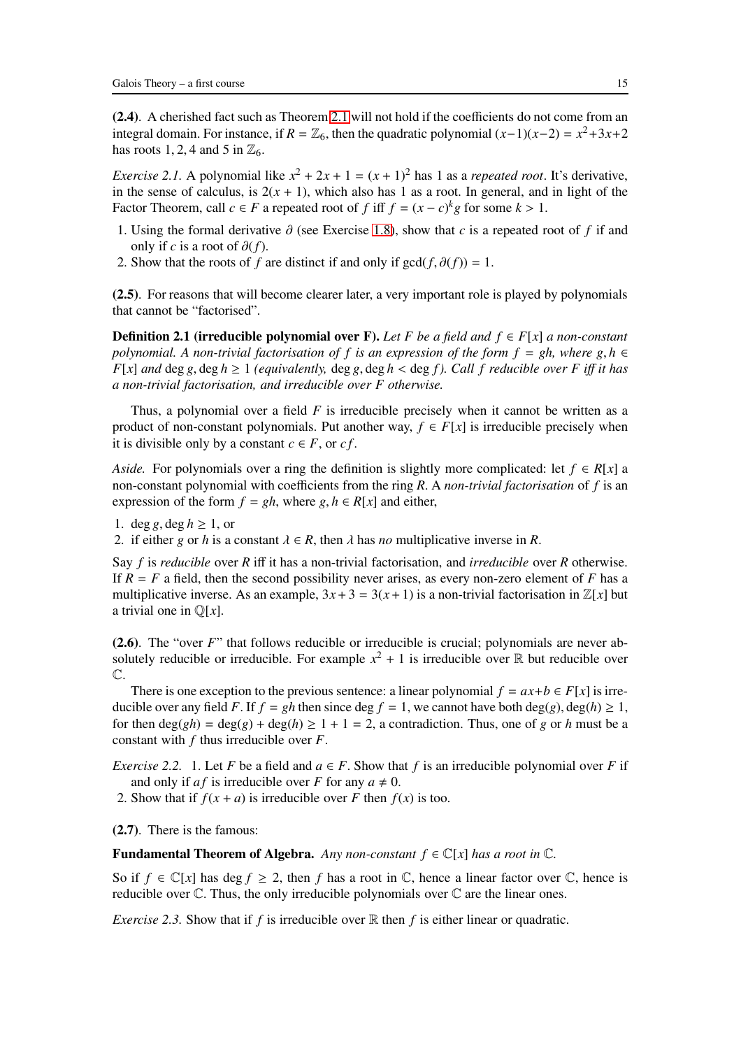**(2.4)**. A cherished fact such as Theorem 2.1 will not hold if the coefficients do not come from an integral domain. For instance, if $R = \mathbb{Z}_6$, then the quadratic polynomial $(x-1)(x-2) = x^2+3x+2$ has roots $1, 2, 4$ and $5$ in $\mathbb{Z}_6$.

*Exercise 2.1.* A polynomial like $x^2 + 2x + 1 = (x + 1)^2$ has 1 as a *repeated root*. It's derivative, in the sense of calculus, is $2(x + 1)$, which also has 1 as a root. In general, and in light of the Factor Theorem, call $c \in F$ a repeated root of $f$ iff $f = (x - c)^k g$ for some $k > 1$.

1. Using the formal derivative $\partial$ (see Exercise 1.8), show that $c$ is a repeated root of $f$ if and only if $c$ is a root of $\partial(f)$.
2. Show that the roots of $f$ are distinct if and only if $\gcd(f, \partial(f)) = 1$.

**(2.5)**. For reasons that will become clearer later, a very important role is played by polynomials that cannot be "factorised".

**Definition 2.1 (irreducible polynomial over F).** *Let $F$ be a field and $f \in F[x]$ a non-constant polynomial. A non-trivial factorisation of $f$ is an expression of the form $f = gh$, where $g, h \in F[x]$ and $\deg g, \deg h \geq 1$ (equivalently, $\deg g, \deg h < \deg f$). Call $f$ reducible over $F$ iff it has a non-trivial factorisation, and irreducible over $F$ otherwise.*

Thus, a polynomial over a field $F$ is irreducible precisely when it cannot be written as a product of non-constant polynomials. Put another way, $f \in F[x]$ is irreducible precisely when it is divisible only by a constant $c \in F$, or $cf$.

*Aside.* For polynomials over a ring the definition is slightly more complicated: let $f \in R[x]$ a non-constant polynomial with coefficients from the ring $R$. A *non-trivial factorisation* of $f$ is an expression of the form $f = gh$, where $g, h \in R[x]$ and either,

1. $\deg g, \deg h \geq 1$, or
2. if either $g$ or $h$ is a constant $\lambda \in R$, then $\lambda$ has *no* multiplicative inverse in $R$.

Say $f$ is *reducible* over $R$ iff it has a non-trivial factorisation, and *irreducible* over $R$ otherwise. If $R = F$ a field, then the second possibility never arises, as every non-zero element of $F$ has a multiplicative inverse. As an example, $3x + 3 = 3(x + 1)$ is a non-trivial factorisation in $\mathbb{Z}[x]$ but a trivial one in $\mathbb{Q}[x]$.

**(2.6)**. The "over $F$" that follows reducible or irreducible is crucial; polynomials are never absolutely reducible or irreducible. For example $x^2 + 1$ is irreducible over $\mathbb{R}$ but reducible over $\mathbb{C}$.

There is one exception to the previous sentence: a linear polynomial $f = ax+b \in F[x]$ is irreducible over any field $F$. If $f = gh$ then since $\deg f = 1$, we cannot have both $\deg(g), \deg(h) \geq 1$, for then $\deg(gh) = \deg(g) + \deg(h) \geq 1 + 1 = 2$, a contradiction. Thus, one of $g$ or $h$ must be a constant with $f$ thus irreducible over $F$.

*Exercise 2.2.*
1. Let $F$ be a field and $a \in F$. Show that $f$ is an irreducible polynomial over $F$ if and only if $af$ is irreducible over $F$ for any $a \neq 0$.
2. Show that if $f(x + a)$ is irreducible over $F$ then $f(x)$ is too.

**(2.7)**. There is the famous:

**Fundamental Theorem of Algebra.** *Any non-constant $f \in \mathbb{C}[x]$ has a root in $\mathbb{C}$.*

So if $f \in \mathbb{C}[x]$ has $\deg f \geq 2$, then $f$ has a root in $\mathbb{C}$, hence a linear factor over $\mathbb{C}$, hence is reducible over $\mathbb{C}$. Thus, the only irreducible polynomials over $\mathbb{C}$ are the linear ones.

*Exercise 2.3.* Show that if $f$ is irreducible over $\mathbb{R}$ then $f$ is either linear or quadratic.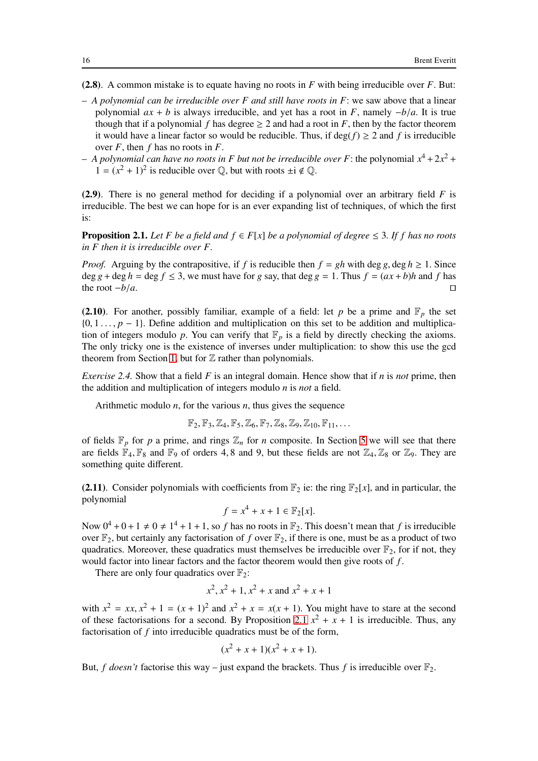**(2.8)**. A common mistake is to equate having no roots in $F$ with being irreducible over $F$. But:

- *A polynomial can be irreducible over $F$ and still have roots in $F$*: we saw above that a linear polynomial $ax + b$ is always irreducible, and yet has a root in $F$, namely $-b/a$. It is true though that if a polynomial $f$ has degree $\geq 2$ and had a root in $F$, then by the factor theorem it would have a linear factor so would be reducible. Thus, if $\deg(f) \geq 2$ and $f$ is irreducible over $F$, then $f$ has no roots in $F$.
- *A polynomial can have no roots in $F$ but not be irreducible over $F$*: the polynomial $x^4 + 2x^2 + 1 = (x^2 + 1)^2$ is reducible over $\mathbb{Q}$, but with roots $\pm i \notin \mathbb{Q}$.

**(2.9)**. There is no general method for deciding if a polynomial over an arbitrary field $F$ is irreducible. The best we can hope for is an ever expanding list of techniques, of which the first is:

**Proposition 2.1.** *Let $F$ be a field and $f \in F[x]$ be a polynomial of degree $\leq 3$. If $f$ has no roots in $F$ then it is irreducible over $F$.*

*Proof.* Arguing by the contrapositive, if $f$ is reducible then $f = gh$ with $\deg g, \deg h \geq 1$. Since $\deg g + \deg h = \deg f \leq 3$, we must have for $g$ say, that $\deg g = 1$. Thus $f = (ax+b)h$ and $f$ has the root $-b/a$. ∎

**(2.10)**. For another, possibly familiar, example of a field: let $p$ be a prime and $\mathbb{F}_p$ the set $\{0, 1 \dots, p-1\}$. Define addition and multiplication on this set to be addition and multiplication of integers modulo $p$. You can verify that $\mathbb{F}_p$ is a field by directly checking the axioms. The only tricky one is the existence of inverses under multiplication: to show this use the gcd theorem from Section 1, but for $\mathbb{Z}$ rather than polynomials.

*Exercise 2.4.* Show that a field $F$ is an integral domain. Hence show that if $n$ is *not* prime, then the addition and multiplication of integers modulo $n$ is *not* a field.

Arithmetic modulo $n$, for the various $n$, thus gives the sequence

$$\mathbb{F}_2, \mathbb{F}_3, \mathbb{Z}_4, \mathbb{F}_5, \mathbb{Z}_6, \mathbb{F}_7, \mathbb{Z}_8, \mathbb{Z}_9, \mathbb{Z}_{10}, \mathbb{F}_{11}, \dots$$

of fields $\mathbb{F}_p$ for $p$ a prime, and rings $\mathbb{Z}_n$ for $n$ composite. In Section 5 we will see that there are fields $\mathbb{F}_4, \mathbb{F}_8$ and $\mathbb{F}_9$ of orders 4, 8 and 9, but these fields are not $\mathbb{Z}_4, \mathbb{Z}_8$ or $\mathbb{Z}_9$. They are something quite different.

**(2.11)**. Consider polynomials with coefficients from $\mathbb{F}_2$ ie: the ring $\mathbb{F}_2[x]$, and in particular, the polynomial

$$f = x^4 + x + 1 \in \mathbb{F}_2[x].$$

Now $0^4 + 0 + 1 \neq 0 \neq 1^4 + 1 + 1$, so $f$ has no roots in $\mathbb{F}_2$. This doesn't mean that $f$ is irreducible over $\mathbb{F}_2$, but certainly any factorisation of $f$ over $\mathbb{F}_2$, if there is one, must be as a product of two quadratics. Moreover, these quadratics must themselves be irreducible over $\mathbb{F}_2$, for if not, they would factor into linear factors and the factor theorem would then give roots of $f$.

There are only four quadratics over $\mathbb{F}_2$:

$$x^2, x^2 + 1, x^2 + x \text{ and } x^2 + x + 1$$

with $x^2 = xx, x^2 + 1 = (x+1)^2$ and $x^2 + x = x(x+1)$. You might have to stare at the second of these factorisations for a second. By Proposition 2.1 $x^2 + x + 1$ is irreducible. Thus, any factorisation of $f$ into irreducible quadratics must be of the form,

$$(x^2 + x + 1)(x^2 + x + 1).$$

But, $f$ *doesn't* factorise this way – just expand the brackets. Thus $f$ is irreducible over $\mathbb{F}_2$.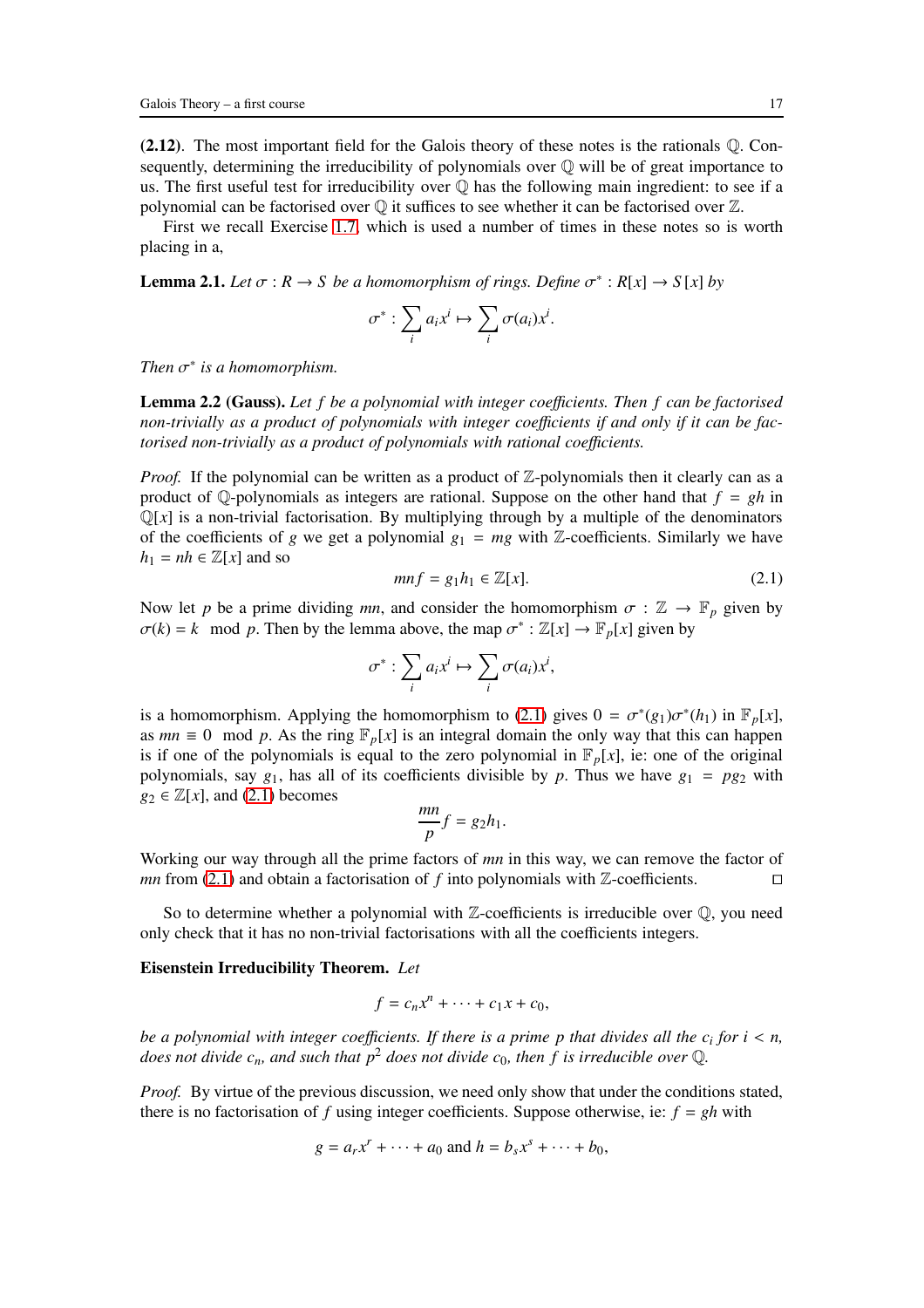**(2.12)**. The most important field for the Galois theory of these notes is the rationals $\mathbb{Q}$. Consequently, determining the irreducibility of polynomials over $\mathbb{Q}$ will be of great importance to us. The first useful test for irreducibility over $\mathbb{Q}$ has the following main ingredient: to see if a polynomial can be factorised over $\mathbb{Q}$ it suffices to see whether it can be factorised over $\mathbb{Z}$.

First we recall Exercise 1.7, which is used a number of times in these notes so is worth placing in a,

**Lemma 2.1.** *Let $\sigma : R \to S$ be a homomorphism of rings. Define $\sigma^* : R[x] \to S[x]$ by*

$$\sigma^* : \sum_i a_i x^i \mapsto \sum_i \sigma(a_i) x^i.$$

*Then $\sigma^*$ is a homomorphism.*

**Lemma 2.2 (Gauss).** *Let $f$ be a polynomial with integer coefficients. Then $f$ can be factorised non-trivially as a product of polynomials with integer coefficients if and only if it can be factorised non-trivially as a product of polynomials with rational coefficients.*

*Proof.* If the polynomial can be written as a product of $\mathbb{Z}$-polynomials then it clearly can as a product of $\mathbb{Q}$-polynomials as integers are rational. Suppose on the other hand that $f = gh$ in $\mathbb{Q}[x]$ is a non-trivial factorisation. By multiplying through by a multiple of the denominators of the coefficients of $g$ we get a polynomial $g_1 = mg$ with $\mathbb{Z}$-coefficients. Similarly we have $h_1 = nh \in \mathbb{Z}[x]$ and so

$$mnf = g_1 h_1 \in \mathbb{Z}[x]. \tag{2.1}$$

Now let $p$ be a prime dividing $mn$, and consider the homomorphism $\sigma : \mathbb{Z} \to \mathbb{F}_p$ given by $\sigma(k) = k \mod p$. Then by the lemma above, the map $\sigma^* : \mathbb{Z}[x] \to \mathbb{F}_p[x]$ given by

$$\sigma^* : \sum_i a_i x^i \mapsto \sum_i \sigma(a_i) x^i,$$

is a homomorphism. Applying the homomorphism to (2.1) gives $0 = \sigma^*(g_1)\sigma^*(h_1)$ in $\mathbb{F}_p[x]$, as $mn \equiv 0 \mod p$. As the ring $\mathbb{F}_p[x]$ is an integral domain the only way that this can happen is if one of the polynomials is equal to the zero polynomial in $\mathbb{F}_p[x]$, ie: one of the original polynomials, say $g_1$, has all of its coefficients divisible by $p$. Thus we have $g_1 = pg_2$ with $g_2 \in \mathbb{Z}[x]$, and (2.1) becomes

$$\frac{mn}{p} f = g_2 h_1.$$

Working our way through all the prime factors of $mn$ in this way, we can remove the factor of $mn$ from (2.1) and obtain a factorisation of $f$ into polynomials with $\mathbb{Z}$-coefficients. ∎

So to determine whether a polynomial with $\mathbb{Z}$-coefficients is irreducible over $\mathbb{Q}$, you need only check that it has no non-trivial factorisations with all the coefficients integers.

**Eisenstein Irreducibility Theorem.** *Let*

$$f = c_n x^n + \cdots + c_1 x + c_0,$$

*be a polynomial with integer coefficients. If there is a prime $p$ that divides all the $c_i$ for $i < n$, does not divide $c_n$, and such that $p^2$ does not divide $c_0$, then $f$ is irreducible over $\mathbb{Q}$.*

*Proof.* By virtue of the previous discussion, we need only show that under the conditions stated, there is no factorisation of $f$ using integer coefficients. Suppose otherwise, ie: $f = gh$ with

$$g = a_r x^r + \cdots + a_0 \text{ and } h = b_s x^s + \cdots + b_0,$$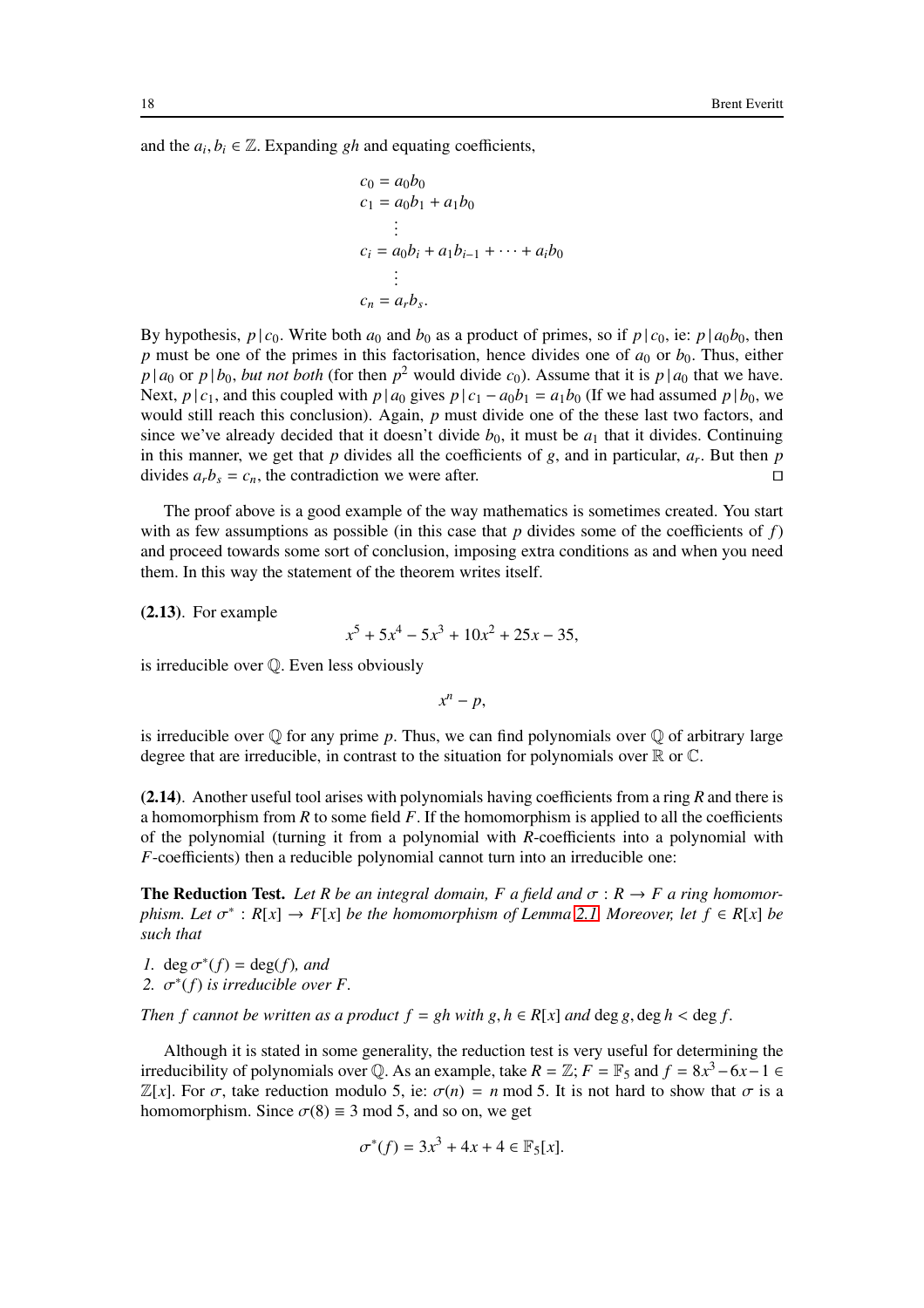and the $a_i, b_i \in \mathbb{Z}$. Expanding $gh$ and equating coefficients,

$$
\begin{aligned}
c_0 &= a_0 b_0 \\
c_1 &= a_0 b_1 + a_1 b_0 \\
&\vdots \\
c_i &= a_0 b_i + a_1 b_{i-1} + \cdots + a_i b_0 \\
&\vdots \\
c_n &= a_r b_s.
\end{aligned}
$$

By hypothesis, $p \,|\, c_0$. Write both $a_0$ and $b_0$ as a product of primes, so if $p \,|\, c_0$, ie: $p \,|\, a_0 b_0$, then $p$ must be one of the primes in this factorisation, hence divides one of $a_0$ or $b_0$. Thus, either $p \,|\, a_0$ or $p \,|\, b_0$, *but not both* (for then $p^2$ would divide $c_0$). Assume that it is $p \,|\, a_0$ that we have. Next, $p \,|\, c_1$, and this coupled with $p \,|\, a_0$ gives $p \,|\, c_1 - a_0 b_1 = a_1 b_0$ (If we had assumed $p \,|\, b_0$, we would still reach this conclusion). Again, $p$ must divide one of the these last two factors, and since we've already decided that it doesn't divide $b_0$, it must be $a_1$ that it divides. Continuing in this manner, we get that $p$ divides all the coefficients of $g$, and in particular, $a_r$. But then $p$ divides $a_r b_s = c_n$, the contradiction we were after. $\square$

The proof above is a good example of the way mathematics is sometimes created. You start with as few assumptions as possible (in this case that $p$ divides some of the coefficients of $f$) and proceed towards some sort of conclusion, imposing extra conditions as and when you need them. In this way the statement of the theorem writes itself.

**(2.13)**. For example

$$x^5 + 5x^4 - 5x^3 + 10x^2 + 25x - 35,$$

is irreducible over $\mathbb{Q}$. Even less obviously

$$x^n - p,$$

is irreducible over $\mathbb{Q}$ for any prime $p$. Thus, we can find polynomials over $\mathbb{Q}$ of arbitrary large degree that are irreducible, in contrast to the situation for polynomials over $\mathbb{R}$ or $\mathbb{C}$.

**(2.14)**. Another useful tool arises with polynomials having coefficients from a ring $R$ and there is a homomorphism from $R$ to some field $F$. If the homomorphism is applied to all the coefficients of the polynomial (turning it from a polynomial with $R$-coefficients into a polynomial with $F$-coefficients) then a reducible polynomial cannot turn into an irreducible one:

**The Reduction Test.** *Let $R$ be an integral domain, $F$ a field and $\sigma : R \to F$ a ring homomorphism. Let $\sigma^* : R[x] \to F[x]$ be the homomorphism of Lemma 2.1. Moreover, let $f \in R[x]$ be such that*

1. $\deg \sigma^*(f) = \deg(f)$*, and*
2. $\sigma^*(f)$ *is irreducible over* $F$*.*

*Then $f$ cannot be written as a product $f = gh$ with $g, h \in R[x]$ and $\deg g, \deg h < \deg f$.*

Although it is stated in some generality, the reduction test is very useful for determining the irreducibility of polynomials over $\mathbb{Q}$. As an example, take $R = \mathbb{Z}$; $F = \mathbb{F}_5$ and $f = 8x^3 - 6x - 1 \in \mathbb{Z}[x]$. For $\sigma$, take reduction modulo 5, ie: $\sigma(n) = n \bmod 5$. It is not hard to show that $\sigma$ is a homomorphism. Since $\sigma(8) \equiv 3 \bmod 5$, and so on, we get

$$\sigma^*(f) = 3x^3 + 4x + 4 \in \mathbb{F}_5[x].$$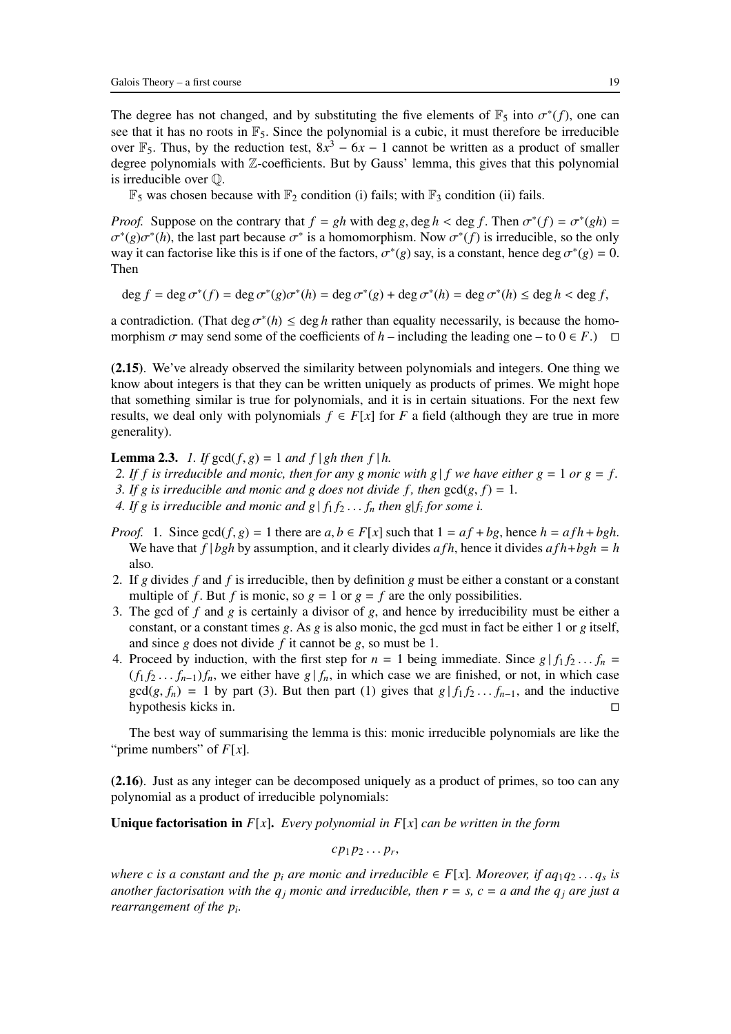The degree has not changed, and by substituting the five elements of $\mathbb{F}_5$ into $\sigma^*(f)$, one can see that it has no roots in $\mathbb{F}_5$. Since the polynomial is a cubic, it must therefore be irreducible over $\mathbb{F}_5$. Thus, by the reduction test, $8x^3 - 6x - 1$ cannot be written as a product of smaller degree polynomials with $\mathbb{Z}$-coefficients. But by Gauss' lemma, this gives that this polynomial is irreducible over $\mathbb{Q}$.

$\mathbb{F}_5$ was chosen because with $\mathbb{F}_2$ condition (i) fails; with $\mathbb{F}_3$ condition (ii) fails.

*Proof.* Suppose on the contrary that $f = gh$ with $\deg g, \deg h < \deg f$. Then $\sigma^*(f) = \sigma^*(gh) = \sigma^*(g)\sigma^*(h)$, the last part because $\sigma^*$ is a homomorphism. Now $\sigma^*(f)$ is irreducible, so the only way it can factorise like this is if one of the factors, $\sigma^*(g)$ say, is a constant, hence $\deg \sigma^*(g) = 0$. Then

$$\deg f = \deg \sigma^*(f) = \deg \sigma^*(g)\sigma^*(h) = \deg \sigma^*(g) + \deg \sigma^*(h) = \deg \sigma^*(h) \leq \deg h < \deg f,$$

a contradiction. (That $\deg \sigma^*(h) \leq \deg h$ rather than equality necessarily, is because the homomorphism $\sigma$ may send some of the coefficients of $h$ – including the leading one – to $0 \in F$.) □

**(2.15)**. We've already observed the similarity between polynomials and integers. One thing we know about integers is that they can be written uniquely as products of primes. We might hope that something similar is true for polynomials, and it is in certain situations. For the next few results, we deal only with polynomials $f \in F[x]$ for $F$ a field (although they are true in more generality).

**Lemma 2.3.** *1. If $\gcd(f, g) = 1$ and $f \,|\, gh$ then $f \,|\, h$.*

*2. If $f$ is irreducible and monic, then for any $g$ monic with $g \,|\, f$ we have either $g = 1$ or $g = f$.*

*3. If $g$ is irreducible and monic and $g$ does not divide $f$, then $\gcd(g, f) = 1$.*

*4. If $g$ is irreducible and monic and $g \,|\, f_1 f_2 \ldots f_n$ then $g | f_i$ for some $i$.*

*Proof.*
1. Since $\gcd(f, g) = 1$ there are $a, b \in F[x]$ such that $1 = af + bg$, hence $h = afh + bgh$. We have that $f \,|\, bgh$ by assumption, and it clearly divides $afh$, hence it divides $afh + bgh = h$ also.
2. If $g$ divides $f$ and $f$ is irreducible, then by definition $g$ must be either a constant or a constant multiple of $f$. But $f$ is monic, so $g = 1$ or $g = f$ are the only possibilities.
3. The gcd of $f$ and $g$ is certainly a divisor of $g$, and hence by irreducibility must be either a constant, or a constant times $g$. As $g$ is also monic, the gcd must in fact be either 1 or $g$ itself, and since $g$ does not divide $f$ it cannot be $g$, so must be 1.
4. Proceed by induction, with the first step for $n = 1$ being immediate. Since $g \,|\, f_1 f_2 \ldots f_n = (f_1 f_2 \ldots f_{n-1}) f_n$, we either have $g \,|\, f_n$, in which case we are finished, or not, in which case $\gcd(g, f_n) = 1$ by part (3). But then part (1) gives that $g \,|\, f_1 f_2 \ldots f_{n-1}$, and the inductive hypothesis kicks in. □

The best way of summarising the lemma is this: monic irreducible polynomials are like the "prime numbers" of $F[x]$.

**(2.16)**. Just as any integer can be decomposed uniquely as a product of primes, so too can any polynomial as a product of irreducible polynomials:

**Unique factorisation in $F[x]$.** *Every polynomial in $F[x]$ can be written in the form*

$$cp_1 p_2 \ldots p_r,$$

*where $c$ is a constant and the $p_i$ are monic and irreducible $\in F[x]$. Moreover, if $aq_1 q_2 \ldots q_s$ is another factorisation with the $q_j$ monic and irreducible, then $r = s$, $c = a$ and the $q_j$ are just a rearrangement of the $p_i$.*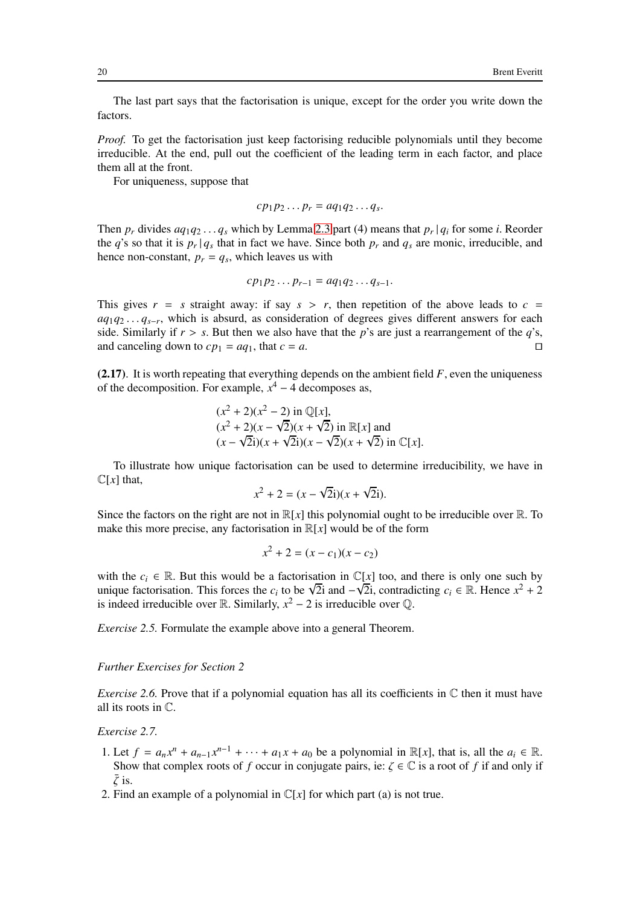The last part says that the factorisation is unique, except for the order you write down the factors.

*Proof.* To get the factorisation just keep factorising reducible polynomials until they become irreducible. At the end, pull out the coefficient of the leading term in each factor, and place them all at the front.

For uniqueness, suppose that

$$cp_1p_2 \dots p_r = aq_1q_2 \dots q_s.$$

Then $p_r$ divides $aq_1q_2 \dots q_s$ which by Lemma 2.3 part (4) means that $p_r \,|\, q_i$ for some $i$. Reorder the $q$'s so that it is $p_r \,|\, q_s$ that in fact we have. Since both $p_r$ and $q_s$ are monic, irreducible, and hence non-constant, $p_r = q_s$, which leaves us with

$$cp_1p_2 \dots p_{r-1} = aq_1q_2 \dots q_{s-1}.$$

This gives $r = s$ straight away: if say $s > r$, then repetition of the above leads to $c = aq_1q_2 \dots q_{s-r}$, which is absurd, as consideration of degrees gives different answers for each side. Similarly if $r > s$. But then we also have that the $p$'s are just a rearrangement of the $q$'s, and canceling down to $cp_1 = aq_1$, that $c = a$. ∎

**(2.17)**. It is worth repeating that everything depends on the ambient field $F$, even the uniqueness of the decomposition. For example, $x^4 - 4$ decomposes as,

$(x^2 + 2)(x^2 - 2)$ in $\mathbb{Q}[x]$,
$(x^2 + 2)(x - \sqrt{2})(x + \sqrt{2})$ in $\mathbb{R}[x]$ and
$(x - \sqrt{2}\mathrm{i})(x + \sqrt{2}\mathrm{i})(x - \sqrt{2})(x + \sqrt{2})$ in $\mathbb{C}[x]$.

To illustrate how unique factorisation can be used to determine irreducibility, we have in $\mathbb{C}[x]$ that,

$$x^2 + 2 = (x - \sqrt{2}\mathrm{i})(x + \sqrt{2}\mathrm{i}).$$

Since the factors on the right are not in $\mathbb{R}[x]$ this polynomial ought to be irreducible over $\mathbb{R}$. To make this more precise, any factorisation in $\mathbb{R}[x]$ would be of the form

$$x^2 + 2 = (x - c_1)(x - c_2)$$

with the $c_i \in \mathbb{R}$. But this would be a factorisation in $\mathbb{C}[x]$ too, and there is only one such by unique factorisation. This forces the $c_i$ to be $\sqrt{2}\mathrm{i}$ and $-\sqrt{2}\mathrm{i}$, contradicting $c_i \in \mathbb{R}$. Hence $x^2 + 2$ is indeed irreducible over $\mathbb{R}$. Similarly, $x^2 - 2$ is irreducible over $\mathbb{Q}$.

*Exercise 2.5.* Formulate the example above into a general Theorem.

*Further Exercises for Section 2*

*Exercise 2.6.* Prove that if a polynomial equation has all its coefficients in $\mathbb{C}$ then it must have all its roots in $\mathbb{C}$.

*Exercise 2.7.*

1. Let $f = a_nx^n + a_{n-1}x^{n-1} + \cdots + a_1x + a_0$ be a polynomial in $\mathbb{R}[x]$, that is, all the $a_i \in \mathbb{R}$. Show that complex roots of $f$ occur in conjugate pairs, ie: $\zeta \in \mathbb{C}$ is a root of $f$ if and only if $\bar{\zeta}$ is.
2. Find an example of a polynomial in $\mathbb{C}[x]$ for which part (a) is not true.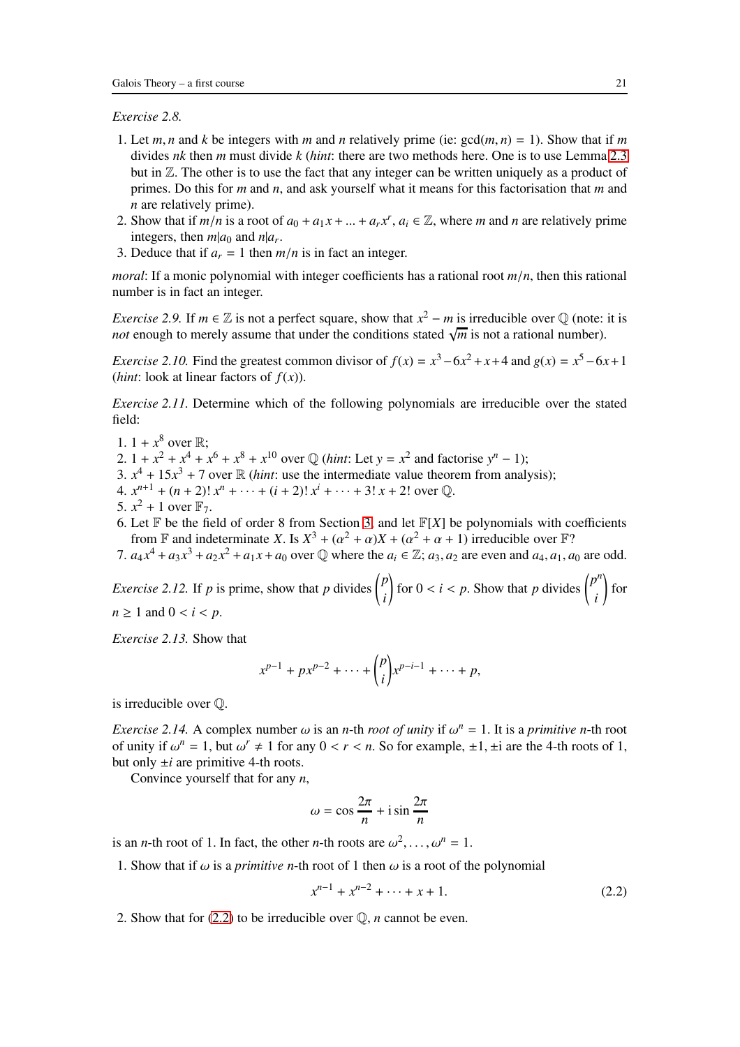*Exercise 2.8.*

1. Let $m, n$ and $k$ be integers with $m$ and $n$ relatively prime (ie: $\gcd(m, n) = 1$). Show that if $m$ divides $nk$ then $m$ must divide $k$ (*hint*: there are two methods here. One is to use Lemma 2.3 but in $\mathbb{Z}$. The other is to use the fact that any integer can be written uniquely as a product of primes. Do this for $m$ and $n$, and ask yourself what it means for this factorisation that $m$ and $n$ are relatively prime).
2. Show that if $m/n$ is a root of $a_0 + a_1x + ... + a_rx^r$, $a_i \in \mathbb{Z}$, where $m$ and $n$ are relatively prime integers, then $m | a_0$ and $n | a_r$.
3. Deduce that if $a_r = 1$ then $m/n$ is in fact an integer.

*moral*: If a monic polynomial with integer coefficients has a rational root $m/n$, then this rational number is in fact an integer.

*Exercise 2.9.* If $m \in \mathbb{Z}$ is not a perfect square, show that $x^2 - m$ is irreducible over $\mathbb{Q}$ (note: it is *not* enough to merely assume that under the conditions stated $\sqrt{m}$ is not a rational number).

*Exercise 2.10.* Find the greatest common divisor of $f(x) = x^3 - 6x^2 + x + 4$ and $g(x) = x^5 - 6x + 1$ (*hint*: look at linear factors of $f(x)$).

*Exercise 2.11.* Determine which of the following polynomials are irreducible over the stated field:

1. $1 + x^8$ over $\mathbb{R}$;
2. $1 + x^2 + x^4 + x^6 + x^8 + x^{10}$ over $\mathbb{Q}$ (*hint*: Let $y = x^2$ and factorise $y^n - 1$);
3. $x^4 + 15x^3 + 7$ over $\mathbb{R}$ (*hint*: use the intermediate value theorem from analysis);
4. $x^{n+1} + (n + 2)!\,x^n + \cdots + (i + 2)!\,x^i + \cdots + 3!\,x + 2!$ over $\mathbb{Q}$.
5. $x^2 + 1$ over $\mathbb{F}_7$.
6. Let $\mathbb{F}$ be the field of order 8 from Section 3, and let $\mathbb{F}[X]$ be polynomials with coefficients from $\mathbb{F}$ and indeterminate $X$. Is $X^3 + (\alpha^2 + \alpha)X + (\alpha^2 + \alpha + 1)$ irreducible over $\mathbb{F}$?
7. $a_4x^4 + a_3x^3 + a_2x^2 + a_1x + a_0$ over $\mathbb{Q}$ where the $a_i \in \mathbb{Z}$; $a_3, a_2$ are even and $a_4, a_1, a_0$ are odd.

*Exercise 2.12.* If $p$ is prime, show that $p$ divides $\binom{p}{i}$ for $0 < i < p$. Show that $p$ divides $\binom{p^n}{i}$ for $n \geq 1$ and $0 < i < p$.

*Exercise 2.13.* Show that

$$x^{p-1} + px^{p-2} + \cdots + \binom{p}{i}x^{p-i-1} + \cdots + p,$$

is irreducible over $\mathbb{Q}$.

*Exercise 2.14.* A complex number $\omega$ is an $n$-th *root of unity* if $\omega^n = 1$. It is a *primitive* $n$-th root of unity if $\omega^n = 1$, but $\omega^r \neq 1$ for any $0 < r < n$. So for example, $\pm 1, \pm \mathrm{i}$ are the 4-th roots of 1, but only $\pm i$ are primitive 4-th roots.

Convince yourself that for any $n$,

$$\omega = \cos\frac{2\pi}{n} + \mathrm{i}\sin\frac{2\pi}{n}$$

is an $n$-th root of 1. In fact, the other $n$-th roots are $\omega^2, \ldots, \omega^n = 1$.

1. Show that if $\omega$ is a *primitive* $n$-th root of 1 then $\omega$ is a root of the polynomial
$$x^{n-1} + x^{n-2} + \cdots + x + 1. \tag{2.2}$$
2. Show that for (2.2) to be irreducible over $\mathbb{Q}$, $n$ cannot be even.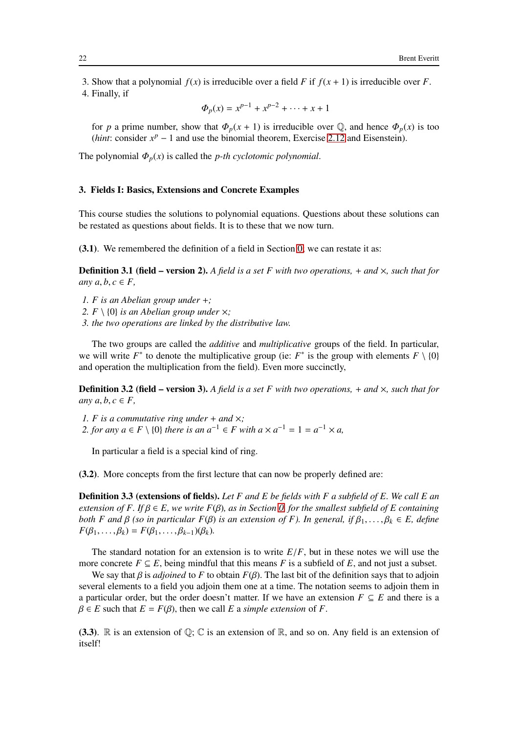3. Show that a polynomial $f(x)$ is irreducible over a field $F$ if $f(x+1)$ is irreducible over $F$.
4. Finally, if

$$\Phi_p(x) = x^{p-1} + x^{p-2} + \cdots + x + 1$$

for $p$ a prime number, show that $\Phi_p(x+1)$ is irreducible over $\mathbb{Q}$, and hence $\Phi_p(x)$ is too (*hint*: consider $x^p - 1$ and use the binomial theorem, Exercise 2.12 and Eisenstein).

The polynomial $\Phi_p(x)$ is called the *p-th cyclotomic polynomial*.

## 3. Fields I: Basics, Extensions and Concrete Examples

This course studies the solutions to polynomial equations. Questions about these solutions can be restated as questions about fields. It is to these that we now turn.

**(3.1)**. We remembered the definition of a field in Section 0, we can restate it as:

**Definition 3.1 (field – version 2).** *A field is a set $F$ with two operations, $+$ and $\times$, such that for any $a, b, c \in F$,*

1. *$F$ is an Abelian group under $+$;*
2. *$F \setminus \{0\}$ is an Abelian group under $\times$;*
3. *the two operations are linked by the distributive law.*

The two groups are called the *additive* and *multiplicative* groups of the field. In particular, we will write $F^*$ to denote the multiplicative group (ie: $F^*$ is the group with elements $F \setminus \{0\}$ and operation the multiplication from the field). Even more succinctly,

**Definition 3.2 (field – version 3).** *A field is a set $F$ with two operations, $+$ and $\times$, such that for any $a, b, c \in F$,*

1. *$F$ is a commutative ring under $+$ and $\times$;*
2. *for any $a \in F \setminus \{0\}$ there is an $a^{-1} \in F$ with $a \times a^{-1} = 1 = a^{-1} \times a$,*

In particular a field is a special kind of ring.

**(3.2)**. More concepts from the first lecture that can now be properly defined are:

**Definition 3.3 (extensions of fields).** *Let $F$ and $E$ be fields with $F$ a subfield of $E$. We call $E$ an extension of $F$. If $\beta \in E$, we write $F(\beta)$, as in Section 0, for the smallest subfield of $E$ containing both $F$ and $\beta$ (so in particular $F(\beta)$ is an extension of $F$). In general, if $\beta_1, \ldots, \beta_k \in E$, define $F(\beta_1, \ldots, \beta_k) = F(\beta_1, \ldots, \beta_{k-1})(\beta_k)$.*

The standard notation for an extension is to write $E/F$, but in these notes we will use the more concrete $F \subseteq E$, being mindful that this means $F$ is a subfield of $E$, and not just a subset.

We say that $\beta$ is *adjoined* to $F$ to obtain $F(\beta)$. The last bit of the definition says that to adjoin several elements to a field you adjoin them one at a time. The notation seems to adjoin them in a particular order, but the order doesn't matter. If we have an extension $F \subseteq E$ and there is a $\beta \in E$ such that $E = F(\beta)$, then we call $E$ a *simple extension* of $F$.

**(3.3)**. $\mathbb{R}$ is an extension of $\mathbb{Q}$; $\mathbb{C}$ is an extension of $\mathbb{R}$, and so on. Any field is an extension of itself!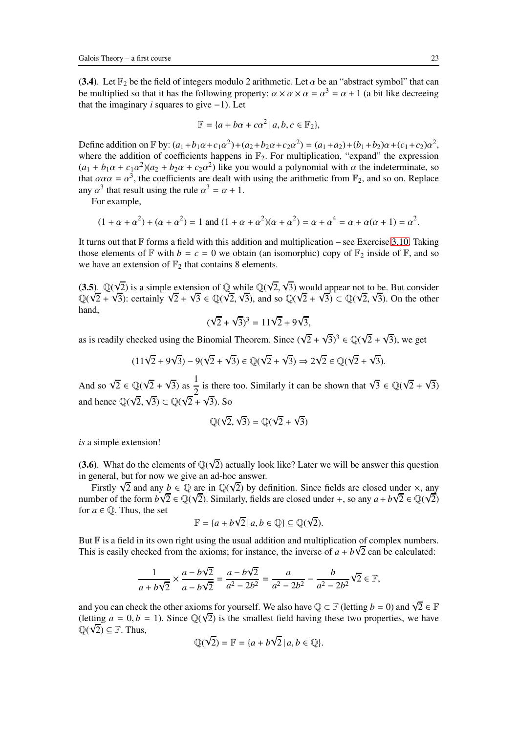**(3.4)**. Let $\mathbb{F}_2$ be the field of integers modulo 2 arithmetic. Let $\alpha$ be an "abstract symbol" that can be multiplied so that it has the following property: $\alpha \times \alpha \times \alpha = \alpha^3 = \alpha + 1$ (a bit like decreeing that the imaginary $i$ squares to give $-1$). Let

$$\mathbb{F} = \{a + b\alpha + c\alpha^2 \,|\, a, b, c \in \mathbb{F}_2\},$$

Define addition on $\mathbb{F}$ by: $(a_1 + b_1\alpha + c_1\alpha^2) + (a_2 + b_2\alpha + c_2\alpha^2) = (a_1 + a_2) + (b_1 + b_2)\alpha + (c_1 + c_2)\alpha^2$, where the addition of coefficients happens in $\mathbb{F}_2$. For multiplication, "expand" the expression $(a_1 + b_1\alpha + c_1\alpha^2)(a_2 + b_2\alpha + c_2\alpha^2)$ like you would a polynomial with $\alpha$ the indeterminate, so that $\alpha\alpha\alpha = \alpha^3$, the coefficients are dealt with using the arithmetic from $\mathbb{F}_2$, and so on. Replace any $\alpha^3$ that result using the rule $\alpha^3 = \alpha + 1$.

For example,

$$(1 + \alpha + \alpha^2) + (\alpha + \alpha^2) = 1 \text{ and } (1 + \alpha + \alpha^2)(\alpha + \alpha^2) = \alpha + \alpha^4 = \alpha + \alpha(\alpha + 1) = \alpha^2.$$

It turns out that $\mathbb{F}$ forms a field with this addition and multiplication – see Exercise 3.10. Taking those elements of $\mathbb{F}$ with $b = c = 0$ we obtain (an isomorphic) copy of $\mathbb{F}_2$ inside of $\mathbb{F}$, and so we have an extension of $\mathbb{F}_2$ that contains 8 elements.

**(3.5)**. $\mathbb{Q}(\sqrt{2})$ is a simple extension of $\mathbb{Q}$ while $\mathbb{Q}(\sqrt{2}, \sqrt{3})$ would appear not to be. But consider $\mathbb{Q}(\sqrt{2} + \sqrt{3})$: certainly $\sqrt{2} + \sqrt{3} \in \mathbb{Q}(\sqrt{2}, \sqrt{3})$, and so $\mathbb{Q}(\sqrt{2} + \sqrt{3}) \subset \mathbb{Q}(\sqrt{2}, \sqrt{3})$. On the other hand,

$$(\sqrt{2} + \sqrt{3})^3 = 11\sqrt{2} + 9\sqrt{3},$$

as is readily checked using the Binomial Theorem. Since $(\sqrt{2} + \sqrt{3})^3 \in \mathbb{Q}(\sqrt{2} + \sqrt{3})$, we get

$$(11\sqrt{2} + 9\sqrt{3}) - 9(\sqrt{2} + \sqrt{3}) \in \mathbb{Q}(\sqrt{2} + \sqrt{3}) \Rightarrow 2\sqrt{2} \in \mathbb{Q}(\sqrt{2} + \sqrt{3}).$$

And so $\sqrt{2} \in \mathbb{Q}(\sqrt{2} + \sqrt{3})$ as $\dfrac{1}{2}$ is there too. Similarly it can be shown that $\sqrt{3} \in \mathbb{Q}(\sqrt{2} + \sqrt{3})$ and hence $\mathbb{Q}(\sqrt{2}, \sqrt{3}) \subset \mathbb{Q}(\sqrt{2} + \sqrt{3})$. So

$$\mathbb{Q}(\sqrt{2}, \sqrt{3}) = \mathbb{Q}(\sqrt{2} + \sqrt{3})$$

*is* a simple extension!

**(3.6)**. What do the elements of $\mathbb{Q}(\sqrt{2})$ actually look like? Later we will be answer this question in general, but for now we give an ad-hoc answer.

Firstly $\sqrt{2}$ and any $b \in \mathbb{Q}$ are in $\mathbb{Q}(\sqrt{2})$ by definition. Since fields are closed under $\times$, any number of the form $b\sqrt{2} \in \mathbb{Q}(\sqrt{2})$. Similarly, fields are closed under $+$, so any $a + b\sqrt{2} \in \mathbb{Q}(\sqrt{2})$ for $a \in \mathbb{Q}$. Thus, the set

$$\mathbb{F} = \{a + b\sqrt{2} \,|\, a, b \in \mathbb{Q}\} \subseteq \mathbb{Q}(\sqrt{2}).$$

But $\mathbb{F}$ is a field in its own right using the usual addition and multiplication of complex numbers. This is easily checked from the axioms; for instance, the inverse of $a + b\sqrt{2}$ can be calculated:

$$\frac{1}{a + b\sqrt{2}} \times \frac{a - b\sqrt{2}}{a - b\sqrt{2}} = \frac{a - b\sqrt{2}}{a^2 - 2b^2} = \frac{a}{a^2 - 2b^2} - \frac{b}{a^2 - 2b^2}\sqrt{2} \in \mathbb{F},$$

and you can check the other axioms for yourself. We also have $\mathbb{Q} \subset \mathbb{F}$ (letting $b = 0$) and $\sqrt{2} \in \mathbb{F}$ (letting $a = 0, b = 1$). Since $\mathbb{Q}(\sqrt{2})$ is the smallest field having these two properties, we have $\mathbb{Q}(\sqrt{2}) \subseteq \mathbb{F}$. Thus,

$$\mathbb{Q}(\sqrt{2}) = \mathbb{F} = \{a + b\sqrt{2} \,|\, a, b \in \mathbb{Q}\}.$$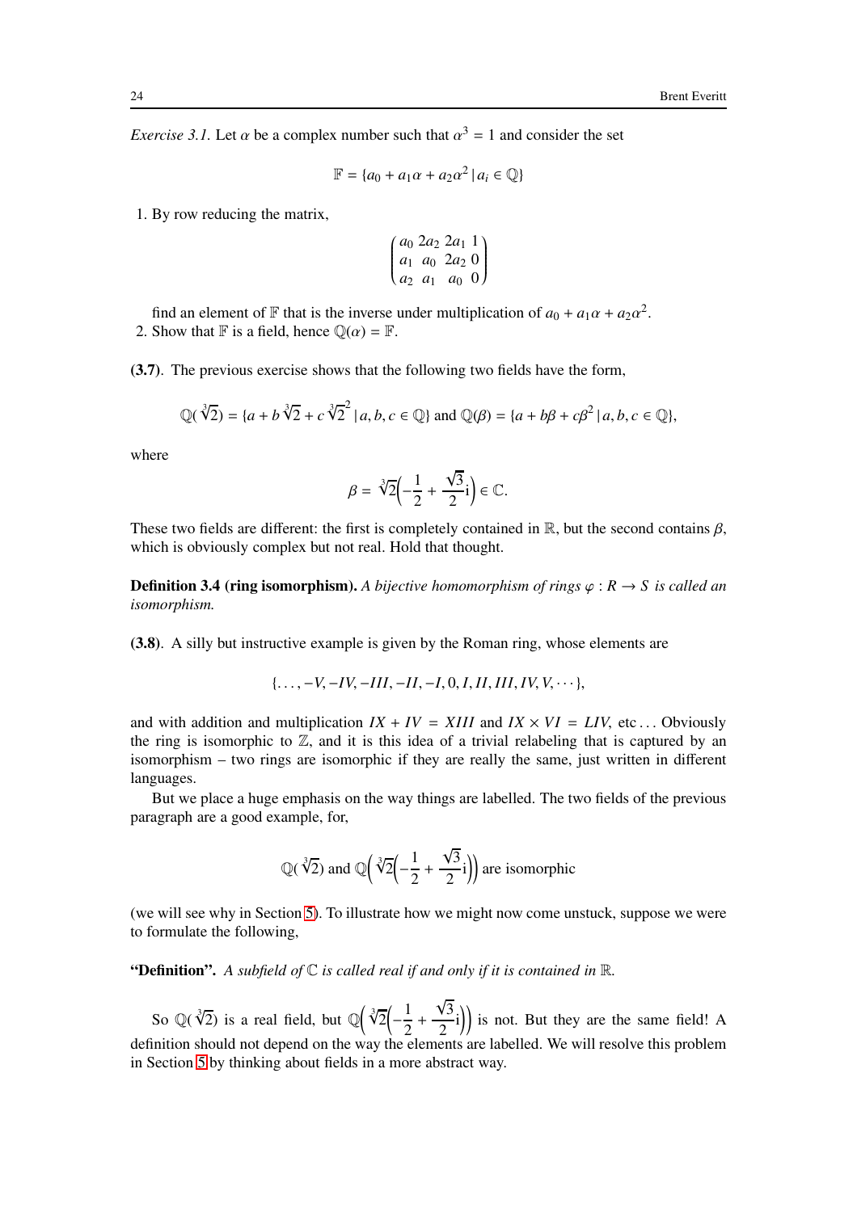*Exercise 3.1.* Let $\alpha$ be a complex number such that $\alpha^3 = 1$ and consider the set

$$\mathbb{F} = \{a_0 + a_1\alpha + a_2\alpha^2 \,|\, a_i \in \mathbb{Q}\}$$

1. By row reducing the matrix,

$$\begin{pmatrix} a_0 & 2a_2 & 2a_1 & 1 \\ a_1 & a_0 & 2a_2 & 0 \\ a_2 & a_1 & a_0 & 0 \end{pmatrix}$$

   find an element of $\mathbb{F}$ that is the inverse under multiplication of $a_0 + a_1\alpha + a_2\alpha^2$.
2. Show that $\mathbb{F}$ is a field, hence $\mathbb{Q}(\alpha) = \mathbb{F}$.

**(3.7)**. The previous exercise shows that the following two fields have the form,

$$\mathbb{Q}(\sqrt[3]{2}) = \{a + b\sqrt[3]{2} + c\sqrt[3]{2}^2 \,|\, a, b, c \in \mathbb{Q}\} \text{ and } \mathbb{Q}(\beta) = \{a + b\beta + c\beta^2 \,|\, a, b, c \in \mathbb{Q}\},$$

where

$$\beta = \sqrt[3]{2}\Big(-\frac{1}{2} + \frac{\sqrt{3}}{2}\mathrm{i}\Big) \in \mathbb{C}.$$

These two fields are different: the first is completely contained in $\mathbb{R}$, but the second contains $\beta$, which is obviously complex but not real. Hold that thought.

**Definition 3.4 (ring isomorphism).** *A bijective homomorphism of rings $\varphi : R \to S$ is called an isomorphism.*

**(3.8)**. A silly but instructive example is given by the Roman ring, whose elements are

$$\{\ldots, -V, -IV, -III, -II, -I, 0, I, II, III, IV, V, \cdots\},$$

and with addition and multiplication $IX + IV = XIII$ and $IX \times VI = LIV$, etc ... Obviously the ring is isomorphic to $\mathbb{Z}$, and it is this idea of a trivial relabeling that is captured by an isomorphism – two rings are isomorphic if they are really the same, just written in different languages.

But we place a huge emphasis on the way things are labelled. The two fields of the previous paragraph are a good example, for,

$$\mathbb{Q}(\sqrt[3]{2}) \text{ and } \mathbb{Q}\Big(\sqrt[3]{2}\Big(-\frac{1}{2} + \frac{\sqrt{3}}{2}\mathrm{i}\Big)\Big) \text{ are isomorphic}$$

(we will see why in Section 5). To illustrate how we might now come unstuck, suppose we were to formulate the following,

**"Definition".** *A subfield of $\mathbb{C}$ is called real if and only if it is contained in $\mathbb{R}$.*

So $\mathbb{Q}(\sqrt[3]{2})$ is a real field, but $\mathbb{Q}\Big(\sqrt[3]{2}\Big(-\frac{1}{2} + \frac{\sqrt{3}}{2}\mathrm{i}\Big)\Big)$ is not. But they are the same field! A definition should not depend on the way the elements are labelled. We will resolve this problem in Section 5 by thinking about fields in a more abstract way.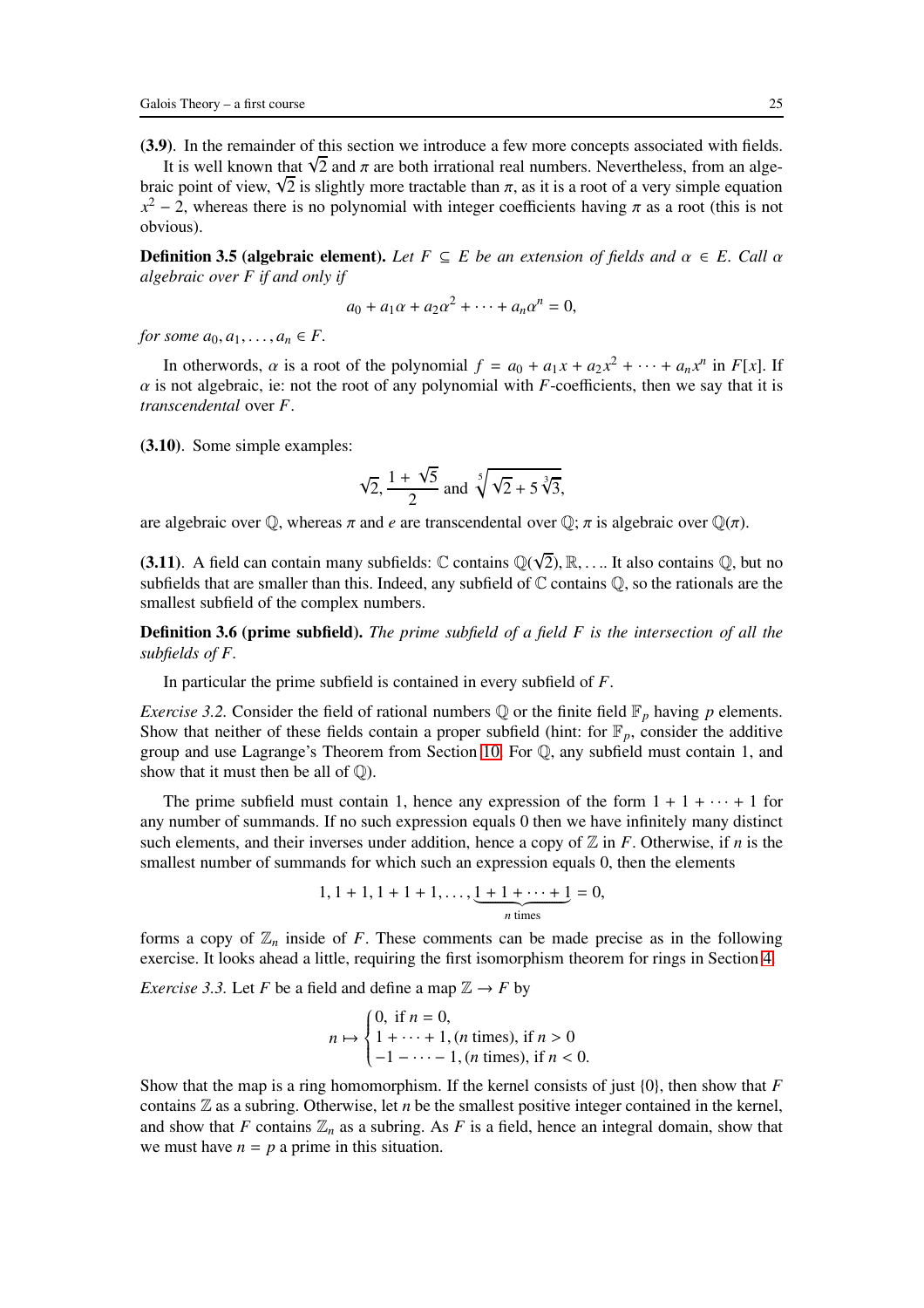**(3.9)**. In the remainder of this section we introduce a few more concepts associated with fields.

It is well known that $\sqrt{2}$ and $\pi$ are both irrational real numbers. Nevertheless, from an algebraic point of view, $\sqrt{2}$ is slightly more tractable than $\pi$, as it is a root of a very simple equation $x^2 - 2$, whereas there is no polynomial with integer coefficients having $\pi$ as a root (this is not obvious).

**Definition 3.5 (algebraic element).** *Let $F \subseteq E$ be an extension of fields and $\alpha \in E$. Call $\alpha$ algebraic over $F$ if and only if*

$$a_0 + a_1\alpha + a_2\alpha^2 + \cdots + a_n\alpha^n = 0,$$

*for some $a_0, a_1, \ldots, a_n \in F$.*

In otherwords, $\alpha$ is a root of the polynomial $f = a_0 + a_1x + a_2x^2 + \cdots + a_nx^n$ in $F[x]$. If $\alpha$ is not algebraic, ie: not the root of any polynomial with $F$-coefficients, then we say that it is *transcendental* over $F$.

**(3.10)**. Some simple examples:

$$\sqrt{2}, \frac{1+\sqrt{5}}{2} \text{ and } \sqrt[5]{\sqrt{2}+5\sqrt[3]{3}},$$

are algebraic over $\mathbb{Q}$, whereas $\pi$ and $e$ are transcendental over $\mathbb{Q}$; $\pi$ is algebraic over $\mathbb{Q}(\pi)$.

**(3.11)**. A field can contain many subfields: $\mathbb{C}$ contains $\mathbb{Q}(\sqrt{2}), \mathbb{R}, \ldots$. It also contains $\mathbb{Q}$, but no subfields that are smaller than this. Indeed, any subfield of $\mathbb{C}$ contains $\mathbb{Q}$, so the rationals are the smallest subfield of the complex numbers.

**Definition 3.6 (prime subfield).** *The prime subfield of a field $F$ is the intersection of all the subfields of $F$.*

In particular the prime subfield is contained in every subfield of $F$.

*Exercise 3.2.* Consider the field of rational numbers $\mathbb{Q}$ or the finite field $\mathbb{F}_p$ having $p$ elements. Show that neither of these fields contain a proper subfield (hint: for $\mathbb{F}_p$, consider the additive group and use Lagrange's Theorem from Section 10. For $\mathbb{Q}$, any subfield must contain 1, and show that it must then be all of $\mathbb{Q}$).

The prime subfield must contain 1, hence any expression of the form $1 + 1 + \cdots + 1$ for any number of summands. If no such expression equals 0 then we have infinitely many distinct such elements, and their inverses under addition, hence a copy of $\mathbb{Z}$ in $F$. Otherwise, if $n$ is the smallest number of summands for which such an expression equals 0, then the elements

$$1, 1+1, 1+1+1, \ldots, \underbrace{1+1+\cdots+1}_{n \text{ times}} = 0,$$

forms a copy of $\mathbb{Z}_n$ inside of $F$. These comments can be made precise as in the following exercise. It looks ahead a little, requiring the first isomorphism theorem for rings in Section 4.

*Exercise 3.3.* Let $F$ be a field and define a map $\mathbb{Z} \to F$ by

$$n \mapsto \begin{cases} 0, \text{ if } n = 0, \\ 1 + \cdots + 1, (n \text{ times}), \text{ if } n > 0 \\ -1 - \cdots - 1, (n \text{ times}), \text{ if } n < 0. \end{cases}$$

Show that the map is a ring homomorphism. If the kernel consists of just $\{0\}$, then show that $F$ contains $\mathbb{Z}$ as a subring. Otherwise, let $n$ be the smallest positive integer contained in the kernel, and show that $F$ contains $\mathbb{Z}_n$ as a subring. As $F$ is a field, hence an integral domain, show that we must have $n = p$ a prime in this situation.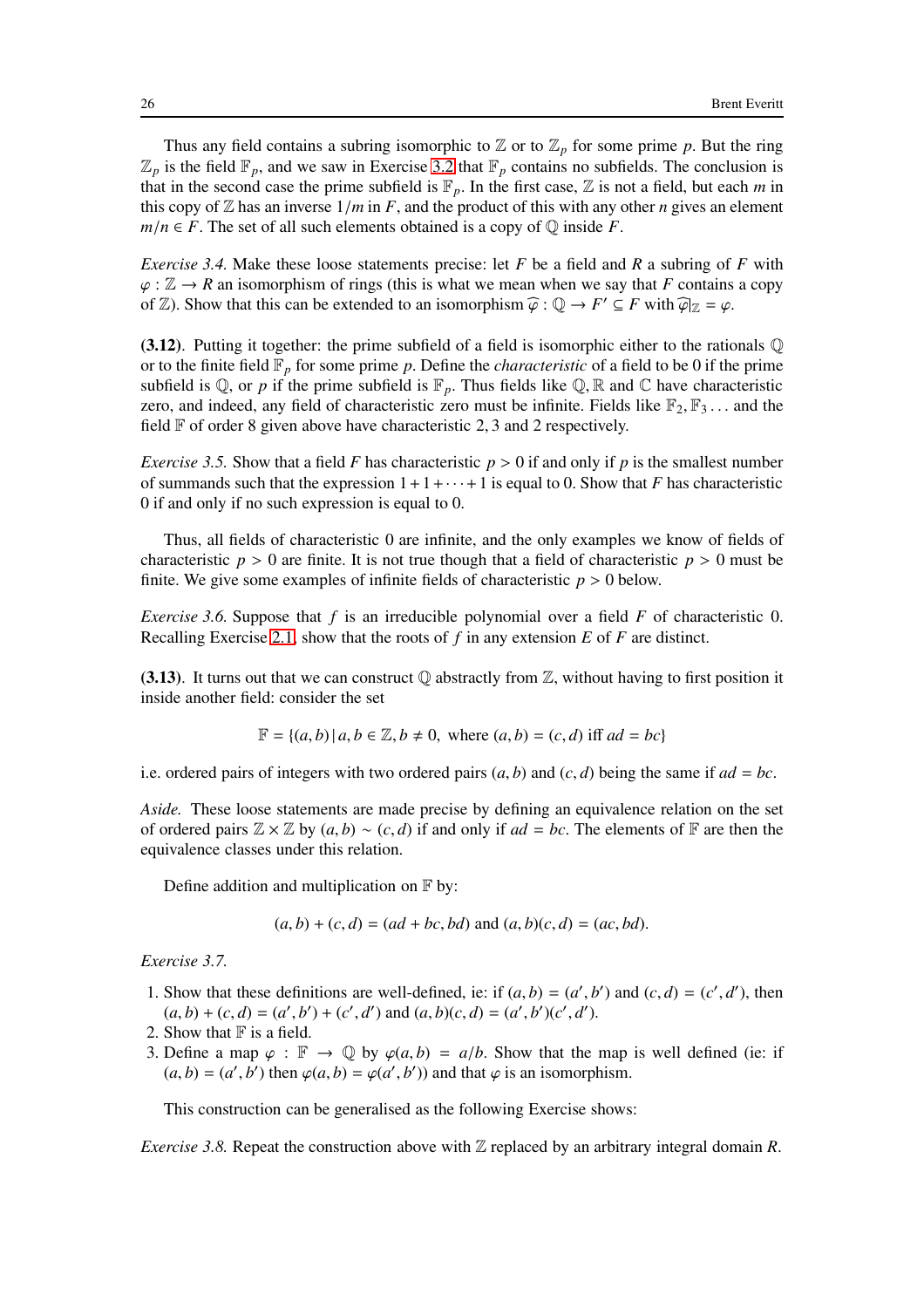Thus any field contains a subring isomorphic to $\mathbb{Z}$ or to $\mathbb{Z}_p$ for some prime $p$. But the ring $\mathbb{Z}_p$ is the field $\mathbb{F}_p$, and we saw in Exercise 3.2 that $\mathbb{F}_p$ contains no subfields. The conclusion is that in the second case the prime subfield is $\mathbb{F}_p$. In the first case, $\mathbb{Z}$ is not a field, but each $m$ in this copy of $\mathbb{Z}$ has an inverse $1/m$ in $F$, and the product of this with any other $n$ gives an element $m/n \in F$. The set of all such elements obtained is a copy of $\mathbb{Q}$ inside $F$.

*Exercise 3.4.* Make these loose statements precise: let $F$ be a field and $R$ a subring of $F$ with $\varphi : \mathbb{Z} \to R$ an isomorphism of rings (this is what we mean when we say that $F$ contains a copy of $\mathbb{Z}$). Show that this can be extended to an isomorphism $\widehat{\varphi} : \mathbb{Q} \to F' \subseteq F$ with $\widehat{\varphi}|_{\mathbb{Z}} = \varphi$.

**(3.12)**. Putting it together: the prime subfield of a field is isomorphic either to the rationals $\mathbb{Q}$ or to the finite field $\mathbb{F}_p$ for some prime $p$. Define the *characteristic* of a field to be 0 if the prime subfield is $\mathbb{Q}$, or $p$ if the prime subfield is $\mathbb{F}_p$. Thus fields like $\mathbb{Q}, \mathbb{R}$ and $\mathbb{C}$ have characteristic zero, and indeed, any field of characteristic zero must be infinite. Fields like $\mathbb{F}_2, \mathbb{F}_3 \ldots$ and the field $\mathbb{F}$ of order 8 given above have characteristic 2, 3 and 2 respectively.

*Exercise 3.5.* Show that a field $F$ has characteristic $p > 0$ if and only if $p$ is the smallest number of summands such that the expression $1 + 1 + \cdots + 1$ is equal to 0. Show that $F$ has characteristic 0 if and only if no such expression is equal to 0.

Thus, all fields of characteristic 0 are infinite, and the only examples we know of fields of characteristic $p > 0$ are finite. It is not true though that a field of characteristic $p > 0$ must be finite. We give some examples of infinite fields of characteristic $p > 0$ below.

*Exercise 3.6.* Suppose that $f$ is an irreducible polynomial over a field $F$ of characteristic 0. Recalling Exercise 2.1, show that the roots of $f$ in any extension $E$ of $F$ are distinct.

**(3.13)**. It turns out that we can construct $\mathbb{Q}$ abstractly from $\mathbb{Z}$, without having to first position it inside another field: consider the set

$$\mathbb{F} = \{(a, b) \,|\, a, b \in \mathbb{Z}, b \neq 0, \text{ where } (a, b) = (c, d) \text{ iff } ad = bc\}$$

i.e. ordered pairs of integers with two ordered pairs $(a, b)$ and $(c, d)$ being the same if $ad = bc$.

*Aside.* These loose statements are made precise by defining an equivalence relation on the set of ordered pairs $\mathbb{Z} \times \mathbb{Z}$ by $(a, b) \sim (c, d)$ if and only if $ad = bc$. The elements of $\mathbb{F}$ are then the equivalence classes under this relation.

Define addition and multiplication on $\mathbb{F}$ by:

$$(a, b) + (c, d) = (ad + bc, bd) \text{ and } (a, b)(c, d) = (ac, bd).$$

*Exercise 3.7.*

1. Show that these definitions are well-defined, ie: if $(a, b) = (a', b')$ and $(c, d) = (c', d')$, then $(a, b) + (c, d) = (a', b') + (c', d')$ and $(a, b)(c, d) = (a', b')(c', d')$.
2. Show that $\mathbb{F}$ is a field.
3. Define a map $\varphi : \mathbb{F} \to \mathbb{Q}$ by $\varphi(a, b) = a/b$. Show that the map is well defined (ie: if $(a, b) = (a', b')$ then $\varphi(a, b) = \varphi(a', b')$) and that $\varphi$ is an isomorphism.

This construction can be generalised as the following Exercise shows:

*Exercise 3.8.* Repeat the construction above with $\mathbb{Z}$ replaced by an arbitrary integral domain $R$.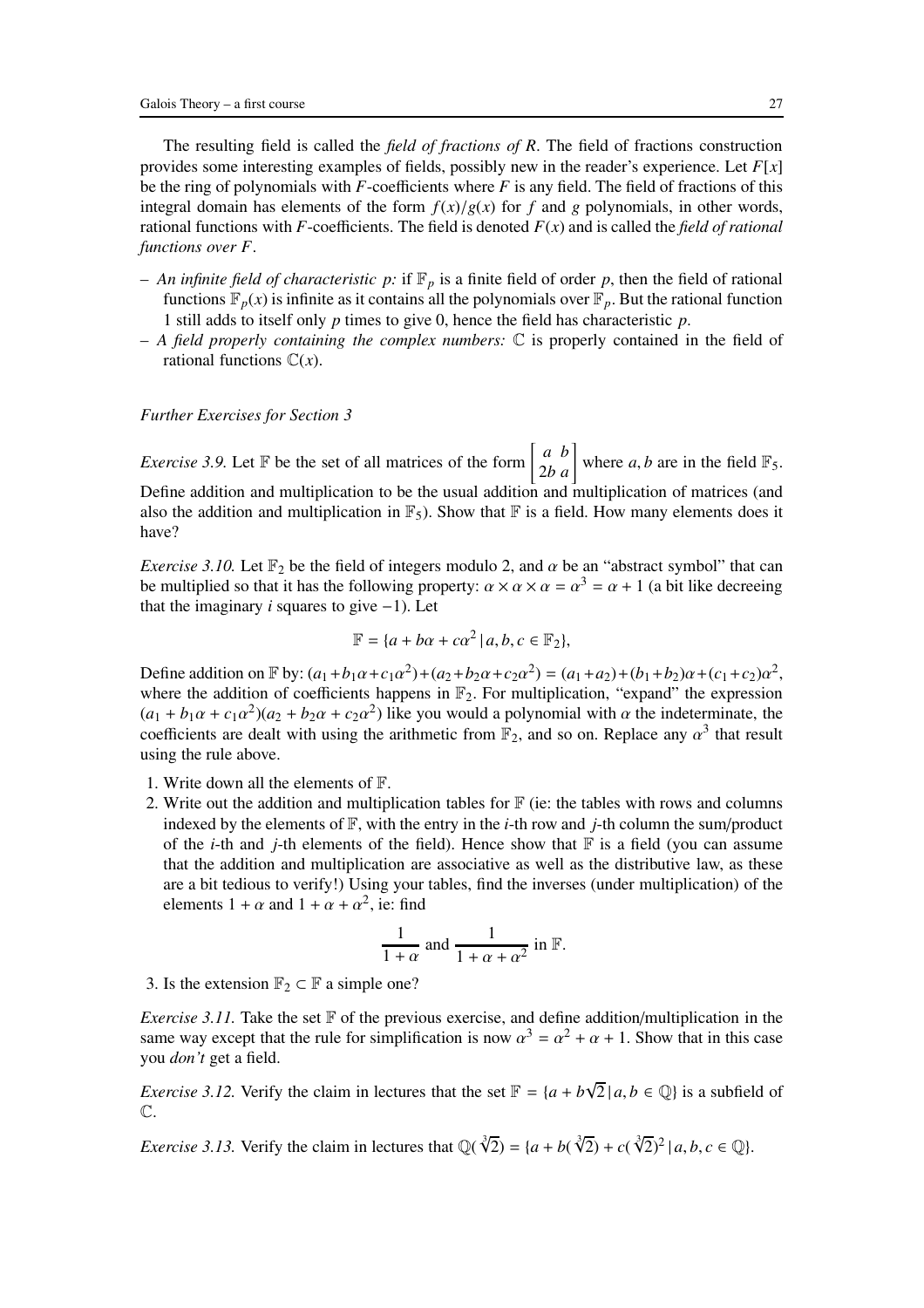The resulting field is called the *field of fractions of R*. The field of fractions construction provides some interesting examples of fields, possibly new in the reader's experience. Let $F[x]$ be the ring of polynomials with $F$-coefficients where $F$ is any field. The field of fractions of this integral domain has elements of the form $f(x)/g(x)$ for $f$ and $g$ polynomials, in other words, rational functions with $F$-coefficients. The field is denoted $F(x)$ and is called the *field of rational functions over F*.

- *An infinite field of characteristic p:* if $\mathbb{F}_p$ is a finite field of order $p$, then the field of rational functions $\mathbb{F}_p(x)$ is infinite as it contains all the polynomials over $\mathbb{F}_p$. But the rational function 1 still adds to itself only $p$ times to give 0, hence the field has characteristic $p$.
- *A field properly containing the complex numbers:* $\mathbb{C}$ is properly contained in the field of rational functions $\mathbb{C}(x)$.

*Further Exercises for Section 3*

*Exercise 3.9.* Let $\mathbb{F}$ be the set of all matrices of the form $\begin{bmatrix} a & b \\ 2b & a \end{bmatrix}$ where $a, b$ are in the field $\mathbb{F}_5$. Define addition and multiplication to be the usual addition and multiplication of matrices (and also the addition and multiplication in $\mathbb{F}_5$). Show that $\mathbb{F}$ is a field. How many elements does it have?

*Exercise 3.10.* Let $\mathbb{F}_2$ be the field of integers modulo 2, and $\alpha$ be an "abstract symbol" that can be multiplied so that it has the following property: $\alpha \times \alpha \times \alpha = \alpha^3 = \alpha + 1$ (a bit like decreeing that the imaginary $i$ squares to give $-1$). Let

$$\mathbb{F} = \{a + b\alpha + c\alpha^2 \,|\, a, b, c \in \mathbb{F}_2\},$$

Define addition on $\mathbb{F}$ by: $(a_1+b_1\alpha+c_1\alpha^2)+(a_2+b_2\alpha+c_2\alpha^2) = (a_1+a_2)+(b_1+b_2)\alpha+(c_1+c_2)\alpha^2$, where the addition of coefficients happens in $\mathbb{F}_2$. For multiplication, "expand" the expression $(a_1 + b_1\alpha + c_1\alpha^2)(a_2 + b_2\alpha + c_2\alpha^2)$ like you would a polynomial with $\alpha$ the indeterminate, the coefficients are dealt with using the arithmetic from $\mathbb{F}_2$, and so on. Replace any $\alpha^3$ that result using the rule above.

1. Write down all the elements of $\mathbb{F}$.
2. Write out the addition and multiplication tables for $\mathbb{F}$ (ie: the tables with rows and columns indexed by the elements of $\mathbb{F}$, with the entry in the $i$-th row and $j$-th column the sum/product of the $i$-th and $j$-th elements of the field). Hence show that $\mathbb{F}$ is a field (you can assume that the addition and multiplication are associative as well as the distributive law, as these are a bit tedious to verify!) Using your tables, find the inverses (under multiplication) of the elements $1 + \alpha$ and $1 + \alpha + \alpha^2$, ie: find

$$\frac{1}{1+\alpha} \text{ and } \frac{1}{1+\alpha+\alpha^2} \text{ in } \mathbb{F}.$$

3. Is the extension $\mathbb{F}_2 \subset \mathbb{F}$ a simple one?

*Exercise 3.11.* Take the set $\mathbb{F}$ of the previous exercise, and define addition/multiplication in the same way except that the rule for simplification is now $\alpha^3 = \alpha^2 + \alpha + 1$. Show that in this case you *don't* get a field.

*Exercise 3.12.* Verify the claim in lectures that the set $\mathbb{F} = \{a + b\sqrt{2} \,|\, a, b \in \mathbb{Q}\}$ is a subfield of $\mathbb{C}$.

*Exercise 3.13.* Verify the claim in lectures that $\mathbb{Q}(\sqrt[3]{2}) = \{a + b(\sqrt[3]{2}) + c(\sqrt[3]{2})^2 \,|\, a, b, c \in \mathbb{Q}\}$.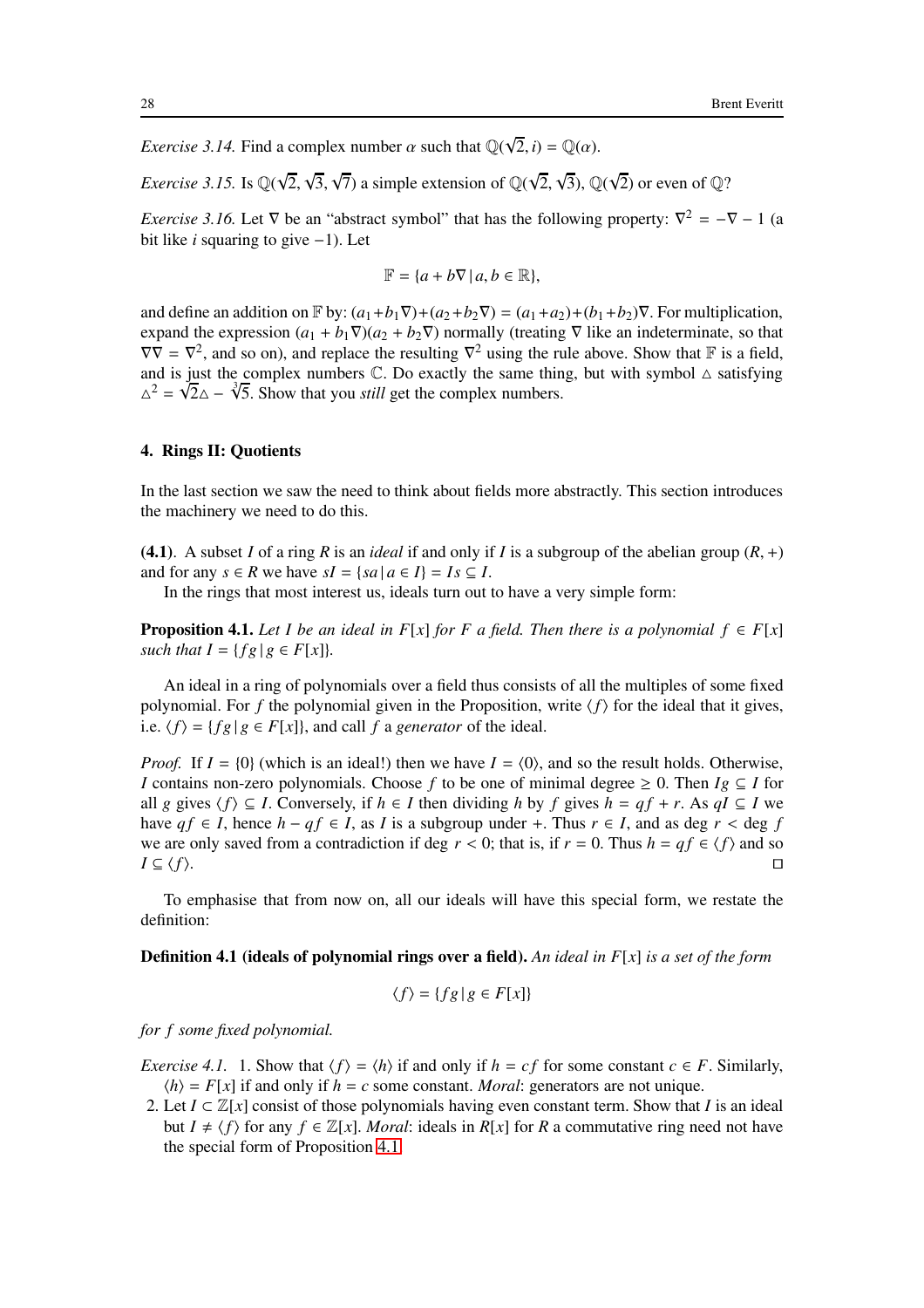*Exercise 3.14.* Find a complex number $\alpha$ such that $\mathbb{Q}(\sqrt{2}, i) = \mathbb{Q}(\alpha)$.

*Exercise 3.15.* Is $\mathbb{Q}(\sqrt{2}, \sqrt{3}, \sqrt{7})$ a simple extension of $\mathbb{Q}(\sqrt{2}, \sqrt{3})$, $\mathbb{Q}(\sqrt{2})$ or even of $\mathbb{Q}$?

*Exercise 3.16.* Let $\nabla$ be an "abstract symbol" that has the following property: $\nabla^2 = -\nabla - 1$ (a bit like $i$ squaring to give $-1$). Let

$$\mathbb{F} = \{a + b\nabla \,|\, a, b \in \mathbb{R}\},$$

and define an addition on $\mathbb{F}$ by: $(a_1+b_1\nabla)+(a_2+b_2\nabla) = (a_1+a_2)+(b_1+b_2)\nabla$. For multiplication, expand the expression $(a_1 + b_1\nabla)(a_2 + b_2\nabla)$ normally (treating $\nabla$ like an indeterminate, so that $\nabla\nabla = \nabla^2$, and so on), and replace the resulting $\nabla^2$ using the rule above. Show that $\mathbb{F}$ is a field, and is just the complex numbers $\mathbb{C}$. Do exactly the same thing, but with symbol $\vartriangle$ satisfying $\vartriangle^2 = \sqrt{2}\vartriangle - \sqrt[3]{5}$. Show that you *still* get the complex numbers.

## 4. Rings II: Quotients

In the last section we saw the need to think about fields more abstractly. This section introduces the machinery we need to do this.

**(4.1)**. A subset $I$ of a ring $R$ is an *ideal* if and only if $I$ is a subgroup of the abelian group $(R, +)$ and for any $s \in R$ we have $sI = \{sa \,|\, a \in I\} = Is \subseteq I$.

In the rings that most interest us, ideals turn out to have a very simple form:

**Proposition 4.1.** *Let $I$ be an ideal in $F[x]$ for $F$ a field. Then there is a polynomial $f \in F[x]$ such that $I = \{fg \,|\, g \in F[x]\}$.*

An ideal in a ring of polynomials over a field thus consists of all the multiples of some fixed polynomial. For $f$ the polynomial given in the Proposition, write $\langle f \rangle$ for the ideal that it gives, i.e. $\langle f \rangle = \{fg \,|\, g \in F[x]\}$, and call $f$ a *generator* of the ideal.

*Proof.* If $I = \{0\}$ (which is an ideal!) then we have $I = \langle 0 \rangle$, and so the result holds. Otherwise, $I$ contains non-zero polynomials. Choose $f$ to be one of minimal degree $\geq 0$. Then $Ig \subseteq I$ for all $g$ gives $\langle f \rangle \subseteq I$. Conversely, if $h \in I$ then dividing $h$ by $f$ gives $h = qf + r$. As $qI \subseteq I$ we have $qf \in I$, hence $h - qf \in I$, as $I$ is a subgroup under $+$. Thus $r \in I$, and as $\deg r < \deg f$ we are only saved from a contradiction if $\deg r < 0$; that is, if $r = 0$. Thus $h = qf \in \langle f \rangle$ and so $I \subseteq \langle f \rangle$. □

To emphasise that from now on, all our ideals will have this special form, we restate the definition:

**Definition 4.1 (ideals of polynomial rings over a field).** *An ideal in $F[x]$ is a set of the form*

$$\langle f \rangle = \{fg \,|\, g \in F[x]\}$$

*for $f$ some fixed polynomial.*

*Exercise 4.1.*
1. Show that $\langle f \rangle = \langle h \rangle$ if and only if $h = cf$ for some constant $c \in F$. Similarly, $\langle h \rangle = F[x]$ if and only if $h = c$ some constant. *Moral*: generators are not unique.
2. Let $I \subset \mathbb{Z}[x]$ consist of those polynomials having even constant term. Show that $I$ is an ideal but $I \neq \langle f \rangle$ for any $f \in \mathbb{Z}[x]$. *Moral*: ideals in $R[x]$ for $R$ a commutative ring need not have the special form of Proposition 4.1.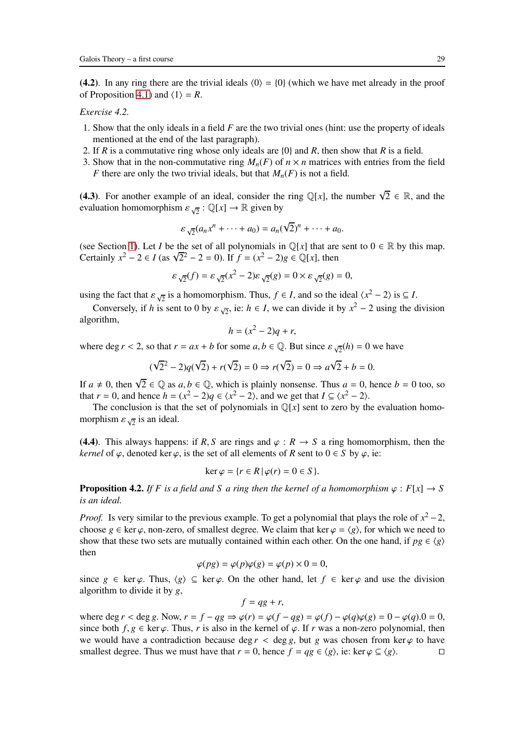**(4.2)**. In any ring there are the trivial ideals $\langle 0\rangle = \{0\}$ (which we have met already in the proof of Proposition 4.1) and $\langle 1\rangle = R$.

*Exercise 4.2.*

1. Show that the only ideals in a field $F$ are the two trivial ones (hint: use the property of ideals mentioned at the end of the last paragraph).
2. If $R$ is a commutative ring whose only ideals are $\{0\}$ and $R$, then show that $R$ is a field.
3. Show that in the non-commutative ring $M_n(F)$ of $n \times n$ matrices with entries from the field $F$ there are only the two trivial ideals, but that $M_n(F)$ is not a field.

**(4.3)**. For another example of an ideal, consider the ring $\mathbb{Q}[x]$, the number $\sqrt{2} \in \mathbb{R}$, and the evaluation homomorphism $\varepsilon_{\sqrt{2}} : \mathbb{Q}[x] \to \mathbb{R}$ given by

$$\varepsilon_{\sqrt{2}}(a_n x^n + \cdots + a_0) = a_n(\sqrt{2})^n + \cdots + a_0.$$

(see Section 1). Let $I$ be the set of all polynomials in $\mathbb{Q}[x]$ that are sent to $0 \in \mathbb{R}$ by this map. Certainly $x^2 - 2 \in I$ (as $\sqrt{2}^2 - 2 = 0$). If $f = (x^2 - 2)g \in \mathbb{Q}[x]$, then

$$\varepsilon_{\sqrt{2}}(f) = \varepsilon_{\sqrt{2}}(x^2 - 2)\varepsilon_{\sqrt{2}}(g) = 0 \times \varepsilon_{\sqrt{2}}(g) = 0,$$

using the fact that $\varepsilon_{\sqrt{2}}$ is a homomorphism. Thus, $f \in I$, and so the ideal $\langle x^2 - 2\rangle$ is $\subseteq I$.

Conversely, if $h$ is sent to 0 by $\varepsilon_{\sqrt{2}}$, ie: $h \in I$, we can divide it by $x^2 - 2$ using the division algorithm,

$$h = (x^2 - 2)q + r,$$

where $\deg r < 2$, so that $r = ax + b$ for some $a, b \in \mathbb{Q}$. But since $\varepsilon_{\sqrt{2}}(h) = 0$ we have

$$(\sqrt{2}^2 - 2)q(\sqrt{2}) + r(\sqrt{2}) = 0 \Rightarrow r(\sqrt{2}) = 0 \Rightarrow a\sqrt{2} + b = 0.$$

If $a \neq 0$, then $\sqrt{2} \in \mathbb{Q}$ as $a, b \in \mathbb{Q}$, which is plainly nonsense. Thus $a = 0$, hence $b = 0$ too, so that $r = 0$, and hence $h = (x^2 - 2)q \in \langle x^2 - 2\rangle$, and we get that $I \subseteq \langle x^2 - 2\rangle$.

The conclusion is that the set of polynomials in $\mathbb{Q}[x]$ sent to zero by the evaluation homomorphism $\varepsilon_{\sqrt{2}}$ is an ideal.

**(4.4)**. This always happens: if $R, S$ are rings and $\varphi : R \to S$ a ring homomorphism, then the *kernel* of $\varphi$, denoted $\ker\varphi$, is the set of all elements of $R$ sent to $0 \in S$ by $\varphi$, ie:

$$\ker\varphi = \{r \in R \,|\, \varphi(r) = 0 \in S\}.$$

**Proposition 4.2.** *If $F$ is a field and $S$ a ring then the kernel of a homomorphism $\varphi : F[x] \to S$ is an ideal.*

*Proof.* Is very similar to the previous example. To get a polynomial that plays the role of $x^2 - 2$, choose $g \in \ker\varphi$, non-zero, of smallest degree. We claim that $\ker\varphi = \langle g\rangle$, for which we need to show that these two sets are mutually contained within each other. On the one hand, if $pg \in \langle g\rangle$ then

$$\varphi(pg) = \varphi(p)\varphi(g) = \varphi(p) \times 0 = 0,$$

since $g \in \ker\varphi$. Thus, $\langle g\rangle \subseteq \ker\varphi$. On the other hand, let $f \in \ker\varphi$ and use the division algorithm to divide it by $g$,

$$f = qg + r,$$

where $\deg r < \deg g$. Now, $r = f - qg \Rightarrow \varphi(r) = \varphi(f - qg) = \varphi(f) - \varphi(q)\varphi(g) = 0 - \varphi(q).0 = 0$, since both $f, g \in \ker\varphi$. Thus, $r$ is also in the kernel of $\varphi$. If $r$ was a non-zero polynomial, then we would have a contradiction because $\deg r < \deg g$, but $g$ was chosen from $\ker\varphi$ to have smallest degree. Thus we must have that $r = 0$, hence $f = qg \in \langle g\rangle$, ie: $\ker\varphi \subseteq \langle g\rangle$. $\square$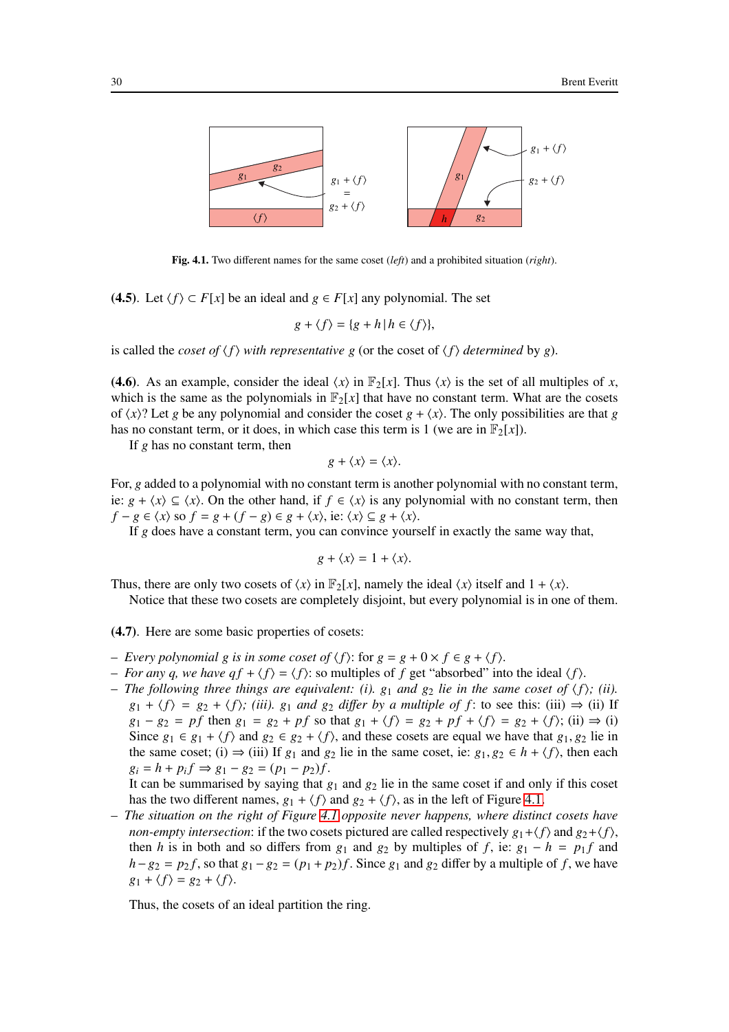**Fig. 4.1.** Two different names for the same coset (*left*) and a prohibited situation (*right*).

**(4.5)**. Let $\langle f\rangle \subset F[x]$ be an ideal and $g \in F[x]$ any polynomial. The set

$$g + \langle f\rangle = \{g + h \,|\, h \in \langle f\rangle\},$$

is called the *coset of* $\langle f\rangle$ *with representative* $g$ (or the coset of $\langle f\rangle$ *determined* by $g$).

**(4.6)**. As an example, consider the ideal $\langle x\rangle$ in $\mathbb{F}_2[x]$. Thus $\langle x\rangle$ is the set of all multiples of $x$, which is the same as the polynomials in $\mathbb{F}_2[x]$ that have no constant term. What are the cosets of $\langle x\rangle$? Let $g$ be any polynomial and consider the coset $g + \langle x\rangle$. The only possibilities are that $g$ has no constant term, or it does, in which case this term is 1 (we are in $\mathbb{F}_2[x]$).

If $g$ has no constant term, then

$$g + \langle x\rangle = \langle x\rangle.$$

For, $g$ added to a polynomial with no constant term is another polynomial with no constant term, ie: $g + \langle x\rangle \subseteq \langle x\rangle$. On the other hand, if $f \in \langle x\rangle$ is any polynomial with no constant term, then $f - g \in \langle x\rangle$ so $f = g + (f - g) \in g + \langle x\rangle$, ie: $\langle x\rangle \subseteq g + \langle x\rangle$.

If $g$ does have a constant term, you can convince yourself in exactly the same way that,

$$g + \langle x\rangle = 1 + \langle x\rangle.$$

Thus, there are only two cosets of $\langle x\rangle$ in $\mathbb{F}_2[x]$, namely the ideal $\langle x\rangle$ itself and $1 + \langle x\rangle$.

Notice that these two cosets are completely disjoint, but every polynomial is in one of them.

**(4.7)**. Here are some basic properties of cosets:

– *Every polynomial* $g$ *is in some coset of* $\langle f\rangle$: for $g = g + 0 \times f \in g + \langle f\rangle$.
– *For any* $q$, *we have* $qf + \langle f\rangle = \langle f\rangle$: so multiples of $f$ get "absorbed" into the ideal $\langle f\rangle$.
– *The following three things are equivalent: (i).* $g_1$ *and* $g_2$ *lie in the same coset of* $\langle f\rangle$*; (ii).* $g_1 + \langle f\rangle = g_2 + \langle f\rangle$*; (iii).* $g_1$ *and* $g_2$ *differ by a multiple of* $f$: to see this: (iii) $\Rightarrow$ (ii) If $g_1 - g_2 = pf$ then $g_1 = g_2 + pf$ so that $g_1 + \langle f\rangle = g_2 + pf + \langle f\rangle = g_2 + \langle f\rangle$; (ii) $\Rightarrow$ (i) Since $g_1 \in g_1 + \langle f\rangle$ and $g_2 \in g_2 + \langle f\rangle$, and these cosets are equal we have that $g_1, g_2$ lie in the same coset; (i) $\Rightarrow$ (iii) If $g_1$ and $g_2$ lie in the same coset, ie: $g_1, g_2 \in h + \langle f\rangle$, then each $g_i = h + p_i f \Rightarrow g_1 - g_2 = (p_1 - p_2)f$.

  It can be summarised by saying that $g_1$ and $g_2$ lie in the same coset if and only if this coset has the two different names, $g_1 + \langle f\rangle$ and $g_2 + \langle f\rangle$, as in the left of Figure 4.1.
– *The situation on the right of Figure 4.1 opposite never happens, where distinct cosets have non-empty intersection*: if the two cosets pictured are called respectively $g_1 + \langle f\rangle$ and $g_2 + \langle f\rangle$, then $h$ is in both and so differs from $g_1$ and $g_2$ by multiples of $f$, ie: $g_1 - h = p_1 f$ and $h - g_2 = p_2 f$, so that $g_1 - g_2 = (p_1 + p_2)f$. Since $g_1$ and $g_2$ differ by a multiple of $f$, we have $g_1 + \langle f\rangle = g_2 + \langle f\rangle$.

  Thus, the cosets of an ideal partition the ring.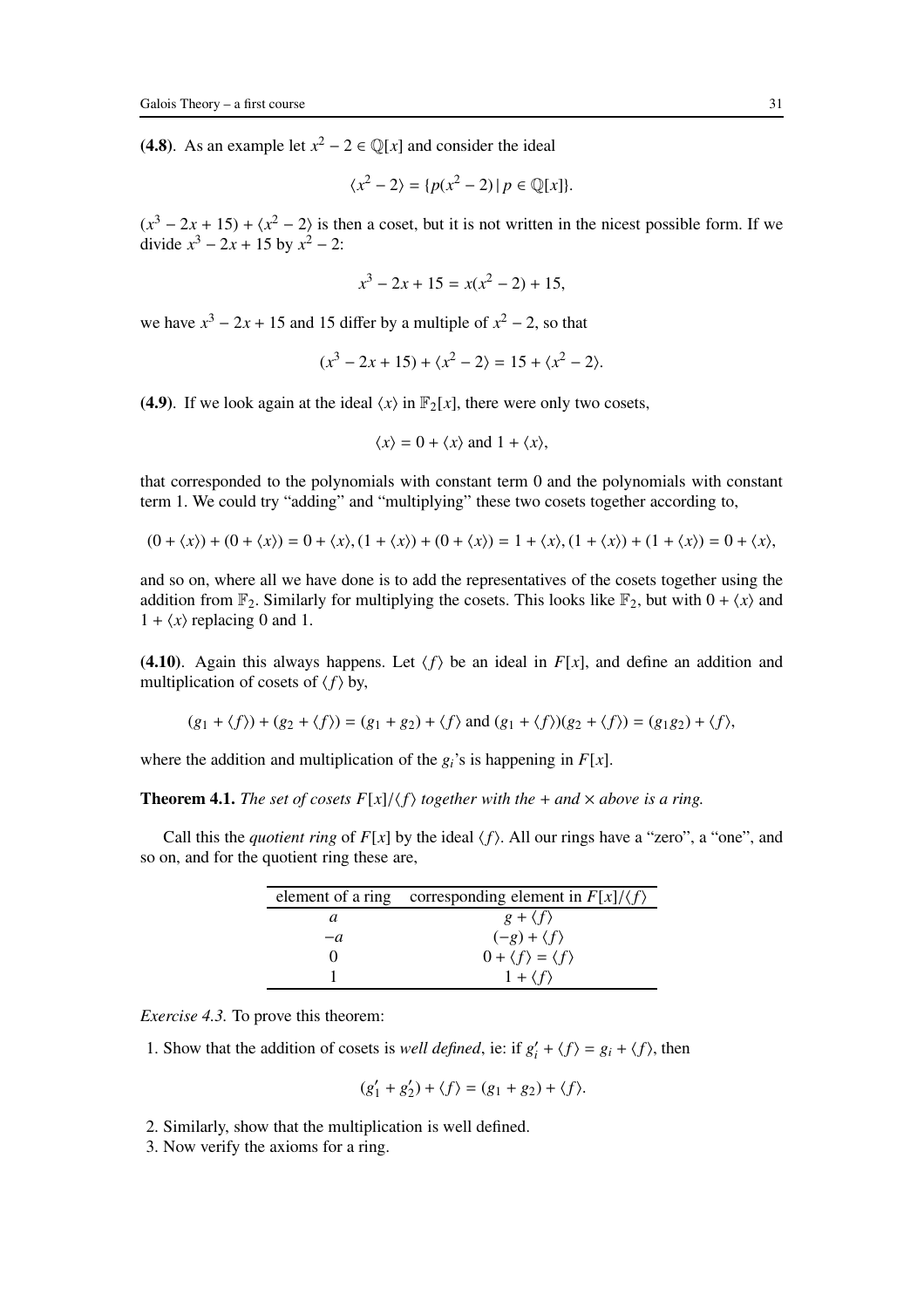**(4.8)**. As an example let $x^2 - 2 \in \mathbb{Q}[x]$ and consider the ideal

$$\langle x^2 - 2 \rangle = \{p(x^2 - 2) \,|\, p \in \mathbb{Q}[x]\}.$$

$(x^3 - 2x + 15) + \langle x^2 - 2 \rangle$ is then a coset, but it is not written in the nicest possible form. If we divide $x^3 - 2x + 15$ by $x^2 - 2$:

$$x^3 - 2x + 15 = x(x^2 - 2) + 15,$$

we have $x^3 - 2x + 15$ and 15 differ by a multiple of $x^2 - 2$, so that

$$(x^3 - 2x + 15) + \langle x^2 - 2 \rangle = 15 + \langle x^2 - 2 \rangle.$$

**(4.9)**. If we look again at the ideal $\langle x \rangle$ in $\mathbb{F}_2[x]$, there were only two cosets,

$$\langle x \rangle = 0 + \langle x \rangle \text{ and } 1 + \langle x \rangle,$$

that corresponded to the polynomials with constant term 0 and the polynomials with constant term 1. We could try "adding" and "multiplying" these two cosets together according to,

$$(0 + \langle x \rangle) + (0 + \langle x \rangle) = 0 + \langle x \rangle, (1 + \langle x \rangle) + (0 + \langle x \rangle) = 1 + \langle x \rangle, (1 + \langle x \rangle) + (1 + \langle x \rangle) = 0 + \langle x \rangle,$$

and so on, where all we have done is to add the representatives of the cosets together using the addition from $\mathbb{F}_2$. Similarly for multiplying the cosets. This looks like $\mathbb{F}_2$, but with $0 + \langle x \rangle$ and $1 + \langle x \rangle$ replacing 0 and 1.

**(4.10)**. Again this always happens. Let $\langle f \rangle$ be an ideal in $F[x]$, and define an addition and multiplication of cosets of $\langle f \rangle$ by,

$$(g_1 + \langle f \rangle) + (g_2 + \langle f \rangle) = (g_1 + g_2) + \langle f \rangle \text{ and } (g_1 + \langle f \rangle)(g_2 + \langle f \rangle) = (g_1 g_2) + \langle f \rangle,$$

where the addition and multiplication of the $g_i$'s is happening in $F[x]$.

**Theorem 4.1.** *The set of cosets $F[x]/\langle f \rangle$ together with the $+$ and $\times$ above is a ring.*

Call this the *quotient ring* of $F[x]$ by the ideal $\langle f \rangle$. All our rings have a "zero", a "one", and so on, and for the quotient ring these are,

| element of a ring | corresponding element in $F[x]/\langle f \rangle$ |
|---|---|
| $a$ | $g + \langle f \rangle$ |
| $-a$ | $(-g) + \langle f \rangle$ |
| $0$ | $0 + \langle f \rangle = \langle f \rangle$ |
| $1$ | $1 + \langle f \rangle$ |

*Exercise 4.3.* To prove this theorem:

1. Show that the addition of cosets is *well defined*, ie: if $g_i' + \langle f \rangle = g_i + \langle f \rangle$, then

$$(g_1' + g_2') + \langle f \rangle = (g_1 + g_2) + \langle f \rangle.$$

2. Similarly, show that the multiplication is well defined.
3. Now verify the axioms for a ring.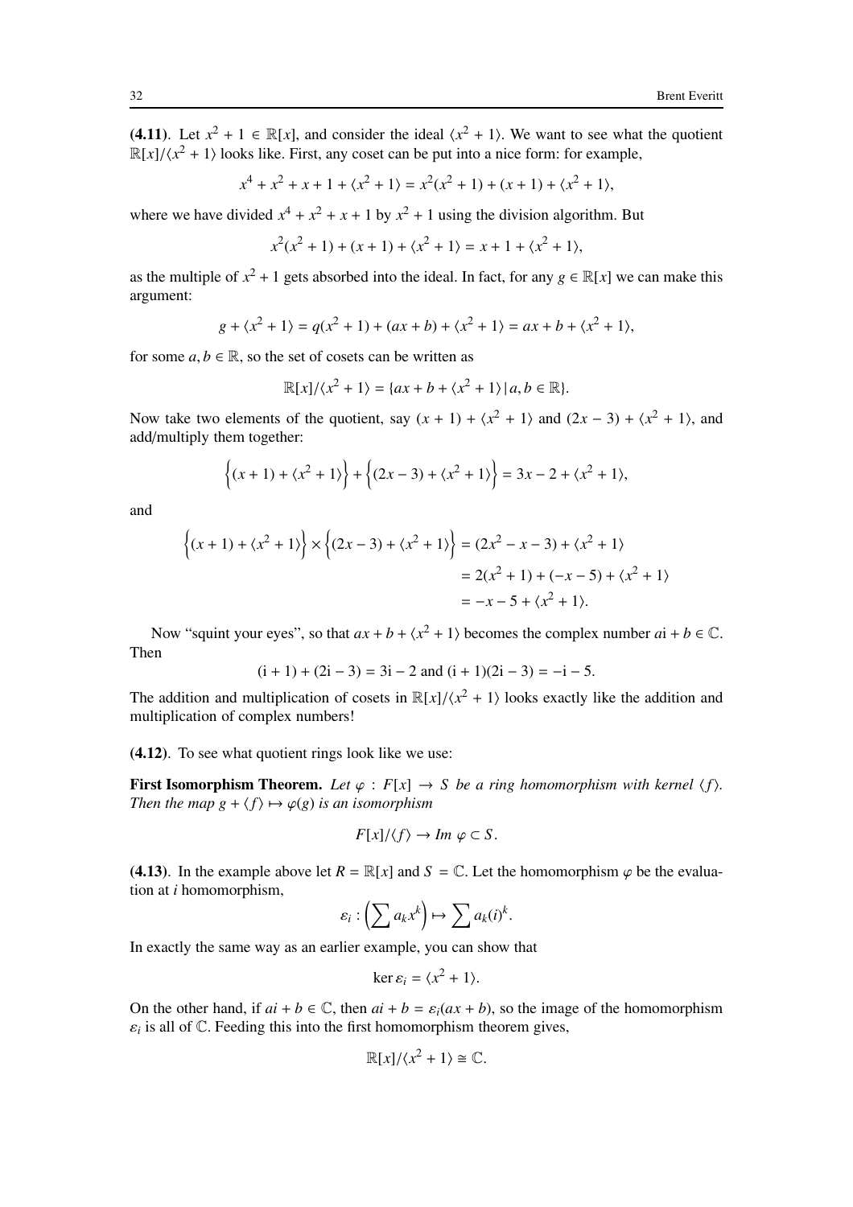**(4.11)**. Let $x^2 + 1 \in \mathbb{R}[x]$, and consider the ideal $\langle x^2 + 1\rangle$. We want to see what the quotient $\mathbb{R}[x]/\langle x^2 + 1\rangle$ looks like. First, any coset can be put into a nice form: for example,

$$x^4 + x^2 + x + 1 + \langle x^2 + 1\rangle = x^2(x^2 + 1) + (x + 1) + \langle x^2 + 1\rangle,$$

where we have divided $x^4 + x^2 + x + 1$ by $x^2 + 1$ using the division algorithm. But

$$x^2(x^2 + 1) + (x + 1) + \langle x^2 + 1\rangle = x + 1 + \langle x^2 + 1\rangle,$$

as the multiple of $x^2 + 1$ gets absorbed into the ideal. In fact, for any $g \in \mathbb{R}[x]$ we can make this argument:

$$g + \langle x^2 + 1\rangle = q(x^2 + 1) + (ax + b) + \langle x^2 + 1\rangle = ax + b + \langle x^2 + 1\rangle,$$

for some $a, b \in \mathbb{R}$, so the set of cosets can be written as

$$\mathbb{R}[x]/\langle x^2 + 1\rangle = \{ax + b + \langle x^2 + 1\rangle \,|\, a, b \in \mathbb{R}\}.$$

Now take two elements of the quotient, say $(x + 1) + \langle x^2 + 1\rangle$ and $(2x - 3) + \langle x^2 + 1\rangle$, and add/multiply them together:

$$\Big\{(x + 1) + \langle x^2 + 1\rangle\Big\} + \Big\{(2x - 3) + \langle x^2 + 1\rangle\Big\} = 3x - 2 + \langle x^2 + 1\rangle,$$

and

$$\begin{aligned}\Big\{(x + 1) + \langle x^2 + 1\rangle\Big\} \times \Big\{(2x - 3) + \langle x^2 + 1\rangle\Big\} &= (2x^2 - x - 3) + \langle x^2 + 1\rangle \\ &= 2(x^2 + 1) + (-x - 5) + \langle x^2 + 1\rangle \\ &= -x - 5 + \langle x^2 + 1\rangle.\end{aligned}$$

Now "squint your eyes", so that $ax + b + \langle x^2 + 1\rangle$ becomes the complex number $a\mathrm{i} + b \in \mathbb{C}$. Then

$$(\mathrm{i} + 1) + (2\mathrm{i} - 3) = 3\mathrm{i} - 2 \text{ and } (\mathrm{i} + 1)(2\mathrm{i} - 3) = -\mathrm{i} - 5.$$

The addition and multiplication of cosets in $\mathbb{R}[x]/\langle x^2 + 1\rangle$ looks exactly like the addition and multiplication of complex numbers!

**(4.12)**. To see what quotient rings look like we use:

**First Isomorphism Theorem.** *Let $\varphi : F[x] \to S$ be a ring homomorphism with kernel $\langle f\rangle$. Then the map $g + \langle f\rangle \mapsto \varphi(g)$ is an isomorphism*

$$F[x]/\langle f\rangle \to \mathit{Im}\ \varphi \subset S.$$

**(4.13)**. In the example above let $R = \mathbb{R}[x]$ and $S = \mathbb{C}$. Let the homomorphism $\varphi$ be the evaluation at $i$ homomorphism,

$$\varepsilon_i : \left(\sum a_k x^k\right) \mapsto \sum a_k (i)^k.$$

In exactly the same way as an earlier example, you can show that

$$\ker \varepsilon_i = \langle x^2 + 1\rangle.$$

On the other hand, if $ai + b \in \mathbb{C}$, then $ai + b = \varepsilon_i(ax + b)$, so the image of the homomorphism $\varepsilon_i$ is all of $\mathbb{C}$. Feeding this into the first homomorphism theorem gives,

$$\mathbb{R}[x]/\langle x^2 + 1\rangle \cong \mathbb{C}.$$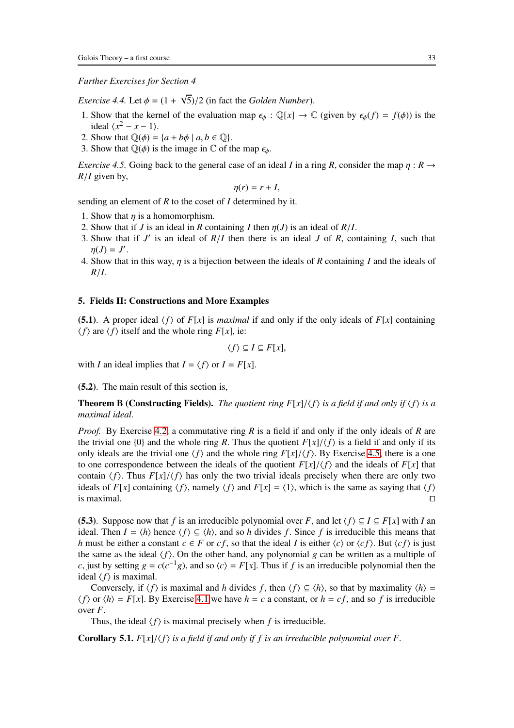*Further Exercises for Section 4*

*Exercise 4.4.* Let $\phi = (1 + \sqrt{5})/2$ (in fact the *Golden Number*).

1. Show that the kernel of the evaluation map $\epsilon_\phi : \mathbb{Q}[x] \to \mathbb{C}$ (given by $\epsilon_\phi(f) = f(\phi)$) is the ideal $\langle x^2 - x - 1\rangle$.
2. Show that $\mathbb{Q}(\phi) = \{a + b\phi \mid a, b \in \mathbb{Q}\}$.
3. Show that $\mathbb{Q}(\phi)$ is the image in $\mathbb{C}$ of the map $\epsilon_\phi$.

*Exercise 4.5.* Going back to the general case of an ideal $I$ in a ring $R$, consider the map $\eta : R \to R/I$ given by,

$$\eta(r) = r + I,$$

sending an element of $R$ to the coset of $I$ determined by it.

1. Show that $\eta$ is a homomorphism.
2. Show that if $J$ is an ideal in $R$ containing $I$ then $\eta(J)$ is an ideal of $R/I$.
3. Show that if $J'$ is an ideal of $R/I$ then there is an ideal $J$ of $R$, containing $I$, such that $\eta(J) = J'$.
4. Show that in this way, $\eta$ is a bijection between the ideals of $R$ containing $I$ and the ideals of $R/I$.

## 5. Fields II: Constructions and More Examples

**(5.1)**. A proper ideal $\langle f\rangle$ of $F[x]$ is *maximal* if and only if the only ideals of $F[x]$ containing $\langle f\rangle$ are $\langle f\rangle$ itself and the whole ring $F[x]$, ie:

$$\langle f\rangle \subseteq I \subseteq F[x],$$

with $I$ an ideal implies that $I = \langle f\rangle$ or $I = F[x]$.

**(5.2)**. The main result of this section is,

**Theorem B (Constructing Fields).** *The quotient ring $F[x]/\langle f\rangle$ is a field if and only if $\langle f\rangle$ is a maximal ideal.*

*Proof.* By Exercise 4.2, a commutative ring $R$ is a field if and only if the only ideals of $R$ are the trivial one $\{0\}$ and the whole ring $R$. Thus the quotient $F[x]/\langle f\rangle$ is a field if and only if its only ideals are the trivial one $\langle f\rangle$ and the whole ring $F[x]/\langle f\rangle$. By Exercise 4.5, there is a one to one correspondence between the ideals of the quotient $F[x]/\langle f\rangle$ and the ideals of $F[x]$ that contain $\langle f\rangle$. Thus $F[x]/\langle f\rangle$ has only the two trivial ideals precisely when there are only two ideals of $F[x]$ containing $\langle f\rangle$, namely $\langle f\rangle$ and $F[x] = \langle 1\rangle$, which is the same as saying that $\langle f\rangle$ is maximal. □

**(5.3)**. Suppose now that $f$ is an irreducible polynomial over $F$, and let $\langle f\rangle \subseteq I \subseteq F[x]$ with $I$ an ideal. Then $I = \langle h\rangle$ hence $\langle f\rangle \subseteq \langle h\rangle$, and so $h$ divides $f$. Since $f$ is irreducible this means that $h$ must be either a constant $c \in F$ or $cf$, so that the ideal $I$ is either $\langle c\rangle$ or $\langle cf\rangle$. But $\langle cf\rangle$ is just the same as the ideal $\langle f\rangle$. On the other hand, any polynomial $g$ can be written as a multiple of $c$, just by setting $g = c(c^{-1}g)$, and so $\langle c\rangle = F[x]$. Thus if $f$ is an irreducible polynomial then the ideal $\langle f\rangle$ is maximal.

Conversely, if $\langle f\rangle$ is maximal and $h$ divides $f$, then $\langle f\rangle \subseteq \langle h\rangle$, so that by maximality $\langle h\rangle = \langle f\rangle$ or $\langle h\rangle = F[x]$. By Exercise 4.1 we have $h = c$ a constant, or $h = cf$, and so $f$ is irreducible over $F$.

Thus, the ideal $\langle f\rangle$ is maximal precisely when $f$ is irreducible.

**Corollary 5.1.** *$F[x]/\langle f\rangle$ is a field if and only if $f$ is an irreducible polynomial over $F$.*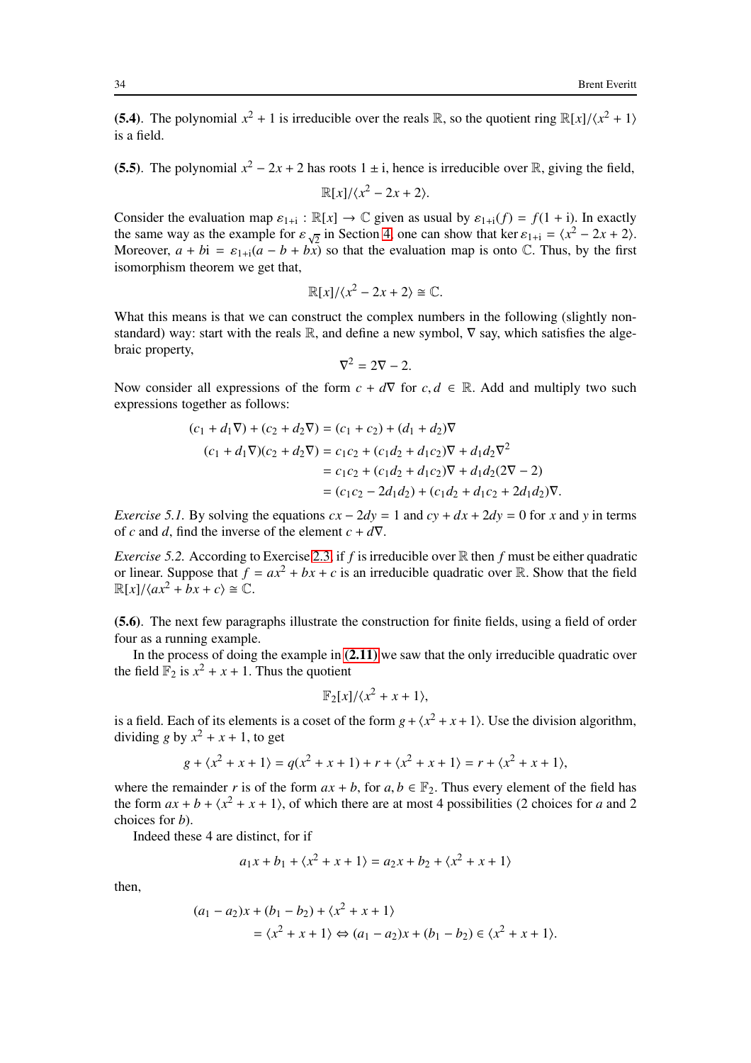**(5.4)**. The polynomial $x^2 + 1$ is irreducible over the reals $\mathbb{R}$, so the quotient ring $\mathbb{R}[x]/\langle x^2 + 1\rangle$ is a field.

**(5.5)**. The polynomial $x^2 - 2x + 2$ has roots $1 \pm \mathrm{i}$, hence is irreducible over $\mathbb{R}$, giving the field,

$$\mathbb{R}[x]/\langle x^2 - 2x + 2\rangle.$$

Consider the evaluation map $\varepsilon_{1+\mathrm{i}} : \mathbb{R}[x] \to \mathbb{C}$ given as usual by $\varepsilon_{1+\mathrm{i}}(f) = f(1 + \mathrm{i})$. In exactly the same way as the example for $\varepsilon_{\sqrt{2}}$ in Section 4, one can show that $\ker \varepsilon_{1+\mathrm{i}} = \langle x^2 - 2x + 2\rangle$. Moreover, $a + b\mathrm{i} = \varepsilon_{1+\mathrm{i}}(a - b + bx)$ so that the evaluation map is onto $\mathbb{C}$. Thus, by the first isomorphism theorem we get that,

$$\mathbb{R}[x]/\langle x^2 - 2x + 2\rangle \cong \mathbb{C}.$$

What this means is that we can construct the complex numbers in the following (slightly non-standard) way: start with the reals $\mathbb{R}$, and define a new symbol, $\nabla$ say, which satisfies the algebraic property,

$$\nabla^2 = 2\nabla - 2.$$

Now consider all expressions of the form $c + d\nabla$ for $c, d \in \mathbb{R}$. Add and multiply two such expressions together as follows:

$$\begin{aligned}
(c_1 + d_1\nabla) + (c_2 + d_2\nabla) &= (c_1 + c_2) + (d_1 + d_2)\nabla \\
(c_1 + d_1\nabla)(c_2 + d_2\nabla) &= c_1c_2 + (c_1d_2 + d_1c_2)\nabla + d_1d_2\nabla^2 \\
&= c_1c_2 + (c_1d_2 + d_1c_2)\nabla + d_1d_2(2\nabla - 2) \\
&= (c_1c_2 - 2d_1d_2) + (c_1d_2 + d_1c_2 + 2d_1d_2)\nabla.
\end{aligned}$$

*Exercise 5.1.* By solving the equations $cx - 2dy = 1$ and $cy + dx + 2dy = 0$ for $x$ and $y$ in terms of $c$ and $d$, find the inverse of the element $c + d\nabla$.

*Exercise 5.2.* According to Exercise 2.3, if $f$ is irreducible over $\mathbb{R}$ then $f$ must be either quadratic or linear. Suppose that $f = ax^2 + bx + c$ is an irreducible quadratic over $\mathbb{R}$. Show that the field $\mathbb{R}[x]/\langle ax^2 + bx + c\rangle \cong \mathbb{C}$.

**(5.6)**. The next few paragraphs illustrate the construction for finite fields, using a field of order four as a running example.

In the process of doing the example in **(2.11)** we saw that the only irreducible quadratic over the field $\mathbb{F}_2$ is $x^2 + x + 1$. Thus the quotient

$$\mathbb{F}_2[x]/\langle x^2 + x + 1\rangle,$$

is a field. Each of its elements is a coset of the form $g + \langle x^2 + x + 1\rangle$. Use the division algorithm, dividing $g$ by $x^2 + x + 1$, to get

$$g + \langle x^2 + x + 1\rangle = q(x^2 + x + 1) + r + \langle x^2 + x + 1\rangle = r + \langle x^2 + x + 1\rangle,$$

where the remainder $r$ is of the form $ax + b$, for $a, b \in \mathbb{F}_2$. Thus every element of the field has the form $ax + b + \langle x^2 + x + 1\rangle$, of which there are at most 4 possibilities (2 choices for $a$ and 2 choices for $b$).

Indeed these 4 are distinct, for if

$$a_1x + b_1 + \langle x^2 + x + 1\rangle = a_2x + b_2 + \langle x^2 + x + 1\rangle$$

then,

$$\begin{aligned}
&(a_1 - a_2)x + (b_1 - b_2) + \langle x^2 + x + 1\rangle \\
&\qquad = \langle x^2 + x + 1\rangle \Leftrightarrow (a_1 - a_2)x + (b_1 - b_2) \in \langle x^2 + x + 1\rangle.
\end{aligned}$$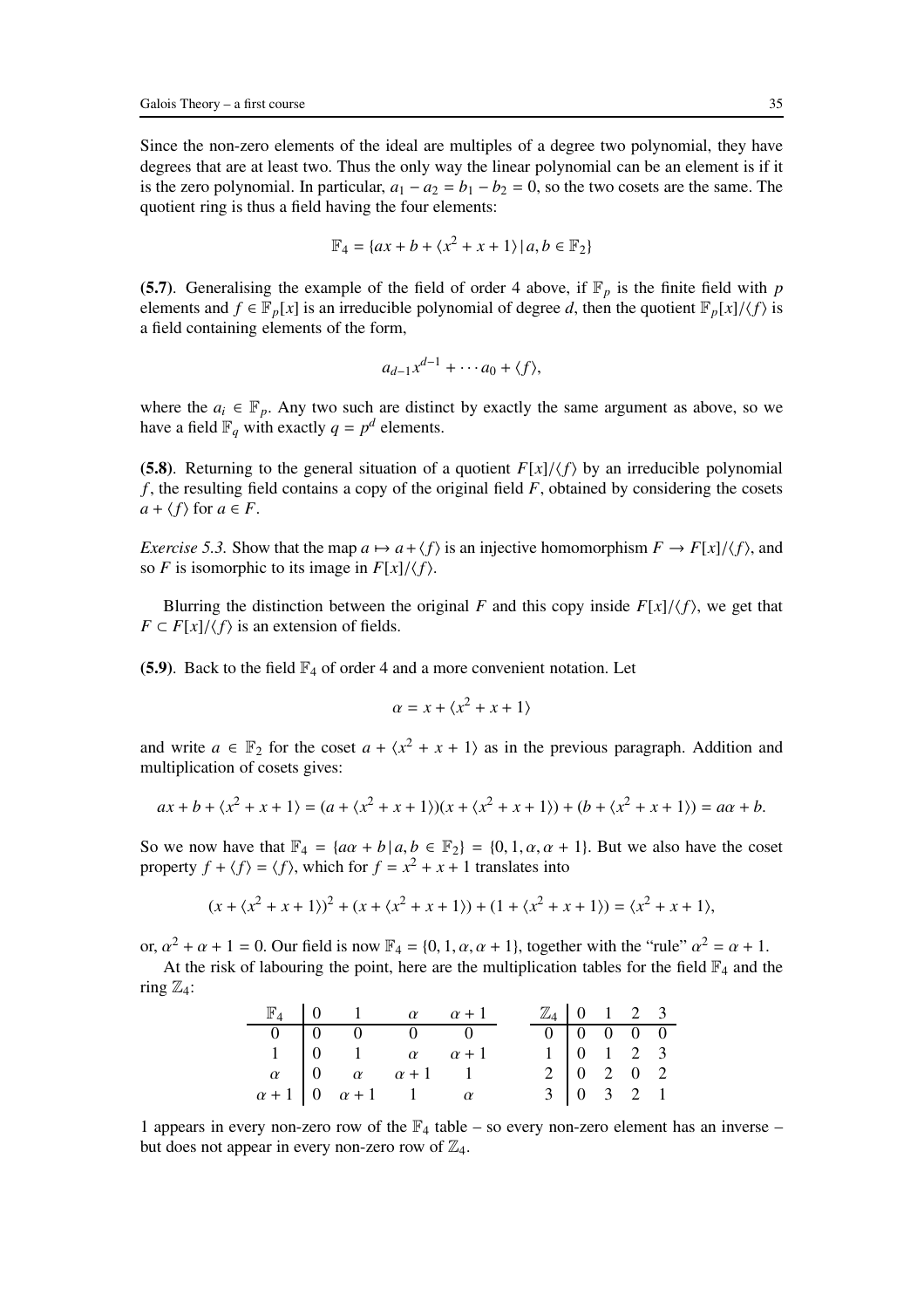Since the non-zero elements of the ideal are multiples of a degree two polynomial, they have degrees that are at least two. Thus the only way the linear polynomial can be an element is if it is the zero polynomial. In particular, $a_1 - a_2 = b_1 - b_2 = 0$, so the two cosets are the same. The quotient ring is thus a field having the four elements:

$$\mathbb{F}_4 = \{ax + b + \langle x^2 + x + 1\rangle \,|\, a, b \in \mathbb{F}_2\}$$

**(5.7)**. Generalising the example of the field of order 4 above, if $\mathbb{F}_p$ is the finite field with $p$ elements and $f \in \mathbb{F}_p[x]$ is an irreducible polynomial of degree $d$, then the quotient $\mathbb{F}_p[x]/\langle f\rangle$ is a field containing elements of the form,

$$a_{d-1}x^{d-1} + \cdots a_0 + \langle f\rangle,$$

where the $a_i \in \mathbb{F}_p$. Any two such are distinct by exactly the same argument as above, so we have a field $\mathbb{F}_q$ with exactly $q = p^d$ elements.

**(5.8)**. Returning to the general situation of a quotient $F[x]/\langle f\rangle$ by an irreducible polynomial $f$, the resulting field contains a copy of the original field $F$, obtained by considering the cosets $a + \langle f\rangle$ for $a \in F$.

*Exercise 5.3.* Show that the map $a \mapsto a + \langle f\rangle$ is an injective homomorphism $F \to F[x]/\langle f\rangle$, and so $F$ is isomorphic to its image in $F[x]/\langle f\rangle$.

Blurring the distinction between the original $F$ and this copy inside $F[x]/\langle f\rangle$, we get that $F \subset F[x]/\langle f\rangle$ is an extension of fields.

**(5.9)**. Back to the field $\mathbb{F}_4$ of order 4 and a more convenient notation. Let

$$\alpha = x + \langle x^2 + x + 1\rangle$$

and write $a \in \mathbb{F}_2$ for the coset $a + \langle x^2 + x + 1\rangle$ as in the previous paragraph. Addition and multiplication of cosets gives:

$$ax + b + \langle x^2 + x + 1\rangle = (a + \langle x^2 + x + 1\rangle)(x + \langle x^2 + x + 1\rangle) + (b + \langle x^2 + x + 1\rangle) = a\alpha + b.$$

So we now have that $\mathbb{F}_4 = \{a\alpha + b \,|\, a, b \in \mathbb{F}_2\} = \{0, 1, \alpha, \alpha + 1\}$. But we also have the coset property $f + \langle f\rangle = \langle f\rangle$, which for $f = x^2 + x + 1$ translates into

$$(x + \langle x^2 + x + 1\rangle)^2 + (x + \langle x^2 + x + 1\rangle) + (1 + \langle x^2 + x + 1\rangle) = \langle x^2 + x + 1\rangle,$$

or, $\alpha^2 + \alpha + 1 = 0$. Our field is now $\mathbb{F}_4 = \{0, 1, \alpha, \alpha + 1\}$, together with the "rule" $\alpha^2 = \alpha + 1$.

At the risk of labouring the point, here are the multiplication tables for the field $\mathbb{F}_4$ and the ring $\mathbb{Z}_4$:

| $\mathbb{F}_4$ | $0$ | $1$ | $\alpha$ | $\alpha+1$ |
|---|---|---|---|---|
| $0$ | $0$ | $0$ | $0$ | $0$ |
| $1$ | $0$ | $1$ | $\alpha$ | $\alpha+1$ |
| $\alpha$ | $0$ | $\alpha$ | $\alpha+1$ | $1$ |
| $\alpha+1$ | $0$ | $\alpha+1$ | $1$ | $\alpha$ |

| $\mathbb{Z}_4$ | 0 | 1 | 2 | 3 |
|---|---|---|---|---|
| 0 | 0 | 0 | 0 | 0 |
| 1 | 0 | 1 | 2 | 3 |
| 2 | 0 | 2 | 0 | 2 |
| 3 | 0 | 3 | 2 | 1 |

1 appears in every non-zero row of the $\mathbb{F}_4$ table – so every non-zero element has an inverse – but does not appear in every non-zero row of $\mathbb{Z}_4$.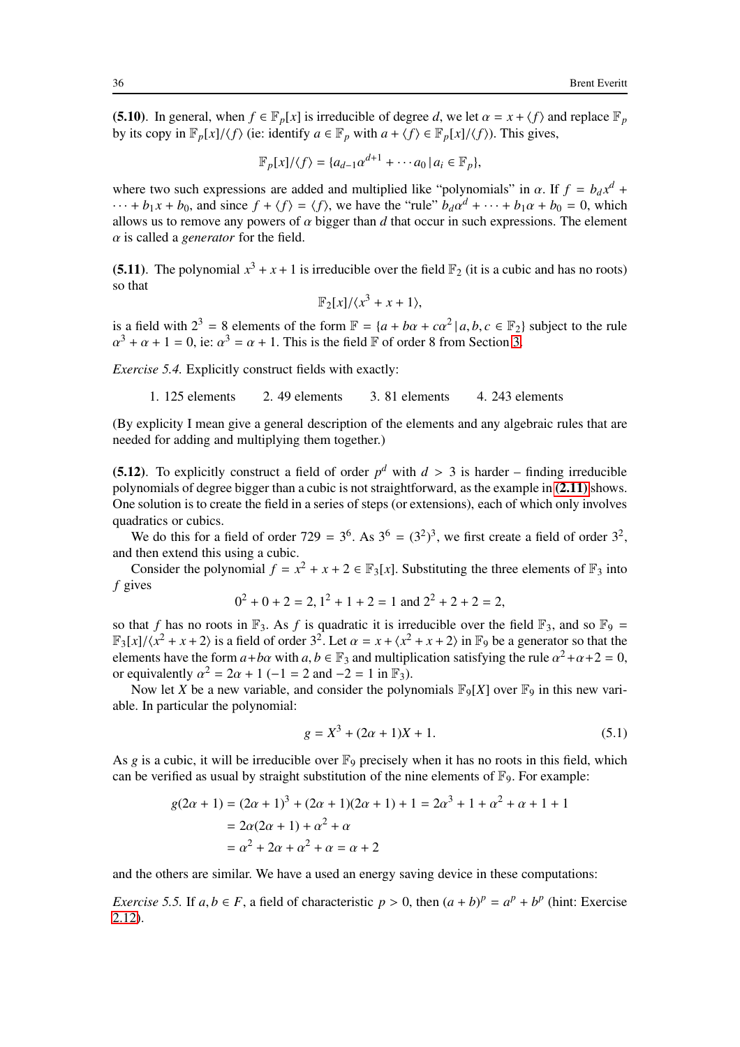**(5.10)**. In general, when $f \in \mathbb{F}_p[x]$ is irreducible of degree $d$, we let $\alpha = x + \langle f \rangle$ and replace $\mathbb{F}_p$ by its copy in $\mathbb{F}_p[x]/\langle f \rangle$ (ie: identify $a \in \mathbb{F}_p$ with $a + \langle f \rangle \in \mathbb{F}_p[x]/\langle f \rangle$). This gives,

$$\mathbb{F}_p[x]/\langle f \rangle = \{a_{d-1}\alpha^{d+1} + \cdots a_0 \,|\, a_i \in \mathbb{F}_p\},$$

where two such expressions are added and multiplied like "polynomials" in $\alpha$. If $f = b_d x^d + \cdots + b_1 x + b_0$, and since $f + \langle f \rangle = \langle f \rangle$, we have the "rule" $b_d \alpha^d + \cdots + b_1 \alpha + b_0 = 0$, which allows us to remove any powers of $\alpha$ bigger than $d$ that occur in such expressions. The element $\alpha$ is called a *generator* for the field.

**(5.11)**. The polynomial $x^3 + x + 1$ is irreducible over the field $\mathbb{F}_2$ (it is a cubic and has no roots) so that

$$\mathbb{F}_2[x]/\langle x^3 + x + 1 \rangle,$$

is a field with $2^3 = 8$ elements of the form $\mathbb{F} = \{a + b\alpha + c\alpha^2 \,|\, a, b, c \in \mathbb{F}_2\}$ subject to the rule $\alpha^3 + \alpha + 1 = 0$, ie: $\alpha^3 = \alpha + 1$. This is the field $\mathbb{F}$ of order 8 from Section 3.

*Exercise 5.4.* Explicitly construct fields with exactly:

1. 125 elements
2. 49 elements
3. 81 elements
4. 243 elements

(By explicity I mean give a general description of the elements and any algebraic rules that are needed for adding and multiplying them together.)

**(5.12)**. To explicitly construct a field of order $p^d$ with $d > 3$ is harder – finding irreducible polynomials of degree bigger than a cubic is not straightforward, as the example in **(2.11)** shows. One solution is to create the field in a series of steps (or extensions), each of which only involves quadratics or cubics.

We do this for a field of order $729 = 3^6$. As $3^6 = (3^2)^3$, we first create a field of order $3^2$, and then extend this using a cubic.

Consider the polynomial $f = x^2 + x + 2 \in \mathbb{F}_3[x]$. Substituting the three elements of $\mathbb{F}_3$ into $f$ gives

$$0^2 + 0 + 2 = 2, 1^2 + 1 + 2 = 1 \text{ and } 2^2 + 2 + 2 = 2,$$

so that $f$ has no roots in $\mathbb{F}_3$. As $f$ is quadratic it is irreducible over the field $\mathbb{F}_3$, and so $\mathbb{F}_9 = \mathbb{F}_3[x]/\langle x^2 + x + 2 \rangle$ is a field of order $3^2$. Let $\alpha = x + \langle x^2 + x + 2 \rangle$ in $\mathbb{F}_9$ be a generator so that the elements have the form $a + b\alpha$ with $a, b \in \mathbb{F}_3$ and multiplication satisfying the rule $\alpha^2 + \alpha + 2 = 0$, or equivalently $\alpha^2 = 2\alpha + 1$ ($-1 = 2$ and $-2 = 1$ in $\mathbb{F}_3$).

Now let $X$ be a new variable, and consider the polynomials $\mathbb{F}_9[X]$ over $\mathbb{F}_9$ in this new variable. In particular the polynomial:

$$g = X^3 + (2\alpha + 1)X + 1. \tag{5.1}$$

As $g$ is a cubic, it will be irreducible over $\mathbb{F}_9$ precisely when it has no roots in this field, which can be verified as usual by straight substitution of the nine elements of $\mathbb{F}_9$. For example:

$$\begin{aligned} g(2\alpha + 1) &= (2\alpha + 1)^3 + (2\alpha + 1)(2\alpha + 1) + 1 = 2\alpha^3 + 1 + \alpha^2 + \alpha + 1 + 1 \\ &= 2\alpha(2\alpha + 1) + \alpha^2 + \alpha \\ &= \alpha^2 + 2\alpha + \alpha^2 + \alpha = \alpha + 2 \end{aligned}$$

and the others are similar. We have a used an energy saving device in these computations:

*Exercise 5.5.* If $a, b \in F$, a field of characteristic $p > 0$, then $(a + b)^p = a^p + b^p$ (hint: Exercise 2.12).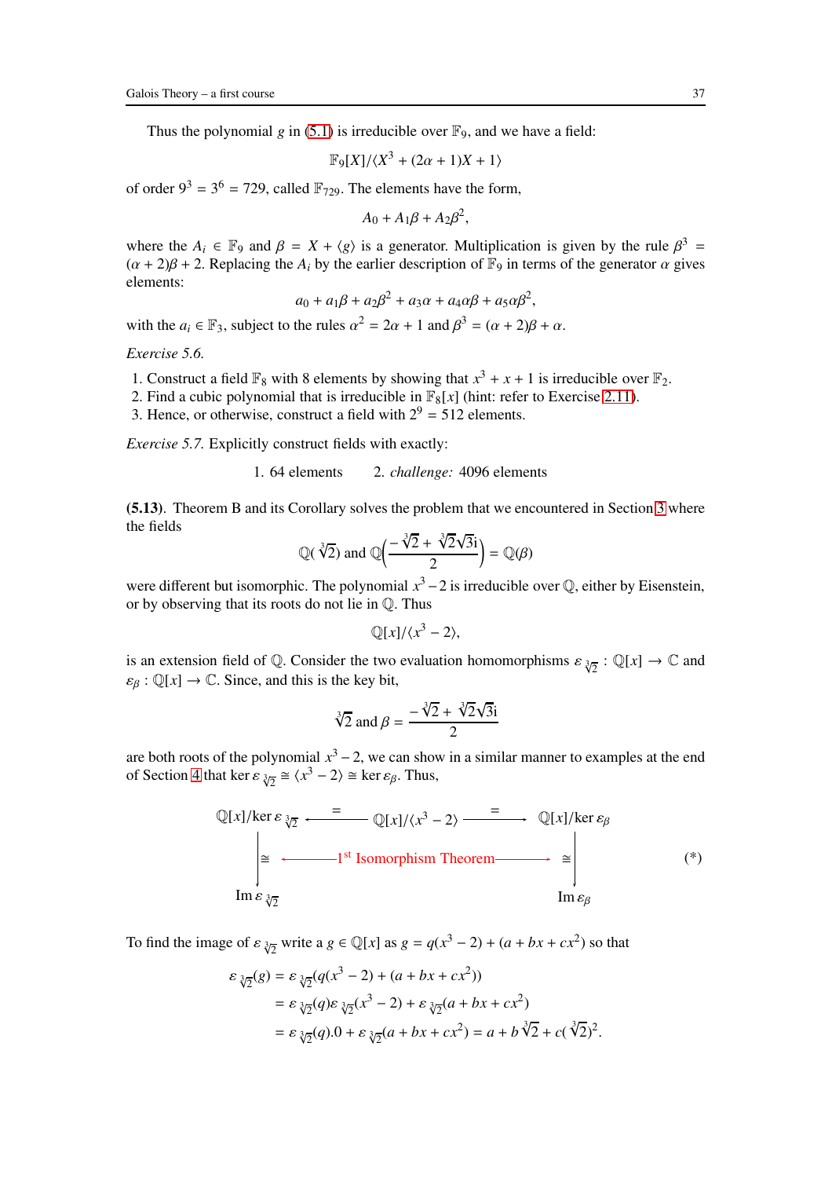Thus the polynomial $g$ in (5.1) is irreducible over $\mathbb{F}_9$, and we have a field:

$$\mathbb{F}_9[X]/\langle X^3 + (2\alpha + 1)X + 1\rangle$$

of order $9^3 = 3^6 = 729$, called $\mathbb{F}_{729}$. The elements have the form,

$$A_0 + A_1\beta + A_2\beta^2,$$

where the $A_i \in \mathbb{F}_9$ and $\beta = X + \langle g\rangle$ is a generator. Multiplication is given by the rule $\beta^3 = (\alpha + 2)\beta + 2$. Replacing the $A_i$ by the earlier description of $\mathbb{F}_9$ in terms of the generator $\alpha$ gives elements:

$$a_0 + a_1\beta + a_2\beta^2 + a_3\alpha + a_4\alpha\beta + a_5\alpha\beta^2,$$

with the $a_i \in \mathbb{F}_3$, subject to the rules $\alpha^2 = 2\alpha + 1$ and $\beta^3 = (\alpha + 2)\beta + \alpha$.

*Exercise 5.6.*

1. Construct a field $\mathbb{F}_8$ with 8 elements by showing that $x^3 + x + 1$ is irreducible over $\mathbb{F}_2$.
2. Find a cubic polynomial that is irreducible in $\mathbb{F}_8[x]$ (hint: refer to Exercise 2.11).
3. Hence, or otherwise, construct a field with $2^9 = 512$ elements.

*Exercise 5.7.* Explicitly construct fields with exactly:

1. 64 elements
2. *challenge:* 4096 elements

**(5.13)**. Theorem B and its Corollary solves the problem that we encountered in Section 3 where the fields

$$\mathbb{Q}(\sqrt[3]{2}) \text{ and } \mathbb{Q}\left(\frac{-\sqrt[3]{2} + \sqrt[3]{2}\sqrt{3}\mathrm{i}}{2}\right) = \mathbb{Q}(\beta)$$

were different but isomorphic. The polynomial $x^3 - 2$ is irreducible over $\mathbb{Q}$, either by Eisenstein, or by observing that its roots do not lie in $\mathbb{Q}$. Thus

$$\mathbb{Q}[x]/\langle x^3 - 2\rangle,$$

is an extension field of $\mathbb{Q}$. Consider the two evaluation homomorphisms $\varepsilon_{\sqrt[3]{2}} : \mathbb{Q}[x] \to \mathbb{C}$ and $\varepsilon_\beta : \mathbb{Q}[x] \to \mathbb{C}$. Since, and this is the key bit,

$$\sqrt[3]{2} \text{ and } \beta = \frac{-\sqrt[3]{2} + \sqrt[3]{2}\sqrt{3}\mathrm{i}}{2}$$

are both roots of the polynomial $x^3 - 2$, we can show in a similar manner to examples at the end of Section 4 that $\ker \varepsilon_{\sqrt[3]{2}} \cong \langle x^3 - 2\rangle \cong \ker \varepsilon_\beta$. Thus,

$$\begin{array}{ccccc}
\mathbb{Q}[x]/\ker \varepsilon_{\sqrt[3]{2}} & \xleftarrow{\ =\ } & \mathbb{Q}[x]/\langle x^3 - 2\rangle & \xrightarrow{\ =\ } & \mathbb{Q}[x]/\ker \varepsilon_\beta \\
\Big\downarrow \cong & \longleftarrow & \text{1}^{\text{st}} \text{ Isomorphism Theorem} & \longrightarrow & \cong \Big\downarrow \\
\operatorname{Im} \varepsilon_{\sqrt[3]{2}} & & & & \operatorname{Im} \varepsilon_\beta
\end{array} \qquad (*)$$

To find the image of $\varepsilon_{\sqrt[3]{2}}$ write a $g \in \mathbb{Q}[x]$ as $g = q(x^3 - 2) + (a + bx + cx^2)$ so that

$$\begin{aligned}
\varepsilon_{\sqrt[3]{2}}(g) &= \varepsilon_{\sqrt[3]{2}}(q(x^3 - 2) + (a + bx + cx^2)) \\
&= \varepsilon_{\sqrt[3]{2}}(q)\varepsilon_{\sqrt[3]{2}}(x^3 - 2) + \varepsilon_{\sqrt[3]{2}}(a + bx + cx^2) \\
&= \varepsilon_{\sqrt[3]{2}}(q).0 + \varepsilon_{\sqrt[3]{2}}(a + bx + cx^2) = a + b\sqrt[3]{2} + c(\sqrt[3]{2})^2.
\end{aligned}$$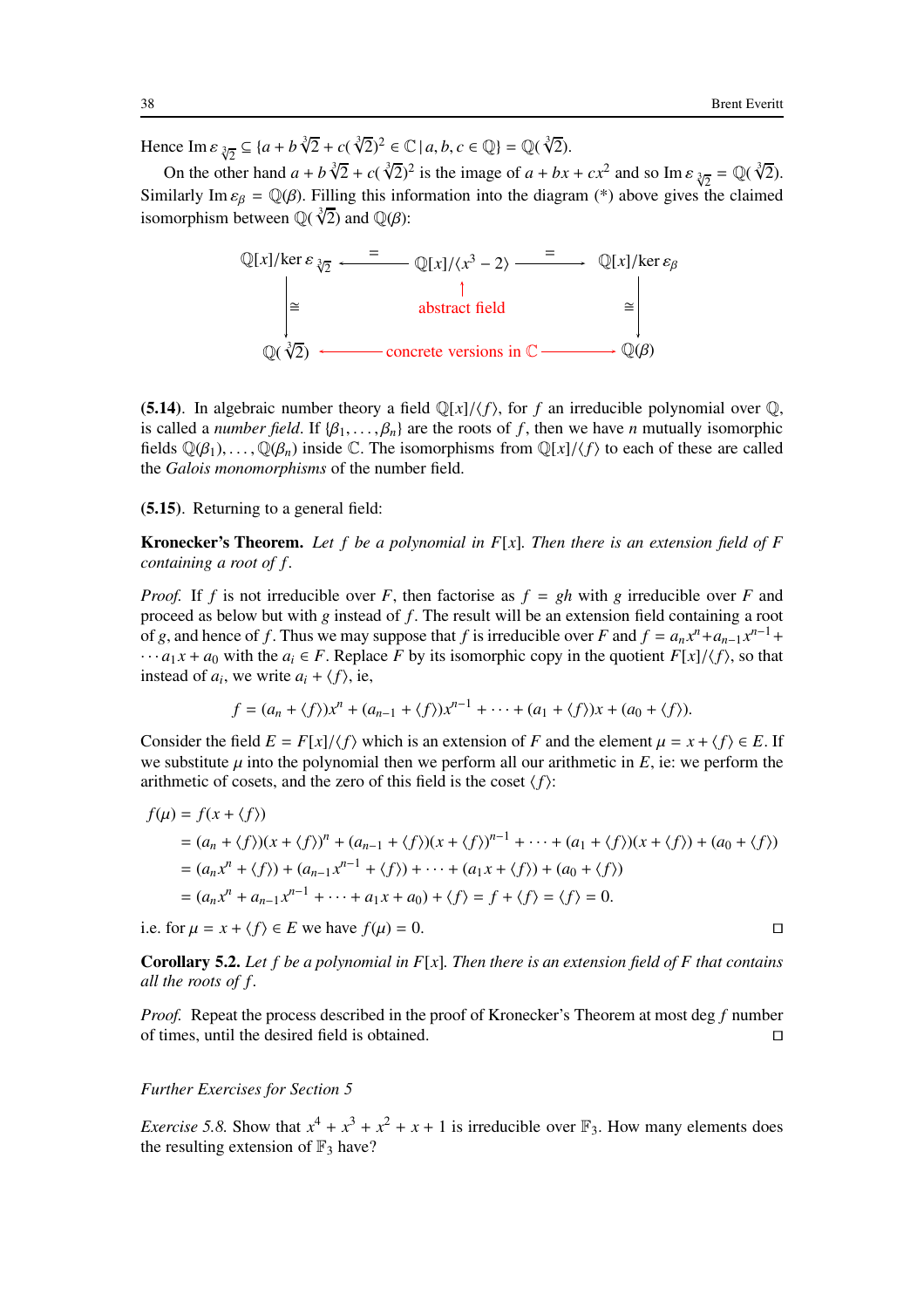Hence $\text{Im}\,\varepsilon_{\sqrt[3]{2}} \subseteq \{a + b\sqrt[3]{2} + c(\sqrt[3]{2})^2 \in \mathbb{C} \,|\, a, b, c \in \mathbb{Q}\} = \mathbb{Q}(\sqrt[3]{2})$.

On the other hand $a + b\sqrt[3]{2} + c(\sqrt[3]{2})^2$ is the image of $a + bx + cx^2$ and so $\text{Im}\,\varepsilon_{\sqrt[3]{2}} = \mathbb{Q}(\sqrt[3]{2})$. Similarly $\text{Im}\,\varepsilon_\beta = \mathbb{Q}(\beta)$. Filling this information into the diagram (*) above gives the claimed isomorphism between $\mathbb{Q}(\sqrt[3]{2})$ and $\mathbb{Q}(\beta)$:

$$\begin{array}{ccccc}
\mathbb{Q}[x]/\ker\varepsilon_{\sqrt[3]{2}} & \xleftarrow{=} & \mathbb{Q}[x]/\langle x^3-2\rangle & \xrightarrow{=} & \mathbb{Q}[x]/\ker\varepsilon_\beta \\
\Big\downarrow \cong & & \uparrow & & \Big\downarrow \cong \\
 & & \text{abstract field} & & \\
\mathbb{Q}(\sqrt[3]{2}) & \longleftarrow & \text{concrete versions in } \mathbb{C} & \longrightarrow & \mathbb{Q}(\beta)
\end{array}$$

**(5.14)**. In algebraic number theory a field $\mathbb{Q}[x]/\langle f\rangle$, for $f$ an irreducible polynomial over $\mathbb{Q}$, is called a *number field*. If $\{\beta_1, \ldots, \beta_n\}$ are the roots of $f$, then we have $n$ mutually isomorphic fields $\mathbb{Q}(\beta_1), \ldots, \mathbb{Q}(\beta_n)$ inside $\mathbb{C}$. The isomorphisms from $\mathbb{Q}[x]/\langle f\rangle$ to each of these are called the *Galois monomorphisms* of the number field.

**(5.15)**. Returning to a general field:

**Kronecker's Theorem.** *Let $f$ be a polynomial in $F[x]$. Then there is an extension field of $F$ containing a root of $f$.*

*Proof.* If $f$ is not irreducible over $F$, then factorise as $f = gh$ with $g$ irreducible over $F$ and proceed as below but with $g$ instead of $f$. The result will be an extension field containing a root of $g$, and hence of $f$. Thus we may suppose that $f$ is irreducible over $F$ and $f = a_n x^n + a_{n-1}x^{n-1} + \cdots a_1 x + a_0$ with the $a_i \in F$. Replace $F$ by its isomorphic copy in the quotient $F[x]/\langle f\rangle$, so that instead of $a_i$, we write $a_i + \langle f\rangle$, ie,

$$f = (a_n + \langle f\rangle)x^n + (a_{n-1} + \langle f\rangle)x^{n-1} + \cdots + (a_1 + \langle f\rangle)x + (a_0 + \langle f\rangle).$$

Consider the field $E = F[x]/\langle f\rangle$ which is an extension of $F$ and the element $\mu = x + \langle f\rangle \in E$. If we substitute $\mu$ into the polynomial then we perform all our arithmetic in $E$, ie: we perform the arithmetic of cosets, and the zero of this field is the coset $\langle f\rangle$:

$$\begin{aligned}
f(\mu) &= f(x + \langle f\rangle) \\
&= (a_n + \langle f\rangle)(x + \langle f\rangle)^n + (a_{n-1} + \langle f\rangle)(x + \langle f\rangle)^{n-1} + \cdots + (a_1 + \langle f\rangle)(x + \langle f\rangle) + (a_0 + \langle f\rangle) \\
&= (a_n x^n + \langle f\rangle) + (a_{n-1}x^{n-1} + \langle f\rangle) + \cdots + (a_1 x + \langle f\rangle) + (a_0 + \langle f\rangle) \\
&= (a_n x^n + a_{n-1}x^{n-1} + \cdots + a_1 x + a_0) + \langle f\rangle = f + \langle f\rangle = \langle f\rangle = 0.
\end{aligned}$$

i.e. for $\mu = x + \langle f\rangle \in E$ we have $f(\mu) = 0$. $\square$

**Corollary 5.2.** *Let $f$ be a polynomial in $F[x]$. Then there is an extension field of $F$ that contains all the roots of $f$.*

*Proof.* Repeat the process described in the proof of Kronecker's Theorem at most $\deg f$ number of times, until the desired field is obtained. $\square$

*Further Exercises for Section 5*

*Exercise 5.8.* Show that $x^4 + x^3 + x^2 + x + 1$ is irreducible over $\mathbb{F}_3$. How many elements does the resulting extension of $\mathbb{F}_3$ have?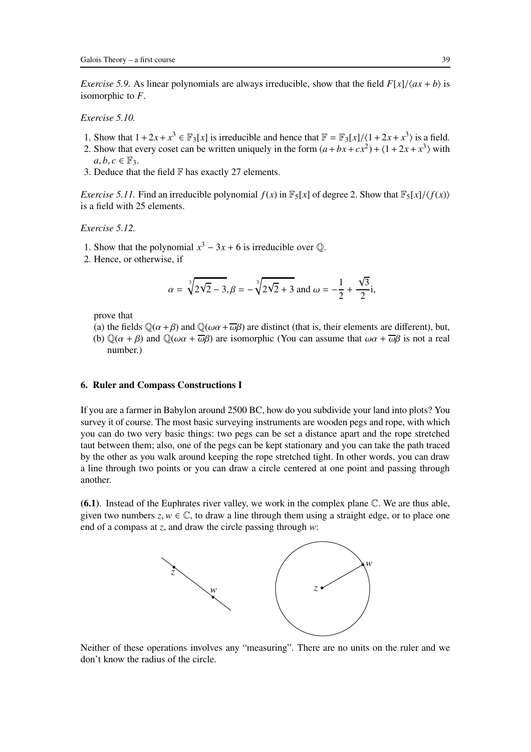*Exercise 5.9.* As linear polynomials are always irreducible, show that the field $F[x]/\langle ax+b\rangle$ is isomorphic to $F$.

*Exercise 5.10.*

1. Show that $1+2x+x^3 \in \mathbb{F}_3[x]$ is irreducible and hence that $\mathbb{F} = \mathbb{F}_3[x]/\langle 1+2x+x^3\rangle$ is a field.
2. Show that every coset can be written uniquely in the form $(a+bx+cx^2)+\langle 1+2x+x^3\rangle$ with $a,b,c \in \mathbb{F}_3$.
3. Deduce that the field $\mathbb{F}$ has exactly 27 elements.

*Exercise 5.11.* Find an irreducible polynomial $f(x)$ in $\mathbb{F}_5[x]$ of degree 2. Show that $\mathbb{F}_5[x]/\langle f(x)\rangle$ is a field with 25 elements.

*Exercise 5.12.*

1. Show that the polynomial $x^3-3x+6$ is irreducible over $\mathbb{Q}$.
2. Hence, or otherwise, if

$$\alpha = \sqrt[3]{2\sqrt{2}-3}, \beta = -\sqrt[3]{2\sqrt{2}+3} \text{ and } \omega = -\frac{1}{2}+\frac{\sqrt{3}}{2}\mathrm{i},$$

prove that

(a) the fields $\mathbb{Q}(\alpha+\beta)$ and $\mathbb{Q}(\omega\alpha+\overline{\omega}\beta)$ are distinct (that is, their elements are different), but,

(b) $\mathbb{Q}(\alpha+\beta)$ and $\mathbb{Q}(\omega\alpha+\overline{\omega}\beta)$ are isomorphic (You can assume that $\omega\alpha+\overline{\omega}\beta$ is not a real number.)

## 6. Ruler and Compass Constructions I

If you are a farmer in Babylon around 2500 BC, how do you subdivide your land into plots? You survey it of course. The most basic surveying instruments are wooden pegs and rope, with which you can do two very basic things: two pegs can be set a distance apart and the rope stretched taut between them; also, one of the pegs can be kept stationary and you can take the path traced by the other as you walk around keeping the rope stretched tight. In other words, you can draw a line through two points or you can draw a circle centered at one point and passing through another.

**(6.1)**. Instead of the Euphrates river valley, we work in the complex plane $\mathbb{C}$. We are thus able, given two numbers $z,w \in \mathbb{C}$, to draw a line through them using a straight edge, or to place one end of a compass at $z$, and draw the circle passing through $w$:

Neither of these operations involves any "measuring". There are no units on the ruler and we don't know the radius of the circle.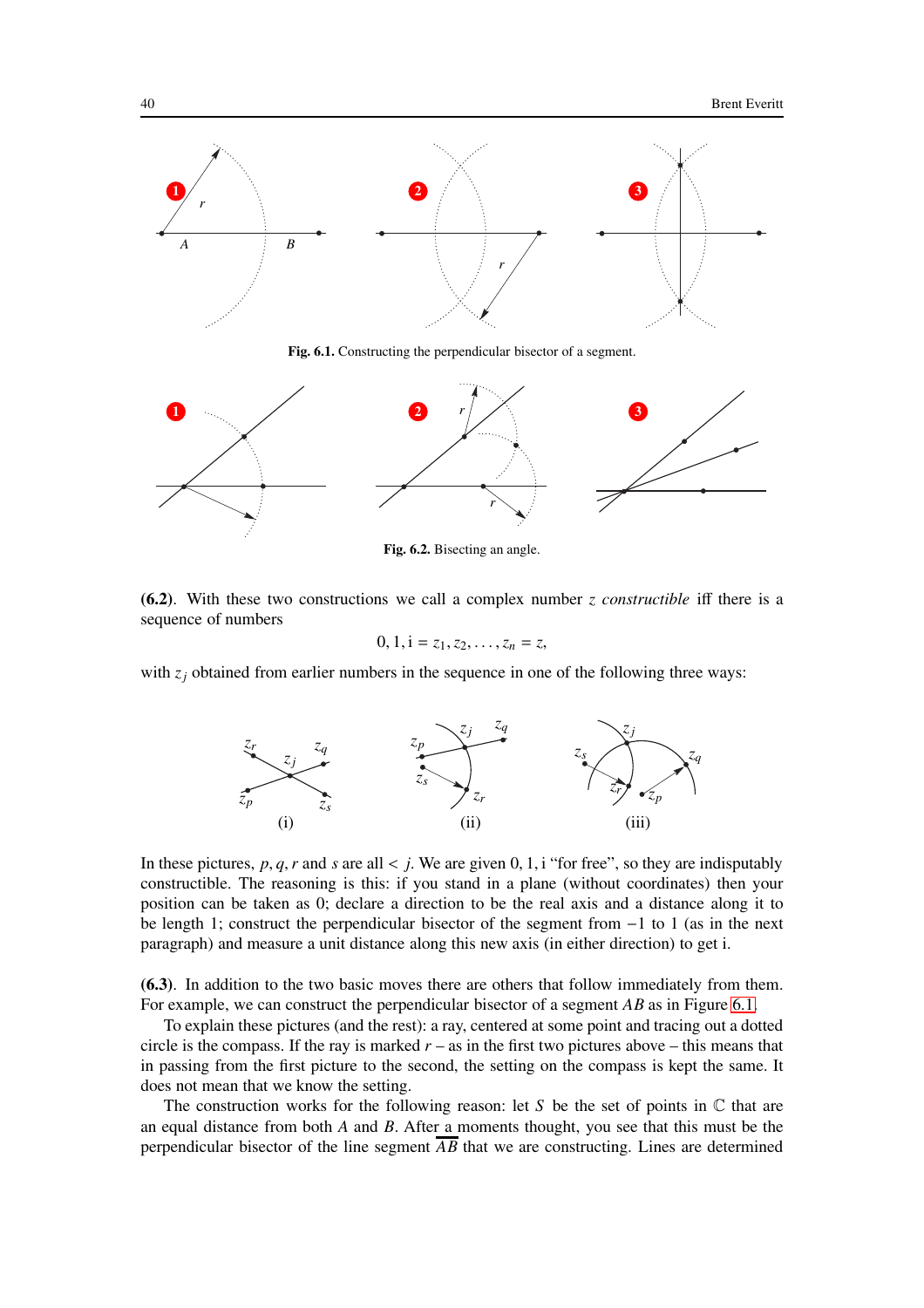**Fig. 6.1.** Constructing the perpendicular bisector of a segment.

**Fig. 6.2.** Bisecting an angle.

**(6.2).** With these two constructions we call a complex number $z$ *constructible* iff there is a sequence of numbers

$$0, 1, \mathrm{i} = z_1, z_2, \ldots, z_n = z,$$

with $z_j$ obtained from earlier numbers in the sequence in one of the following three ways:

(i) (ii) (iii)

In these pictures, $p, q, r$ and $s$ are all $< j$. We are given $0, 1, \mathrm{i}$ "for free", so they are indisputably constructible. The reasoning is this: if you stand in a plane (without coordinates) then your position can be taken as 0; declare a direction to be the real axis and a distance along it to be length 1; construct the perpendicular bisector of the segment from $-1$ to 1 (as in the next paragraph) and measure a unit distance along this new axis (in either direction) to get i.

**(6.3).** In addition to the two basic moves there are others that follow immediately from them. For example, we can construct the perpendicular bisector of a segment $AB$ as in Figure 6.1.

To explain these pictures (and the rest): a ray, centered at some point and tracing out a dotted circle is the compass. If the ray is marked $r$ – as in the first two pictures above – this means that in passing from the first picture to the second, the setting on the compass is kept the same. It does not mean that we know the setting.

The construction works for the following reason: let $S$ be the set of points in $\mathbb{C}$ that are an equal distance from both $A$ and $B$. After a moments thought, you see that this must be the perpendicular bisector of the line segment $\overline{AB}$ that we are constructing. Lines are determined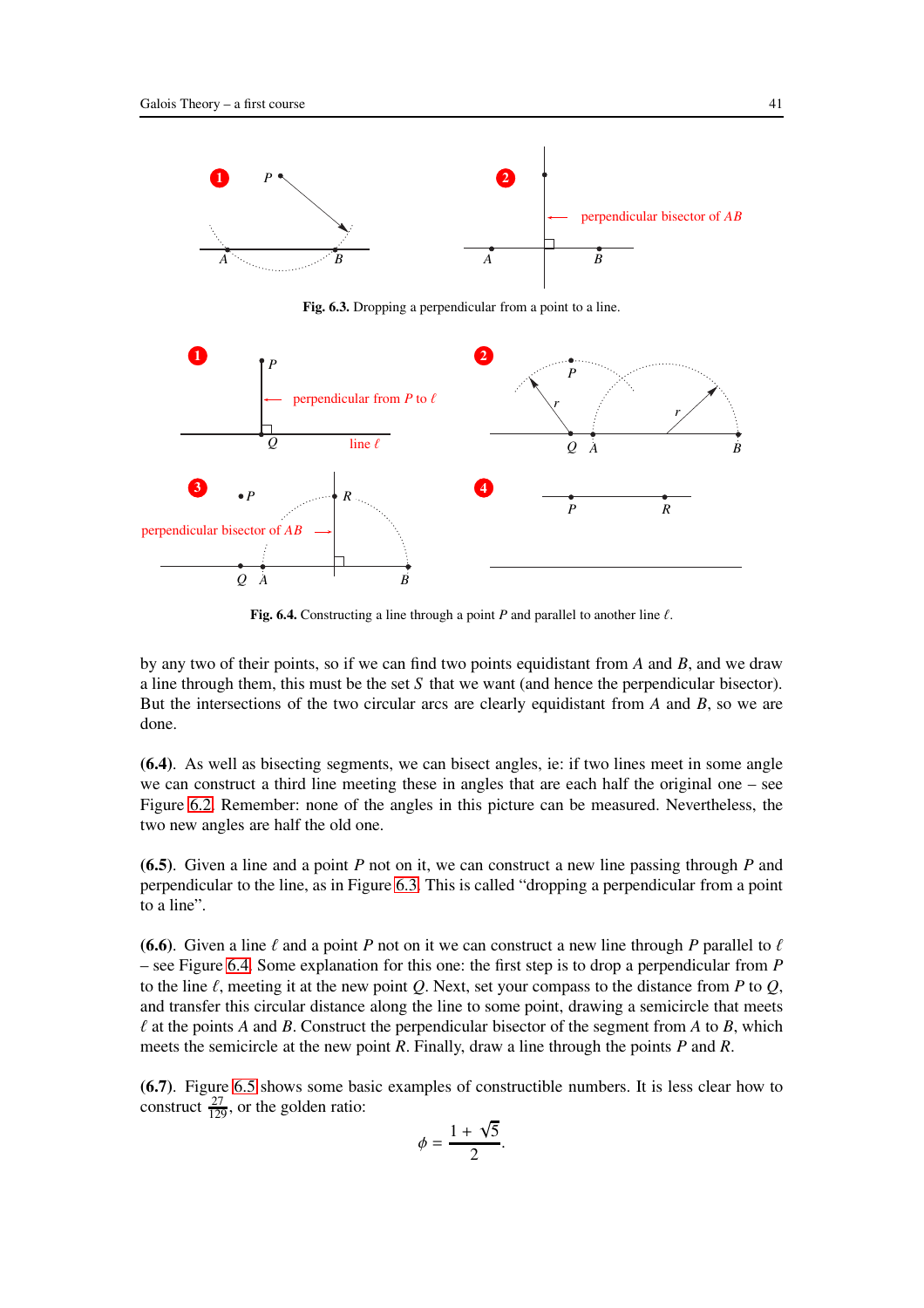Fig. 6.3. Dropping a perpendicular from a point to a line.

Fig. 6.4. Constructing a line through a point $P$ and parallel to another line $\ell$.

by any two of their points, so if we can find two points equidistant from $A$ and $B$, and we draw a line through them, this must be the set $S$ that we want (and hence the perpendicular bisector). But the intersections of the two circular arcs are clearly equidistant from $A$ and $B$, so we are done.

**(6.4)**. As well as bisecting segments, we can bisect angles, ie: if two lines meet in some angle we can construct a third line meeting these in angles that are each half the original one – see Figure 6.2. Remember: none of the angles in this picture can be measured. Nevertheless, the two new angles are half the old one.

**(6.5)**. Given a line and a point $P$ not on it, we can construct a new line passing through $P$ and perpendicular to the line, as in Figure 6.3. This is called "dropping a perpendicular from a point to a line".

**(6.6)**. Given a line $\ell$ and a point $P$ not on it we can construct a new line through $P$ parallel to $\ell$ – see Figure 6.4. Some explanation for this one: the first step is to drop a perpendicular from $P$ to the line $\ell$, meeting it at the new point $Q$. Next, set your compass to the distance from $P$ to $Q$, and transfer this circular distance along the line to some point, drawing a semicircle that meets $\ell$ at the points $A$ and $B$. Construct the perpendicular bisector of the segment from $A$ to $B$, which meets the semicircle at the new point $R$. Finally, draw a line through the points $P$ and $R$.

**(6.7)**. Figure 6.5 shows some basic examples of constructible numbers. It is less clear how to construct $\frac{27}{129}$, or the golden ratio:

$$\phi = \frac{1+\sqrt{5}}{2}.$$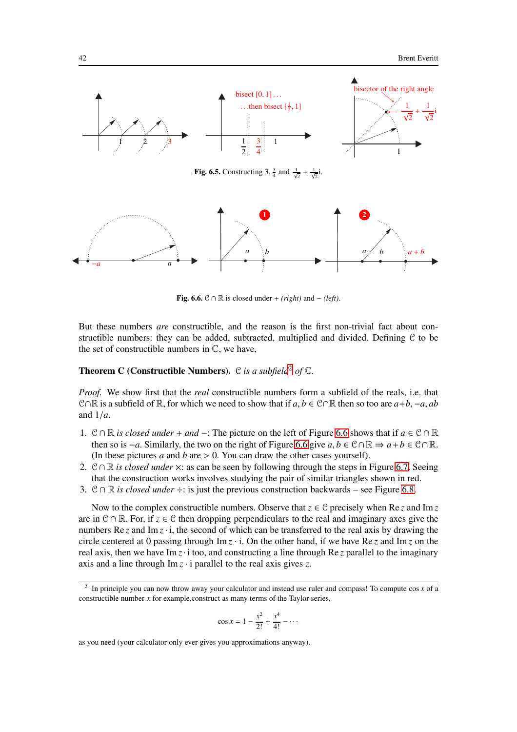Fig. 6.5. Constructing 3, $\frac{3}{4}$ and $\frac{1}{\sqrt{2}} + \frac{1}{\sqrt{2}}$i.

Fig. 6.6. $\mathcal{C} \cap \mathbb{R}$ is closed under + *(right)* and − *(left)*.

But these numbers *are* constructible, and the reason is the first non-trivial fact about constructible numbers: they can be added, subtracted, multiplied and divided. Defining $\mathcal{C}$ to be the set of constructible numbers in $\mathbb{C}$, we have,

**Theorem C (Constructible Numbers).** *$\mathcal{C}$ is a subfield*[2] *of* $\mathbb{C}$.

*Proof.* We show first that the *real* constructible numbers form a subfield of the reals, i.e. that $\mathcal{C}\cap\mathbb{R}$ is a subfield of $\mathbb{R}$, for which we need to show that if $a, b \in \mathcal{C}\cap\mathbb{R}$ then so too are $a+b, -a, ab$ and $1/a$.

1. *$\mathcal{C} \cap \mathbb{R}$ is closed under + and −*: The picture on the left of Figure 6.6 shows that if $a \in \mathcal{C} \cap \mathbb{R}$ then so is $-a$. Similarly, the two on the right of Figure 6.6 give $a, b \in \mathcal{C}\cap\mathbb{R} \Rightarrow a+b \in \mathcal{C}\cap\mathbb{R}$. (In these pictures $a$ and $b$ are $> 0$. You can draw the other cases yourself).
2. *$\mathcal{C} \cap \mathbb{R}$ is closed under* ×: as can be seen by following through the steps in Figure 6.7. Seeing that the construction works involves studying the pair of similar triangles shown in red.
3. *$\mathcal{C} \cap \mathbb{R}$ is closed under* ÷: is just the previous construction backwards – see Figure 6.8.

Now to the complex constructible numbers. Observe that $z \in \mathcal{C}$ precisely when $\text{Re}\, z$ and $\text{Im}\, z$ are in $\mathcal{C} \cap \mathbb{R}$. For, if $z \in \mathcal{C}$ then dropping perpendiculars to the real and imaginary axes give the numbers $\text{Re}\, z$ and $\text{Im}\, z \cdot$ i, the second of which can be transferred to the real axis by drawing the circle centered at 0 passing through $\text{Im}\, z \cdot$ i. On the other hand, if we have $\text{Re}\, z$ and $\text{Im}\, z$ on the real axis, then we have $\text{Im}\, z \cdot$ i too, and constructing a line through $\text{Re}\, z$ parallel to the imaginary axis and a line through $\text{Im}\, z \cdot$ i parallel to the real axis gives $z$.

---

[2] In principle you can now throw away your calculator and instead use ruler and compass! To compute $\cos x$ of a constructible number $x$ for example,construct as many terms of the Taylor series,

$$\cos x = 1 - \frac{x^2}{2!} + \frac{x^4}{4!} - \cdots$$

as you need (your calculator only ever gives you approximations anyway).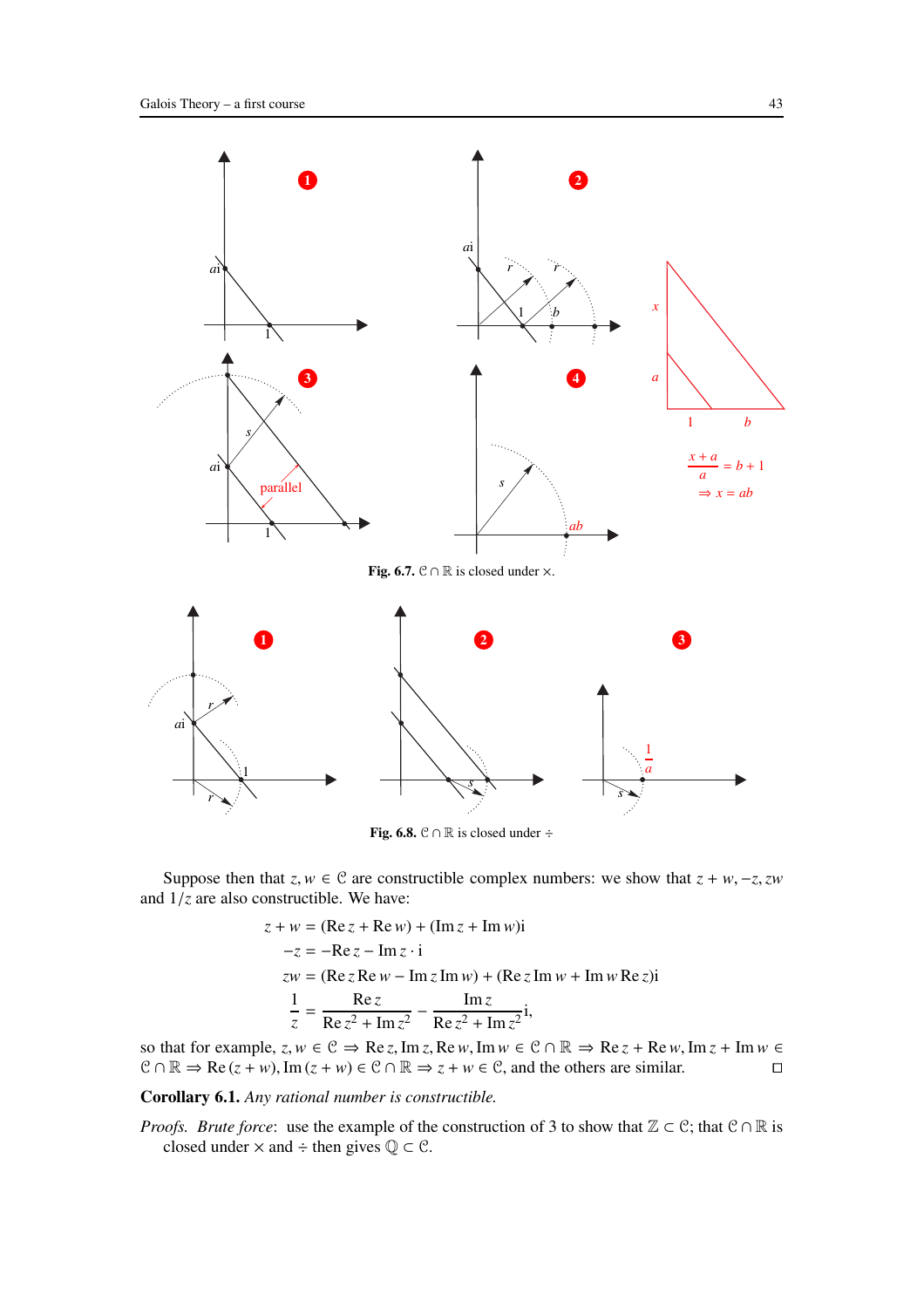**Fig. 6.7.** $\mathcal{C} \cap \mathbb{R}$ is closed under $\times$.

**Fig. 6.8.** $\mathcal{C} \cap \mathbb{R}$ is closed under $\div$

Suppose then that $z, w \in \mathcal{C}$ are constructible complex numbers: we show that $z + w, -z, zw$ and $1/z$ are also constructible. We have:

$$
\begin{aligned}
z + w &= (\operatorname{Re} z + \operatorname{Re} w) + (\operatorname{Im} z + \operatorname{Im} w)\mathrm{i} \\
-z &= -\operatorname{Re} z - \operatorname{Im} z \cdot \mathrm{i} \\
zw &= (\operatorname{Re} z \operatorname{Re} w - \operatorname{Im} z \operatorname{Im} w) + (\operatorname{Re} z \operatorname{Im} w + \operatorname{Im} w \operatorname{Re} z)\mathrm{i} \\
\frac{1}{z} &= \frac{\operatorname{Re} z}{\operatorname{Re} z^2 + \operatorname{Im} z^2} - \frac{\operatorname{Im} z}{\operatorname{Re} z^2 + \operatorname{Im} z^2}\mathrm{i},
\end{aligned}
$$

so that for example, $z, w \in \mathcal{C} \Rightarrow \operatorname{Re} z, \operatorname{Im} z, \operatorname{Re} w, \operatorname{Im} w \in \mathcal{C} \cap \mathbb{R} \Rightarrow \operatorname{Re} z + \operatorname{Re} w, \operatorname{Im} z + \operatorname{Im} w \in \mathcal{C} \cap \mathbb{R} \Rightarrow \operatorname{Re}(z + w), \operatorname{Im}(z + w) \in \mathcal{C} \cap \mathbb{R} \Rightarrow z + w \in \mathcal{C}$, and the others are similar. □

**Corollary 6.1.** *Any rational number is constructible.*

*Proofs. Brute force*: use the example of the construction of 3 to show that $\mathbb{Z} \subset \mathcal{C}$; that $\mathcal{C} \cap \mathbb{R}$ is closed under $\times$ and $\div$ then gives $\mathbb{Q} \subset \mathcal{C}$.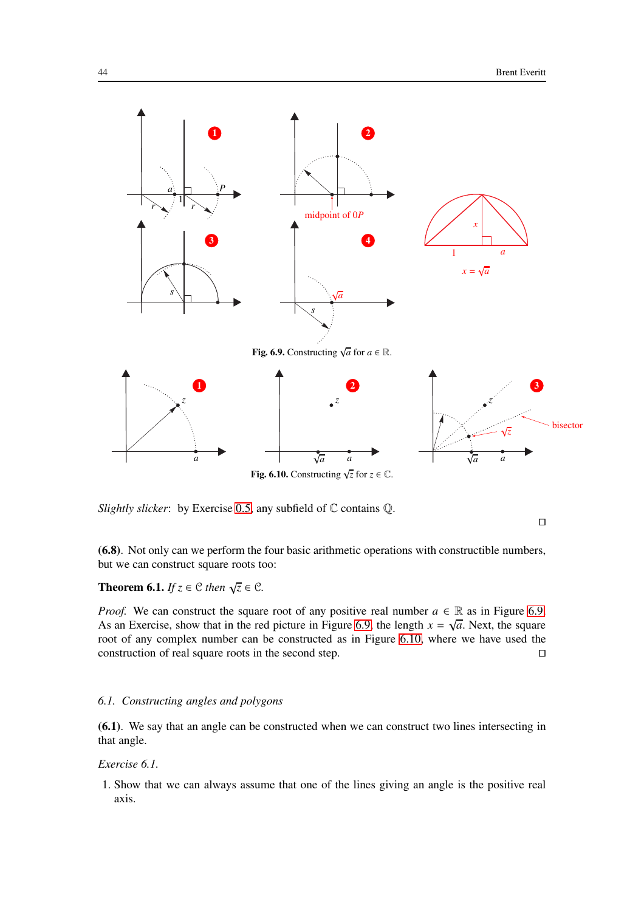Fig. 6.9. Constructing $\sqrt{a}$ for $a \in \mathbb{R}$.

Fig. 6.10. Constructing $\sqrt{z}$ for $z \in \mathbb{C}$.

*Slightly slicker*: by Exercise 0.5 any subfield of $\mathbb{C}$ contains $\mathbb{Q}$.

□

**(6.8)**. Not only can we perform the four basic arithmetic operations with constructible numbers, but we can construct square roots too:

**Theorem 6.1.** *If $z \in \mathcal{C}$ then $\sqrt{z} \in \mathcal{C}$.*

*Proof.* We can construct the square root of any positive real number $a \in \mathbb{R}$ as in Figure 6.9. As an Exercise, show that in the red picture in Figure 6.9, the length $x = \sqrt{a}$. Next, the square root of any complex number can be constructed as in Figure 6.10, where we have used the construction of real square roots in the second step. □

### *6.1. Constructing angles and polygons*

**(6.1)**. We say that an angle can be constructed when we can construct two lines intersecting in that angle.

*Exercise 6.1.*

1. Show that we can always assume that one of the lines giving an angle is the positive real axis.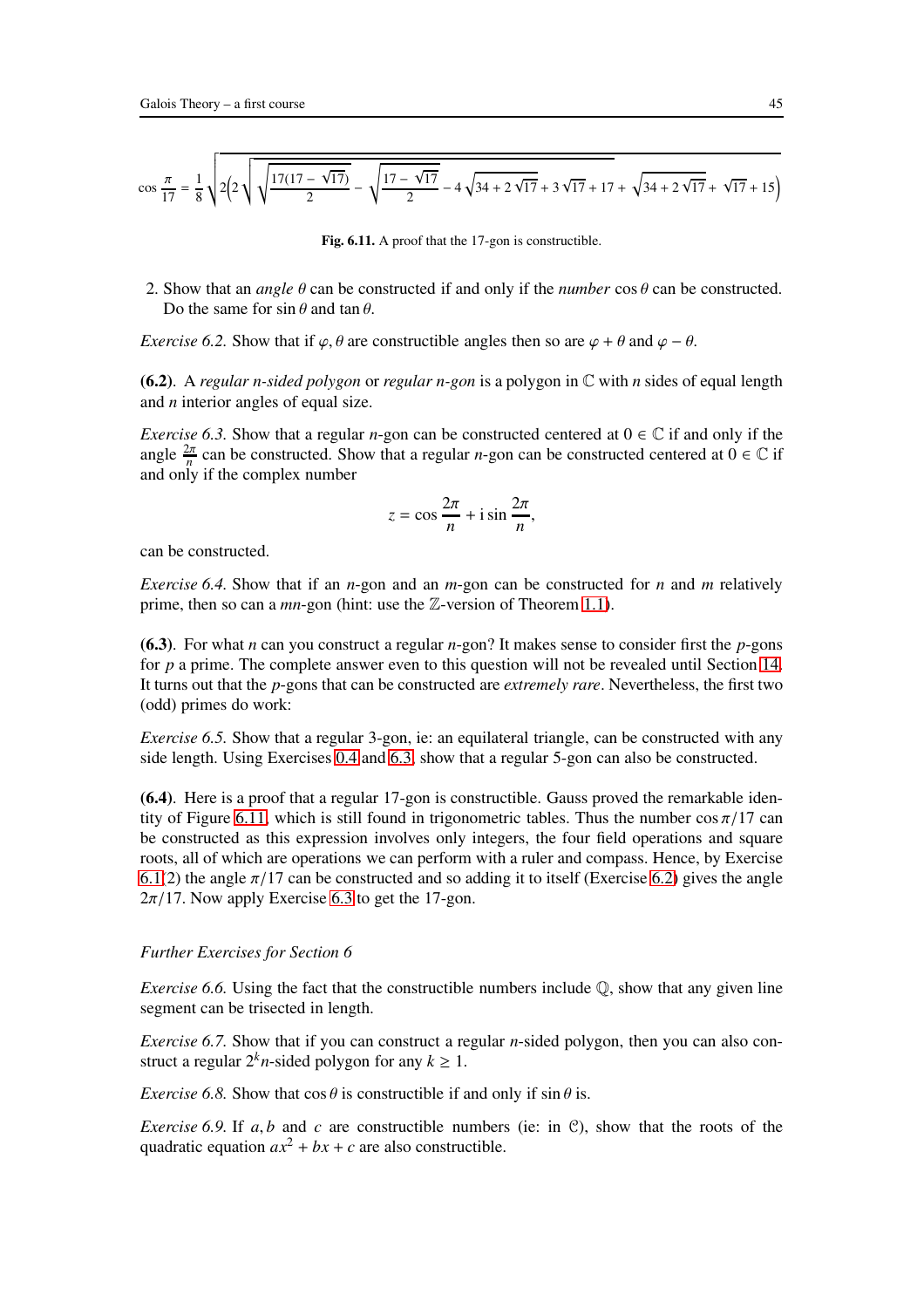$$\cos\frac{\pi}{17}=\frac{1}{8}\sqrt{2\left(2\sqrt{\sqrt{\frac{17(17-\sqrt{17})}{2}}-\sqrt{\frac{17-\sqrt{17}}{2}}-4\sqrt{34+2\sqrt{17}}+3\sqrt{17}+17}+\sqrt{34+2\sqrt{17}}+\sqrt{17}+15\right)}$$

**Fig. 6.11.** A proof that the 17-gon is constructible.

2. Show that an *angle* $\theta$ can be constructed if and only if the *number* $\cos\theta$ can be constructed. Do the same for $\sin\theta$ and $\tan\theta$.

*Exercise 6.2.* Show that if $\varphi,\theta$ are constructible angles then so are $\varphi+\theta$ and $\varphi-\theta$.

**(6.2)**. A *regular n-sided polygon* or *regular n-gon* is a polygon in $\mathbb{C}$ with $n$ sides of equal length and $n$ interior angles of equal size.

*Exercise 6.3.* Show that a regular $n$-gon can be constructed centered at $0\in\mathbb{C}$ if and only if the angle $\frac{2\pi}{n}$ can be constructed. Show that a regular $n$-gon can be constructed centered at $0\in\mathbb{C}$ if and only if the complex number

$$z=\cos\frac{2\pi}{n}+\mathrm{i}\sin\frac{2\pi}{n},$$

can be constructed.

*Exercise 6.4.* Show that if an $n$-gon and an $m$-gon can be constructed for $n$ and $m$ relatively prime, then so can a $mn$-gon (hint: use the $\mathbb{Z}$-version of Theorem 1.1).

**(6.3)**. For what $n$ can you construct a regular $n$-gon? It makes sense to consider first the $p$-gons for $p$ a prime. The complete answer even to this question will not be revealed until Section 14. It turns out that the $p$-gons that can be constructed are *extremely rare*. Nevertheless, the first two (odd) primes do work:

*Exercise 6.5.* Show that a regular 3-gon, ie: an equilateral triangle, can be constructed with any side length. Using Exercises 0.4 and 6.3, show that a regular 5-gon can also be constructed.

**(6.4)**. Here is a proof that a regular 17-gon is constructible. Gauss proved the remarkable identity of Figure 6.11, which is still found in trigonometric tables. Thus the number $\cos\pi/17$ can be constructed as this expression involves only integers, the four field operations and square roots, all of which are operations we can perform with a ruler and compass. Hence, by Exercise 6.1(2) the angle $\pi/17$ can be constructed and so adding it to itself (Exercise 6.2) gives the angle $2\pi/17$. Now apply Exercise 6.3 to get the 17-gon.

### *Further Exercises for Section 6*

*Exercise 6.6.* Using the fact that the constructible numbers include $\mathbb{Q}$, show that any given line segment can be trisected in length.

*Exercise 6.7.* Show that if you can construct a regular $n$-sided polygon, then you can also construct a regular $2^k n$-sided polygon for any $k\geq 1$.

*Exercise 6.8.* Show that $\cos\theta$ is constructible if and only if $\sin\theta$ is.

*Exercise 6.9.* If $a,b$ and $c$ are constructible numbers (ie: in $\mathcal{C}$), show that the roots of the quadratic equation $ax^2+bx+c$ are also constructible.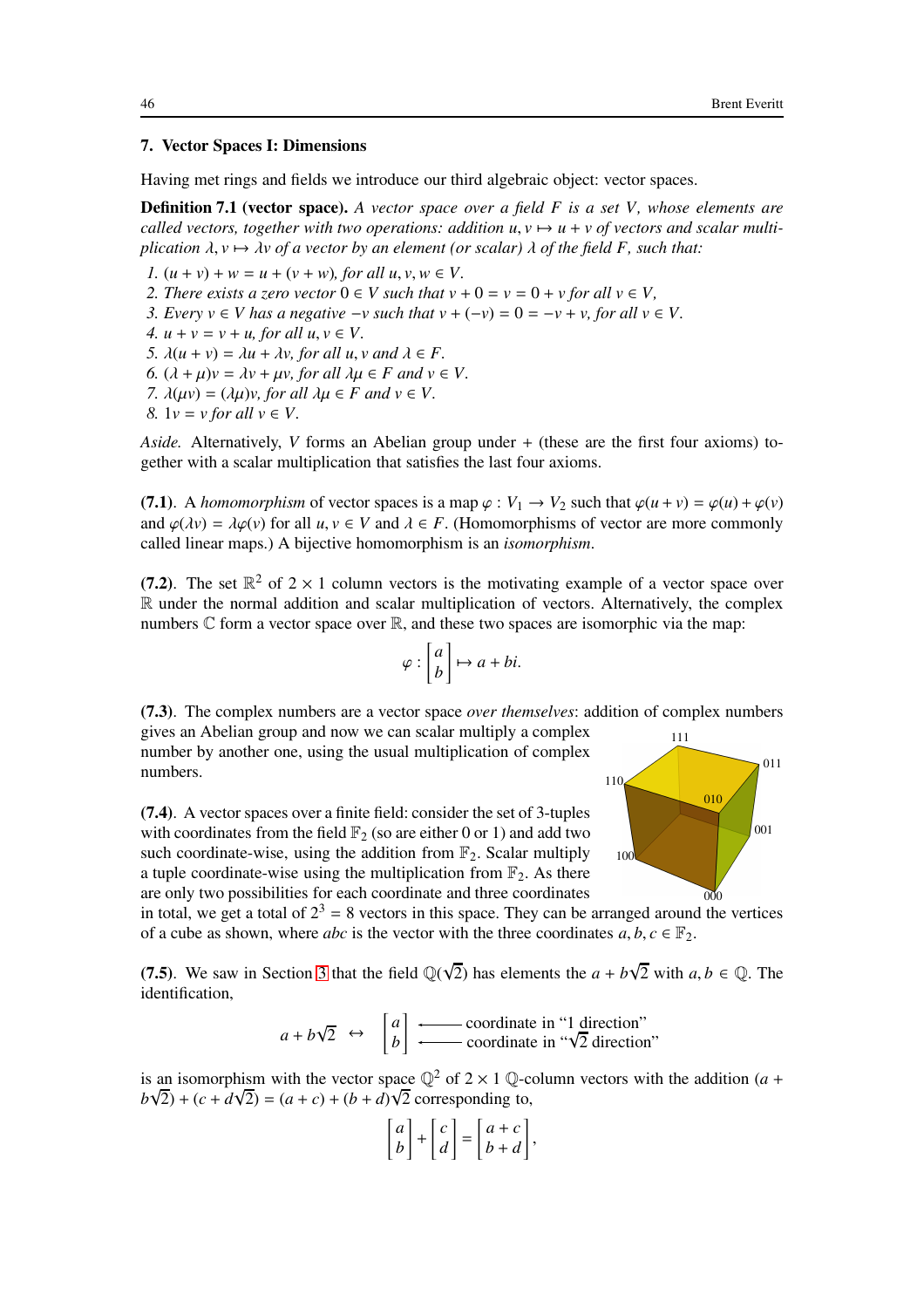## 7. Vector Spaces I: Dimensions

Having met rings and fields we introduce our third algebraic object: vector spaces.

**Definition 7.1 (vector space).** *A vector space over a field $F$ is a set $V$, whose elements are called vectors, together with two operations: addition $u, v \mapsto u + v$ of vectors and scalar multiplication $\lambda, v \mapsto \lambda v$ of a vector by an element (or scalar) $\lambda$ of the field $F$, such that:*

1. $(u + v) + w = u + (v + w)$*, for all* $u, v, w \in V$.
2. *There exists a zero vector* $0 \in V$ *such that* $v + 0 = v = 0 + v$ *for all* $v \in V$,
3. *Every* $v \in V$ *has a negative* $-v$ *such that* $v + (-v) = 0 = -v + v$*, for all* $v \in V$.
4. $u + v = v + u$*, for all* $u, v \in V$.
5. $\lambda(u + v) = \lambda u + \lambda v$*, for all* $u, v$ *and* $\lambda \in F$.
6. $(\lambda + \mu)v = \lambda v + \mu v$*, for all* $\lambda\mu \in F$ *and* $v \in V$.
7. $\lambda(\mu v) = (\lambda\mu)v$*, for all* $\lambda\mu \in F$ *and* $v \in V$.
8. $1v = v$ *for all* $v \in V$.

*Aside.* Alternatively, $V$ forms an Abelian group under $+$ (these are the first four axioms) together with a scalar multiplication that satisfies the last four axioms.

**(7.1)**. A *homomorphism* of vector spaces is a map $\varphi : V_1 \to V_2$ such that $\varphi(u + v) = \varphi(u) + \varphi(v)$ and $\varphi(\lambda v) = \lambda\varphi(v)$ for all $u, v \in V$ and $\lambda \in F$. (Homomorphisms of vector are more commonly called linear maps.) A bijective homomorphism is an *isomorphism*.

**(7.2)**. The set $\mathbb{R}^2$ of $2 \times 1$ column vectors is the motivating example of a vector space over $\mathbb{R}$ under the normal addition and scalar multiplication of vectors. Alternatively, the complex numbers $\mathbb{C}$ form a vector space over $\mathbb{R}$, and these two spaces are isomorphic via the map:

$$\varphi : \begin{bmatrix} a \\ b \end{bmatrix} \mapsto a + bi.$$

**(7.3)**. The complex numbers are a vector space *over themselves*: addition of complex numbers gives an Abelian group and now we can scalar multiply a complex number by another one, using the usual multiplication of complex numbers.

**(7.4)**. A vector spaces over a finite field: consider the set of 3-tuples with coordinates from the field $\mathbb{F}_2$ (so are either 0 or 1) and add two such coordinate-wise, using the addition from $\mathbb{F}_2$. Scalar multiply a tuple coordinate-wise using the multiplication from $\mathbb{F}_2$. As there are only two possibilities for each coordinate and three coordinates in total, we get a total of $2^3 = 8$ vectors in this space. They can be arranged around the vertices of a cube as shown, where $abc$ is the vector with the three coordinates $a, b, c \in \mathbb{F}_2$.

**(7.5)**. We saw in Section 3 that the field $\mathbb{Q}(\sqrt{2})$ has elements the $a + b\sqrt{2}$ with $a, b \in \mathbb{Q}$. The identification,

$$a + b\sqrt{2} \;\leftrightarrow\; \begin{bmatrix} a \\ b \end{bmatrix} \begin{matrix} \longleftarrow \text{coordinate in "1 direction"} \\ \longleftarrow \text{coordinate in "}\sqrt{2}\text{ direction"} \end{matrix}$$

is an isomorphism with the vector space $\mathbb{Q}^2$ of $2 \times 1$ $\mathbb{Q}$-column vectors with the addition $(a + b\sqrt{2}) + (c + d\sqrt{2}) = (a + c) + (b + d)\sqrt{2}$ corresponding to,

$$\begin{bmatrix} a \\ b \end{bmatrix} + \begin{bmatrix} c \\ d \end{bmatrix} = \begin{bmatrix} a + c \\ b + d \end{bmatrix},$$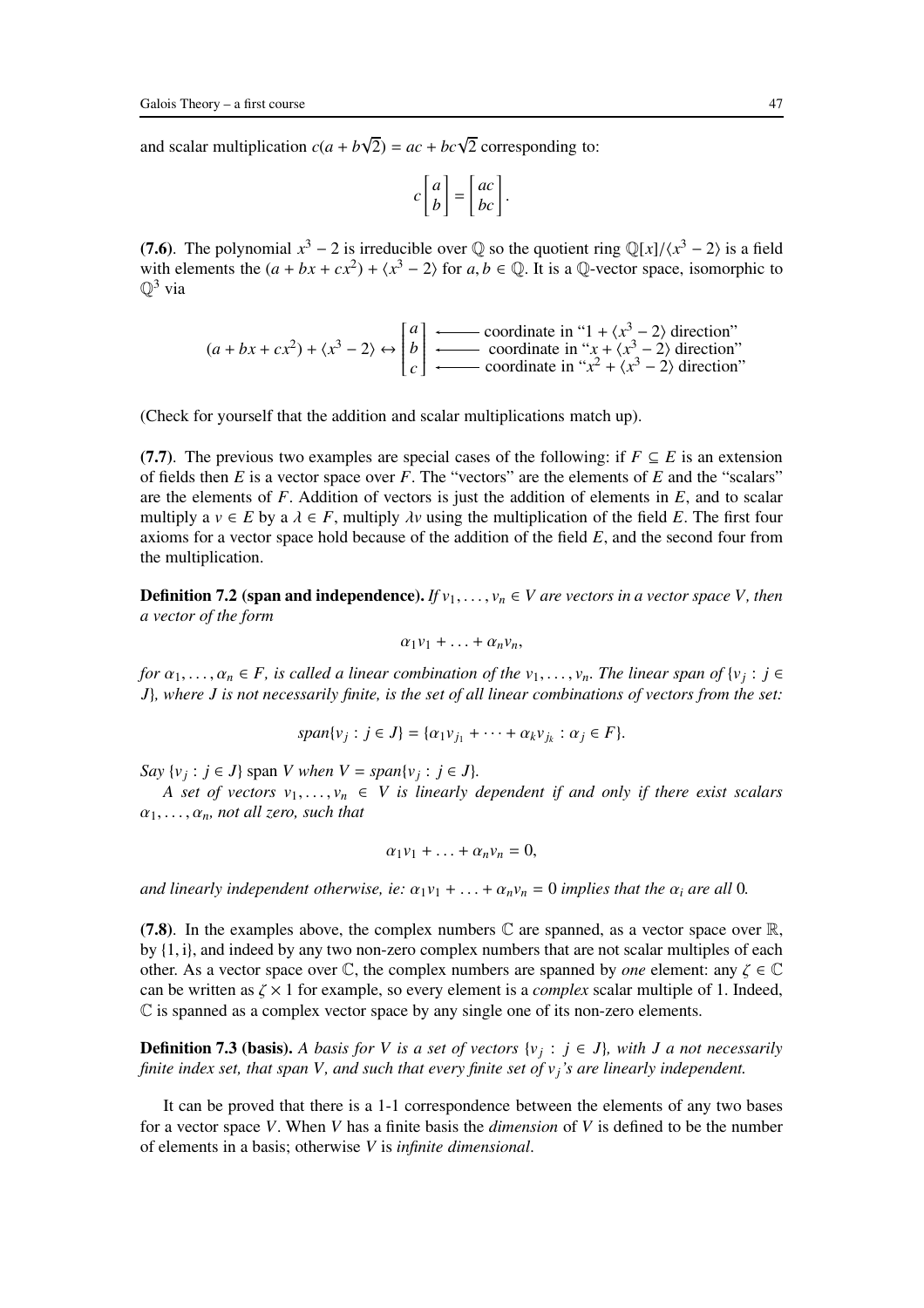and scalar multiplication $c(a + b\sqrt{2}) = ac + bc\sqrt{2}$ corresponding to:

$$c\begin{bmatrix} a \\ b \end{bmatrix} = \begin{bmatrix} ac \\ bc \end{bmatrix}.$$

**(7.6)**. The polynomial $x^3 - 2$ is irreducible over $\mathbb{Q}$ so the quotient ring $\mathbb{Q}[x]/\langle x^3 - 2\rangle$ is a field with elements the $(a + bx + cx^2) + \langle x^3 - 2\rangle$ for $a, b \in \mathbb{Q}$. It is a $\mathbb{Q}$-vector space, isomorphic to $\mathbb{Q}^3$ via

$$(a + bx + cx^2) + \langle x^3 - 2\rangle \leftrightarrow \begin{bmatrix} a \\ b \\ c \end{bmatrix} \begin{matrix} \longleftarrow \text{coordinate in "}1 + \langle x^3 - 2\rangle\text{ direction"} \\ \longleftarrow \text{coordinate in "}x + \langle x^3 - 2\rangle\text{ direction"} \\ \longleftarrow \text{coordinate in "}x^2 + \langle x^3 - 2\rangle\text{ direction"} \end{matrix}$$

(Check for yourself that the addition and scalar multiplications match up).

**(7.7)**. The previous two examples are special cases of the following: if $F \subseteq E$ is an extension of fields then $E$ is a vector space over $F$. The "vectors" are the elements of $E$ and the "scalars" are the elements of $F$. Addition of vectors is just the addition of elements in $E$, and to scalar multiply a $v \in E$ by a $\lambda \in F$, multiply $\lambda v$ using the multiplication of the field $E$. The first four axioms for a vector space hold because of the addition of the field $E$, and the second four from the multiplication.

**Definition 7.2 (span and independence).** *If $v_1, \ldots, v_n \in V$ are vectors in a vector space $V$, then a vector of the form*

$$\alpha_1 v_1 + \ldots + \alpha_n v_n,$$

*for $\alpha_1, \ldots, \alpha_n \in F$, is called a linear combination of the $v_1, \ldots, v_n$. The linear span of $\{v_j : j \in J\}$, where $J$ is not necessarily finite, is the set of all linear combinations of vectors from the set:*

$$span\{v_j : j \in J\} = \{\alpha_1 v_{j_1} + \cdots + \alpha_k v_{j_k} : \alpha_j \in F\}.$$

*Say $\{v_j : j \in J\}$* span *$V$ when $V = span\{v_j : j \in J\}$.*

*A set of vectors $v_1, \ldots, v_n \in V$ is linearly dependent if and only if there exist scalars $\alpha_1, \ldots, \alpha_n$, not all zero, such that*

$$\alpha_1 v_1 + \ldots + \alpha_n v_n = 0,$$

*and linearly independent otherwise, ie: $\alpha_1 v_1 + \ldots + \alpha_n v_n = 0$ implies that the $\alpha_i$ are all 0.*

**(7.8)**. In the examples above, the complex numbers $\mathbb{C}$ are spanned, as a vector space over $\mathbb{R}$, by $\{1, i\}$, and indeed by any two non-zero complex numbers that are not scalar multiples of each other. As a vector space over $\mathbb{C}$, the complex numbers are spanned by *one* element: any $\zeta \in \mathbb{C}$ can be written as $\zeta \times 1$ for example, so every element is a *complex* scalar multiple of 1. Indeed, $\mathbb{C}$ is spanned as a complex vector space by any single one of its non-zero elements.

**Definition 7.3 (basis).** *A basis for $V$ is a set of vectors $\{v_j : j \in J\}$, with $J$ a not necessarily finite index set, that span $V$, and such that every finite set of $v_j$'s are linearly independent.*

It can be proved that there is a 1-1 correspondence between the elements of any two bases for a vector space $V$. When $V$ has a finite basis the *dimension* of $V$ is defined to be the number of elements in a basis; otherwise $V$ is *infinite dimensional*.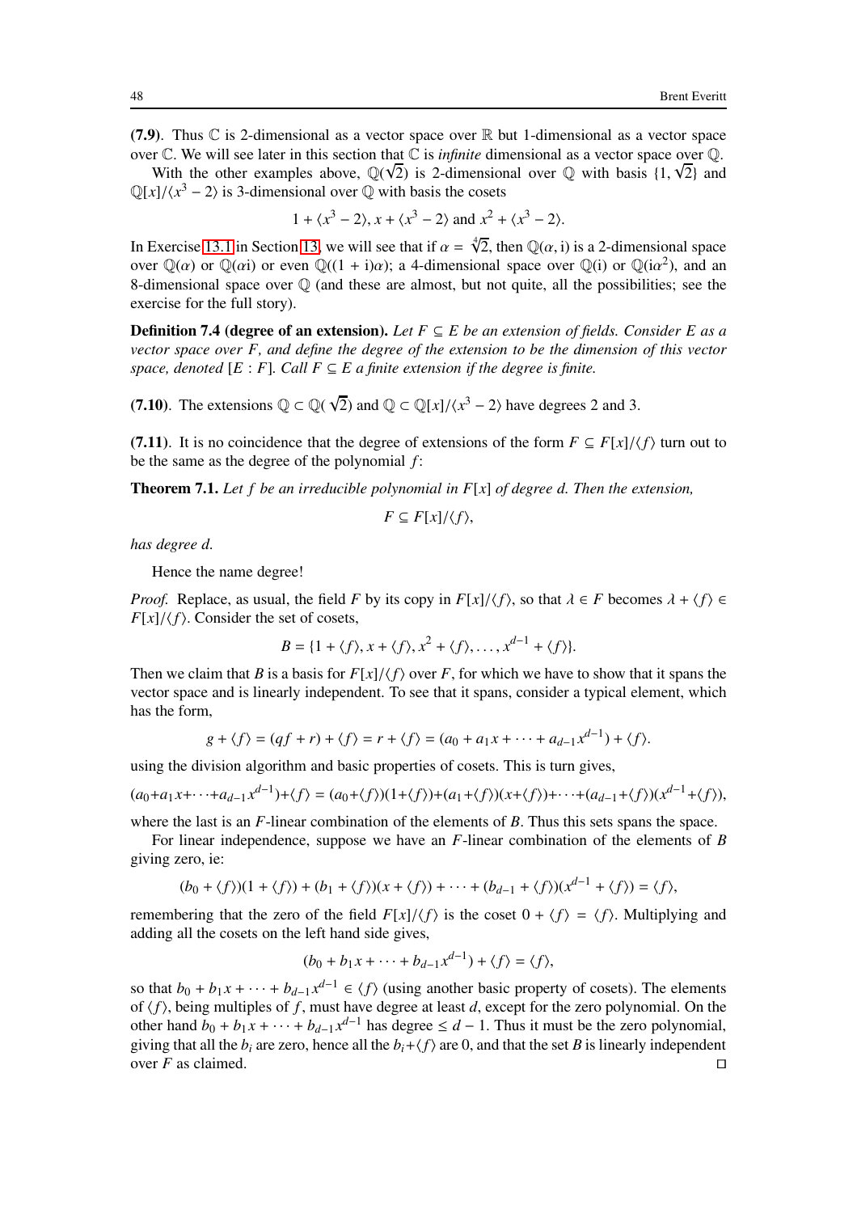**(7.9)**. Thus $\mathbb{C}$ is 2-dimensional as a vector space over $\mathbb{R}$ but 1-dimensional as a vector space over $\mathbb{C}$. We will see later in this section that $\mathbb{C}$ is *infinite* dimensional as a vector space over $\mathbb{Q}$.

With the other examples above, $\mathbb{Q}(\sqrt{2})$ is 2-dimensional over $\mathbb{Q}$ with basis $\{1, \sqrt{2}\}$ and $\mathbb{Q}[x]/\langle x^3 - 2\rangle$ is 3-dimensional over $\mathbb{Q}$ with basis the cosets

$$1 + \langle x^3 - 2\rangle, x + \langle x^3 - 2\rangle \text{ and } x^2 + \langle x^3 - 2\rangle.$$

In Exercise 13.1 in Section 13, we will see that if $\alpha = \sqrt[4]{2}$, then $\mathbb{Q}(\alpha, \mathrm{i})$ is a 2-dimensional space over $\mathbb{Q}(\alpha)$ or $\mathbb{Q}(\alpha\mathrm{i})$ or even $\mathbb{Q}((1 + \mathrm{i})\alpha)$; a 4-dimensional space over $\mathbb{Q}(\mathrm{i})$ or $\mathbb{Q}(\mathrm{i}\alpha^2)$, and an 8-dimensional space over $\mathbb{Q}$ (and these are almost, but not quite, all the possibilities; see the exercise for the full story).

**Definition 7.4 (degree of an extension).** *Let $F \subseteq E$ be an extension of fields. Consider $E$ as a vector space over $F$, and define the degree of the extension to be the dimension of this vector space, denoted $[E : F]$. Call $F \subseteq E$ a finite extension if the degree is finite.*

**(7.10)**. The extensions $\mathbb{Q} \subset \mathbb{Q}(\sqrt{2})$ and $\mathbb{Q} \subset \mathbb{Q}[x]/\langle x^3 - 2\rangle$ have degrees 2 and 3.

**(7.11)**. It is no coincidence that the degree of extensions of the form $F \subseteq F[x]/\langle f\rangle$ turn out to be the same as the degree of the polynomial $f$:

**Theorem 7.1.** *Let $f$ be an irreducible polynomial in $F[x]$ of degree $d$. Then the extension,*

$$F \subseteq F[x]/\langle f\rangle,$$

*has degree $d$.*

Hence the name degree!

*Proof.* Replace, as usual, the field $F$ by its copy in $F[x]/\langle f\rangle$, so that $\lambda \in F$ becomes $\lambda + \langle f\rangle \in F[x]/\langle f\rangle$. Consider the set of cosets,

$$B = \{1 + \langle f\rangle, x + \langle f\rangle, x^2 + \langle f\rangle, \dots, x^{d-1} + \langle f\rangle\}.$$

Then we claim that $B$ is a basis for $F[x]/\langle f\rangle$ over $F$, for which we have to show that it spans the vector space and is linearly independent. To see that it spans, consider a typical element, which has the form,

$$g + \langle f\rangle = (qf + r) + \langle f\rangle = r + \langle f\rangle = (a_0 + a_1x + \cdots + a_{d-1}x^{d-1}) + \langle f\rangle.$$

using the division algorithm and basic properties of cosets. This is turn gives,

$$(a_0+a_1x+\cdots+a_{d-1}x^{d-1})+\langle f\rangle = (a_0+\langle f\rangle)(1+\langle f\rangle)+(a_1+\langle f\rangle)(x+\langle f\rangle)+\cdots+(a_{d-1}+\langle f\rangle)(x^{d-1}+\langle f\rangle),$$

where the last is an $F$-linear combination of the elements of $B$. Thus this sets spans the space.

For linear independence, suppose we have an $F$-linear combination of the elements of $B$ giving zero, ie:

$$(b_0 + \langle f\rangle)(1 + \langle f\rangle) + (b_1 + \langle f\rangle)(x + \langle f\rangle) + \cdots + (b_{d-1} + \langle f\rangle)(x^{d-1} + \langle f\rangle) = \langle f\rangle,$$

remembering that the zero of the field $F[x]/\langle f\rangle$ is the coset $0 + \langle f\rangle = \langle f\rangle$. Multiplying and adding all the cosets on the left hand side gives,

$$(b_0 + b_1x + \cdots + b_{d-1}x^{d-1}) + \langle f\rangle = \langle f\rangle,$$

so that $b_0 + b_1x + \cdots + b_{d-1}x^{d-1} \in \langle f\rangle$ (using another basic property of cosets). The elements of $\langle f\rangle$, being multiples of $f$, must have degree at least $d$, except for the zero polynomial. On the other hand $b_0 + b_1x + \cdots + b_{d-1}x^{d-1}$ has degree $\leq d - 1$. Thus it must be the zero polynomial, giving that all the $b_i$ are zero, hence all the $b_i+\langle f\rangle$ are 0, and that the set $B$ is linearly independent over $F$ as claimed. $\square$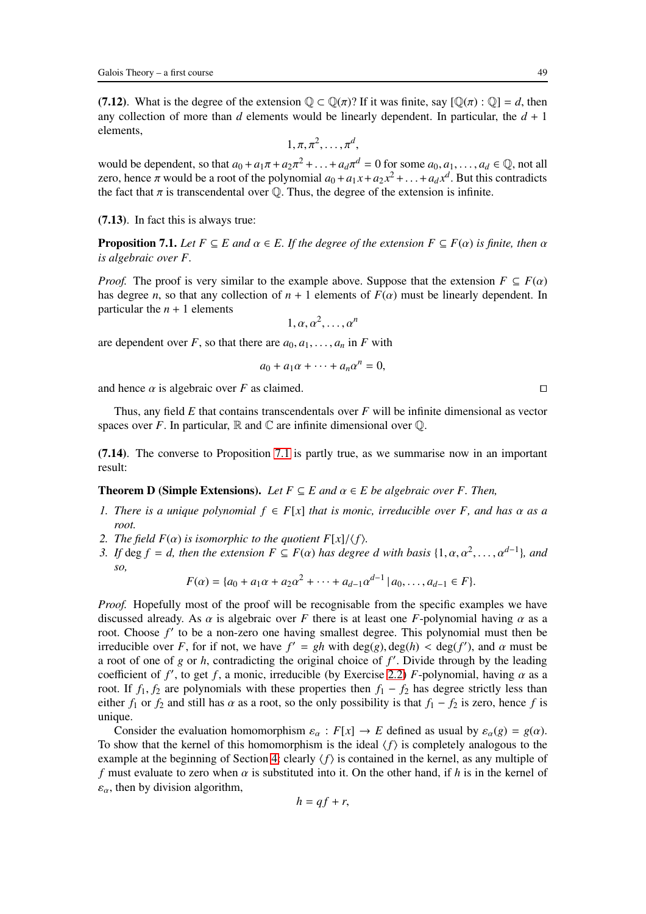**(7.12)**. What is the degree of the extension $\mathbb{Q} \subset \mathbb{Q}(\pi)$? If it was finite, say $[\mathbb{Q}(\pi) : \mathbb{Q}] = d$, then any collection of more than $d$ elements would be linearly dependent. In particular, the $d + 1$ elements,

$$1, \pi, \pi^2, \ldots, \pi^d,$$

would be dependent, so that $a_0 + a_1\pi + a_2\pi^2 + \ldots + a_d\pi^d = 0$ for some $a_0, a_1, \ldots, a_d \in \mathbb{Q}$, not all zero, hence $\pi$ would be a root of the polynomial $a_0 + a_1x + a_2x^2 + \ldots + a_dx^d$. But this contradicts the fact that $\pi$ is transcendental over $\mathbb{Q}$. Thus, the degree of the extension is infinite.

**(7.13)**. In fact this is always true:

**Proposition 7.1.** *Let $F \subseteq E$ and $\alpha \in E$. If the degree of the extension $F \subseteq F(\alpha)$ is finite, then $\alpha$ is algebraic over $F$.*

*Proof.* The proof is very similar to the example above. Suppose that the extension $F \subseteq F(\alpha)$ has degree $n$, so that any collection of $n + 1$ elements of $F(\alpha)$ must be linearly dependent. In particular the $n + 1$ elements

$$1, \alpha, \alpha^2, \ldots, \alpha^n$$

are dependent over $F$, so that there are $a_0, a_1, \ldots, a_n$ in $F$ with

$$a_0 + a_1\alpha + \cdots + a_n\alpha^n = 0,$$

and hence $\alpha$ is algebraic over $F$ as claimed. ◻

Thus, any field $E$ that contains transcendentals over $F$ will be infinite dimensional as vector spaces over $F$. In particular, $\mathbb{R}$ and $\mathbb{C}$ are infinite dimensional over $\mathbb{Q}$.

**(7.14)**. The converse to Proposition 7.1 is partly true, as we summarise now in an important result:

**Theorem D (Simple Extensions).** *Let $F \subseteq E$ and $\alpha \in E$ be algebraic over $F$. Then,*

1. *There is a unique polynomial $f \in F[x]$ that is monic, irreducible over $F$, and has $\alpha$ as a root.*
2. *The field $F(\alpha)$ is isomorphic to the quotient $F[x]/\langle f \rangle$.*
3. *If $\deg f = d$, then the extension $F \subseteq F(\alpha)$ has degree $d$ with basis $\{1, \alpha, \alpha^2, \ldots, \alpha^{d-1}\}$, and so,*

$$F(\alpha) = \{a_0 + a_1\alpha + a_2\alpha^2 + \cdots + a_{d-1}\alpha^{d-1} \,|\, a_0, \ldots, a_{d-1} \in F\}.$$

*Proof.* Hopefully most of the proof will be recognisable from the specific examples we have discussed already. As $\alpha$ is algebraic over $F$ there is at least one $F$-polynomial having $\alpha$ as a root. Choose $f'$ to be a non-zero one having smallest degree. This polynomial must then be irreducible over $F$, for if not, we have $f' = gh$ with $\deg(g), \deg(h) < \deg(f')$, and $\alpha$ must be a root of one of $g$ or $h$, contradicting the original choice of $f'$. Divide through by the leading coefficient of $f'$, to get $f$, a monic, irreducible (by Exercise 2.2) $F$-polynomial, having $\alpha$ as a root. If $f_1, f_2$ are polynomials with these properties then $f_1 - f_2$ has degree strictly less than either $f_1$ or $f_2$ and still has $\alpha$ as a root, so the only possibility is that $f_1 - f_2$ is zero, hence $f$ is unique.

Consider the evaluation homomorphism $\varepsilon_\alpha : F[x] \to E$ defined as usual by $\varepsilon_\alpha(g) = g(\alpha)$. To show that the kernel of this homomorphism is the ideal $\langle f \rangle$ is completely analogous to the example at the beginning of Section 4: clearly $\langle f \rangle$ is contained in the kernel, as any multiple of $f$ must evaluate to zero when $\alpha$ is substituted into it. On the other hand, if $h$ is in the kernel of $\varepsilon_\alpha$, then by division algorithm,

$$h = qf + r,$$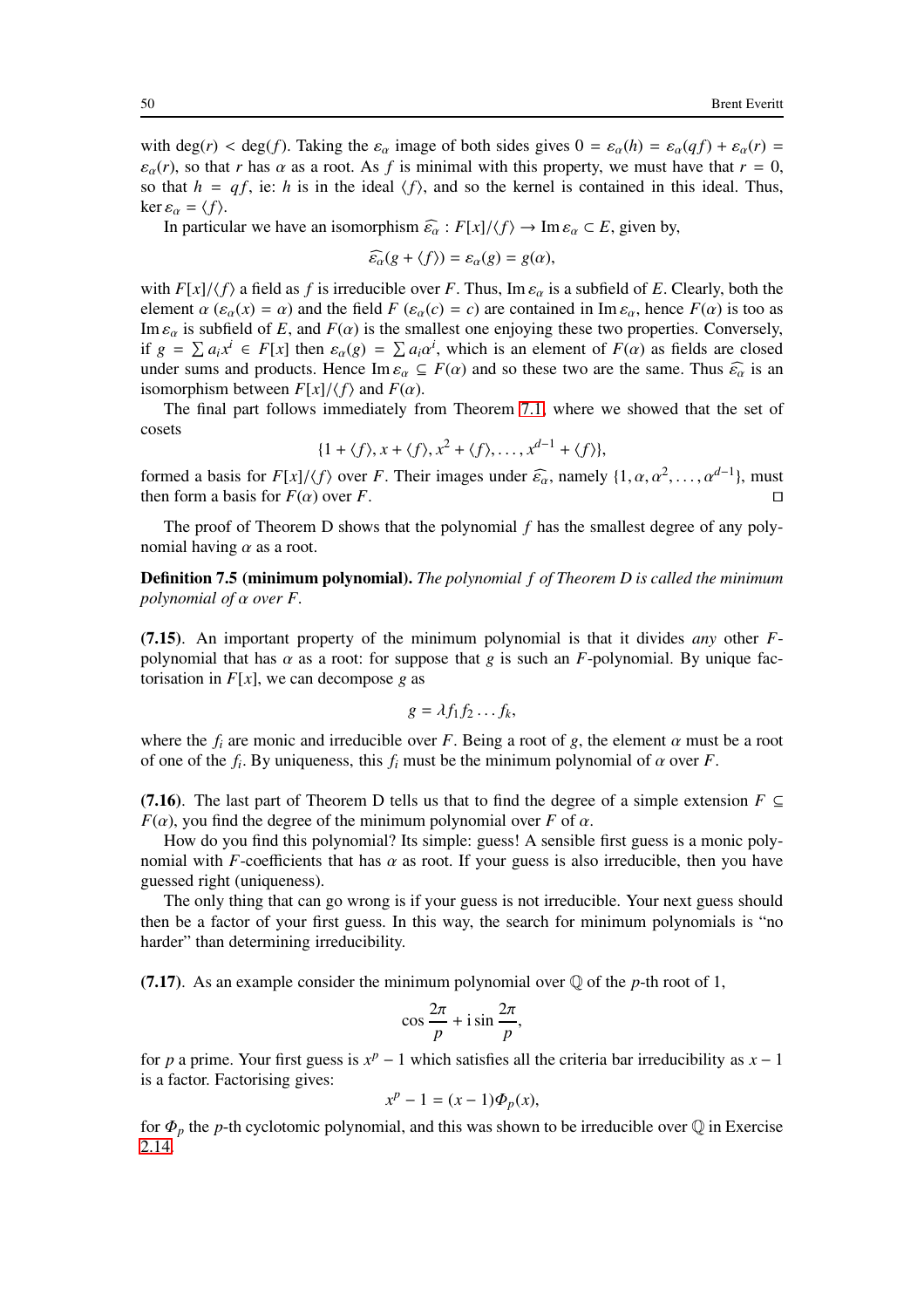with $\deg(r) < \deg(f)$. Taking the $\varepsilon_\alpha$ image of both sides gives $0 = \varepsilon_\alpha(h) = \varepsilon_\alpha(qf) + \varepsilon_\alpha(r) = \varepsilon_\alpha(r)$, so that $r$ has $\alpha$ as a root. As $f$ is minimal with this property, we must have that $r = 0$, so that $h = qf$, ie: $h$ is in the ideal $\langle f \rangle$, and so the kernel is contained in this ideal. Thus, $\ker \varepsilon_\alpha = \langle f \rangle$.

In particular we have an isomorphism $\widehat{\varepsilon_\alpha} : F[x]/\langle f \rangle \to \operatorname{Im} \varepsilon_\alpha \subset E$, given by,

$$\widehat{\varepsilon_\alpha}(g + \langle f \rangle) = \varepsilon_\alpha(g) = g(\alpha),$$

with $F[x]/\langle f \rangle$ a field as $f$ is irreducible over $F$. Thus, $\operatorname{Im} \varepsilon_\alpha$ is a subfield of $E$. Clearly, both the element $\alpha$ ($\varepsilon_\alpha(x) = \alpha$) and the field $F$ ($\varepsilon_\alpha(c) = c$) are contained in $\operatorname{Im} \varepsilon_\alpha$, hence $F(\alpha)$ is too as $\operatorname{Im} \varepsilon_\alpha$ is subfield of $E$, and $F(\alpha)$ is the smallest one enjoying these two properties. Conversely, if $g = \sum a_i x^i \in F[x]$ then $\varepsilon_\alpha(g) = \sum a_i \alpha^i$, which is an element of $F(\alpha)$ as fields are closed under sums and products. Hence $\operatorname{Im} \varepsilon_\alpha \subseteq F(\alpha)$ and so these two are the same. Thus $\widehat{\varepsilon_\alpha}$ is an isomorphism between $F[x]/\langle f \rangle$ and $F(\alpha)$.

The final part follows immediately from Theorem 7.1, where we showed that the set of cosets

$$\{1 + \langle f \rangle, x + \langle f \rangle, x^2 + \langle f \rangle, \dots, x^{d-1} + \langle f \rangle\},$$

formed a basis for $F[x]/\langle f \rangle$ over $F$. Their images under $\widehat{\varepsilon_\alpha}$, namely $\{1, \alpha, \alpha^2, \dots, \alpha^{d-1}\}$, must then form a basis for $F(\alpha)$ over $F$. ◻

The proof of Theorem D shows that the polynomial $f$ has the smallest degree of any polynomial having $\alpha$ as a root.

**Definition 7.5 (minimum polynomial).** *The polynomial $f$ of Theorem D is called the minimum polynomial of $\alpha$ over $F$.*

**(7.15)**. An important property of the minimum polynomial is that it divides *any* other $F$-polynomial that has $\alpha$ as a root: for suppose that $g$ is such an $F$-polynomial. By unique factorisation in $F[x]$, we can decompose $g$ as

$$g = \lambda f_1 f_2 \dots f_k,$$

where the $f_i$ are monic and irreducible over $F$. Being a root of $g$, the element $\alpha$ must be a root of one of the $f_i$. By uniqueness, this $f_i$ must be the minimum polynomial of $\alpha$ over $F$.

**(7.16)**. The last part of Theorem D tells us that to find the degree of a simple extension $F \subseteq F(\alpha)$, you find the degree of the minimum polynomial over $F$ of $\alpha$.

How do you find this polynomial? Its simple: guess! A sensible first guess is a monic polynomial with $F$-coefficients that has $\alpha$ as root. If your guess is also irreducible, then you have guessed right (uniqueness).

The only thing that can go wrong is if your guess is not irreducible. Your next guess should then be a factor of your first guess. In this way, the search for minimum polynomials is "no harder" than determining irreducibility.

**(7.17)**. As an example consider the minimum polynomial over $\mathbb{Q}$ of the $p$-th root of 1,

$$\cos \frac{2\pi}{p} + \mathrm{i} \sin \frac{2\pi}{p},$$

for $p$ a prime. Your first guess is $x^p - 1$ which satisfies all the criteria bar irreducibility as $x - 1$ is a factor. Factorising gives:

$$x^p - 1 = (x - 1)\Phi_p(x),$$

for $\Phi_p$ the $p$-th cyclotomic polynomial, and this was shown to be irreducible over $\mathbb{Q}$ in Exercise 2.14.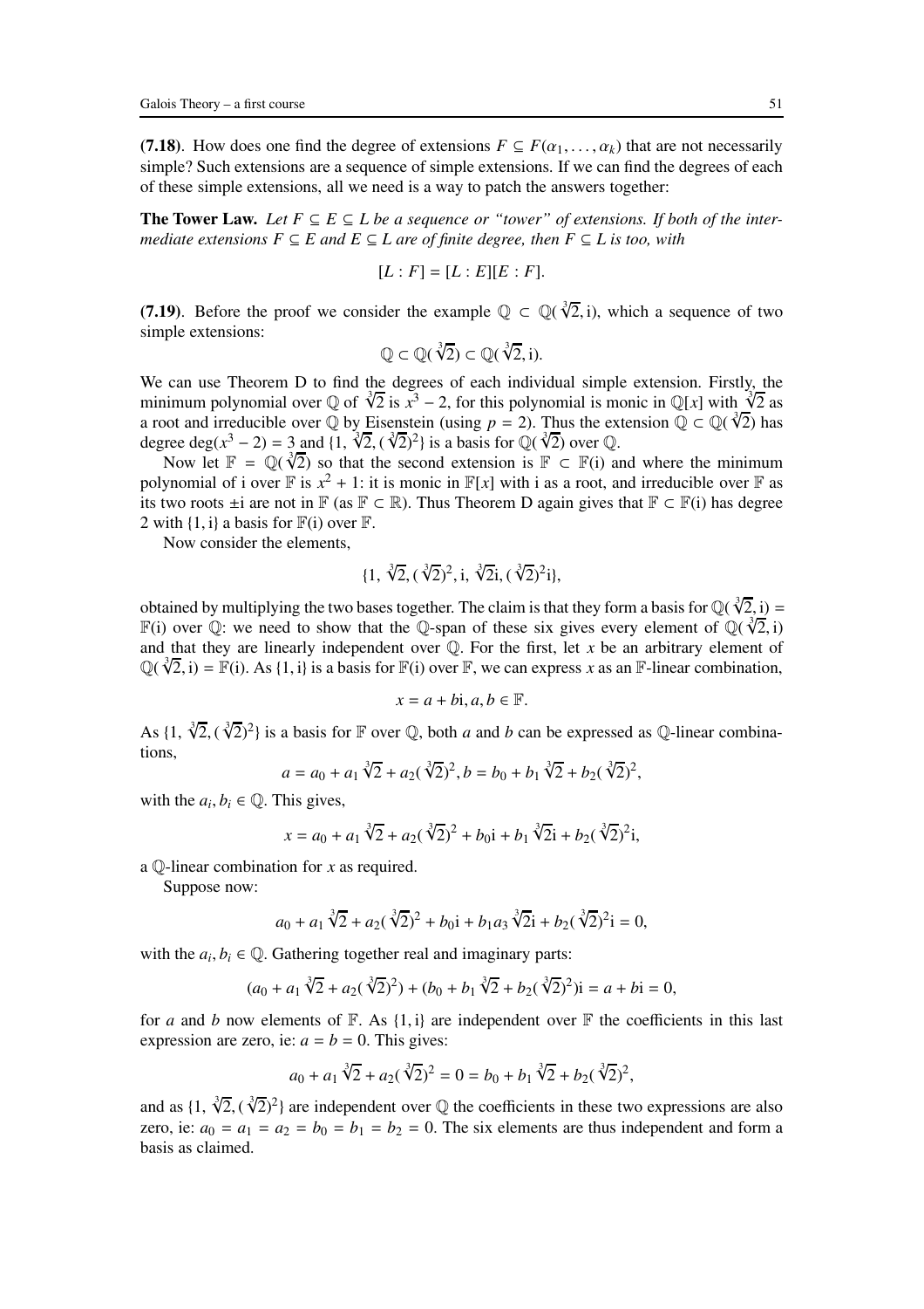**(7.18)**. How does one find the degree of extensions $F \subseteq F(\alpha_1, \dots, \alpha_k)$ that are not necessarily simple? Such extensions are a sequence of simple extensions. If we can find the degrees of each of these simple extensions, all we need is a way to patch the answers together:

**The Tower Law.** *Let $F \subseteq E \subseteq L$ be a sequence or "tower" of extensions. If both of the intermediate extensions $F \subseteq E$ and $E \subseteq L$ are of finite degree, then $F \subseteq L$ is too, with*

$$[L : F] = [L : E][E : F].$$

**(7.19)**. Before the proof we consider the example $\mathbb{Q} \subset \mathbb{Q}(\sqrt[3]{2}, \mathrm{i})$, which a sequence of two simple extensions:

$$\mathbb{Q} \subset \mathbb{Q}(\sqrt[3]{2}) \subset \mathbb{Q}(\sqrt[3]{2}, \mathrm{i}).$$

We can use Theorem D to find the degrees of each individual simple extension. Firstly, the minimum polynomial over $\mathbb{Q}$ of $\sqrt[3]{2}$ is $x^3 - 2$, for this polynomial is monic in $\mathbb{Q}[x]$ with $\sqrt[3]{2}$ as a root and irreducible over $\mathbb{Q}$ by Eisenstein (using $p = 2$). Thus the extension $\mathbb{Q} \subset \mathbb{Q}(\sqrt[3]{2})$ has degree $\deg(x^3 - 2) = 3$ and $\{1, \sqrt[3]{2}, (\sqrt[3]{2})^2\}$ is a basis for $\mathbb{Q}(\sqrt[3]{2})$ over $\mathbb{Q}$.

Now let $\mathbb{F} = \mathbb{Q}(\sqrt[3]{2})$ so that the second extension is $\mathbb{F} \subset \mathbb{F}(\mathrm{i})$ and where the minimum polynomial of i over $\mathbb{F}$ is $x^2 + 1$: it is monic in $\mathbb{F}[x]$ with i as a root, and irreducible over $\mathbb{F}$ as its two roots $\pm\mathrm{i}$ are not in $\mathbb{F}$ (as $\mathbb{F} \subset \mathbb{R}$). Thus Theorem D again gives that $\mathbb{F} \subset \mathbb{F}(\mathrm{i})$ has degree 2 with $\{1, \mathrm{i}\}$ a basis for $\mathbb{F}(\mathrm{i})$ over $\mathbb{F}$.

Now consider the elements,

$$\{1, \sqrt[3]{2}, (\sqrt[3]{2})^2, \mathrm{i}, \sqrt[3]{2}\mathrm{i}, (\sqrt[3]{2})^2\mathrm{i}\},$$

obtained by multiplying the two bases together. The claim is that they form a basis for $\mathbb{Q}(\sqrt[3]{2}, \mathrm{i}) = \mathbb{F}(\mathrm{i})$ over $\mathbb{Q}$: we need to show that the $\mathbb{Q}$-span of these six gives every element of $\mathbb{Q}(\sqrt[3]{2}, \mathrm{i})$ and that they are linearly independent over $\mathbb{Q}$. For the first, let $x$ be an arbitrary element of $\mathbb{Q}(\sqrt[3]{2}, \mathrm{i}) = \mathbb{F}(\mathrm{i})$. As $\{1, \mathrm{i}\}$ is a basis for $\mathbb{F}(\mathrm{i})$ over $\mathbb{F}$, we can express $x$ as an $\mathbb{F}$-linear combination,

$$x = a + b\mathrm{i}, a, b \in \mathbb{F}.$$

As $\{1, \sqrt[3]{2}, (\sqrt[3]{2})^2\}$ is a basis for $\mathbb{F}$ over $\mathbb{Q}$, both $a$ and $b$ can be expressed as $\mathbb{Q}$-linear combinations,

$$a = a_0 + a_1\sqrt[3]{2} + a_2(\sqrt[3]{2})^2, b = b_0 + b_1\sqrt[3]{2} + b_2(\sqrt[3]{2})^2,$$

with the $a_i, b_i \in \mathbb{Q}$. This gives,

$$x = a_0 + a_1\sqrt[3]{2} + a_2(\sqrt[3]{2})^2 + b_0\mathrm{i} + b_1\sqrt[3]{2}\mathrm{i} + b_2(\sqrt[3]{2})^2\mathrm{i},$$

a $\mathbb{Q}$-linear combination for $x$ as required.

Suppose now:

$$a_0 + a_1\sqrt[3]{2} + a_2(\sqrt[3]{2})^2 + b_0\mathrm{i} + b_1 a_3\sqrt[3]{2}\mathrm{i} + b_2(\sqrt[3]{2})^2\mathrm{i} = 0,$$

with the $a_i, b_i \in \mathbb{Q}$. Gathering together real and imaginary parts:

$$(a_0 + a_1\sqrt[3]{2} + a_2(\sqrt[3]{2})^2) + (b_0 + b_1\sqrt[3]{2} + b_2(\sqrt[3]{2})^2)\mathrm{i} = a + b\mathrm{i} = 0,$$

for $a$ and $b$ now elements of $\mathbb{F}$. As $\{1, \mathrm{i}\}$ are independent over $\mathbb{F}$ the coefficients in this last expression are zero, ie: $a = b = 0$. This gives:

$$a_0 + a_1\sqrt[3]{2} + a_2(\sqrt[3]{2})^2 = 0 = b_0 + b_1\sqrt[3]{2} + b_2(\sqrt[3]{2})^2,$$

and as $\{1, \sqrt[3]{2}, (\sqrt[3]{2})^2\}$ are independent over $\mathbb{Q}$ the coefficients in these two expressions are also zero, ie: $a_0 = a_1 = a_2 = b_0 = b_1 = b_2 = 0$. The six elements are thus independent and form a basis as claimed.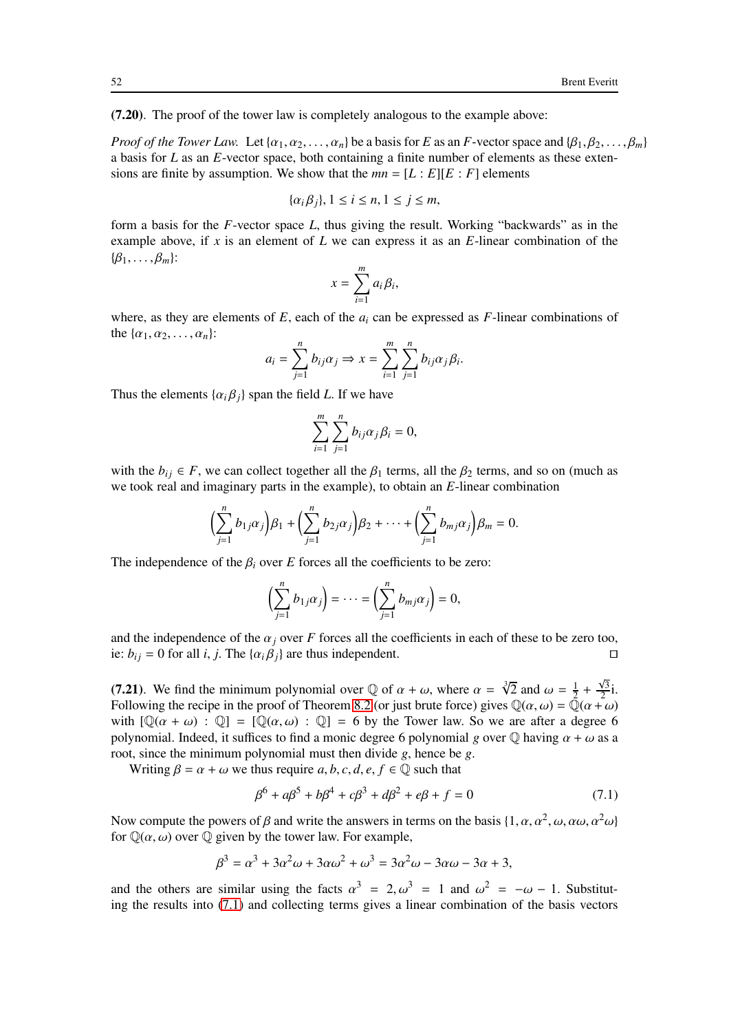**(7.20)**. The proof of the tower law is completely analogous to the example above:

*Proof of the Tower Law.* Let $\{\alpha_1, \alpha_2, \ldots, \alpha_n\}$ be a basis for $E$ as an $F$-vector space and $\{\beta_1, \beta_2, \ldots, \beta_m\}$ a basis for $L$ as an $E$-vector space, both containing a finite number of elements as these extensions are finite by assumption. We show that the $mn = [L : E][E : F]$ elements

$$\{\alpha_i \beta_j\}, 1 \leq i \leq n, 1 \leq j \leq m,$$

form a basis for the $F$-vector space $L$, thus giving the result. Working "backwards" as in the example above, if $x$ is an element of $L$ we can express it as an $E$-linear combination of the $\{\beta_1, \ldots, \beta_m\}$:

$$x = \sum_{i=1}^{m} a_i \beta_i,$$

where, as they are elements of $E$, each of the $a_i$ can be expressed as $F$-linear combinations of the $\{\alpha_1, \alpha_2, \ldots, \alpha_n\}$:

$$a_i = \sum_{j=1}^{n} b_{ij} \alpha_j \Rightarrow x = \sum_{i=1}^{m} \sum_{j=1}^{n} b_{ij} \alpha_j \beta_i.$$

Thus the elements $\{\alpha_i \beta_j\}$ span the field $L$. If we have

$$\sum_{i=1}^{m} \sum_{j=1}^{n} b_{ij} \alpha_j \beta_i = 0,$$

with the $b_{ij} \in F$, we can collect together all the $\beta_1$ terms, all the $\beta_2$ terms, and so on (much as we took real and imaginary parts in the example), to obtain an $E$-linear combination

$$\Big(\sum_{j=1}^{n} b_{1j} \alpha_j\Big)\beta_1 + \Big(\sum_{j=1}^{n} b_{2j} \alpha_j\Big)\beta_2 + \cdots + \Big(\sum_{j=1}^{n} b_{mj} \alpha_j\Big)\beta_m = 0.$$

The independence of the $\beta_i$ over $E$ forces all the coefficients to be zero:

$$\Big(\sum_{j=1}^{n} b_{1j} \alpha_j\Big) = \cdots = \Big(\sum_{j=1}^{n} b_{mj} \alpha_j\Big) = 0,$$

and the independence of the $\alpha_j$ over $F$ forces all the coefficients in each of these to be zero too, ie: $b_{ij} = 0$ for all $i, j$. The $\{\alpha_i \beta_j\}$ are thus independent. $\square$

**(7.21)**. We find the minimum polynomial over $\mathbb{Q}$ of $\alpha + \omega$, where $\alpha = \sqrt[3]{2}$ and $\omega = \frac{1}{2} + \frac{\sqrt{3}}{2}\mathrm{i}$. Following the recipe in the proof of Theorem 8.2 (or just brute force) gives $\mathbb{Q}(\alpha, \omega) = \mathbb{Q}(\alpha + \omega)$ with $[\mathbb{Q}(\alpha + \omega) : \mathbb{Q}] = [\mathbb{Q}(\alpha, \omega) : \mathbb{Q}] = 6$ by the Tower law. So we are after a degree 6 polynomial. Indeed, it suffices to find a monic degree 6 polynomial $g$ over $\mathbb{Q}$ having $\alpha + \omega$ as a root, since the minimum polynomial must then divide $g$, hence be $g$.

Writing $\beta = \alpha + \omega$ we thus require $a, b, c, d, e, f \in \mathbb{Q}$ such that

$$\beta^6 + a\beta^5 + b\beta^4 + c\beta^3 + d\beta^2 + e\beta + f = 0 \tag{7.1}$$

Now compute the powers of $\beta$ and write the answers in terms on the basis $\{1, \alpha, \alpha^2, \omega, \alpha\omega, \alpha^2\omega\}$ for $\mathbb{Q}(\alpha, \omega)$ over $\mathbb{Q}$ given by the tower law. For example,

$$\beta^3 = \alpha^3 + 3\alpha^2\omega + 3\alpha\omega^2 + \omega^3 = 3\alpha^2\omega - 3\alpha\omega - 3\alpha + 3,$$

and the others are similar using the facts $\alpha^3 = 2, \omega^3 = 1$ and $\omega^2 = -\omega - 1$. Substituting the results into (7.1) and collecting terms gives a linear combination of the basis vectors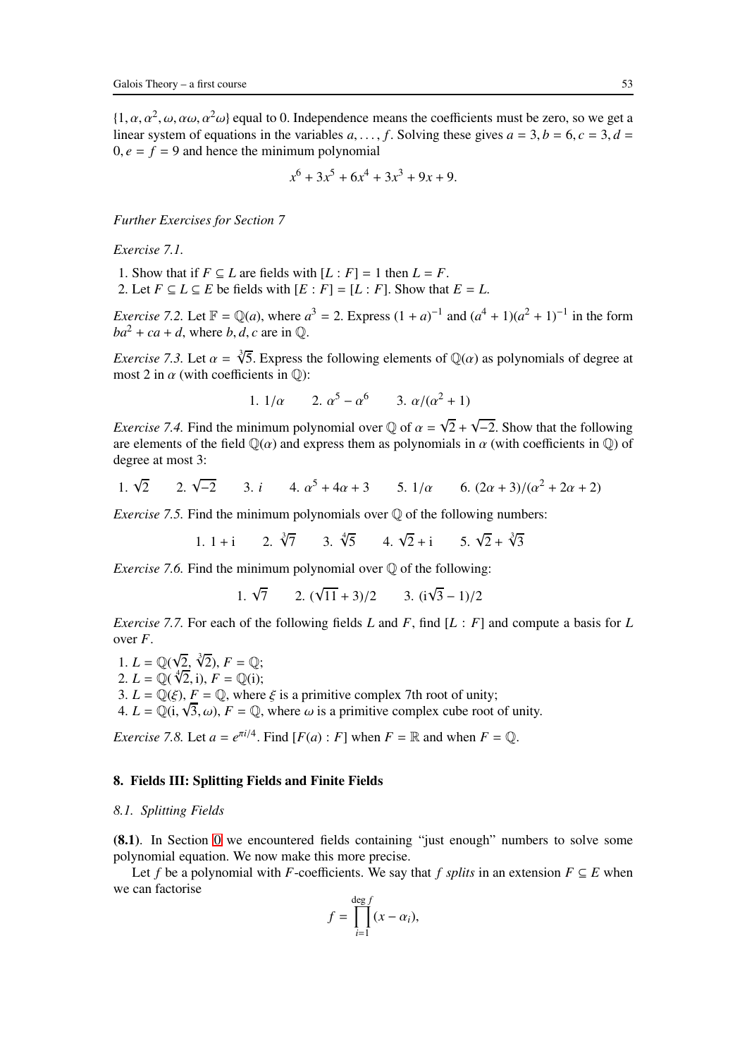$\{1, \alpha, \alpha^2, \omega, \alpha\omega, \alpha^2\omega\}$ equal to 0. Independence means the coefficients must be zero, so we get a linear system of equations in the variables $a, \ldots, f$. Solving these gives $a = 3, b = 6, c = 3, d = 0, e = f = 9$ and hence the minimum polynomial

$$x^6 + 3x^5 + 6x^4 + 3x^3 + 9x + 9.$$

*Further Exercises for Section 7*

*Exercise 7.1.*

1. Show that if $F \subseteq L$ are fields with $[L : F] = 1$ then $L = F$.
2. Let $F \subseteq L \subseteq E$ be fields with $[E : F] = [L : F]$. Show that $E = L$.

*Exercise 7.2.* Let $\mathbb{F} = \mathbb{Q}(a)$, where $a^3 = 2$. Express $(1 + a)^{-1}$ and $(a^4 + 1)(a^2 + 1)^{-1}$ in the form $ba^2 + ca + d$, where $b, d, c$ are in $\mathbb{Q}$.

*Exercise 7.3.* Let $\alpha = \sqrt[3]{5}$. Express the following elements of $\mathbb{Q}(\alpha)$ as polynomials of degree at most 2 in $\alpha$ (with coefficients in $\mathbb{Q}$):

1. $1/\alpha$ 2. $\alpha^5 - \alpha^6$ 3. $\alpha/(\alpha^2 + 1)$

*Exercise 7.4.* Find the minimum polynomial over $\mathbb{Q}$ of $\alpha = \sqrt{2} + \sqrt{-2}$. Show that the following are elements of the field $\mathbb{Q}(\alpha)$ and express them as polynomials in $\alpha$ (with coefficients in $\mathbb{Q}$) of degree at most 3:

1. $\sqrt{2}$ 2. $\sqrt{-2}$ 3. $i$ 4. $\alpha^5 + 4\alpha + 3$ 5. $1/\alpha$ 6. $(2\alpha + 3)/(\alpha^2 + 2\alpha + 2)$

*Exercise 7.5.* Find the minimum polynomials over $\mathbb{Q}$ of the following numbers:

1. $1 + \mathrm{i}$ 2. $\sqrt[3]{7}$ 3. $\sqrt[4]{5}$ 4. $\sqrt{2} + \mathrm{i}$ 5. $\sqrt{2} + \sqrt[3]{3}$

*Exercise 7.6.* Find the minimum polynomial over $\mathbb{Q}$ of the following:

1. $\sqrt{7}$ 2. $(\sqrt{11} + 3)/2$ 3. $(\mathrm{i}\sqrt{3} - 1)/2$

*Exercise 7.7.* For each of the following fields $L$ and $F$, find $[L : F]$ and compute a basis for $L$ over $F$.

1. $L = \mathbb{Q}(\sqrt{2}, \sqrt[3]{2})$, $F = \mathbb{Q}$;
2. $L = \mathbb{Q}(\sqrt[4]{2}, \mathrm{i})$, $F = \mathbb{Q}(\mathrm{i})$;
3. $L = \mathbb{Q}(\xi)$, $F = \mathbb{Q}$, where $\xi$ is a primitive complex 7th root of unity;
4. $L = \mathbb{Q}(\mathrm{i}, \sqrt{3}, \omega)$, $F = \mathbb{Q}$, where $\omega$ is a primitive complex cube root of unity.

*Exercise 7.8.* Let $a = e^{\pi i/4}$. Find $[F(a) : F]$ when $F = \mathbb{R}$ and when $F = \mathbb{Q}$.

## 8. Fields III: Splitting Fields and Finite Fields

### *8.1. Splitting Fields*

**(8.1)**. In Section 0 we encountered fields containing "just enough" numbers to solve some polynomial equation. We now make this more precise.

Let $f$ be a polynomial with $F$-coefficients. We say that $f$ *splits* in an extension $F \subseteq E$ when we can factorise

$$f = \prod_{i=1}^{\deg f} (x - \alpha_i),$$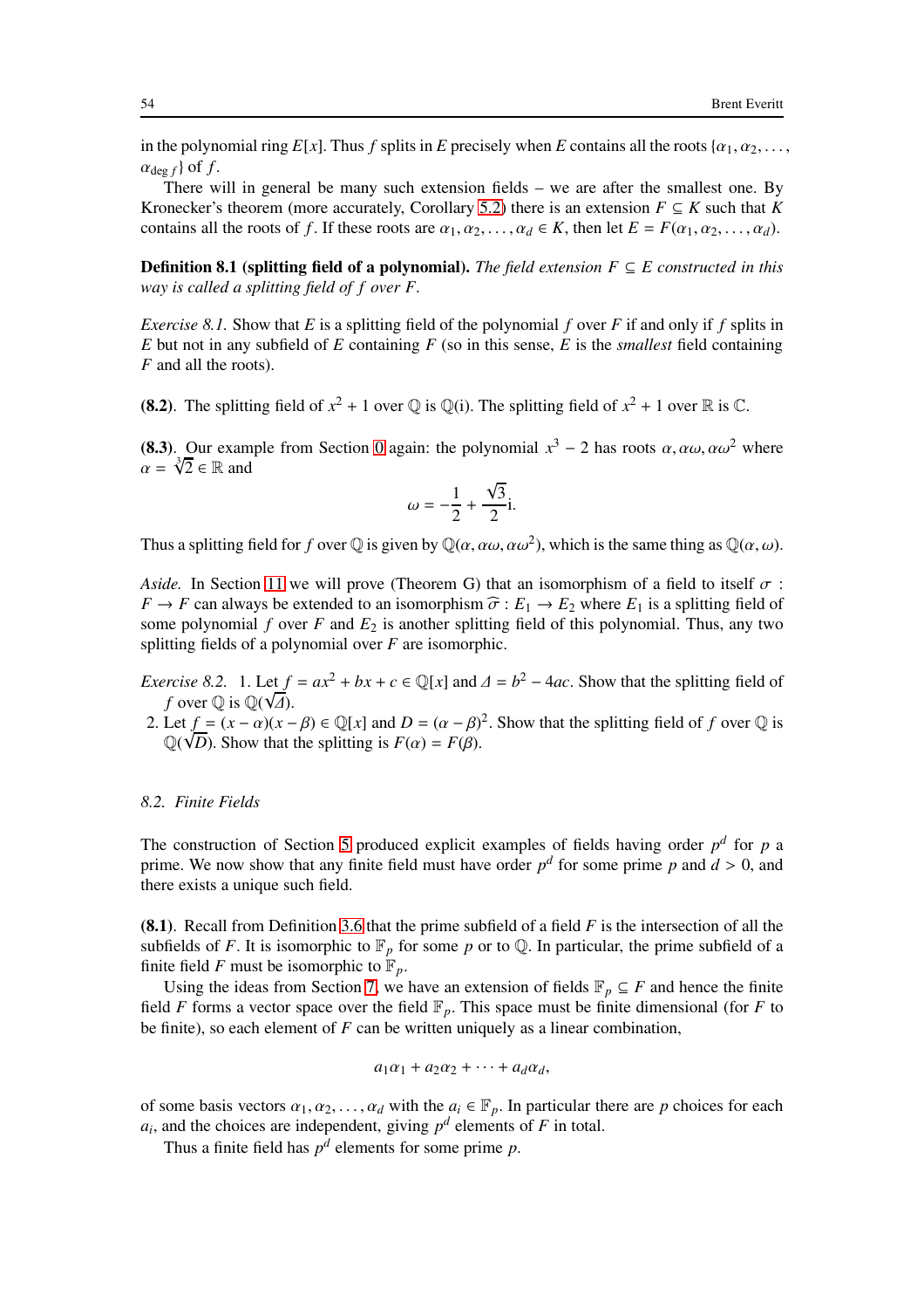in the polynomial ring $E[x]$. Thus $f$ splits in $E$ precisely when $E$ contains all the roots $\{\alpha_1, \alpha_2, \dots, \alpha_{\deg f}\}$ of $f$.

There will in general be many such extension fields – we are after the smallest one. By Kronecker's theorem (more accurately, Corollary 5.2) there is an extension $F \subseteq K$ such that $K$ contains all the roots of $f$. If these roots are $\alpha_1, \alpha_2, \dots, \alpha_d \in K$, then let $E = F(\alpha_1, \alpha_2, \dots, \alpha_d)$.

**Definition 8.1 (splitting field of a polynomial).** *The field extension $F \subseteq E$ constructed in this way is called a splitting field of $f$ over $F$.*

*Exercise 8.1.* Show that $E$ is a splitting field of the polynomial $f$ over $F$ if and only if $f$ splits in $E$ but not in any subfield of $E$ containing $F$ (so in this sense, $E$ is the *smallest* field containing $F$ and all the roots).

**(8.2)**. The splitting field of $x^2 + 1$ over $\mathbb{Q}$ is $\mathbb{Q}(\mathrm{i})$. The splitting field of $x^2 + 1$ over $\mathbb{R}$ is $\mathbb{C}$.

**(8.3)**. Our example from Section 0 again: the polynomial $x^3 - 2$ has roots $\alpha, \alpha\omega, \alpha\omega^2$ where $\alpha = \sqrt[3]{2} \in \mathbb{R}$ and

$$\omega = -\frac{1}{2} + \frac{\sqrt{3}}{2}\mathrm{i}.$$

Thus a splitting field for $f$ over $\mathbb{Q}$ is given by $\mathbb{Q}(\alpha, \alpha\omega, \alpha\omega^2)$, which is the same thing as $\mathbb{Q}(\alpha, \omega)$.

*Aside.* In Section 11 we will prove (Theorem G) that an isomorphism of a field to itself $\sigma : F \to F$ can always be extended to an isomorphism $\widehat{\sigma} : E_1 \to E_2$ where $E_1$ is a splitting field of some polynomial $f$ over $F$ and $E_2$ is another splitting field of this polynomial. Thus, any two splitting fields of a polynomial over $F$ are isomorphic.

*Exercise 8.2.* 1. Let $f = ax^2 + bx + c \in \mathbb{Q}[x]$ and $\Delta = b^2 - 4ac$. Show that the splitting field of $f$ over $\mathbb{Q}$ is $\mathbb{Q}(\sqrt{\Delta})$.

2. Let $f = (x - \alpha)(x - \beta) \in \mathbb{Q}[x]$ and $D = (\alpha - \beta)^2$. Show that the splitting field of $f$ over $\mathbb{Q}$ is $\mathbb{Q}(\sqrt{D})$. Show that the splitting is $F(\alpha) = F(\beta)$.

## *8.2. Finite Fields*

The construction of Section 5 produced explicit examples of fields having order $p^d$ for $p$ a prime. We now show that any finite field must have order $p^d$ for some prime $p$ and $d > 0$, and there exists a unique such field.

**(8.1)**. Recall from Definition 3.6 that the prime subfield of a field $F$ is the intersection of all the subfields of $F$. It is isomorphic to $\mathbb{F}_p$ for some $p$ or to $\mathbb{Q}$. In particular, the prime subfield of a finite field $F$ must be isomorphic to $\mathbb{F}_p$.

Using the ideas from Section 7, we have an extension of fields $\mathbb{F}_p \subseteq F$ and hence the finite field $F$ forms a vector space over the field $\mathbb{F}_p$. This space must be finite dimensional (for $F$ to be finite), so each element of $F$ can be written uniquely as a linear combination,

$$a_1\alpha_1 + a_2\alpha_2 + \cdots + a_d\alpha_d,$$

of some basis vectors $\alpha_1, \alpha_2, \dots, \alpha_d$ with the $a_i \in \mathbb{F}_p$. In particular there are $p$ choices for each $a_i$, and the choices are independent, giving $p^d$ elements of $F$ in total.

Thus a finite field has $p^d$ elements for some prime $p$.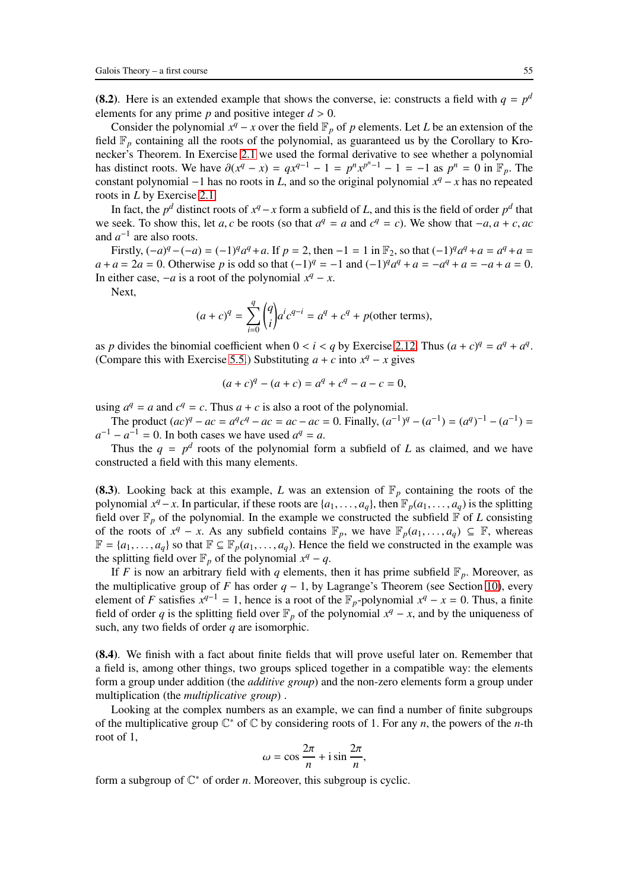**(8.2)**. Here is an extended example that shows the converse, ie: constructs a field with $q = p^d$ elements for any prime $p$ and positive integer $d > 0$.

Consider the polynomial $x^q - x$ over the field $\mathbb{F}_p$ of $p$ elements. Let $L$ be an extension of the field $\mathbb{F}_p$ containing all the roots of the polynomial, as guaranteed us by the Corollary to Kronecker's Theorem. In Exercise 2.1 we used the formal derivative to see whether a polynomial has distinct roots. We have $\partial(x^q - x) = qx^{q-1} - 1 = p^n x^{p^n - 1} - 1 = -1$ as $p^n = 0$ in $\mathbb{F}_p$. The constant polynomial $-1$ has no roots in $L$, and so the original polynomial $x^q - x$ has no repeated roots in $L$ by Exercise 2.1.

In fact, the $p^d$ distinct roots of $x^q - x$ form a subfield of $L$, and this is the field of order $p^d$ that we seek. To show this, let $a, c$ be roots (so that $a^q = a$ and $c^q = c$). We show that $-a, a + c, ac$ and $a^{-1}$ are also roots.

Firstly, $(-a)^q - (-a) = (-1)^q a^q + a$. If $p = 2$, then $-1 = 1$ in $\mathbb{F}_2$, so that $(-1)^q a^q + a = a^q + a = a + a = 2a = 0$. Otherwise $p$ is odd so that $(-1)^q = -1$ and $(-1)^q a^q + a = -a^q + a = -a + a = 0$. In either case, $-a$ is a root of the polynomial $x^q - x$.

Next,

$$(a + c)^q = \sum_{i=0}^{q} \binom{q}{i} a^i c^{q-i} = a^q + c^q + p(\text{other terms}),$$

as $p$ divides the binomial coefficient when $0 < i < q$ by Exercise 2.12. Thus $(a + c)^q = a^q + a^q$. (Compare this with Exercise 5.5.) Substituting $a + c$ into $x^q - x$ gives

$$(a + c)^q - (a + c) = a^q + c^q - a - c = 0,$$

using $a^q = a$ and $c^q = c$. Thus $a + c$ is also a root of the polynomial.

The product $(ac)^q - ac = a^q c^q - ac = ac - ac = 0$. Finally, $(a^{-1})^q - (a^{-1}) = (a^q)^{-1} - (a^{-1}) = a^{-1} - a^{-1} = 0$. In both cases we have used $a^q = a$.

Thus the $q = p^d$ roots of the polynomial form a subfield of $L$ as claimed, and we have constructed a field with this many elements.

**(8.3)**. Looking back at this example, $L$ was an extension of $\mathbb{F}_p$ containing the roots of the polynomial $x^q - x$. In particular, if these roots are $\{a_1, \ldots, a_q\}$, then $\mathbb{F}_p(a_1, \ldots, a_q)$ is the splitting field over $\mathbb{F}_p$ of the polynomial. In the example we constructed the subfield $\mathbb{F}$ of $L$ consisting of the roots of $x^q - x$. As any subfield contains $\mathbb{F}_p$, we have $\mathbb{F}_p(a_1, \ldots, a_q) \subseteq \mathbb{F}$, whereas $\mathbb{F} = \{a_1, \ldots, a_q\}$ so that $\mathbb{F} \subseteq \mathbb{F}_p(a_1, \ldots, a_q)$. Hence the field we constructed in the example was the splitting field over $\mathbb{F}_p$ of the polynomial $x^q - q$.

If $F$ is now an arbitrary field with $q$ elements, then it has prime subfield $\mathbb{F}_p$. Moreover, as the multiplicative group of $F$ has order $q - 1$, by Lagrange's Theorem (see Section 10), every element of $F$ satisfies $x^{q-1} = 1$, hence is a root of the $\mathbb{F}_p$-polynomial $x^q - x = 0$. Thus, a finite field of order $q$ is the splitting field over $\mathbb{F}_p$ of the polynomial $x^q - x$, and by the uniqueness of such, any two fields of order $q$ are isomorphic.

**(8.4)**. We finish with a fact about finite fields that will prove useful later on. Remember that a field is, among other things, two groups spliced together in a compatible way: the elements form a group under addition (the *additive group*) and the non-zero elements form a group under multiplication (the *multiplicative group*) .

Looking at the complex numbers as an example, we can find a number of finite subgroups of the multiplicative group $\mathbb{C}^*$ of $\mathbb{C}$ by considering roots of 1. For any $n$, the powers of the $n$-th root of 1,

$$\omega = \cos\frac{2\pi}{n} + \mathrm{i}\sin\frac{2\pi}{n},$$

form a subgroup of $\mathbb{C}^*$ of order $n$. Moreover, this subgroup is cyclic.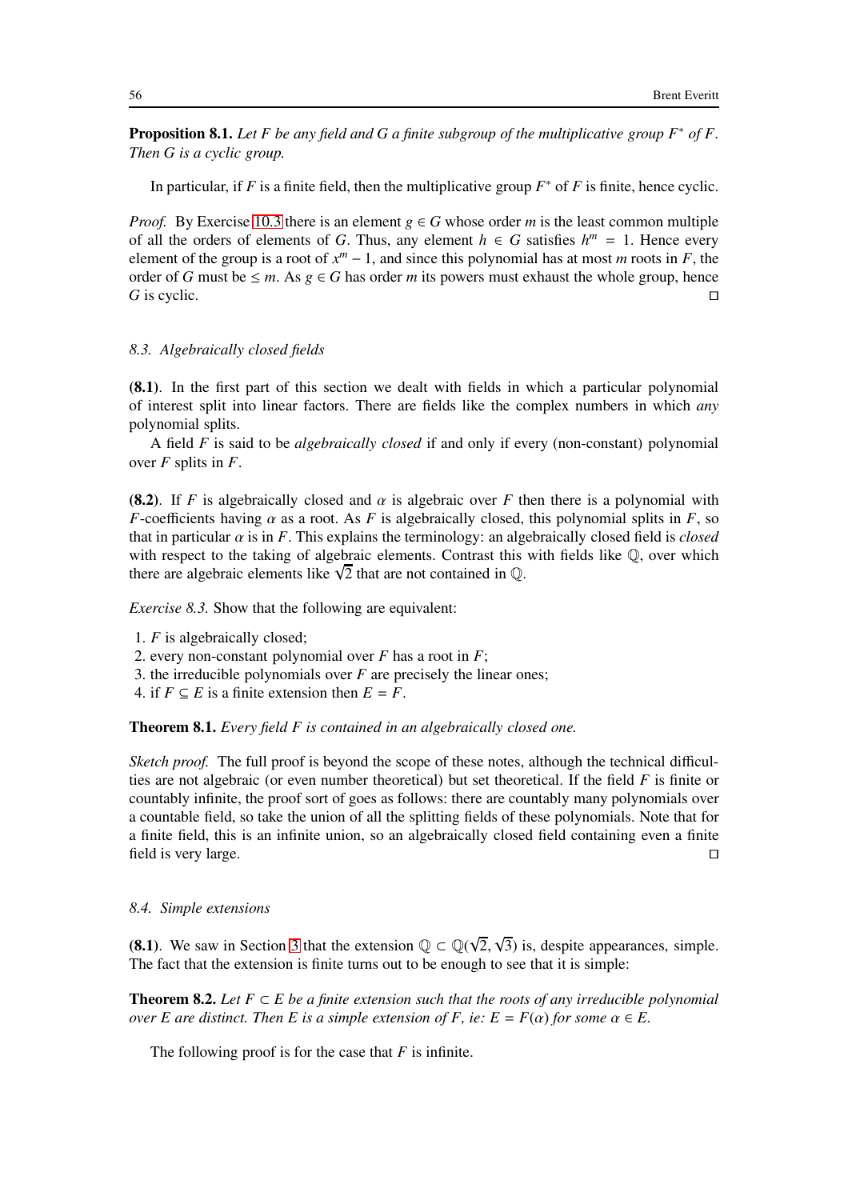**Proposition 8.1.** *Let $F$ be any field and $G$ a finite subgroup of the multiplicative group $F^*$ of $F$. Then $G$ is a cyclic group.*

In particular, if $F$ is a finite field, then the multiplicative group $F^*$ of $F$ is finite, hence cyclic.

*Proof.* By Exercise 10.3 there is an element $g \in G$ whose order $m$ is the least common multiple of all the orders of elements of $G$. Thus, any element $h \in G$ satisfies $h^m = 1$. Hence every element of the group is a root of $x^m - 1$, and since this polynomial has at most $m$ roots in $F$, the order of $G$ must be $\leq m$. As $g \in G$ has order $m$ its powers must exhaust the whole group, hence $G$ is cyclic. □

### *8.3. Algebraically closed fields*

**(8.1)**. In the first part of this section we dealt with fields in which a particular polynomial of interest split into linear factors. There are fields like the complex numbers in which *any* polynomial splits.

A field $F$ is said to be *algebraically closed* if and only if every (non-constant) polynomial over $F$ splits in $F$.

**(8.2)**. If $F$ is algebraically closed and $\alpha$ is algebraic over $F$ then there is a polynomial with $F$-coefficients having $\alpha$ as a root. As $F$ is algebraically closed, this polynomial splits in $F$, so that in particular $\alpha$ is in $F$. This explains the terminology: an algebraically closed field is *closed* with respect to the taking of algebraic elements. Contrast this with fields like $\mathbb{Q}$, over which there are algebraic elements like $\sqrt{2}$ that are not contained in $\mathbb{Q}$.

*Exercise 8.3.* Show that the following are equivalent:

1. $F$ is algebraically closed;
2. every non-constant polynomial over $F$ has a root in $F$;
3. the irreducible polynomials over $F$ are precisely the linear ones;
4. if $F \subseteq E$ is a finite extension then $E = F$.

**Theorem 8.1.** *Every field $F$ is contained in an algebraically closed one.*

*Sketch proof.* The full proof is beyond the scope of these notes, although the technical difficulties are not algebraic (or even number theoretical) but set theoretical. If the field $F$ is finite or countably infinite, the proof sort of goes as follows: there are countably many polynomials over a countable field, so take the union of all the splitting fields of these polynomials. Note that for a finite field, this is an infinite union, so an algebraically closed field containing even a finite field is very large. □

### *8.4. Simple extensions*

**(8.1)**. We saw in Section 3 that the extension $\mathbb{Q} \subset \mathbb{Q}(\sqrt{2}, \sqrt{3})$ is, despite appearances, simple. The fact that the extension is finite turns out to be enough to see that it is simple:

**Theorem 8.2.** *Let $F \subset E$ be a finite extension such that the roots of any irreducible polynomial over $E$ are distinct. Then $E$ is a simple extension of $F$, ie: $E = F(\alpha)$ for some $\alpha \in E$.*

The following proof is for the case that $F$ is infinite.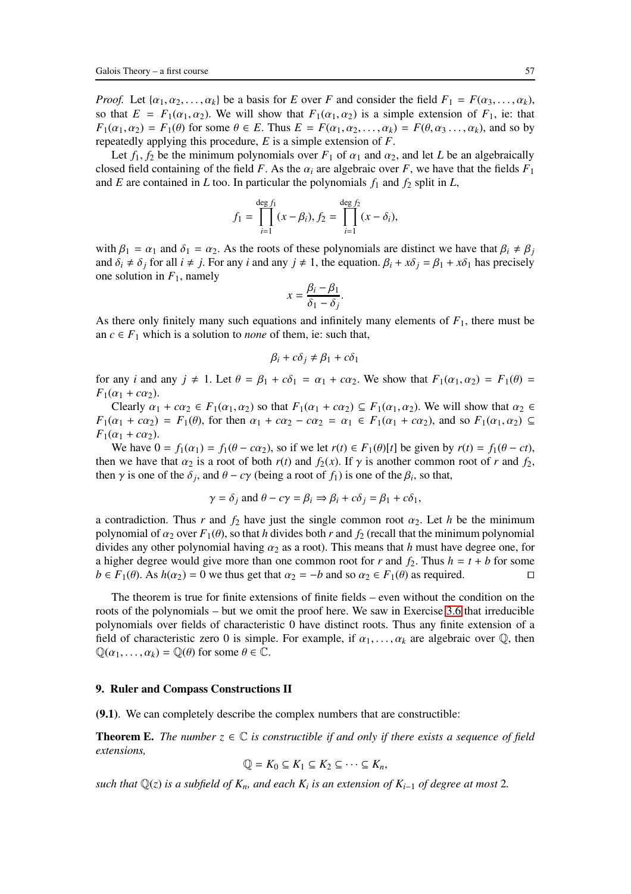*Proof.* Let $\{\alpha_1, \alpha_2, \dots, \alpha_k\}$ be a basis for $E$ over $F$ and consider the field $F_1 = F(\alpha_3, \dots, \alpha_k)$, so that $E = F_1(\alpha_1, \alpha_2)$. We will show that $F_1(\alpha_1, \alpha_2)$ is a simple extension of $F_1$, ie: that $F_1(\alpha_1, \alpha_2) = F_1(\theta)$ for some $\theta \in E$. Thus $E = F(\alpha_1, \alpha_2, \dots, \alpha_k) = F(\theta, \alpha_3 \dots, \alpha_k)$, and so by repeatedly applying this procedure, $E$ is a simple extension of $F$.

Let $f_1, f_2$ be the minimum polynomials over $F_1$ of $\alpha_1$ and $\alpha_2$, and let $L$ be an algebraically closed field containing of the field $F$. As the $\alpha_i$ are algebraic over $F$, we have that the fields $F_1$ and $E$ are contained in $L$ too. In particular the polynomials $f_1$ and $f_2$ split in $L$,

$$
f_1 = \prod_{i=1}^{\deg f_1} (x - \beta_i), f_2 = \prod_{i=1}^{\deg f_2} (x - \delta_i),
$$

with $\beta_1 = \alpha_1$ and $\delta_1 = \alpha_2$. As the roots of these polynomials are distinct we have that $\beta_i \neq \beta_j$ and $\delta_i \neq \delta_j$ for all $i \neq j$. For any $i$ and any $j \neq 1$, the equation. $\beta_i + x\delta_j = \beta_1 + x\delta_1$ has precisely one solution in $F_1$, namely

$$
x = \frac{\beta_i - \beta_1}{\delta_1 - \delta_j}.
$$

As there only finitely many such equations and infinitely many elements of $F_1$, there must be an $c \in F_1$ which is a solution to *none* of them, ie: such that,

$$
\beta_i + c\delta_j \neq \beta_1 + c\delta_1
$$

for any $i$ and any $j \neq 1$. Let $\theta = \beta_1 + c\delta_1 = \alpha_1 + c\alpha_2$. We show that $F_1(\alpha_1, \alpha_2) = F_1(\theta) = F_1(\alpha_1 + c\alpha_2)$.

Clearly $\alpha_1 + c\alpha_2 \in F_1(\alpha_1, \alpha_2)$ so that $F_1(\alpha_1 + c\alpha_2) \subseteq F_1(\alpha_1, \alpha_2)$. We will show that $\alpha_2 \in F_1(\alpha_1 + c\alpha_2) = F_1(\theta)$, for then $\alpha_1 + c\alpha_2 - c\alpha_2 = \alpha_1 \in F_1(\alpha_1 + c\alpha_2)$, and so $F_1(\alpha_1, \alpha_2) \subseteq F_1(\alpha_1 + c\alpha_2)$.

We have $0 = f_1(\alpha_1) = f_1(\theta - c\alpha_2)$, so if we let $r(t) \in F_1(\theta)[t]$ be given by $r(t) = f_1(\theta - ct)$, then we have that $\alpha_2$ is a root of both $r(t)$ and $f_2(x)$. If $\gamma$ is another common root of $r$ and $f_2$, then $\gamma$ is one of the $\delta_j$, and $\theta - c\gamma$ (being a root of $f_1$) is one of the $\beta_i$, so that,

$$
\gamma = \delta_j \text{ and } \theta - c\gamma = \beta_i \Rightarrow \beta_i + c\delta_j = \beta_1 + c\delta_1,
$$

a contradiction. Thus $r$ and $f_2$ have just the single common root $\alpha_2$. Let $h$ be the minimum polynomial of $\alpha_2$ over $F_1(\theta)$, so that $h$ divides both $r$ and $f_2$ (recall that the minimum polynomial divides any other polynomial having $\alpha_2$ as a root). This means that $h$ must have degree one, for a higher degree would give more than one common root for $r$ and $f_2$. Thus $h = t + b$ for some $b \in F_1(\theta)$. As $h(\alpha_2) = 0$ we thus get that $\alpha_2 = -b$ and so $\alpha_2 \in F_1(\theta)$ as required. □

The theorem is true for finite extensions of finite fields – even without the condition on the roots of the polynomials – but we omit the proof here. We saw in Exercise 3.6 that irreducible polynomials over fields of characteristic 0 have distinct roots. Thus any finite extension of a field of characteristic zero 0 is simple. For example, if $\alpha_1, \dots, \alpha_k$ are algebraic over $\mathbb{Q}$, then $\mathbb{Q}(\alpha_1, \dots, \alpha_k) = \mathbb{Q}(\theta)$ for some $\theta \in \mathbb{C}$.

## 9. Ruler and Compass Constructions II

**(9.1)**. We can completely describe the complex numbers that are constructible:

**Theorem E.** *The number $z \in \mathbb{C}$ is constructible if and only if there exists a sequence of field extensions,*

$$
\mathbb{Q} = K_0 \subseteq K_1 \subseteq K_2 \subseteq \cdots \subseteq K_n,
$$

*such that $\mathbb{Q}(z)$ is a subfield of $K_n$, and each $K_i$ is an extension of $K_{i-1}$ of degree at most 2.*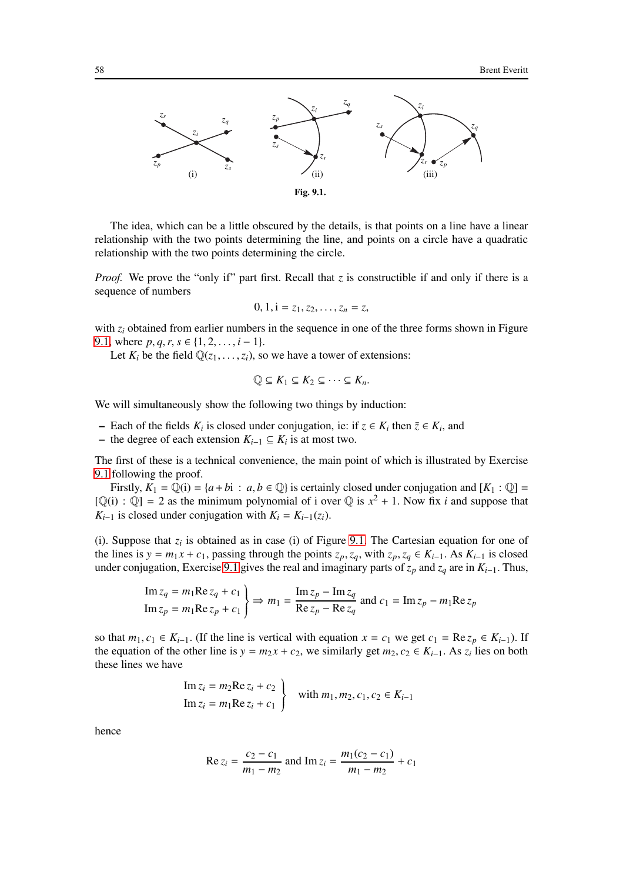**Fig. 9.1.**

The idea, which can be a little obscured by the details, is that points on a line have a linear relationship with the two points determining the line, and points on a circle have a quadratic relationship with the two points determining the circle.

*Proof.* We prove the "only if" part first. Recall that $z$ is constructible if and only if there is a sequence of numbers

$$0, 1, \mathrm{i} = z_1, z_2, \ldots, z_n = z,$$

with $z_i$ obtained from earlier numbers in the sequence in one of the three forms shown in Figure 9.1, where $p, q, r, s \in \{1, 2, \ldots, i-1\}$.

Let $K_i$ be the field $\mathbb{Q}(z_1, \ldots, z_i)$, so we have a tower of extensions:

$$\mathbb{Q} \subseteq K_1 \subseteq K_2 \subseteq \cdots \subseteq K_n.$$

We will simultaneously show the following two things by induction:

– Each of the fields $K_i$ is closed under conjugation, ie: if $z \in K_i$ then $\bar{z} \in K_i$, and
– the degree of each extension $K_{i-1} \subseteq K_i$ is at most two.

The first of these is a technical convenience, the main point of which is illustrated by Exercise 9.1 following the proof.

Firstly, $K_1 = \mathbb{Q}(\mathrm{i}) = \{a + b\mathrm{i} \,:\, a, b \in \mathbb{Q}\}$ is certainly closed under conjugation and $[K_1 : \mathbb{Q}] = [\mathbb{Q}(\mathrm{i}) : \mathbb{Q}] = 2$ as the minimum polynomial of i over $\mathbb{Q}$ is $x^2 + 1$. Now fix $i$ and suppose that $K_{i-1}$ is closed under conjugation with $K_i = K_{i-1}(z_i)$.

(i). Suppose that $z_i$ is obtained as in case (i) of Figure 9.1. The Cartesian equation for one of the lines is $y = m_1 x + c_1$, passing through the points $z_p, z_q$, with $z_p, z_q \in K_{i-1}$. As $K_{i-1}$ is closed under conjugation, Exercise 9.1 gives the real and imaginary parts of $z_p$ and $z_q$ are in $K_{i-1}$. Thus,

$$\left.\begin{aligned} \operatorname{Im} z_q &= m_1 \operatorname{Re} z_q + c_1 \\ \operatorname{Im} z_p &= m_1 \operatorname{Re} z_p + c_1 \end{aligned}\right\} \Rightarrow m_1 = \frac{\operatorname{Im} z_p - \operatorname{Im} z_q}{\operatorname{Re} z_p - \operatorname{Re} z_q} \text{ and } c_1 = \operatorname{Im} z_p - m_1 \operatorname{Re} z_p$$

so that $m_1, c_1 \in K_{i-1}$. (If the line is vertical with equation $x = c_1$ we get $c_1 = \operatorname{Re} z_p \in K_{i-1}$). If the equation of the other line is $y = m_2 x + c_2$, we similarly get $m_2, c_2 \in K_{i-1}$. As $z_i$ lies on both these lines we have

$$\left.\begin{aligned} \operatorname{Im} z_i &= m_2 \operatorname{Re} z_i + c_2 \\ \operatorname{Im} z_i &= m_1 \operatorname{Re} z_i + c_1 \end{aligned}\right\} \quad \text{with } m_1, m_2, c_1, c_2 \in K_{i-1}$$

hence

$$\operatorname{Re} z_i = \frac{c_2 - c_1}{m_1 - m_2} \text{ and } \operatorname{Im} z_i = \frac{m_1(c_2 - c_1)}{m_1 - m_2} + c_1$$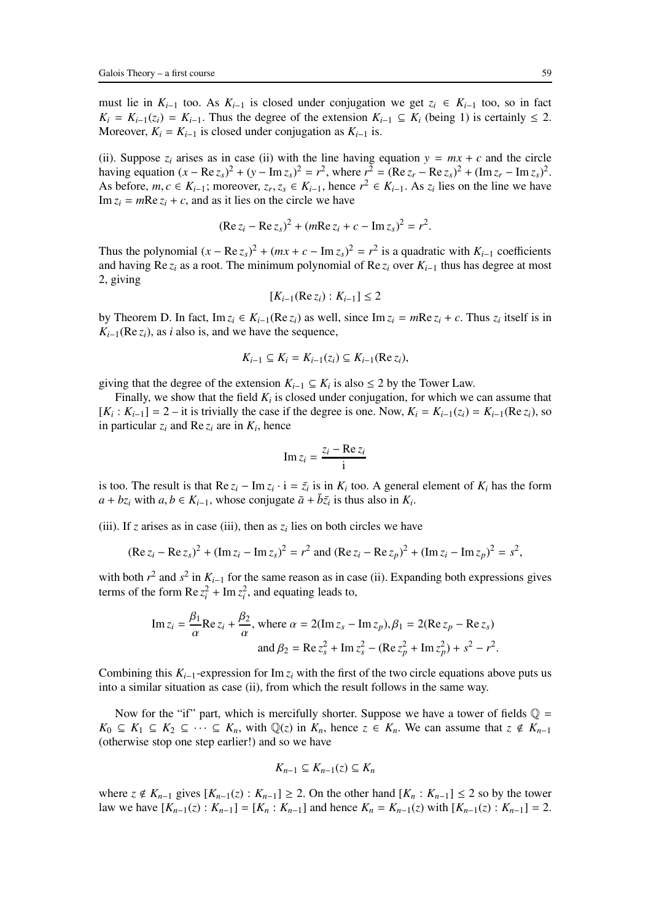must lie in $K_{i-1}$ too. As $K_{i-1}$ is closed under conjugation we get $z_i \in K_{i-1}$ too, so in fact $K_i = K_{i-1}(z_i) = K_{i-1}$. Thus the degree of the extension $K_{i-1} \subseteq K_i$ (being 1) is certainly $\leq 2$. Moreover, $K_i = K_{i-1}$ is closed under conjugation as $K_{i-1}$ is.

(ii). Suppose $z_i$ arises as in case (ii) with the line having equation $y = mx + c$ and the circle having equation $(x - \text{Re}\, z_s)^2 + (y - \text{Im}\, z_s)^2 = r^2$, where $r^2 = (\text{Re}\, z_r - \text{Re}\, z_s)^2 + (\text{Im}\, z_r - \text{Im}\, z_s)^2$. As before, $m, c \in K_{i-1}$; moreover, $z_r, z_s \in K_{i-1}$, hence $r^2 \in K_{i-1}$. As $z_i$ lies on the line we have $\text{Im}\, z_i = m\text{Re}\, z_i + c$, and as it lies on the circle we have

$$(\text{Re}\, z_i - \text{Re}\, z_s)^2 + (m\text{Re}\, z_i + c - \text{Im}\, z_s)^2 = r^2.$$

Thus the polynomial $(x - \text{Re}\, z_s)^2 + (mx + c - \text{Im}\, z_s)^2 = r^2$ is a quadratic with $K_{i-1}$ coefficients and having $\text{Re}\, z_i$ as a root. The minimum polynomial of $\text{Re}\, z_i$ over $K_{i-1}$ thus has degree at most 2, giving

$$[K_{i-1}(\text{Re}\, z_i) : K_{i-1}] \leq 2$$

by Theorem D. In fact, $\text{Im}\, z_i \in K_{i-1}(\text{Re}\, z_i)$ as well, since $\text{Im}\, z_i = m\text{Re}\, z_i + c$. Thus $z_i$ itself is in $K_{i-1}(\text{Re}\, z_i)$, as $i$ also is, and we have the sequence,

$$K_{i-1} \subseteq K_i = K_{i-1}(z_i) \subseteq K_{i-1}(\text{Re}\, z_i),$$

giving that the degree of the extension $K_{i-1} \subseteq K_i$ is also $\leq 2$ by the Tower Law.

Finally, we show that the field $K_i$ is closed under conjugation, for which we can assume that $[K_i : K_{i-1}] = 2$ – it is trivially the case if the degree is one. Now, $K_i = K_{i-1}(z_i) = K_{i-1}(\text{Re}\, z_i)$, so in particular $z_i$ and $\text{Re}\, z_i$ are in $K_i$, hence

$$\text{Im}\, z_i = \frac{z_i - \text{Re}\, z_i}{\text{i}}$$

is too. The result is that $\text{Re}\, z_i - \text{Im}\, z_i \cdot \text{i} = \bar{z}_i$ is in $K_i$ too. A general element of $K_i$ has the form $a + bz_i$ with $a, b \in K_{i-1}$, whose conjugate $\bar{a} + \bar{b}\bar{z}_i$ is thus also in $K_i$.

(iii). If $z$ arises as in case (iii), then as $z_i$ lies on both circles we have

$$(\text{Re}\, z_i - \text{Re}\, z_s)^2 + (\text{Im}\, z_i - \text{Im}\, z_s)^2 = r^2 \text{ and } (\text{Re}\, z_i - \text{Re}\, z_p)^2 + (\text{Im}\, z_i - \text{Im}\, z_p)^2 = s^2,$$

with both $r^2$ and $s^2$ in $K_{i-1}$ for the same reason as in case (ii). Expanding both expressions gives terms of the form $\text{Re}\, z_i^2 + \text{Im}\, z_i^2$, and equating leads to,

$$\text{Im}\, z_i = \frac{\beta_1}{\alpha}\text{Re}\, z_i + \frac{\beta_2}{\alpha}, \text{ where } \alpha = 2(\text{Im}\, z_s - \text{Im}\, z_p), \beta_1 = 2(\text{Re}\, z_p - \text{Re}\, z_s)$$
$$\text{and } \beta_2 = \text{Re}\, z_s^2 + \text{Im}\, z_s^2 - (\text{Re}\, z_p^2 + \text{Im}\, z_p^2) + s^2 - r^2.$$

Combining this $K_{i-1}$-expression for $\text{Im}\, z_i$ with the first of the two circle equations above puts us into a similar situation as case (ii), from which the result follows in the same way.

Now for the "if" part, which is mercifully shorter. Suppose we have a tower of fields $\mathbb{Q} = K_0 \subseteq K_1 \subseteq K_2 \subseteq \cdots \subseteq K_n$, with $\mathbb{Q}(z)$ in $K_n$, hence $z \in K_n$. We can assume that $z \notin K_{n-1}$ (otherwise stop one step earlier!) and so we have

$$K_{n-1} \subseteq K_{n-1}(z) \subseteq K_n$$

where $z \notin K_{n-1}$ gives $[K_{n-1}(z) : K_{n-1}] \geq 2$. On the other hand $[K_n : K_{n-1}] \leq 2$ so by the tower law we have $[K_{n-1}(z) : K_{n-1}] = [K_n : K_{n-1}]$ and hence $K_n = K_{n-1}(z)$ with $[K_{n-1}(z) : K_{n-1}] = 2$.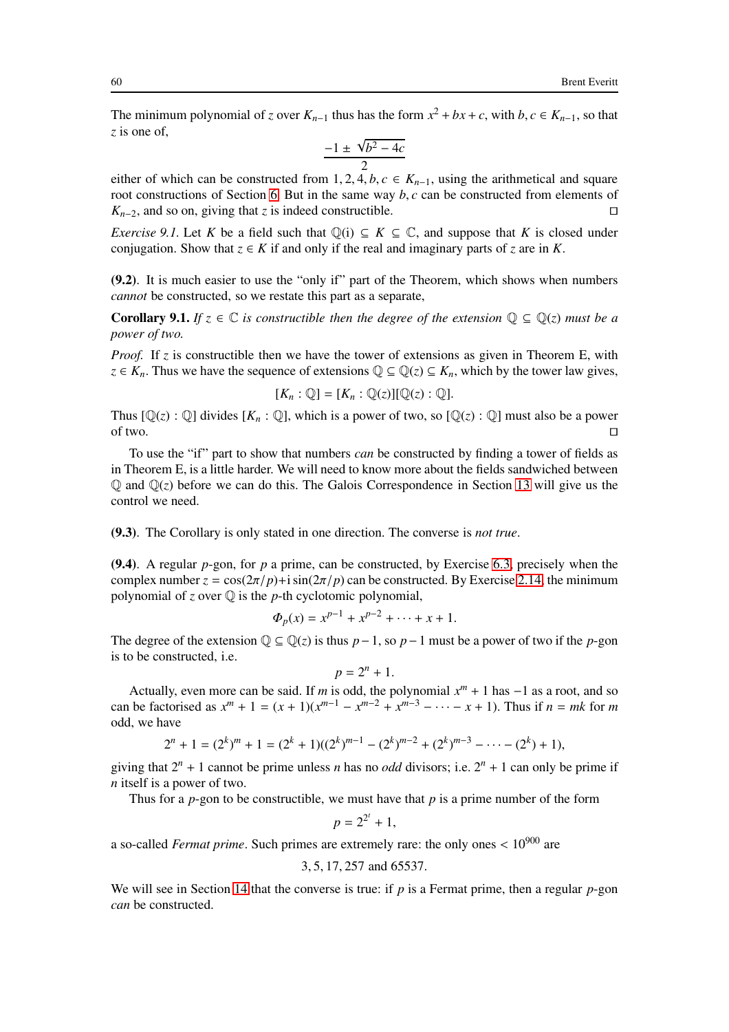The minimum polynomial of $z$ over $K_{n-1}$ thus has the form $x^2 + bx + c$, with $b, c \in K_{n-1}$, so that $z$ is one of,

$$\frac{-1 \pm \sqrt{b^2 - 4c}}{2}$$

either of which can be constructed from $1, 2, 4, b, c \in K_{n-1}$, using the arithmetical and square root constructions of Section 6. But in the same way $b, c$ can be constructed from elements of $K_{n-2}$, and so on, giving that $z$ is indeed constructible. ◻

*Exercise 9.1.* Let $K$ be a field such that $\mathbb{Q}(\mathrm{i}) \subseteq K \subseteq \mathbb{C}$, and suppose that $K$ is closed under conjugation. Show that $z \in K$ if and only if the real and imaginary parts of $z$ are in $K$.

**(9.2)**. It is much easier to use the "only if" part of the Theorem, which shows when numbers *cannot* be constructed, so we restate this part as a separate,

**Corollary 9.1.** *If $z \in \mathbb{C}$ is constructible then the degree of the extension $\mathbb{Q} \subseteq \mathbb{Q}(z)$ must be a power of two.*

*Proof.* If $z$ is constructible then we have the tower of extensions as given in Theorem E, with $z \in K_n$. Thus we have the sequence of extensions $\mathbb{Q} \subseteq \mathbb{Q}(z) \subseteq K_n$, which by the tower law gives,

$$[K_n : \mathbb{Q}] = [K_n : \mathbb{Q}(z)][\mathbb{Q}(z) : \mathbb{Q}].$$

Thus $[\mathbb{Q}(z) : \mathbb{Q}]$ divides $[K_n : \mathbb{Q}]$, which is a power of two, so $[\mathbb{Q}(z) : \mathbb{Q}]$ must also be a power of two. ◻

To use the "if" part to show that numbers *can* be constructed by finding a tower of fields as in Theorem E, is a little harder. We will need to know more about the fields sandwiched between $\mathbb{Q}$ and $\mathbb{Q}(z)$ before we can do this. The Galois Correspondence in Section 13 will give us the control we need.

**(9.3)**. The Corollary is only stated in one direction. The converse is *not true*.

**(9.4)**. A regular $p$-gon, for $p$ a prime, can be constructed, by Exercise 6.3, precisely when the complex number $z = \cos(2\pi/p) + \mathrm{i}\sin(2\pi/p)$ can be constructed. By Exercise 2.14, the minimum polynomial of $z$ over $\mathbb{Q}$ is the $p$-th cyclotomic polynomial,

$$\Phi_p(x) = x^{p-1} + x^{p-2} + \cdots + x + 1.$$

The degree of the extension $\mathbb{Q} \subseteq \mathbb{Q}(z)$ is thus $p-1$, so $p-1$ must be a power of two if the $p$-gon is to be constructed, i.e.

$$p = 2^n + 1.$$

Actually, even more can be said. If $m$ is odd, the polynomial $x^m + 1$ has $-1$ as a root, and so can be factorised as $x^m + 1 = (x+1)(x^{m-1} - x^{m-2} + x^{m-3} - \cdots - x + 1)$. Thus if $n = mk$ for $m$ odd, we have

$$2^n + 1 = (2^k)^m + 1 = (2^k + 1)((2^k)^{m-1} - (2^k)^{m-2} + (2^k)^{m-3} - \cdots - (2^k) + 1),$$

giving that $2^n + 1$ cannot be prime unless $n$ has no *odd* divisors; i.e. $2^n + 1$ can only be prime if $n$ itself is a power of two.

Thus for a $p$-gon to be constructible, we must have that $p$ is a prime number of the form

$$p = 2^{2^t} + 1,$$

a so-called *Fermat prime*. Such primes are extremely rare: the only ones $< 10^{900}$ are

$$3, 5, 17, 257 \text{ and } 65537.$$

We will see in Section 14 that the converse is true: if $p$ is a Fermat prime, then a regular $p$-gon *can* be constructed.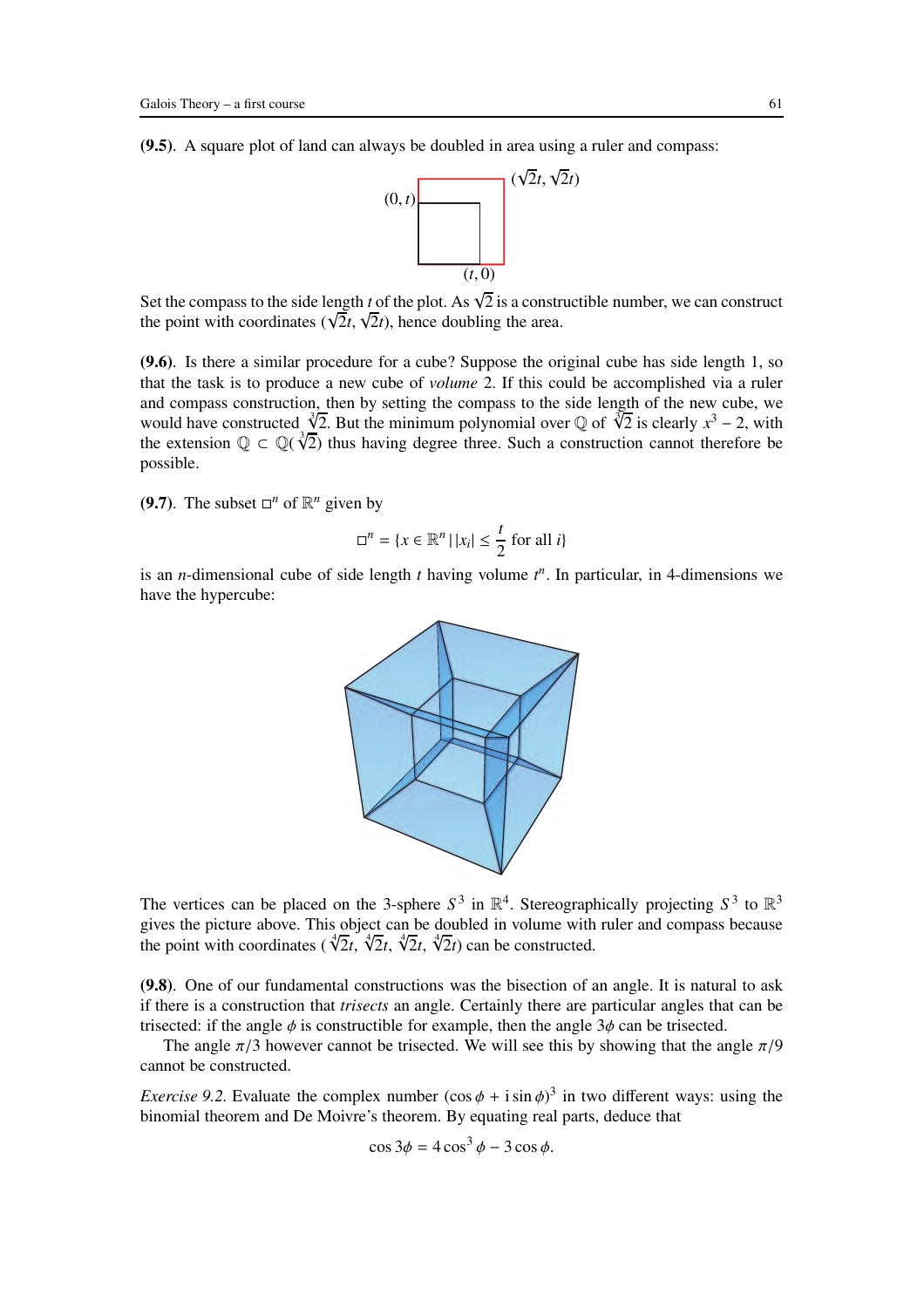**(9.5)**. A square plot of land can always be doubled in area using a ruler and compass:

Set the compass to the side length $t$ of the plot. As $\sqrt{2}$ is a constructible number, we can construct the point with coordinates $(\sqrt{2}t, \sqrt{2}t)$, hence doubling the area.

**(9.6)**. Is there a similar procedure for a cube? Suppose the original cube has side length 1, so that the task is to produce a new cube of *volume* 2. If this could be accomplished via a ruler and compass construction, then by setting the compass to the side length of the new cube, we would have constructed $\sqrt[3]{2}$. But the minimum polynomial over $\mathbb{Q}$ of $\sqrt[3]{2}$ is clearly $x^3 - 2$, with the extension $\mathbb{Q} \subset \mathbb{Q}(\sqrt[3]{2})$ thus having degree three. Such a construction cannot therefore be possible.

**(9.7)**. The subset $\square^n$ of $\mathbb{R}^n$ given by

$$\square^n = \{x \in \mathbb{R}^n \mid |x_i| \leq \frac{t}{2} \text{ for all } i\}$$

is an $n$-dimensional cube of side length $t$ having volume $t^n$. In particular, in 4-dimensions we have the hypercube:

The vertices can be placed on the 3-sphere $S^3$ in $\mathbb{R}^4$. Stereographically projecting $S^3$ to $\mathbb{R}^3$ gives the picture above. This object can be doubled in volume with ruler and compass because the point with coordinates $(\sqrt[4]{2}t, \sqrt[4]{2}t, \sqrt[4]{2}t, \sqrt[4]{2}t)$ can be constructed.

**(9.8)**. One of our fundamental constructions was the bisection of an angle. It is natural to ask if there is a construction that *trisects* an angle. Certainly there are particular angles that can be trisected: if the angle $\phi$ is constructible for example, then the angle $3\phi$ can be trisected.

The angle $\pi/3$ however cannot be trisected. We will see this by showing that the angle $\pi/9$ cannot be constructed.

*Exercise 9.2.* Evaluate the complex number $(\cos\phi + \mathrm{i}\sin\phi)^3$ in two different ways: using the binomial theorem and De Moivre's theorem. By equating real parts, deduce that

$$\cos 3\phi = 4\cos^3\phi - 3\cos\phi.$$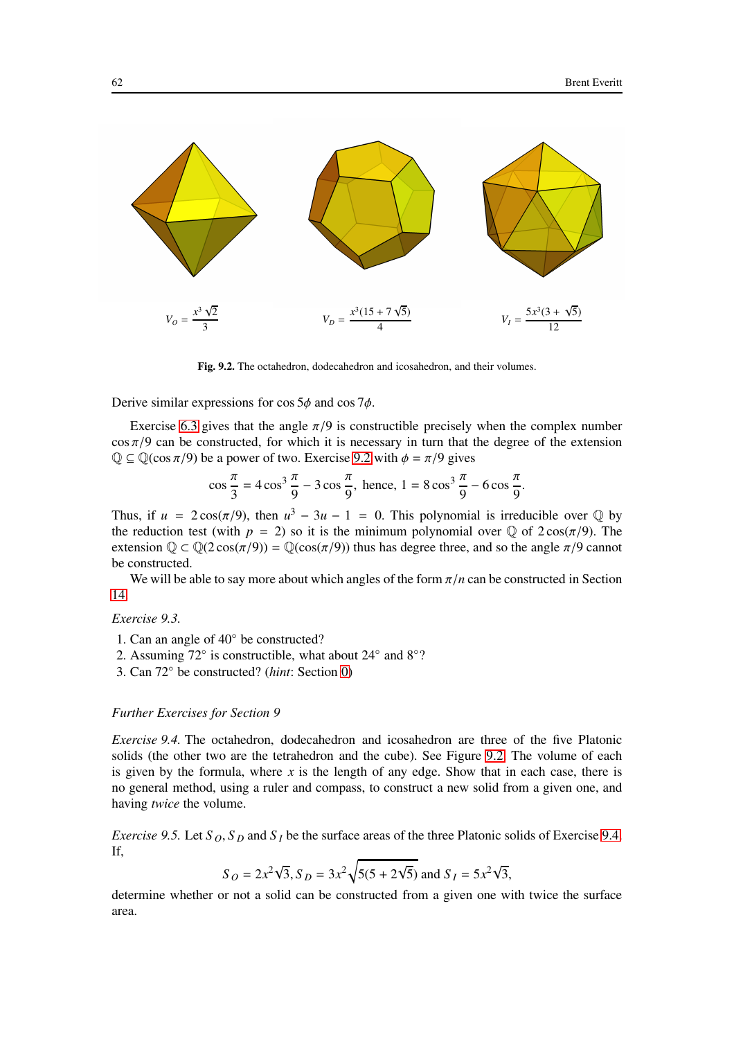$$V_O = \frac{x^3\sqrt{2}}{3} \qquad V_D = \frac{x^3(15+7\sqrt{5})}{4} \qquad V_I = \frac{5x^3(3+\sqrt{5})}{12}$$

**Fig. 9.2.** The octahedron, dodecahedron and icosahedron, and their volumes.

Derive similar expressions for $\cos 5\phi$ and $\cos 7\phi$.

Exercise 6.3 gives that the angle $\pi/9$ is constructible precisely when the complex number $\cos\pi/9$ can be constructed, for which it is necessary in turn that the degree of the extension $\mathbb{Q} \subseteq \mathbb{Q}(\cos\pi/9)$ be a power of two. Exercise 9.2 with $\phi = \pi/9$ gives

$$\cos\frac{\pi}{3} = 4\cos^3\frac{\pi}{9} - 3\cos\frac{\pi}{9}, \text{ hence, } 1 = 8\cos^3\frac{\pi}{9} - 6\cos\frac{\pi}{9}.$$

Thus, if $u = 2\cos(\pi/9)$, then $u^3 - 3u - 1 = 0$. This polynomial is irreducible over $\mathbb{Q}$ by the reduction test (with $p = 2$) so it is the minimum polynomial over $\mathbb{Q}$ of $2\cos(\pi/9)$. The extension $\mathbb{Q} \subset \mathbb{Q}(2\cos(\pi/9)) = \mathbb{Q}(\cos(\pi/9))$ thus has degree three, and so the angle $\pi/9$ cannot be constructed.

We will be able to say more about which angles of the form $\pi/n$ can be constructed in Section 14.

*Exercise 9.3.*

1. Can an angle of 40° be constructed?
2. Assuming 72° is constructible, what about 24° and 8°?
3. Can 72° be constructed? (*hint*: Section 0)

*Further Exercises for Section 9*

*Exercise 9.4.* The octahedron, dodecahedron and icosahedron are three of the five Platonic solids (the other two are the tetrahedron and the cube). See Figure 9.2. The volume of each is given by the formula, where $x$ is the length of any edge. Show that in each case, there is no general method, using a ruler and compass, to construct a new solid from a given one, and having *twice* the volume.

*Exercise 9.5.* Let $S_O, S_D$ and $S_I$ be the surface areas of the three Platonic solids of Exercise 9.4. If,

$$S_O = 2x^2\sqrt{3}, S_D = 3x^2\sqrt{5(5+2\sqrt{5})} \text{ and } S_I = 5x^2\sqrt{3},$$

determine whether or not a solid can be constructed from a given one with twice the surface area.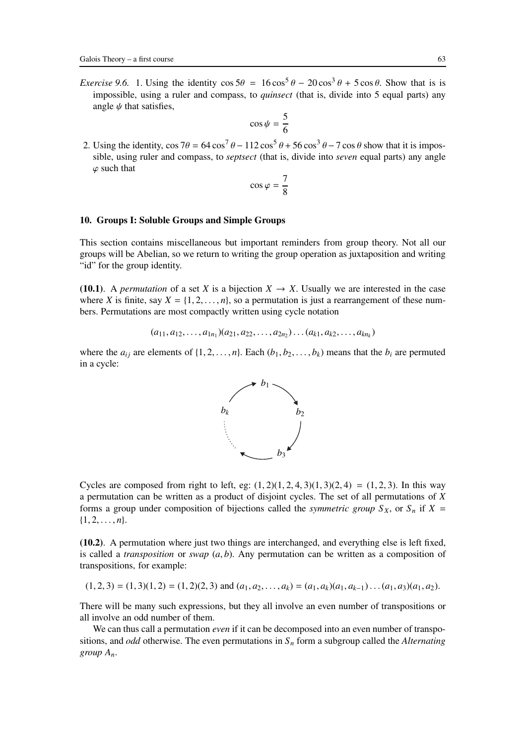*Exercise 9.6.* 1. Using the identity $\cos 5\theta = 16\cos^5\theta - 20\cos^3\theta + 5\cos\theta$. Show that is is impossible, using a ruler and compass, to *quinsect* (that is, divide into 5 equal parts) any angle $\psi$ that satisfies,

$$\cos\psi = \frac{5}{6}$$

2. Using the identity, $\cos 7\theta = 64\cos^7\theta - 112\cos^5\theta + 56\cos^3\theta - 7\cos\theta$ show that it is impossible, using ruler and compass, to *septsect* (that is, divide into *seven* equal parts) any angle $\varphi$ such that

$$\cos\varphi = \frac{7}{8}$$

## 10. Groups I: Soluble Groups and Simple Groups

This section contains miscellaneous but important reminders from group theory. Not all our groups will be Abelian, so we return to writing the group operation as juxtaposition and writing "id" for the group identity.

**(10.1)**. A *permutation* of a set $X$ is a bijection $X \to X$. Usually we are interested in the case where $X$ is finite, say $X = \{1, 2, \ldots, n\}$, so a permutation is just a rearrangement of these numbers. Permutations are most compactly written using cycle notation

$$(a_{11}, a_{12}, \ldots, a_{1n_1})(a_{21}, a_{22}, \ldots, a_{2n_2}) \ldots (a_{k1}, a_{k2}, \ldots, a_{kn_k})$$

where the $a_{ij}$ are elements of $\{1, 2, \ldots, n\}$. Each $(b_1, b_2, \ldots, b_k)$ means that the $b_i$ are permuted in a cycle:

$b_1 \to b_2 \to b_3 \to \cdots \to b_k \to b_1$

Cycles are composed from right to left, eg: $(1, 2)(1, 2, 4, 3)(1, 3)(2, 4) = (1, 2, 3)$. In this way a permutation can be written as a product of disjoint cycles. The set of all permutations of $X$ forms a group under composition of bijections called the *symmetric group* $S_X$, or $S_n$ if $X = \{1, 2, \ldots, n\}$.

**(10.2)**. A permutation where just two things are interchanged, and everything else is left fixed, is called a *transposition* or *swap* $(a, b)$. Any permutation can be written as a composition of transpositions, for example:

$$(1, 2, 3) = (1, 3)(1, 2) = (1, 2)(2, 3) \text{ and } (a_1, a_2, \ldots, a_k) = (a_1, a_k)(a_1, a_{k-1}) \ldots (a_1, a_3)(a_1, a_2).$$

There will be many such expressions, but they all involve an even number of transpositions or all involve an odd number of them.

We can thus call a permutation *even* if it can be decomposed into an even number of transpositions, and *odd* otherwise. The even permutations in $S_n$ form a subgroup called the *Alternating group* $A_n$.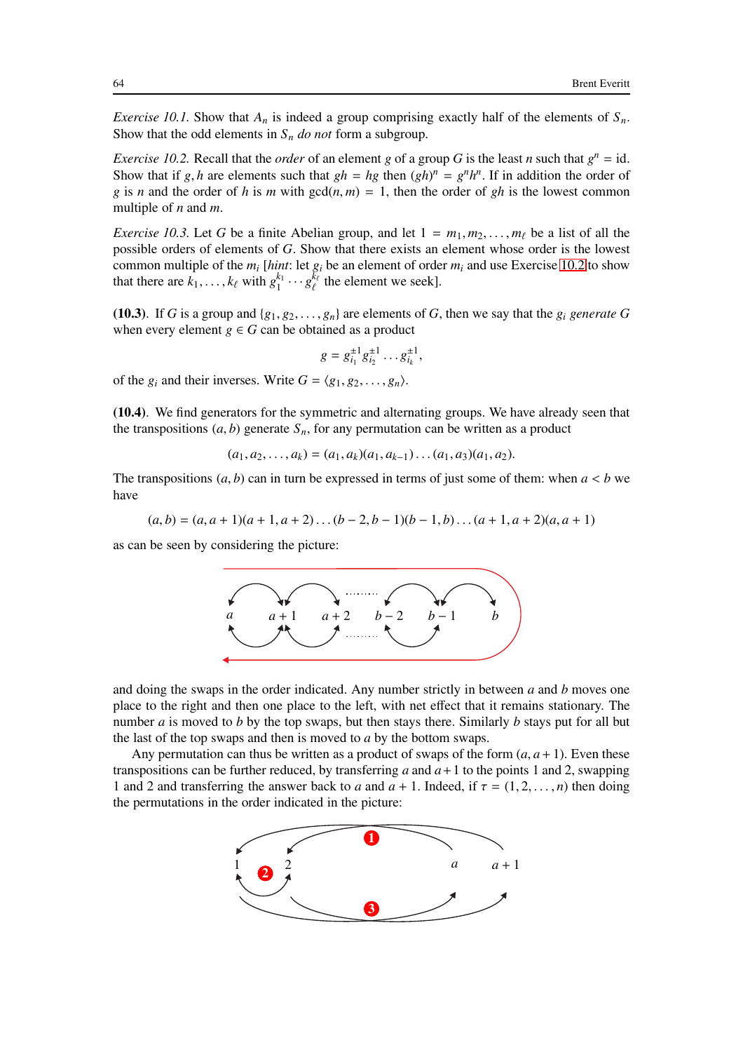*Exercise 10.1.* Show that $A_n$ is indeed a group comprising exactly half of the elements of $S_n$. Show that the odd elements in $S_n$ *do not* form a subgroup.

*Exercise 10.2.* Recall that the *order* of an element $g$ of a group $G$ is the least $n$ such that $g^n = \text{id}$. Show that if $g, h$ are elements such that $gh = hg$ then $(gh)^n = g^n h^n$. If in addition the order of $g$ is $n$ and the order of $h$ is $m$ with $\gcd(n, m) = 1$, then the order of $gh$ is the lowest common multiple of $n$ and $m$.

*Exercise 10.3.* Let $G$ be a finite Abelian group, and let $1 = m_1, m_2, \dots, m_\ell$ be a list of all the possible orders of elements of $G$. Show that there exists an element whose order is the lowest common multiple of the $m_i$ [*hint*: let $g_i$ be an element of order $m_i$ and use Exercise 10.2 to show that there are $k_1, \dots, k_\ell$ with $g_1^{k_1} \cdots g_\ell^{k_\ell}$ the element we seek].

**(10.3).** If $G$ is a group and $\{g_1, g_2, \dots, g_n\}$ are elements of $G$, then we say that the $g_i$ *generate* $G$ when every element $g \in G$ can be obtained as a product

$$g = g_{i_1}^{\pm 1} g_{i_2}^{\pm 1} \dots g_{i_k}^{\pm 1},$$

of the $g_i$ and their inverses. Write $G = \langle g_1, g_2, \dots, g_n \rangle$.

**(10.4).** We find generators for the symmetric and alternating groups. We have already seen that the transpositions $(a, b)$ generate $S_n$, for any permutation can be written as a product

$$(a_1, a_2, \dots, a_k) = (a_1, a_k)(a_1, a_{k-1}) \dots (a_1, a_3)(a_1, a_2).$$

The transpositions $(a, b)$ can in turn be expressed in terms of just some of them: when $a < b$ we have

$$(a, b) = (a, a+1)(a+1, a+2) \dots (b-2, b-1)(b-1, b) \dots (a+1, a+2)(a, a+1)$$

as can be seen by considering the picture:

and doing the swaps in the order indicated. Any number strictly in between $a$ and $b$ moves one place to the right and then one place to the left, with net effect that it remains stationary. The number $a$ is moved to $b$ by the top swaps, but then stays there. Similarly $b$ stays put for all but the last of the top swaps and then is moved to $a$ by the bottom swaps.

Any permutation can thus be written as a product of swaps of the form $(a, a+1)$. Even these transpositions can be further reduced, by transferring $a$ and $a+1$ to the points 1 and 2, swapping 1 and 2 and transferring the answer back to $a$ and $a+1$. Indeed, if $\tau = (1, 2, \dots, n)$ then doing the permutations in the order indicated in the picture: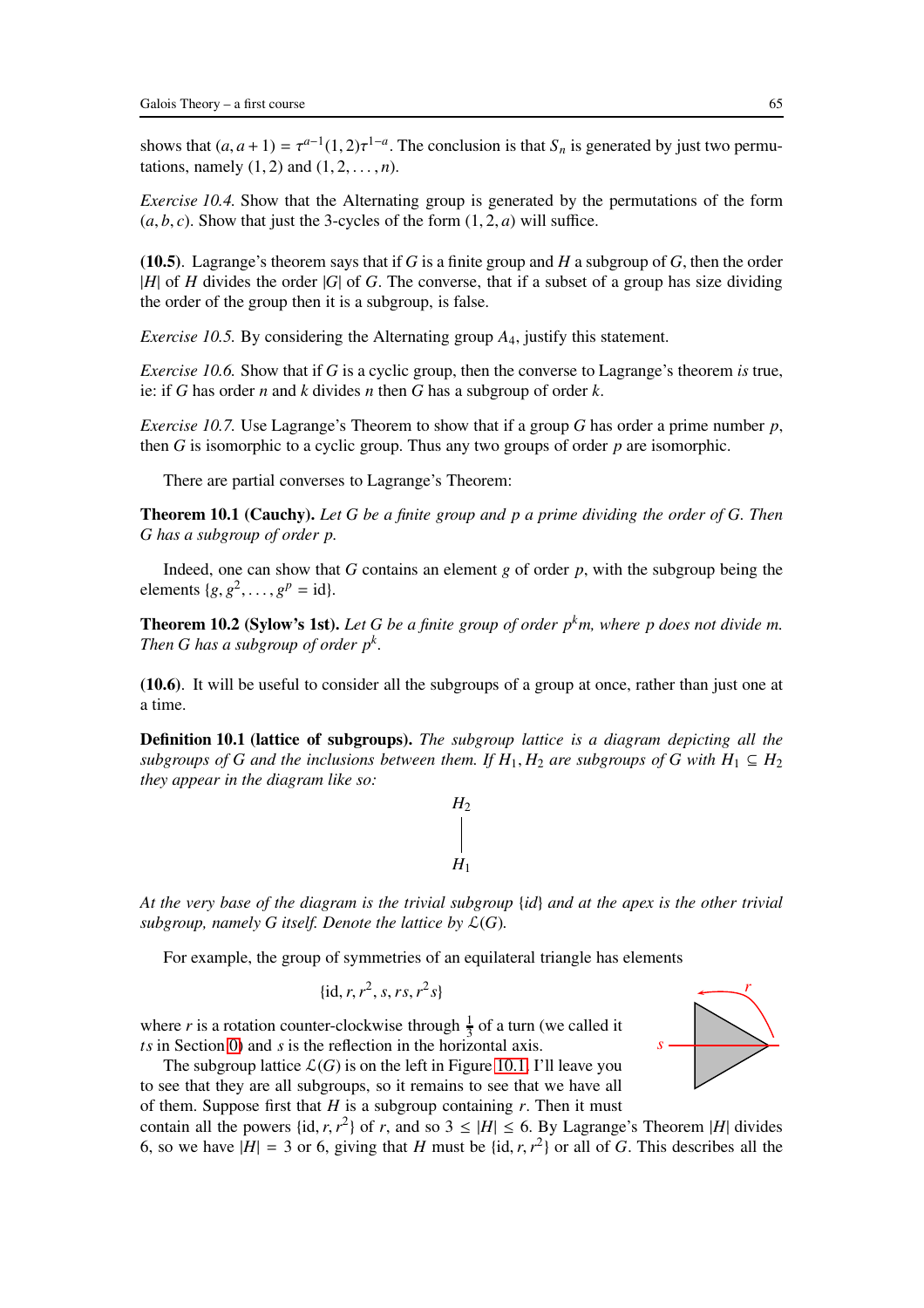shows that $(a, a+1) = \tau^{a-1}(1,2)\tau^{1-a}$. The conclusion is that $S_n$ is generated by just two permutations, namely $(1,2)$ and $(1,2,\ldots,n)$.

*Exercise 10.4.* Show that the Alternating group is generated by the permutations of the form $(a,b,c)$. Show that just the 3-cycles of the form $(1,2,a)$ will suffice.

**(10.5)**. Lagrange's theorem says that if $G$ is a finite group and $H$ a subgroup of $G$, then the order $|H|$ of $H$ divides the order $|G|$ of $G$. The converse, that if a subset of a group has size dividing the order of the group then it is a subgroup, is false.

*Exercise 10.5.* By considering the Alternating group $A_4$, justify this statement.

*Exercise 10.6.* Show that if $G$ is a cyclic group, then the converse to Lagrange's theorem *is* true, ie: if $G$ has order $n$ and $k$ divides $n$ then $G$ has a subgroup of order $k$.

*Exercise 10.7.* Use Lagrange's Theorem to show that if a group $G$ has order a prime number $p$, then $G$ is isomorphic to a cyclic group. Thus any two groups of order $p$ are isomorphic.

There are partial converses to Lagrange's Theorem:

**Theorem 10.1 (Cauchy).** *Let $G$ be a finite group and $p$ a prime dividing the order of $G$. Then $G$ has a subgroup of order $p$.*

Indeed, one can show that $G$ contains an element $g$ of order $p$, with the subgroup being the elements $\{g, g^2, \ldots, g^p = \text{id}\}$.

**Theorem 10.2 (Sylow's 1st).** *Let $G$ be a finite group of order $p^k m$, where $p$ does not divide $m$. Then $G$ has a subgroup of order $p^k$.*

**(10.6)**. It will be useful to consider all the subgroups of a group at once, rather than just one at a time.

**Definition 10.1 (lattice of subgroups).** *The subgroup lattice is a diagram depicting all the subgroups of $G$ and the inclusions between them. If $H_1, H_2$ are subgroups of $G$ with $H_1 \subseteq H_2$ they appear in the diagram like so:*

$$
\begin{array}{c} H_2 \\ | \\ H_1 \end{array}
$$

*At the very base of the diagram is the trivial subgroup $\{id\}$ and at the apex is the other trivial subgroup, namely $G$ itself. Denote the lattice by $\mathcal{L}(G)$.*

For example, the group of symmetries of an equilateral triangle has elements

$$\{\text{id}, r, r^2, s, rs, r^2 s\}$$

where $r$ is a rotation counter-clockwise through $\frac{1}{3}$ of a turn (we called it $ts$ in Section 0) and $s$ is the reflection in the horizontal axis.

The subgroup lattice $\mathcal{L}(G)$ is on the left in Figure 10.1. I'll leave you to see that they are all subgroups, so it remains to see that we have all of them. Suppose first that $H$ is a subgroup containing $r$. Then it must contain all the powers $\{\text{id}, r, r^2\}$ of $r$, and so $3 \leq |H| \leq 6$. By Lagrange's Theorem $|H|$ divides 6, so we have $|H| = 3$ or 6, giving that $H$ must be $\{\text{id}, r, r^2\}$ or all of $G$. This describes all the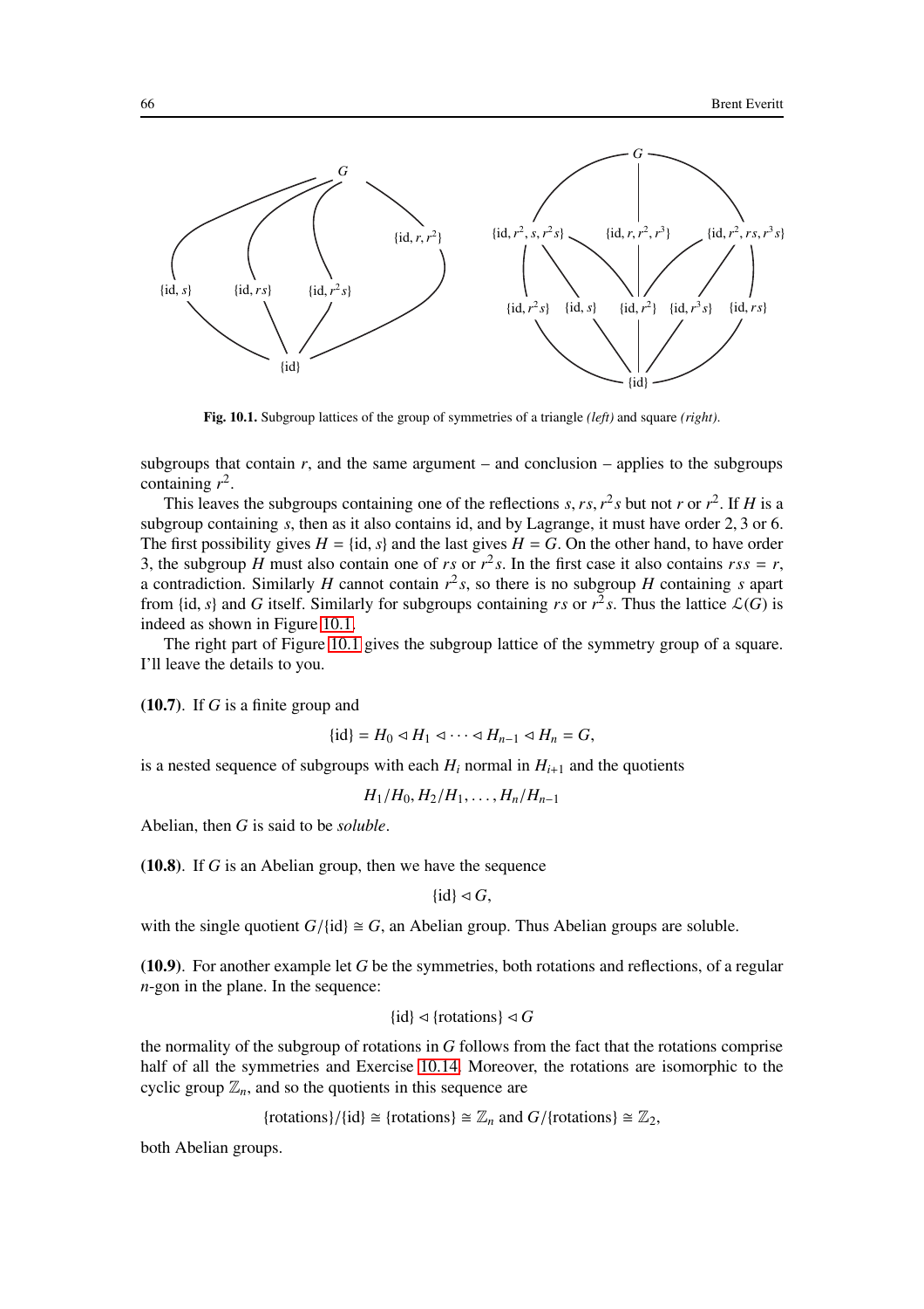Fig. 10.1. Subgroup lattices of the group of symmetries of a triangle *(left)* and square *(right)*.

subgroups that contain $r$, and the same argument – and conclusion – applies to the subgroups containing $r^2$.

This leaves the subgroups containing one of the reflections $s, rs, r^2s$ but not $r$ or $r^2$. If $H$ is a subgroup containing $s$, then as it also contains id, and by Lagrange, it must have order 2, 3 or 6. The first possibility gives $H = \{\text{id}, s\}$ and the last gives $H = G$. On the other hand, to have order 3, the subgroup $H$ must also contain one of $rs$ or $r^2s$. In the first case it also contains $rss = r$, a contradiction. Similarly $H$ cannot contain $r^2s$, so there is no subgroup $H$ containing $s$ apart from $\{\text{id}, s\}$ and $G$ itself. Similarly for subgroups containing $rs$ or $r^2s$. Thus the lattice $\mathcal{L}(G)$ is indeed as shown in Figure 10.1.

The right part of Figure 10.1 gives the subgroup lattice of the symmetry group of a square. I'll leave the details to you.

**(10.7)**. If $G$ is a finite group and

$$\{\text{id}\} = H_0 \lhd H_1 \lhd \cdots \lhd H_{n-1} \lhd H_n = G,$$

is a nested sequence of subgroups with each $H_i$ normal in $H_{i+1}$ and the quotients

$$H_1/H_0, H_2/H_1, \ldots, H_n/H_{n-1}$$

Abelian, then $G$ is said to be *soluble*.

**(10.8)**. If $G$ is an Abelian group, then we have the sequence

$$\{\text{id}\} \lhd G,$$

with the single quotient $G/\{\text{id}\} \cong G$, an Abelian group. Thus Abelian groups are soluble.

**(10.9)**. For another example let $G$ be the symmetries, both rotations and reflections, of a regular $n$-gon in the plane. In the sequence:

$$\{\text{id}\} \lhd \{\text{rotations}\} \lhd G$$

the normality of the subgroup of rotations in $G$ follows from the fact that the rotations comprise half of all the symmetries and Exercise 10.14. Moreover, the rotations are isomorphic to the cyclic group $\mathbb{Z}_n$, and so the quotients in this sequence are

$$\{\text{rotations}\}/\{\text{id}\} \cong \{\text{rotations}\} \cong \mathbb{Z}_n \text{ and } G/\{\text{rotations}\} \cong \mathbb{Z}_2,$$

both Abelian groups.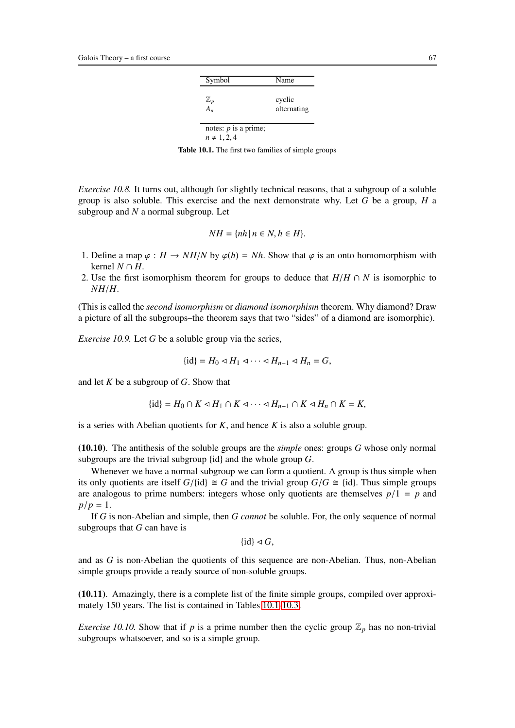| Symbol | Name |
|---|---|
| $\mathbb{Z}_p$ | cyclic |
| $A_n$ | alternating |

notes: $p$ is a prime;
$n \neq 1, 2, 4$

**Table 10.1.** The first two families of simple groups

*Exercise 10.8.* It turns out, although for slightly technical reasons, that a subgroup of a soluble group is also soluble. This exercise and the next demonstrate why. Let $G$ be a group, $H$ a subgroup and $N$ a normal subgroup. Let

$$NH = \{nh \,|\, n \in N, h \in H\}.$$

1. Define a map $\varphi : H \to NH/N$ by $\varphi(h) = Nh$. Show that $\varphi$ is an onto homomorphism with kernel $N \cap H$.
2. Use the first isomorphism theorem for groups to deduce that $H/H \cap N$ is isomorphic to $NH/H$.

(This is called the *second isomorphism* or *diamond isomorphism* theorem. Why diamond? Draw a picture of all the subgroups–the theorem says that two "sides" of a diamond are isomorphic).

*Exercise 10.9.* Let $G$ be a soluble group via the series,

$$\{\text{id}\} = H_0 \lhd H_1 \lhd \cdots \lhd H_{n-1} \lhd H_n = G,$$

and let $K$ be a subgroup of $G$. Show that

$$\{\text{id}\} = H_0 \cap K \lhd H_1 \cap K \lhd \cdots \lhd H_{n-1} \cap K \lhd H_n \cap K = K,$$

is a series with Abelian quotients for $K$, and hence $K$ is also a soluble group.

**(10.10)**. The antithesis of the soluble groups are the *simple* ones: groups $G$ whose only normal subgroups are the trivial subgroup $\{\text{id}\}$ and the whole group $G$.

Whenever we have a normal subgroup we can form a quotient. A group is thus simple when its only quotients are itself $G/\{\text{id}\} \cong G$ and the trivial group $G/G \cong \{\text{id}\}$. Thus simple groups are analogous to prime numbers: integers whose only quotients are themselves $p/1 = p$ and $p/p = 1$.

If $G$ is non-Abelian and simple, then $G$ *cannot* be soluble. For, the only sequence of normal subgroups that $G$ can have is

$$\{\text{id}\} \lhd G,$$

and as $G$ is non-Abelian the quotients of this sequence are non-Abelian. Thus, non-Abelian simple groups provide a ready source of non-soluble groups.

**(10.11)**. Amazingly, there is a complete list of the finite simple groups, compiled over approximately 150 years. The list is contained in Tables 10.1-10.3.

*Exercise 10.10.* Show that if $p$ is a prime number then the cyclic group $\mathbb{Z}_p$ has no non-trivial subgroups whatsoever, and so is a simple group.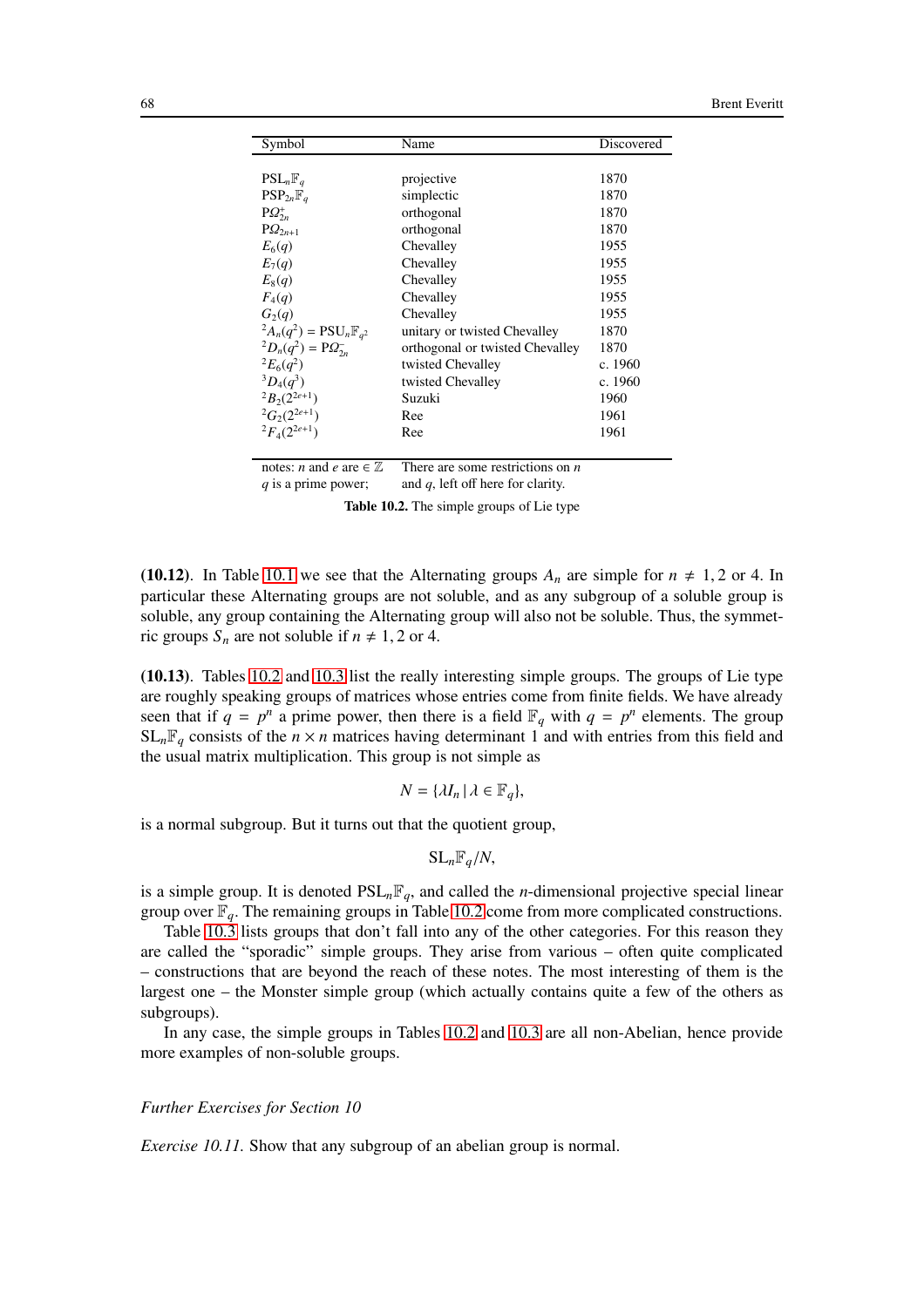| Symbol | Name | Discovered |
|---|---|---|
| $\mathrm{PSL}_n\mathbb{F}_q$ | projective | 1870 |
| $\mathrm{PSP}_{2n}\mathbb{F}_q$ | simplectic | 1870 |
| $\mathrm{P}\Omega^+_{2n}$ | orthogonal | 1870 |
| $\mathrm{P}\Omega_{2n+1}$ | orthogonal | 1870 |
| $E_6(q)$ | Chevalley | 1955 |
| $E_7(q)$ | Chevalley | 1955 |
| $E_8(q)$ | Chevalley | 1955 |
| $F_4(q)$ | Chevalley | 1955 |
| $G_2(q)$ | Chevalley | 1955 |
| ${}^2A_n(q^2) = \mathrm{PSU}_n\mathbb{F}_{q^2}$ | unitary or twisted Chevalley | 1870 |
| ${}^2D_n(q^2) = \mathrm{P}\Omega^-_{2n}$ | orthogonal or twisted Chevalley | 1870 |
| ${}^2E_6(q^2)$ | twisted Chevalley | c. 1960 |
| ${}^3D_4(q^3)$ | twisted Chevalley | c. 1960 |
| ${}^2B_2(2^{2e+1})$ | Suzuki | 1960 |
| ${}^2G_2(2^{2e+1})$ | Ree | 1961 |
| ${}^2F_4(2^{2e+1})$ | Ree | 1961 |
| notes: $n$ and $e$ are $\in \mathbb{Z}$ $q$ is a prime power; | There are some restrictions on $n$ and $q$, left off here for clarity. | |

**Table 10.2.** The simple groups of Lie type

**(10.12).** In Table 10.1 we see that the Alternating groups $A_n$ are simple for $n \neq 1, 2$ or 4. In particular these Alternating groups are not soluble, and as any subgroup of a soluble group is soluble, any group containing the Alternating group will also not be soluble. Thus, the symmetric groups $S_n$ are not soluble if $n \neq 1, 2$ or 4.

**(10.13).** Tables 10.2 and 10.3 list the really interesting simple groups. The groups of Lie type are roughly speaking groups of matrices whose entries come from finite fields. We have already seen that if $q = p^n$ a prime power, then there is a field $\mathbb{F}_q$ with $q = p^n$ elements. The group $\mathrm{SL}_n\mathbb{F}_q$ consists of the $n \times n$ matrices having determinant 1 and with entries from this field and the usual matrix multiplication. This group is not simple as

$$N = \{\lambda I_n \,|\, \lambda \in \mathbb{F}_q\},$$

is a normal subgroup. But it turns out that the quotient group,

$$\mathrm{SL}_n\mathbb{F}_q/N,$$

is a simple group. It is denoted $\mathrm{PSL}_n\mathbb{F}_q$, and called the $n$-dimensional projective special linear group over $\mathbb{F}_q$. The remaining groups in Table 10.2 come from more complicated constructions.

Table 10.3 lists groups that don't fall into any of the other categories. For this reason they are called the "sporadic" simple groups. They arise from various – often quite complicated – constructions that are beyond the reach of these notes. The most interesting of them is the largest one – the Monster simple group (which actually contains quite a few of the others as subgroups).

In any case, the simple groups in Tables 10.2 and 10.3 are all non-Abelian, hence provide more examples of non-soluble groups.

*Further Exercises for Section 10*

*Exercise 10.11.* Show that any subgroup of an abelian group is normal.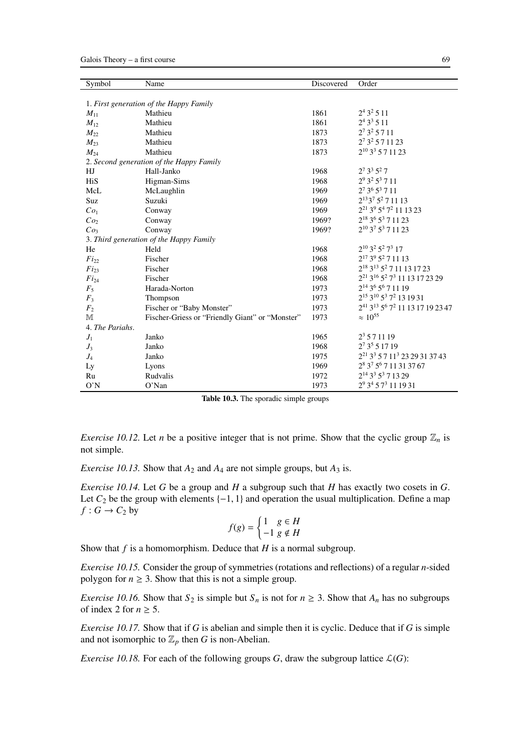| Symbol | Name | Discovered | Order |
|---|---|---|---|
| 1. *First generation of the Happy Family* | | | |
| $M_{11}$ | Mathieu | 1861 | $2^4\,3^2\,5\,11$ |
| $M_{12}$ | Mathieu | 1861 | $2^4\,3^3\,5\,11$ |
| $M_{22}$ | Mathieu | 1873 | $2^7\,3^2\,5\,7\,11$ |
| $M_{23}$ | Mathieu | 1873 | $2^7\,3^2\,5\,7\,11\,23$ |
| $M_{24}$ | Mathieu | 1873 | $2^{10}\,3^3\,5\,7\,11\,23$ |
| 2. *Second generation of the Happy Family* | | | |
| HJ | Hall-Janko | 1968 | $2^7\,3^3\,5^2\,7$ |
| HiS | Higman-Sims | 1968 | $2^9\,3^2\,5^3\,7\,11$ |
| McL | McLaughlin | 1969 | $2^7\,3^6\,5^3\,7\,11$ |
| Suz | Suzuki | 1969 | $2^{13}3^7\,5^2\,7\,11\,13$ |
| $Co_1$ | Conway | 1969 | $2^{21}\,3^9\,5^4\,7^2\,11\,13\,23$ |
| $Co_2$ | Conway | 1969? | $2^{18}\,3^6\,5^3\,7\,11\,23$ |
| $Co_3$ | Conway | 1969? | $2^{10}\,3^7\,5^3\,7\,11\,23$ |
| 3. *Third generation of the Happy Family* | | | |
| He | Held | 1968 | $2^{10}\,3^2\,5^2\,7^3\,17$ |
| $Fi_{22}$ | Fischer | 1968 | $2^{17}\,3^9\,5^2\,7\,11\,13$ |
| $Fi_{23}$ | Fischer | 1968 | $2^{18}\,3^{13}\,5^2\,7\,11\,13\,17\,23$ |
| $Fi_{24}$ | Fischer | 1968 | $2^{21}\,3^{16}\,5^2\,7^3\,11\,13\,17\,23\,29$ |
| $F_5$ | Harada-Norton | 1973 | $2^{14}\,3^6\,5^6\,7\,11\,19$ |
| $F_3$ | Thompson | 1973 | $2^{15}\,3^{10}\,5^3\,7^2\,13\,19\,31$ |
| $F_2$ | Fischer or "Baby Monster" | 1973 | $2^{41}\,3^{13}\,5^6\,7^2\,11\,13\,17\,19\,23\,47$ |
| $\mathbb{M}$ | Fischer-Griess or "Friendly Giant" or "Monster" | 1973 | $\approx 10^{55}$ |
| 4. *The Pariahs.* | | | |
| $J_1$ | Janko | 1965 | $2^3\,5\,7\,11\,19$ |
| $J_3$ | Janko | 1968 | $2^7\,3^5\,5\,17\,19$ |
| $J_4$ | Janko | 1975 | $2^{21}\,3^3\,5\,7\,11^3\,23\,29\,31\,37\,43$ |
| Ly | Lyons | 1969 | $2^8\,3^7\,5^6\,7\,11\,31\,37\,67$ |
| Ru | Rudvalis | 1972 | $2^{14}\,3^3\,5^3\,7\,13\,29$ |
| O'N | O'Nan | 1973 | $2^9\,3^4\,5\,7^3\,11\,19\,31$ |

**Table 10.3.** The sporadic simple groups

*Exercise 10.12.* Let $n$ be a positive integer that is not prime. Show that the cyclic group $\mathbb{Z}_n$ is not simple.

*Exercise 10.13.* Show that $A_2$ and $A_4$ are not simple groups, but $A_3$ is.

*Exercise 10.14.* Let $G$ be a group and $H$ a subgroup such that $H$ has exactly two cosets in $G$. Let $C_2$ be the group with elements $\{-1, 1\}$ and operation the usual multiplication. Define a map $f : G \to C_2$ by

$$f(g) = \begin{cases} 1 & g \in H \\ -1 & g \notin H \end{cases}$$

Show that $f$ is a homomorphism. Deduce that $H$ is a normal subgroup.

*Exercise 10.15.* Consider the group of symmetries (rotations and reflections) of a regular $n$-sided polygon for $n \geq 3$. Show that this is not a simple group.

*Exercise 10.16.* Show that $S_2$ is simple but $S_n$ is not for $n \geq 3$. Show that $A_n$ has no subgroups of index 2 for $n \geq 5$.

*Exercise 10.17.* Show that if $G$ is abelian and simple then it is cyclic. Deduce that if $G$ is simple and not isomorphic to $\mathbb{Z}_p$ then $G$ is non-Abelian.

*Exercise 10.18.* For each of the following groups $G$, draw the subgroup lattice $\mathcal{L}(G)$: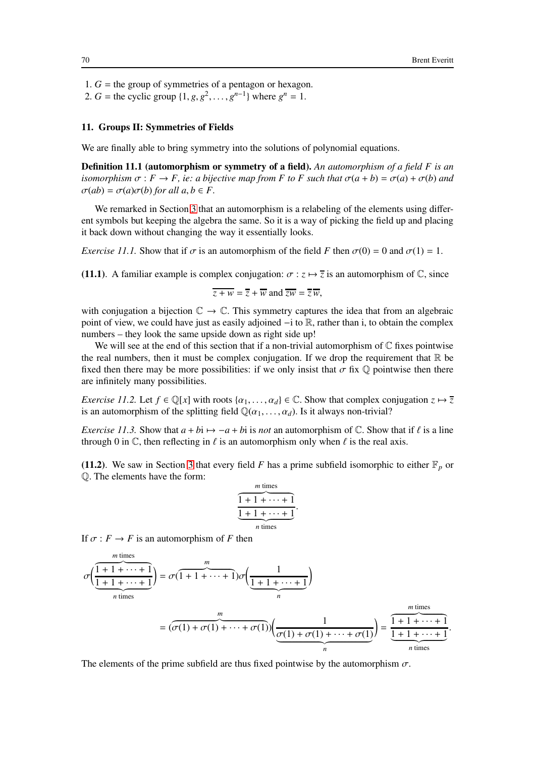1. $G$ = the group of symmetries of a pentagon or hexagon.
2. $G$ = the cyclic group $\{1, g, g^2, \dots, g^{n-1}\}$ where $g^n = 1$.

### 11. Groups II: Symmetries of Fields

We are finally able to bring symmetry into the solutions of polynomial equations.

**Definition 11.1 (automorphism or symmetry of a field).** *An automorphism of a field $F$ is an isomorphism $\sigma : F \to F$, ie: a bijective map from $F$ to $F$ such that $\sigma(a + b) = \sigma(a) + \sigma(b)$ and $\sigma(ab) = \sigma(a)\sigma(b)$ for all $a, b \in F$.*

We remarked in Section 3 that an automorphism is a relabeling of the elements using different symbols but keeping the algebra the same. So it is a way of picking the field up and placing it back down without changing the way it essentially looks.

*Exercise 11.1.* Show that if $\sigma$ is an automorphism of the field $F$ then $\sigma(0) = 0$ and $\sigma(1) = 1$.

**(11.1).** A familiar example is complex conjugation: $\sigma : z \mapsto \overline{z}$ is an automorphism of $\mathbb{C}$, since

$$\overline{z + w} = \overline{z} + \overline{w} \text{ and } \overline{zw} = \overline{z}\,\overline{w},$$

with conjugation a bijection $\mathbb{C} \to \mathbb{C}$. This symmetry captures the idea that from an algebraic point of view, we could have just as easily adjoined $-\mathrm{i}$ to $\mathbb{R}$, rather than $\mathrm{i}$, to obtain the complex numbers – they look the same upside down as right side up!

We will see at the end of this section that if a non-trivial automorphism of $\mathbb{C}$ fixes pointwise the real numbers, then it must be complex conjugation. If we drop the requirement that $\mathbb{R}$ be fixed then there may be more possibilities: if we only insist that $\sigma$ fix $\mathbb{Q}$ pointwise then there are infinitely many possibilities.

*Exercise 11.2.* Let $f \in \mathbb{Q}[x]$ with roots $\{\alpha_1, \dots, \alpha_d\} \in \mathbb{C}$. Show that complex conjugation $z \mapsto \overline{z}$ is an automorphism of the splitting field $\mathbb{Q}(\alpha_1, \dots, \alpha_d)$. Is it always non-trivial?

*Exercise 11.3.* Show that $a + b\mathrm{i} \mapsto -a + b\mathrm{i}$ is *not* an automorphism of $\mathbb{C}$. Show that if $\ell$ is a line through 0 in $\mathbb{C}$, then reflecting in $\ell$ is an automorphism only when $\ell$ is the real axis.

**(11.2).** We saw in Section 3 that every field $F$ has a prime subfield isomorphic to either $\mathbb{F}_p$ or $\mathbb{Q}$. The elements have the form:

$$\frac{\overbrace{1 + 1 + \cdots + 1}^{m \text{ times}}}{\underbrace{1 + 1 + \cdots + 1}_{n \text{ times}}}.$$

If $\sigma : F \to F$ is an automorphism of $F$ then

$$\sigma\left(\frac{\overbrace{1 + 1 + \cdots + 1}^{m \text{ times}}}{\underbrace{1 + 1 + \cdots + 1}_{n \text{ times}}}\right) = \sigma(\overbrace{1 + 1 + \cdots + 1}^{m})\,\sigma\left(\frac{1}{\underbrace{1 + 1 + \cdots + 1}_{n}}\right)$$

$$= (\overbrace{\sigma(1) + \sigma(1) + \cdots + \sigma(1)}^{m})\left(\frac{1}{\underbrace{\sigma(1) + \sigma(1) + \cdots + \sigma(1)}_{n}}\right) = \frac{\overbrace{1 + 1 + \cdots + 1}^{m \text{ times}}}{\underbrace{1 + 1 + \cdots + 1}_{n \text{ times}}}.$$

The elements of the prime subfield are thus fixed pointwise by the automorphism $\sigma$.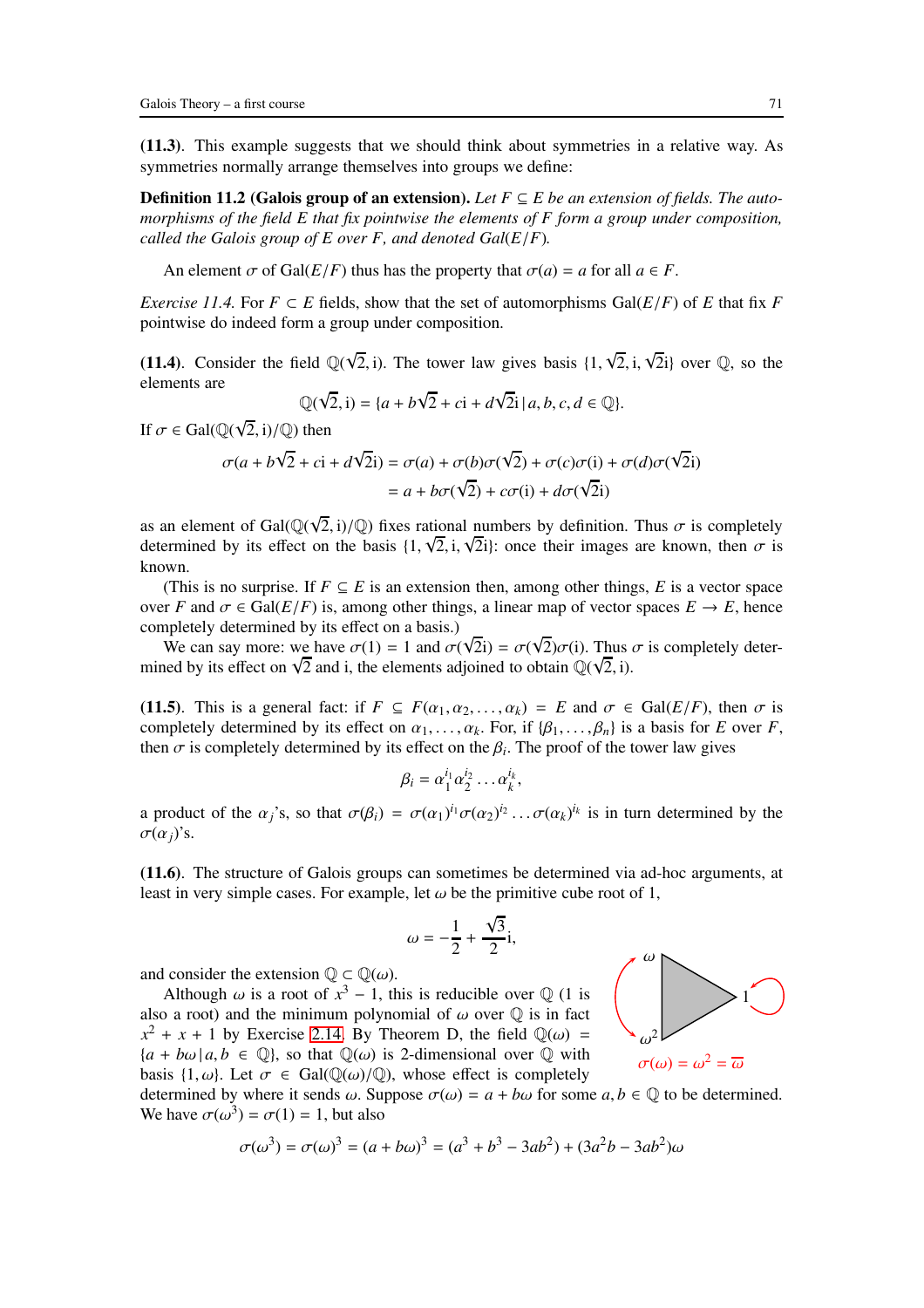**(11.3)**. This example suggests that we should think about symmetries in a relative way. As symmetries normally arrange themselves into groups we define:

**Definition 11.2 (Galois group of an extension).** *Let $F \subseteq E$ be an extension of fields. The automorphisms of the field $E$ that fix pointwise the elements of $F$ form a group under composition, called the Galois group of $E$ over $F$, and denoted $\text{Gal}(E/F)$.*

An element $\sigma$ of $\text{Gal}(E/F)$ thus has the property that $\sigma(a) = a$ for all $a \in F$.

*Exercise 11.4.* For $F \subset E$ fields, show that the set of automorphisms $\text{Gal}(E/F)$ of $E$ that fix $F$ pointwise do indeed form a group under composition.

**(11.4)**. Consider the field $\mathbb{Q}(\sqrt{2}, \text{i})$. The tower law gives basis $\{1, \sqrt{2}, \text{i}, \sqrt{2}\text{i}\}$ over $\mathbb{Q}$, so the elements are

$$\mathbb{Q}(\sqrt{2}, \text{i}) = \{a + b\sqrt{2} + c\text{i} + d\sqrt{2}\text{i} \,|\, a, b, c, d \in \mathbb{Q}\}.$$

If $\sigma \in \text{Gal}(\mathbb{Q}(\sqrt{2}, \text{i})/\mathbb{Q})$ then

$$\begin{aligned}\sigma(a + b\sqrt{2} + c\text{i} + d\sqrt{2}\text{i}) &= \sigma(a) + \sigma(b)\sigma(\sqrt{2}) + \sigma(c)\sigma(\text{i}) + \sigma(d)\sigma(\sqrt{2}\text{i}) \\ &= a + b\sigma(\sqrt{2}) + c\sigma(\text{i}) + d\sigma(\sqrt{2}\text{i})\end{aligned}$$

as an element of $\text{Gal}(\mathbb{Q}(\sqrt{2}, \text{i})/\mathbb{Q})$ fixes rational numbers by definition. Thus $\sigma$ is completely determined by its effect on the basis $\{1, \sqrt{2}, \text{i}, \sqrt{2}\text{i}\}$: once their images are known, then $\sigma$ is known.

(This is no surprise. If $F \subseteq E$ is an extension then, among other things, $E$ is a vector space over $F$ and $\sigma \in \text{Gal}(E/F)$ is, among other things, a linear map of vector spaces $E \to E$, hence completely determined by its effect on a basis.)

We can say more: we have $\sigma(1) = 1$ and $\sigma(\sqrt{2}\text{i}) = \sigma(\sqrt{2})\sigma(\text{i})$. Thus $\sigma$ is completely determined by its effect on $\sqrt{2}$ and i, the elements adjoined to obtain $\mathbb{Q}(\sqrt{2}, \text{i})$.

**(11.5)**. This is a general fact: if $F \subseteq F(\alpha_1, \alpha_2, \ldots, \alpha_k) = E$ and $\sigma \in \text{Gal}(E/F)$, then $\sigma$ is completely determined by its effect on $\alpha_1, \ldots, \alpha_k$. For, if $\{\beta_1, \ldots, \beta_n\}$ is a basis for $E$ over $F$, then $\sigma$ is completely determined by its effect on the $\beta_i$. The proof of the tower law gives

$$\beta_i = \alpha_1^{i_1}\alpha_2^{i_2}\ldots\alpha_k^{i_k},$$

a product of the $\alpha_j$'s, so that $\sigma(\beta_i) = \sigma(\alpha_1)^{i_1}\sigma(\alpha_2)^{i_2}\ldots\sigma(\alpha_k)^{i_k}$ is in turn determined by the $\sigma(\alpha_j)$'s.

**(11.6)**. The structure of Galois groups can sometimes be determined via ad-hoc arguments, at least in very simple cases. For example, let $\omega$ be the primitive cube root of 1,

$$\omega = -\frac{1}{2} + \frac{\sqrt{3}}{2}\text{i},$$

and consider the extension $\mathbb{Q} \subset \mathbb{Q}(\omega)$.

Although $\omega$ is a root of $x^3 - 1$, this is reducible over $\mathbb{Q}$ (1 is also a root) and the minimum polynomial of $\omega$ over $\mathbb{Q}$ is in fact $x^2 + x + 1$ by Exercise 2.14. By Theorem D, the field $\mathbb{Q}(\omega) = \{a + b\omega \,|\, a, b \in \mathbb{Q}\}$, so that $\mathbb{Q}(\omega)$ is 2-dimensional over $\mathbb{Q}$ with basis $\{1, \omega\}$. Let $\sigma \in \text{Gal}(\mathbb{Q}(\omega)/\mathbb{Q})$, whose effect is completely determined by where it sends $\omega$. Suppose $\sigma(\omega) = a + b\omega$ for some $a, b \in \mathbb{Q}$ to be determined. We have $\sigma(\omega^3) = \sigma(1) = 1$, but also

$\sigma(\omega) = \omega^2 = \overline{\omega}$

$$\sigma(\omega^3) = \sigma(\omega)^3 = (a + b\omega)^3 = (a^3 + b^3 - 3ab^2) + (3a^2b - 3ab^2)\omega$$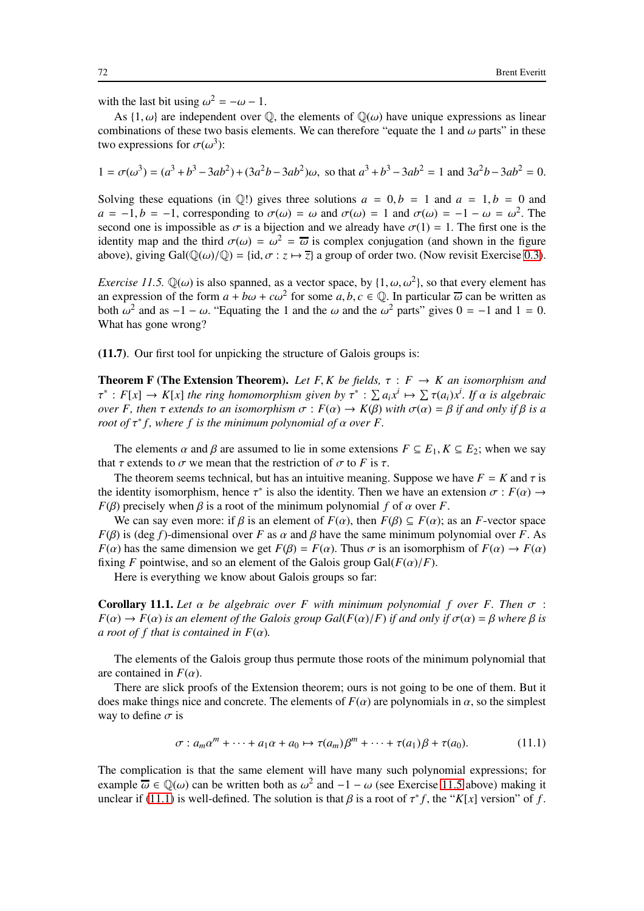with the last bit using $\omega^2 = -\omega - 1$.

As $\{1, \omega\}$ are independent over $\mathbb{Q}$, the elements of $\mathbb{Q}(\omega)$ have unique expressions as linear combinations of these two basis elements. We can therefore "equate the 1 and $\omega$ parts" in these two expressions for $\sigma(\omega^3)$:

$$1 = \sigma(\omega^3) = (a^3 + b^3 - 3ab^2) + (3a^2b - 3ab^2)\omega, \text{ so that } a^3 + b^3 - 3ab^2 = 1 \text{ and } 3a^2b - 3ab^2 = 0.$$

Solving these equations (in $\mathbb{Q}$!) gives three solutions $a = 0, b = 1$ and $a = 1, b = 0$ and $a = -1, b = -1$, corresponding to $\sigma(\omega) = \omega$ and $\sigma(\omega) = 1$ and $\sigma(\omega) = -1 - \omega = \omega^2$. The second one is impossible as $\sigma$ is a bijection and we already have $\sigma(1) = 1$. The first one is the identity map and the third $\sigma(\omega) = \omega^2 = \overline{\omega}$ is complex conjugation (and shown in the figure above), giving $\text{Gal}(\mathbb{Q}(\omega)/\mathbb{Q}) = \{\text{id}, \sigma : z \mapsto \overline{z}\}$ a group of order two. (Now revisit Exercise 0.3).

*Exercise 11.5.* $\mathbb{Q}(\omega)$ is also spanned, as a vector space, by $\{1, \omega, \omega^2\}$, so that every element has an expression of the form $a + b\omega + c\omega^2$ for some $a, b, c \in \mathbb{Q}$. In particular $\overline{\omega}$ can be written as both $\omega^2$ and as $-1 - \omega$. "Equating the 1 and the $\omega$ and the $\omega^2$ parts" gives $0 = -1$ and $1 = 0$. What has gone wrong?

**(11.7)**. Our first tool for unpicking the structure of Galois groups is:

**Theorem F (The Extension Theorem).** *Let $F, K$ be fields, $\tau : F \to K$ an isomorphism and $\tau^* : F[x] \to K[x]$ the ring homomorphism given by $\tau^* : \sum a_i x^i \mapsto \sum \tau(a_i) x^i$. If $\alpha$ is algebraic over $F$, then $\tau$ extends to an isomorphism $\sigma : F(\alpha) \to K(\beta)$ with $\sigma(\alpha) = \beta$ if and only if $\beta$ is a root of $\tau^* f$, where $f$ is the minimum polynomial of $\alpha$ over $F$.*

The elements $\alpha$ and $\beta$ are assumed to lie in some extensions $F \subseteq E_1, K \subseteq E_2$; when we say that $\tau$ extends to $\sigma$ we mean that the restriction of $\sigma$ to $F$ is $\tau$.

The theorem seems technical, but has an intuitive meaning. Suppose we have $F = K$ and $\tau$ is the identity isomorphism, hence $\tau^*$ is also the identity. Then we have an extension $\sigma : F(\alpha) \to F(\beta)$ precisely when $\beta$ is a root of the minimum polynomial $f$ of $\alpha$ over $F$.

We can say even more: if $\beta$ is an element of $F(\alpha)$, then $F(\beta) \subseteq F(\alpha)$; as an $F$-vector space $F(\beta)$ is $(\deg f)$-dimensional over $F$ as $\alpha$ and $\beta$ have the same minimum polynomial over $F$. As $F(\alpha)$ has the same dimension we get $F(\beta) = F(\alpha)$. Thus $\sigma$ is an isomorphism of $F(\alpha) \to F(\alpha)$ fixing $F$ pointwise, and so an element of the Galois group $\text{Gal}(F(\alpha)/F)$.

Here is everything we know about Galois groups so far:

**Corollary 11.1.** *Let $\alpha$ be algebraic over $F$ with minimum polynomial $f$ over $F$. Then $\sigma : F(\alpha) \to F(\alpha)$ is an element of the Galois group $Gal(F(\alpha)/F)$ if and only if $\sigma(\alpha) = \beta$ where $\beta$ is a root of $f$ that is contained in $F(\alpha)$.*

The elements of the Galois group thus permute those roots of the minimum polynomial that are contained in $F(\alpha)$.

There are slick proofs of the Extension theorem; ours is not going to be one of them. But it does make things nice and concrete. The elements of $F(\alpha)$ are polynomials in $\alpha$, so the simplest way to define $\sigma$ is

$$\sigma : a_m \alpha^m + \cdots + a_1 \alpha + a_0 \mapsto \tau(a_m)\beta^m + \cdots + \tau(a_1)\beta + \tau(a_0). \tag{11.1}$$

The complication is that the same element will have many such polynomial expressions; for example $\overline{\omega} \in \mathbb{Q}(\omega)$ can be written both as $\omega^2$ and $-1 - \omega$ (see Exercise 11.5 above) making it unclear if (11.1) is well-defined. The solution is that $\beta$ is a root of $\tau^* f$, the "$K[x]$ version" of $f$.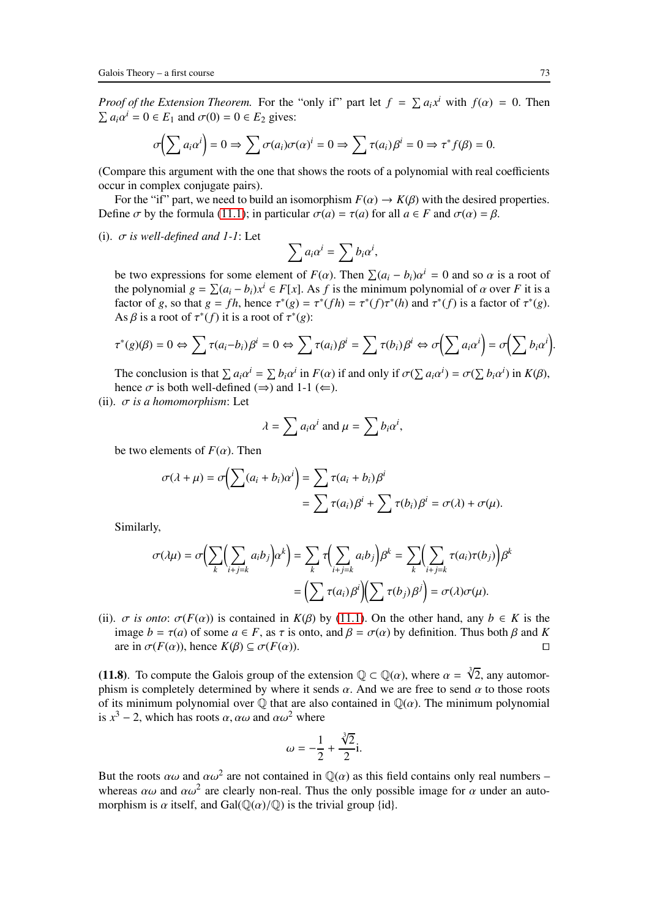*Proof of the Extension Theorem.* For the "only if" part let $f = \sum a_i x^i$ with $f(\alpha) = 0$. Then $\sum a_i\alpha^i = 0 \in E_1$ and $\sigma(0) = 0 \in E_2$ gives:

$$\sigma\Big(\sum a_i\alpha^i\Big) = 0 \Rightarrow \sum \sigma(a_i)\sigma(\alpha)^i = 0 \Rightarrow \sum \tau(a_i)\beta^i = 0 \Rightarrow \tau^* f(\beta) = 0.$$

(Compare this argument with the one that shows the roots of a polynomial with real coefficients occur in complex conjugate pairs).

For the "if" part, we need to build an isomorphism $F(\alpha) \to K(\beta)$ with the desired properties. Define $\sigma$ by the formula (11.1); in particular $\sigma(a) = \tau(a)$ for all $a \in F$ and $\sigma(\alpha) = \beta$.

(i). *$\sigma$ is well-defined and 1-1*: Let

$$\sum a_i\alpha^i = \sum b_i\alpha^i,$$

be two expressions for some element of $F(\alpha)$. Then $\sum(a_i - b_i)\alpha^i = 0$ and so $\alpha$ is a root of the polynomial $g = \sum(a_i - b_i)x^i \in F[x]$. As $f$ is the minimum polynomial of $\alpha$ over $F$ it is a factor of $g$, so that $g = fh$, hence $\tau^*(g) = \tau^*(fh) = \tau^*(f)\tau^*(h)$ and $\tau^*(f)$ is a factor of $\tau^*(g)$. As $\beta$ is a root of $\tau^*(f)$ it is a root of $\tau^*(g)$:

$$\tau^*(g)(\beta) = 0 \Leftrightarrow \sum \tau(a_i - b_i)\beta^i = 0 \Leftrightarrow \sum \tau(a_i)\beta^i = \sum \tau(b_i)\beta^i \Leftrightarrow \sigma\Big(\sum a_i\alpha^i\Big) = \sigma\Big(\sum b_i\alpha^i\Big).$$

The conclusion is that $\sum a_i\alpha^i = \sum b_i\alpha^i$ in $F(\alpha)$ if and only if $\sigma(\sum a_i\alpha^i) = \sigma(\sum b_i\alpha^i)$ in $K(\beta)$, hence $\sigma$ is both well-defined ($\Rightarrow$) and 1-1 ($\Leftarrow$).

(ii). *$\sigma$ is a homomorphism*: Let

$$\lambda = \sum a_i\alpha^i \text{ and } \mu = \sum b_i\alpha^i,$$

be two elements of $F(\alpha)$. Then

$$\sigma(\lambda + \mu) = \sigma\Big(\sum(a_i + b_i)\alpha^i\Big) = \sum \tau(a_i + b_i)\beta^i$$
$$= \sum \tau(a_i)\beta^i + \sum \tau(b_i)\beta^i = \sigma(\lambda) + \sigma(\mu).$$

Similarly,

$$\sigma(\lambda\mu) = \sigma\Big(\sum_k\Big(\sum_{i+j=k} a_ib_j\Big)\alpha^k\Big) = \sum_k \tau\Big(\sum_{i+j=k} a_ib_j\Big)\beta^k = \sum_k\Big(\sum_{i+j=k}\tau(a_i)\tau(b_j)\Big)\beta^k$$
$$= \Big(\sum \tau(a_i)\beta^i\Big)\Big(\sum \tau(b_j)\beta^j\Big) = \sigma(\lambda)\sigma(\mu).$$

(ii). *$\sigma$ is onto*: $\sigma(F(\alpha))$ is contained in $K(\beta)$ by (11.1). On the other hand, any $b \in K$ is the image $b = \tau(a)$ of some $a \in F$, as $\tau$ is onto, and $\beta = \sigma(\alpha)$ by definition. Thus both $\beta$ and $K$ are in $\sigma(F(\alpha))$, hence $K(\beta) \subseteq \sigma(F(\alpha))$. $\square$

**(11.8)**. To compute the Galois group of the extension $\mathbb{Q} \subset \mathbb{Q}(\alpha)$, where $\alpha = \sqrt[3]{2}$, any automorphism is completely determined by where it sends $\alpha$. And we are free to send $\alpha$ to those roots of its minimum polynomial over $\mathbb{Q}$ that are also contained in $\mathbb{Q}(\alpha)$. The minimum polynomial is $x^3 - 2$, which has roots $\alpha, \alpha\omega$ and $\alpha\omega^2$ where

$$\omega = -\frac{1}{2} + \frac{\sqrt[3]{2}}{2}\text{i}.$$

But the roots $\alpha\omega$ and $\alpha\omega^2$ are not contained in $\mathbb{Q}(\alpha)$ as this field contains only real numbers – whereas $\alpha\omega$ and $\alpha\omega^2$ are clearly non-real. Thus the only possible image for $\alpha$ under an automorphism is $\alpha$ itself, and $\text{Gal}(\mathbb{Q}(\alpha)/\mathbb{Q})$ is the trivial group $\{\text{id}\}$.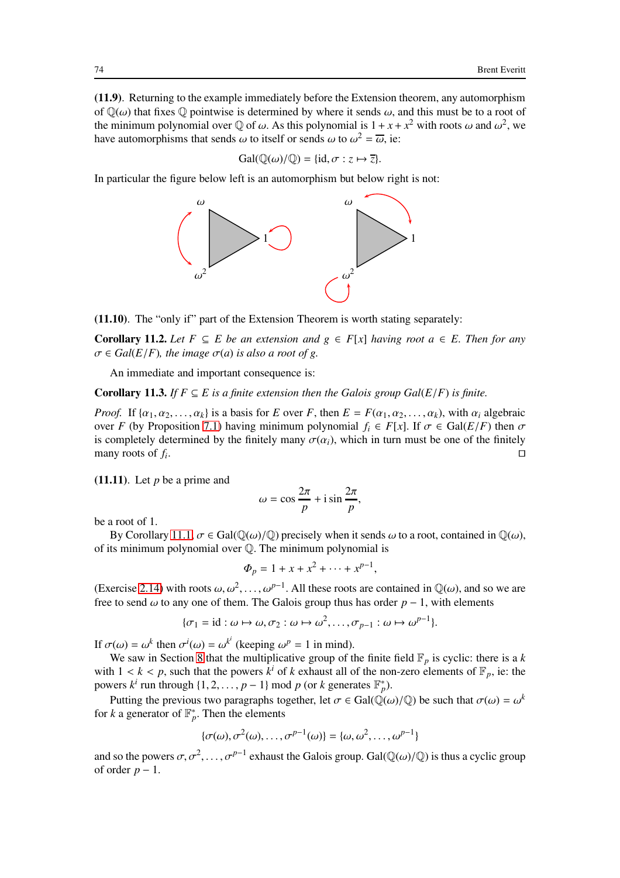**(11.9)**. Returning to the example immediately before the Extension theorem, any automorphism of $\mathbb{Q}(\omega)$ that fixes $\mathbb{Q}$ pointwise is determined by where it sends $\omega$, and this must be to a root of the minimum polynomial over $\mathbb{Q}$ of $\omega$. As this polynomial is $1+x+x^2$ with roots $\omega$ and $\omega^2$, we have automorphisms that sends $\omega$ to itself or sends $\omega$ to $\omega^2 = \overline{\omega}$, ie:

$$\text{Gal}(\mathbb{Q}(\omega)/\mathbb{Q}) = \{\text{id}, \sigma : z \mapsto \overline{z}\}.$$

In particular the figure below left is an automorphism but below right is not:

**(11.10)**. The "only if" part of the Extension Theorem is worth stating separately:

**Corollary 11.2.** *Let $F \subseteq E$ be an extension and $g \in F[x]$ having root $a \in E$. Then for any $\sigma \in Gal(E/F)$, the image $\sigma(a)$ is also a root of $g$.*

An immediate and important consequence is:

**Corollary 11.3.** *If $F \subseteq E$ is a finite extension then the Galois group $Gal(E/F)$ is finite.*

*Proof.* If $\{\alpha_1, \alpha_2, \dots, \alpha_k\}$ is a basis for $E$ over $F$, then $E = F(\alpha_1, \alpha_2, \dots, \alpha_k)$, with $\alpha_i$ algebraic over $F$ (by Proposition 7.1) having minimum polynomial $f_i \in F[x]$. If $\sigma \in \text{Gal}(E/F)$ then $\sigma$ is completely determined by the finitely many $\sigma(\alpha_i)$, which in turn must be one of the finitely many roots of $f_i$. $\square$

**(11.11)**. Let $p$ be a prime and

$$\omega = \cos\frac{2\pi}{p} + \text{i}\sin\frac{2\pi}{p},$$

be a root of 1.

By Corollary 11.1, $\sigma \in \text{Gal}(\mathbb{Q}(\omega)/\mathbb{Q})$ precisely when it sends $\omega$ to a root, contained in $\mathbb{Q}(\omega)$, of its minimum polynomial over $\mathbb{Q}$. The minimum polynomial is

$$\Phi_p = 1 + x + x^2 + \cdots + x^{p-1},$$

(Exercise 2.14) with roots $\omega, \omega^2, \dots, \omega^{p-1}$. All these roots are contained in $\mathbb{Q}(\omega)$, and so we are free to send $\omega$ to any one of them. The Galois group thus has order $p-1$, with elements

$$\{\sigma_1 = \text{id} : \omega \mapsto \omega, \sigma_2 : \omega \mapsto \omega^2, \dots, \sigma_{p-1} : \omega \mapsto \omega^{p-1}\}.$$

If $\sigma(\omega) = \omega^k$ then $\sigma^i(\omega) = \omega^{k^i}$ (keeping $\omega^p = 1$ in mind).

We saw in Section 8 that the multiplicative group of the finite field $\mathbb{F}_p$ is cyclic: there is a $k$ with $1 < k < p$, such that the powers $k^i$ of $k$ exhaust all of the non-zero elements of $\mathbb{F}_p$, ie: the powers $k^i$ run through $\{1, 2, \dots, p-1\}$ mod $p$ (or $k$ generates $\mathbb{F}_p^*$).

Putting the previous two paragraphs together, let $\sigma \in \text{Gal}(\mathbb{Q}(\omega)/\mathbb{Q})$ be such that $\sigma(\omega) = \omega^k$ for $k$ a generator of $\mathbb{F}_p^*$. Then the elements

$$\{\sigma(\omega), \sigma^2(\omega), \dots, \sigma^{p-1}(\omega)\} = \{\omega, \omega^2, \dots, \omega^{p-1}\}$$

and so the powers $\sigma, \sigma^2, \dots, \sigma^{p-1}$ exhaust the Galois group. $\text{Gal}(\mathbb{Q}(\omega)/\mathbb{Q})$ is thus a cyclic group of order $p-1$.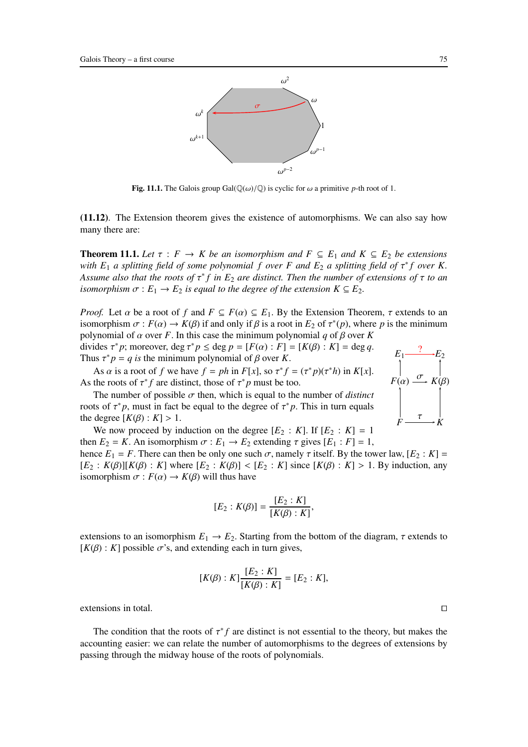**Fig. 11.1.** The Galois group $\text{Gal}(\mathbb{Q}(\omega)/\mathbb{Q})$ is cyclic for $\omega$ a primitive $p$-th root of 1.

**(11.12).** The Extension theorem gives the existence of automorphisms. We can also say how many there are:

**Theorem 11.1.** *Let $\tau : F \to K$ be an isomorphism and $F \subseteq E_1$ and $K \subseteq E_2$ be extensions with $E_1$ a splitting field of some polynomial $f$ over $F$ and $E_2$ a splitting field of $\tau^* f$ over $K$. Assume also that the roots of $\tau^* f$ in $E_2$ are distinct. Then the number of extensions of $\tau$ to an isomorphism $\sigma : E_1 \to E_2$ is equal to the degree of the extension $K \subseteq E_2$.*

*Proof.* Let $\alpha$ be a root of $f$ and $F \subseteq F(\alpha) \subseteq E_1$. By the Extension Theorem, $\tau$ extends to an isomorphism $\sigma : F(\alpha) \to K(\beta)$ if and only if $\beta$ is a root in $E_2$ of $\tau^*(p)$, where $p$ is the minimum polynomial of $\alpha$ over $F$. In this case the minimum polynomial $q$ of $\beta$ over $K$ divides $\tau^* p$; moreover, $\deg \tau^* p \leq \deg p = [F(\alpha) : F] = [K(\beta) : K] = \deg q$. Thus $\tau^* p = q$ *is* the minimum polynomial of $\beta$ over $K$.

As $\alpha$ is a root of $f$ we have $f = ph$ in $F[x]$, so $\tau^* f = (\tau^* p)(\tau^* h)$ in $K[x]$. As the roots of $\tau^* f$ are distinct, those of $\tau^* p$ must be too.

The number of possible $\sigma$ then, which is equal to the number of *distinct* roots of $\tau^* p$, must in fact be equal to the degree of $\tau^* p$. This in turn equals the degree $[K(\beta) : K] > 1$.

$$
\begin{array}{ccc}
E_1 & \xrightarrow{?} & E_2 \\
\uparrow & & \uparrow \\
F(\alpha) & \xrightarrow{\sigma} & K(\beta) \\
\uparrow & & \uparrow \\
F & \xrightarrow{\tau} & K
\end{array}
$$

We now proceed by induction on the degree $[E_2 : K]$. If $[E_2 : K] = 1$ then $E_2 = K$. An isomorphism $\sigma : E_1 \to E_2$ extending $\tau$ gives $[E_1 : F] = 1$, hence $E_1 = F$. There can then be only one such $\sigma$, namely $\tau$ itself. By the tower law, $[E_2 : K] = [E_2 : K(\beta)][K(\beta) : K]$ where $[E_2 : K(\beta)] < [E_2 : K]$ since $[K(\beta) : K] > 1$. By induction, any isomorphism $\sigma : F(\alpha) \to K(\beta)$ will thus have

$$[E_2 : K(\beta)] = \frac{[E_2 : K]}{[K(\beta) : K]},$$

extensions to an isomorphism $E_1 \to E_2$. Starting from the bottom of the diagram, $\tau$ extends to $[K(\beta) : K]$ possible $\sigma$'s, and extending each in turn gives,

$$[K(\beta) : K]\frac{[E_2 : K]}{[K(\beta) : K]} = [E_2 : K],$$

extensions in total. □

The condition that the roots of $\tau^* f$ are distinct is not essential to the theory, but makes the accounting easier: we can relate the number of automorphisms to the degrees of extensions by passing through the midway house of the roots of polynomials.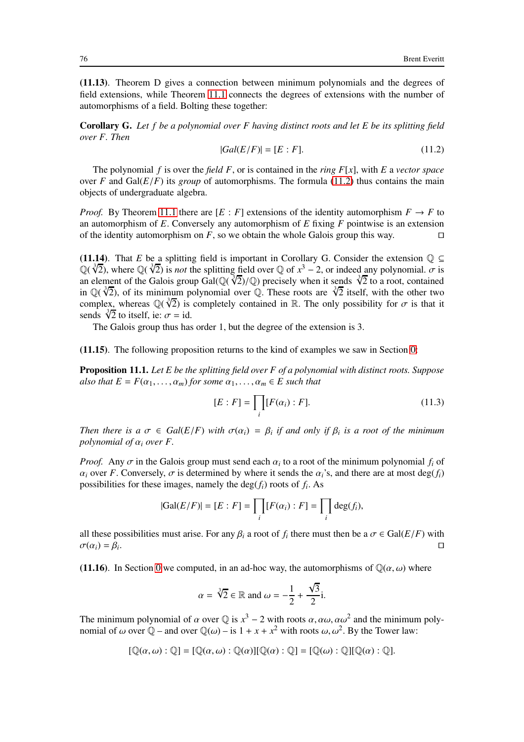**(11.13)**. Theorem D gives a connection between minimum polynomials and the degrees of field extensions, while Theorem 11.1 connects the degrees of extensions with the number of automorphisms of a field. Bolting these together:

**Corollary G.** *Let $f$ be a polynomial over $F$ having distinct roots and let $E$ be its splitting field over $F$. Then*

$$|Gal(E/F)| = [E : F]. \tag{11.2}$$

The polynomial $f$ is over the *field* $F$, or is contained in the *ring* $F[x]$, with $E$ a *vector space* over $F$ and $\text{Gal}(E/F)$ its *group* of automorphisms. The formula (11.2) thus contains the main objects of undergraduate algebra.

*Proof.* By Theorem 11.1 there are $[E : F]$ extensions of the identity automorphism $F \to F$ to an automorphism of $E$. Conversely any automorphism of $E$ fixing $F$ pointwise is an extension of the identity automorphism on $F$, so we obtain the whole Galois group this way. $\square$

**(11.14)**. That $E$ be a splitting field is important in Corollary G. Consider the extension $\mathbb{Q} \subseteq \mathbb{Q}(\sqrt[3]{2})$, where $\mathbb{Q}(\sqrt[3]{2})$ is *not* the splitting field over $\mathbb{Q}$ of $x^3 - 2$, or indeed any polynomial. $\sigma$ is an element of the Galois group $\text{Gal}(\mathbb{Q}(\sqrt[3]{2})/\mathbb{Q})$ precisely when it sends $\sqrt[3]{2}$ to a root, contained in $\mathbb{Q}(\sqrt[3]{2})$, of its minimum polynomial over $\mathbb{Q}$. These roots are $\sqrt[3]{2}$ itself, with the other two complex, whereas $\mathbb{Q}(\sqrt[3]{2})$ is completely contained in $\mathbb{R}$. The only possibility for $\sigma$ is that it sends $\sqrt[3]{2}$ to itself, ie: $\sigma = \text{id}$.

The Galois group thus has order 1, but the degree of the extension is 3.

**(11.15)**. The following proposition returns to the kind of examples we saw in Section 0:

**Proposition 11.1.** *Let $E$ be the splitting field over $F$ of a polynomial with distinct roots. Suppose also that $E = F(\alpha_1, \ldots, \alpha_m)$ for some $\alpha_1, \ldots, \alpha_m \in E$ such that*

$$[E : F] = \prod_i [F(\alpha_i) : F]. \tag{11.3}$$

*Then there is a $\sigma \in Gal(E/F)$ with $\sigma(\alpha_i) = \beta_i$ if and only if $\beta_i$ is a root of the minimum polynomial of $\alpha_i$ over $F$.*

*Proof.* Any $\sigma$ in the Galois group must send each $\alpha_i$ to a root of the minimum polynomial $f_i$ of $\alpha_i$ over $F$. Conversely, $\sigma$ is determined by where it sends the $\alpha_i$'s, and there are at most $\deg(f_i)$ possibilities for these images, namely the $\deg(f_i)$ roots of $f_i$. As

$$|\text{Gal}(E/F)| = [E : F] = \prod_i [F(\alpha_i) : F] = \prod_i \deg(f_i),$$

all these possibilities must arise. For any $\beta_i$ a root of $f_i$ there must then be a $\sigma \in \text{Gal}(E/F)$ with $\sigma(\alpha_i) = \beta_i$. $\square$

**(11.16)**. In Section 0 we computed, in an ad-hoc way, the automorphisms of $\mathbb{Q}(\alpha, \omega)$ where

$$\alpha = \sqrt[3]{2} \in \mathbb{R} \text{ and } \omega = -\frac{1}{2} + \frac{\sqrt{3}}{2}\text{i}.$$

The minimum polynomial of $\alpha$ over $\mathbb{Q}$ is $x^3 - 2$ with roots $\alpha, \alpha\omega, \alpha\omega^2$ and the minimum polynomial of $\omega$ over $\mathbb{Q}$ – and over $\mathbb{Q}(\omega)$ – is $1 + x + x^2$ with roots $\omega, \omega^2$. By the Tower law:

$$[\mathbb{Q}(\alpha, \omega) : \mathbb{Q}] = [\mathbb{Q}(\alpha, \omega) : \mathbb{Q}(\alpha)][\mathbb{Q}(\alpha) : \mathbb{Q}] = [\mathbb{Q}(\omega) : \mathbb{Q}][\mathbb{Q}(\alpha) : \mathbb{Q}].$$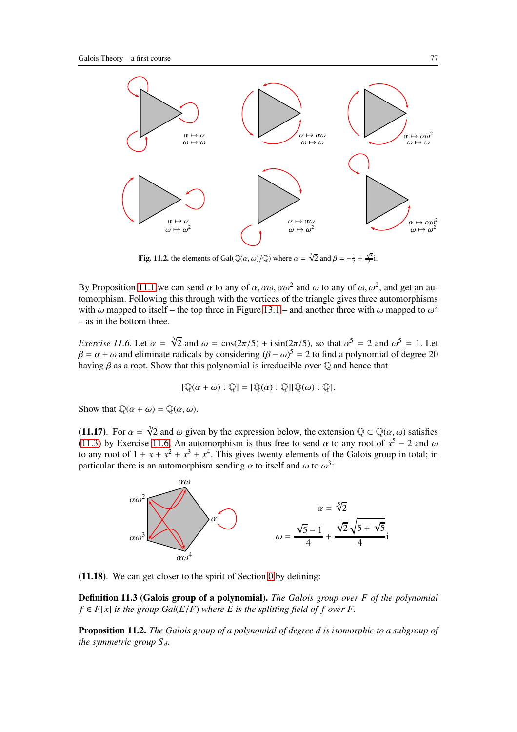Fig. 11.2. the elements of Gal($\mathbb{Q}(\alpha,\omega)/\mathbb{Q}$) where $\alpha = \sqrt[3]{2}$ and $\beta = -\frac{1}{2} + \frac{\sqrt{3}}{2}\mathrm{i}$.

By Proposition 11.1 we can send $\alpha$ to any of $\alpha, \alpha\omega, \alpha\omega^2$ and $\omega$ to any of $\omega, \omega^2$, and get an automorphism. Following this through with the vertices of the triangle gives three automorphisms with $\omega$ mapped to itself – the top three in Figure 13.1 – and another three with $\omega$ mapped to $\omega^2$ – as in the bottom three.

*Exercise 11.6.* Let $\alpha = \sqrt[5]{2}$ and $\omega = \cos(2\pi/5) + \mathrm{i}\sin(2\pi/5)$, so that $\alpha^5 = 2$ and $\omega^5 = 1$. Let $\beta = \alpha + \omega$ and eliminate radicals by considering $(\beta - \omega)^5 = 2$ to find a polynomial of degree 20 having $\beta$ as a root. Show that this polynomial is irreducible over $\mathbb{Q}$ and hence that

$$[\mathbb{Q}(\alpha + \omega) : \mathbb{Q}] = [\mathbb{Q}(\alpha) : \mathbb{Q}][\mathbb{Q}(\omega) : \mathbb{Q}].$$

Show that $\mathbb{Q}(\alpha + \omega) = \mathbb{Q}(\alpha, \omega)$.

**(11.17)**. For $\alpha = \sqrt[5]{2}$ and $\omega$ given by the expression below, the extension $\mathbb{Q} \subset \mathbb{Q}(\alpha, \omega)$ satisfies (11.3) by Exercise 11.6. An automorphism is thus free to send $\alpha$ to any root of $x^5 - 2$ and $\omega$ to any root of $1 + x + x^2 + x^3 + x^4$. This gives twenty elements of the Galois group in total; in particular there is an automorphism sending $\alpha$ to itself and $\omega$ to $\omega^3$:

$$\alpha = \sqrt[5]{2}$$

$$\omega = \frac{\sqrt{5} - 1}{4} + \frac{\sqrt{2}\sqrt{5 + \sqrt{5}}}{4}\mathrm{i}$$

**(11.18)**. We can get closer to the spirit of Section 0 by defining:

**Definition 11.3 (Galois group of a polynomial).** *The Galois group over $F$ of the polynomial $f \in F[x]$ is the group $\mathrm{Gal}(E/F)$ where $E$ is the splitting field of $f$ over $F$.*

**Proposition 11.2.** *The Galois group of a polynomial of degree $d$ is isomorphic to a subgroup of the symmetric group $S_d$.*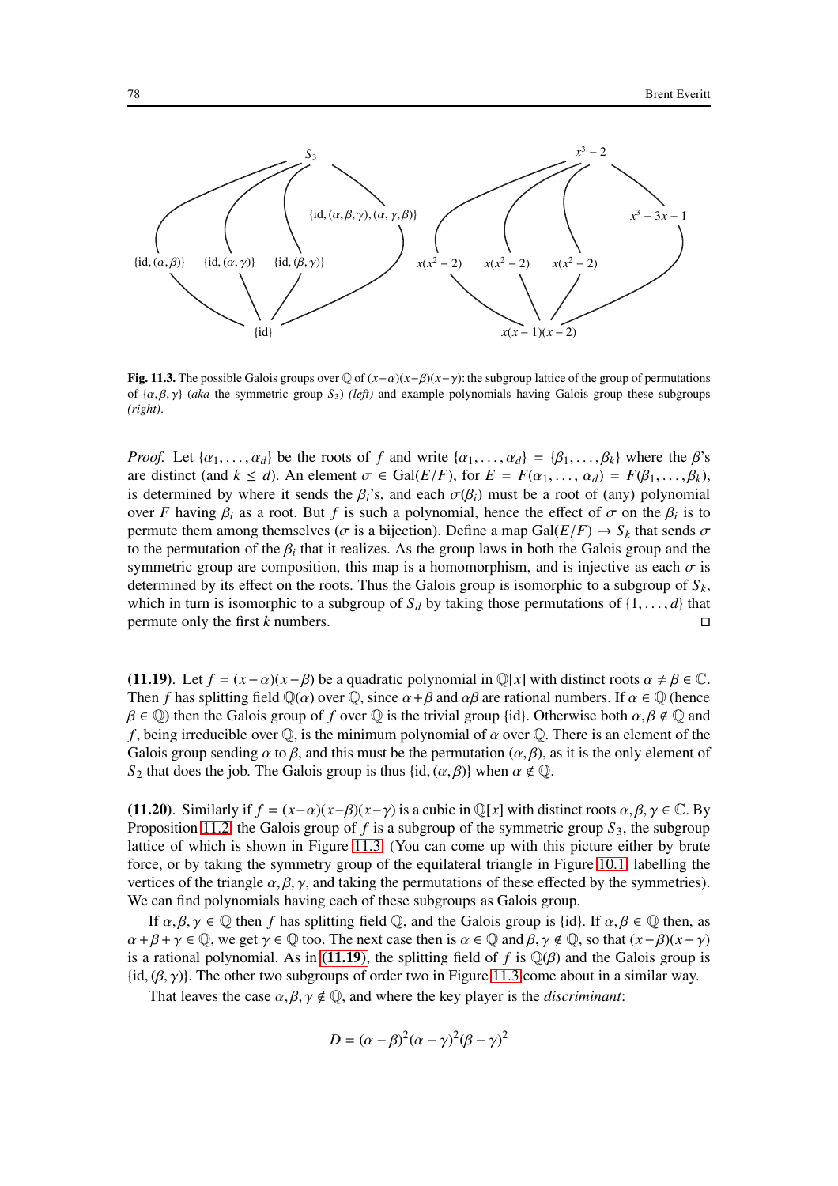Fig. 11.3. The possible Galois groups over $\mathbb{Q}$ of $(x-\alpha)(x-\beta)(x-\gamma)$: the subgroup lattice of the group of permutations of $\{\alpha,\beta,\gamma\}$ (*aka* the symmetric group $S_3$) *(left)* and example polynomials having Galois group these subgroups *(right)*.

*Proof.* Let $\{\alpha_1,\ldots,\alpha_d\}$ be the roots of $f$ and write $\{\alpha_1,\ldots,\alpha_d\} = \{\beta_1,\ldots,\beta_k\}$ where the $\beta$'s are distinct (and $k \leq d$). An element $\sigma \in \text{Gal}(E/F)$, for $E = F(\alpha_1,\ldots,\alpha_d) = F(\beta_1,\ldots,\beta_k)$, is determined by where it sends the $\beta_i$'s, and each $\sigma(\beta_i)$ must be a root of (any) polynomial over $F$ having $\beta_i$ as a root. But $f$ is such a polynomial, hence the effect of $\sigma$ on the $\beta_i$ is to permute them among themselves ($\sigma$ is a bijection). Define a map $\text{Gal}(E/F) \to S_k$ that sends $\sigma$ to the permutation of the $\beta_i$ that it realizes. As the group laws in both the Galois group and the symmetric group are composition, this map is a homomorphism, and is injective as each $\sigma$ is determined by its effect on the roots. Thus the Galois group is isomorphic to a subgroup of $S_k$, which in turn is isomorphic to a subgroup of $S_d$ by taking those permutations of $\{1,\ldots,d\}$ that permute only the first $k$ numbers. □

**(11.19)**. Let $f = (x-\alpha)(x-\beta)$ be a quadratic polynomial in $\mathbb{Q}[x]$ with distinct roots $\alpha \neq \beta \in \mathbb{C}$. Then $f$ has splitting field $\mathbb{Q}(\alpha)$ over $\mathbb{Q}$, since $\alpha+\beta$ and $\alpha\beta$ are rational numbers. If $\alpha \in \mathbb{Q}$ (hence $\beta \in \mathbb{Q}$) then the Galois group of $f$ over $\mathbb{Q}$ is the trivial group $\{\text{id}\}$. Otherwise both $\alpha,\beta \notin \mathbb{Q}$ and $f$, being irreducible over $\mathbb{Q}$, is the minimum polynomial of $\alpha$ over $\mathbb{Q}$. There is an element of the Galois group sending $\alpha$ to $\beta$, and this must be the permutation $(\alpha,\beta)$, as it is the only element of $S_2$ that does the job. The Galois group is thus $\{\text{id},(\alpha,\beta)\}$ when $\alpha \notin \mathbb{Q}$.

**(11.20)**. Similarly if $f = (x-\alpha)(x-\beta)(x-\gamma)$ is a cubic in $\mathbb{Q}[x]$ with distinct roots $\alpha,\beta,\gamma \in \mathbb{C}$. By Proposition 11.2, the Galois group of $f$ is a subgroup of the symmetric group $S_3$, the subgroup lattice of which is shown in Figure 11.3. (You can come up with this picture either by brute force, or by taking the symmetry group of the equilateral triangle in Figure 10.1, labelling the vertices of the triangle $\alpha,\beta,\gamma$, and taking the permutations of these effected by the symmetries). We can find polynomials having each of these subgroups as Galois group.

If $\alpha,\beta,\gamma \in \mathbb{Q}$ then $f$ has splitting field $\mathbb{Q}$, and the Galois group is $\{\text{id}\}$. If $\alpha,\beta \in \mathbb{Q}$ then, as $\alpha+\beta+\gamma \in \mathbb{Q}$, we get $\gamma \in \mathbb{Q}$ too. The next case then is $\alpha \in \mathbb{Q}$ and $\beta,\gamma \notin \mathbb{Q}$, so that $(x-\beta)(x-\gamma)$ is a rational polynomial. As in **(11.19)**, the splitting field of $f$ is $\mathbb{Q}(\beta)$ and the Galois group is $\{\text{id},(\beta,\gamma)\}$. The other two subgroups of order two in Figure 11.3 come about in a similar way.

That leaves the case $\alpha,\beta,\gamma \notin \mathbb{Q}$, and where the key player is the *discriminant*:

$$D = (\alpha-\beta)^2(\alpha-\gamma)^2(\beta-\gamma)^2$$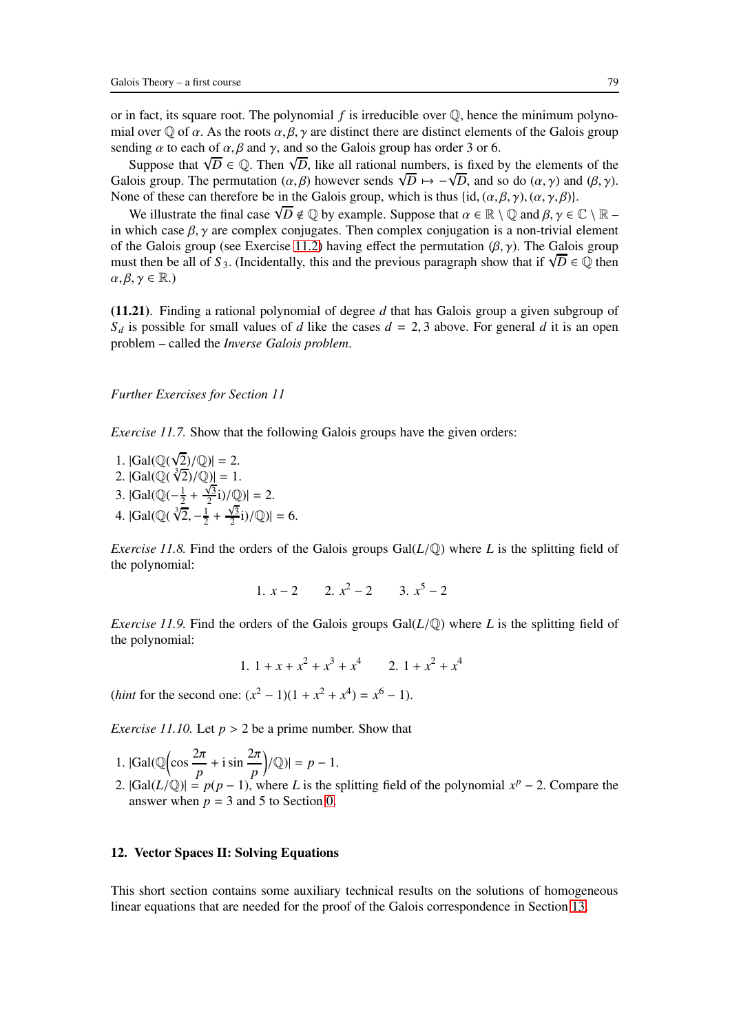or in fact, its square root. The polynomial $f$ is irreducible over $\mathbb{Q}$, hence the minimum polynomial over $\mathbb{Q}$ of $\alpha$. As the roots $\alpha, \beta, \gamma$ are distinct there are distinct elements of the Galois group sending $\alpha$ to each of $\alpha, \beta$ and $\gamma$, and so the Galois group has order 3 or 6.

Suppose that $\sqrt{D} \in \mathbb{Q}$. Then $\sqrt{D}$, like all rational numbers, is fixed by the elements of the Galois group. The permutation $(\alpha, \beta)$ however sends $\sqrt{D} \mapsto -\sqrt{D}$, and so do $(\alpha, \gamma)$ and $(\beta, \gamma)$. None of these can therefore be in the Galois group, which is thus $\{\text{id}, (\alpha, \beta, \gamma), (\alpha, \gamma, \beta)\}$.

We illustrate the final case $\sqrt{D} \notin \mathbb{Q}$ by example. Suppose that $\alpha \in \mathbb{R} \setminus \mathbb{Q}$ and $\beta, \gamma \in \mathbb{C} \setminus \mathbb{R}$ – in which case $\beta, \gamma$ are complex conjugates. Then complex conjugation is a non-trivial element of the Galois group (see Exercise 11.2) having effect the permutation $(\beta, \gamma)$. The Galois group must then be all of $S_3$. (Incidentally, this and the previous paragraph show that if $\sqrt{D} \in \mathbb{Q}$ then $\alpha, \beta, \gamma \in \mathbb{R}$.)

**(11.21)**. Finding a rational polynomial of degree $d$ that has Galois group a given subgroup of $S_d$ is possible for small values of $d$ like the cases $d = 2, 3$ above. For general $d$ it is an open problem – called the *Inverse Galois problem*.

*Further Exercises for Section 11*

*Exercise 11.7.* Show that the following Galois groups have the given orders:

1. $|\text{Gal}(\mathbb{Q}(\sqrt{2})/\mathbb{Q})| = 2$.
2. $|\text{Gal}(\mathbb{Q}(\sqrt[3]{2})/\mathbb{Q})| = 1$.
3. $|\text{Gal}(\mathbb{Q}(-\frac{1}{2} + \frac{\sqrt{3}}{2}\text{i})/\mathbb{Q})| = 2$.
4. $|\text{Gal}(\mathbb{Q}(\sqrt[3]{2}, -\frac{1}{2} + \frac{\sqrt{3}}{2}\text{i})/\mathbb{Q})| = 6$.

*Exercise 11.8.* Find the orders of the Galois groups $\text{Gal}(L/\mathbb{Q})$ where $L$ is the splitting field of the polynomial:

$$1.\ x - 2 \qquad 2.\ x^2 - 2 \qquad 3.\ x^5 - 2$$

*Exercise 11.9.* Find the orders of the Galois groups $\text{Gal}(L/\mathbb{Q})$ where $L$ is the splitting field of the polynomial:

$$1.\ 1 + x + x^2 + x^3 + x^4 \qquad 2.\ 1 + x^2 + x^4$$

(*hint* for the second one: $(x^2 - 1)(1 + x^2 + x^4) = x^6 - 1$).

*Exercise 11.10.* Let $p > 2$ be a prime number. Show that

1. $|\text{Gal}(\mathbb{Q}\Big(\cos \dfrac{2\pi}{p} + \text{i} \sin \dfrac{2\pi}{p}\Big)/\mathbb{Q})| = p - 1$.
2. $|\text{Gal}(L/\mathbb{Q})| = p(p - 1)$, where $L$ is the splitting field of the polynomial $x^p - 2$. Compare the answer when $p = 3$ and $5$ to Section 0.

## 12. Vector Spaces II: Solving Equations

This short section contains some auxiliary technical results on the solutions of homogeneous linear equations that are needed for the proof of the Galois correspondence in Section 13.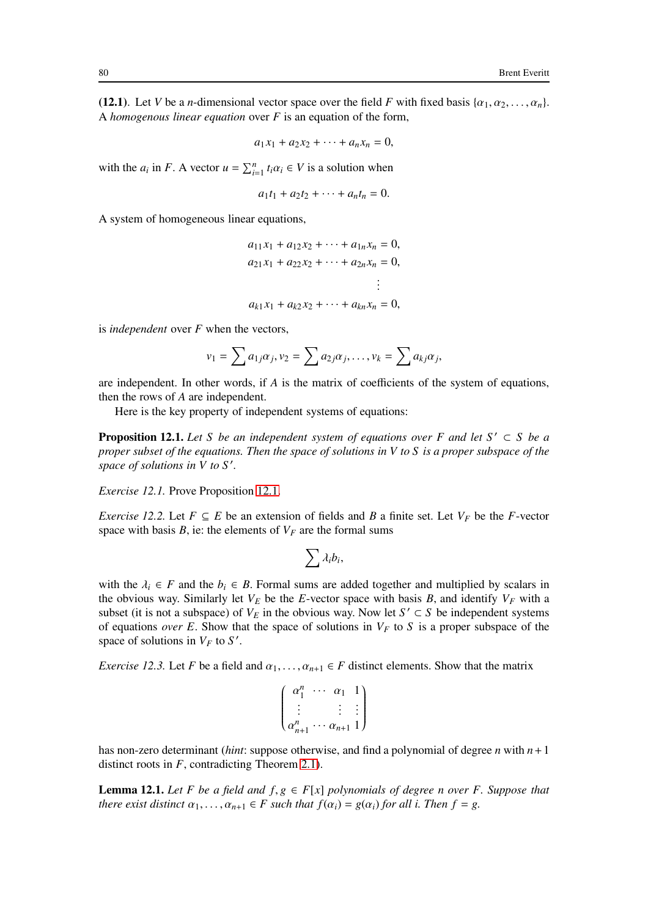**(12.1)**. Let $V$ be a $n$-dimensional vector space over the field $F$ with fixed basis $\{\alpha_1, \alpha_2, \ldots, \alpha_n\}$. A *homogenous linear equation* over $F$ is an equation of the form,

$$a_1x_1 + a_2x_2 + \cdots + a_nx_n = 0,$$

with the $a_i$ in $F$. A vector $u = \sum_{i=1}^{n} t_i\alpha_i \in V$ is a solution when

$$a_1t_1 + a_2t_2 + \cdots + a_nt_n = 0.$$

A system of homogeneous linear equations,

$$\begin{aligned}
a_{11}x_1 + a_{12}x_2 + \cdots + a_{1n}x_n &= 0,\\
a_{21}x_1 + a_{22}x_2 + \cdots + a_{2n}x_n &= 0,\\
&\vdots\\
a_{k1}x_1 + a_{k2}x_2 + \cdots + a_{kn}x_n &= 0,
\end{aligned}$$

is *independent* over $F$ when the vectors,

$$v_1 = \sum a_{1j}\alpha_j, v_2 = \sum a_{2j}\alpha_j, \ldots, v_k = \sum a_{kj}\alpha_j,$$

are independent. In other words, if $A$ is the matrix of coefficients of the system of equations, then the rows of $A$ are independent.

Here is the key property of independent systems of equations:

**Proposition 12.1.** *Let $S$ be an independent system of equations over $F$ and let $S' \subset S$ be a proper subset of the equations. Then the space of solutions in $V$ to $S$ is a proper subspace of the space of solutions in $V$ to $S'$.*

*Exercise 12.1.* Prove Proposition 12.1.

*Exercise 12.2.* Let $F \subseteq E$ be an extension of fields and $B$ a finite set. Let $V_F$ be the $F$-vector space with basis $B$, ie: the elements of $V_F$ are the formal sums

$$\sum \lambda_i b_i,$$

with the $\lambda_i \in F$ and the $b_i \in B$. Formal sums are added together and multiplied by scalars in the obvious way. Similarly let $V_E$ be the $E$-vector space with basis $B$, and identify $V_F$ with a subset (it is not a subspace) of $V_E$ in the obvious way. Now let $S' \subset S$ be independent systems of equations *over $E$*. Show that the space of solutions in $V_F$ to $S$ is a proper subspace of the space of solutions in $V_F$ to $S'$.

*Exercise 12.3.* Let $F$ be a field and $\alpha_1, \ldots, \alpha_{n+1} \in F$ distinct elements. Show that the matrix

$$\begin{pmatrix} \alpha_1^n & \cdots & \alpha_1 & 1\\ \vdots & & \vdots & \vdots\\ \alpha_{n+1}^n & \cdots & \alpha_{n+1} & 1 \end{pmatrix}$$

has non-zero determinant (*hint*: suppose otherwise, and find a polynomial of degree $n$ with $n+1$ distinct roots in $F$, contradicting Theorem 2.1).

**Lemma 12.1.** *Let $F$ be a field and $f, g \in F[x]$ polynomials of degree $n$ over $F$. Suppose that there exist distinct $\alpha_1, \ldots, \alpha_{n+1} \in F$ such that $f(\alpha_i) = g(\alpha_i)$ for all $i$. Then $f = g$.*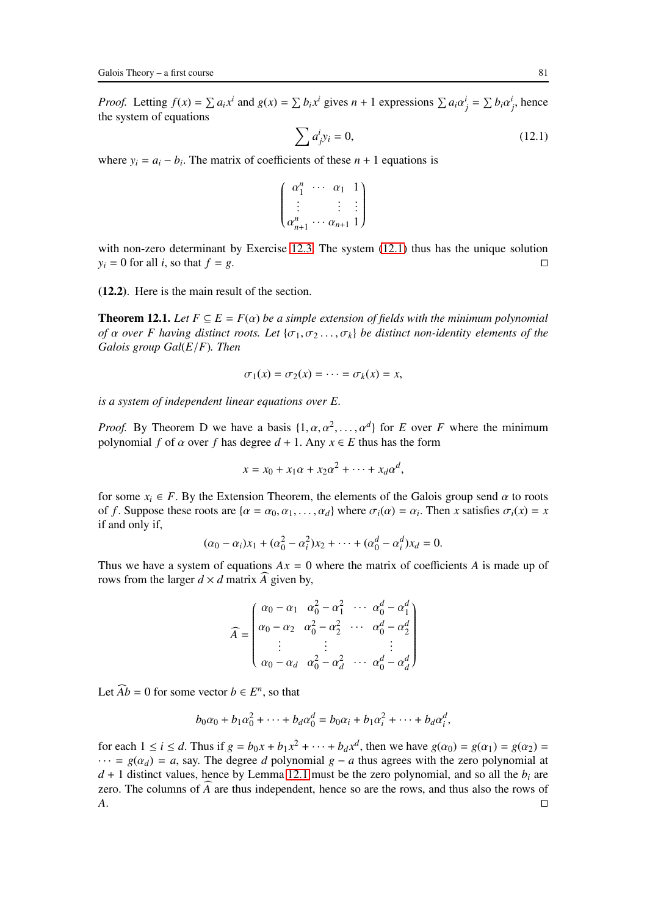*Proof.* Letting $f(x) = \sum a_i x^i$ and $g(x) = \sum b_i x^i$ gives $n+1$ expressions $\sum a_i \alpha_j^i = \sum b_i \alpha_j^i$, hence the system of equations

$$\sum a_j^i y_i = 0, \tag{12.1}$$

where $y_i = a_i - b_i$. The matrix of coefficients of these $n+1$ equations is

$$\begin{pmatrix} \alpha_1^n & \cdots & \alpha_1 & 1 \\ \vdots & & \vdots & \vdots \\ \alpha_{n+1}^n & \cdots & \alpha_{n+1} & 1 \end{pmatrix}$$

with non-zero determinant by Exercise 12.3. The system (12.1) thus has the unique solution $y_i = 0$ for all $i$, so that $f = g$. □

**(12.2)**. Here is the main result of the section.

**Theorem 12.1.** *Let $F \subseteq E = F(\alpha)$ be a simple extension of fields with the minimum polynomial of $\alpha$ over $F$ having distinct roots. Let $\{\sigma_1, \sigma_2 \dots, \sigma_k\}$ be distinct non-identity elements of the Galois group $Gal(E/F)$. Then*

$$\sigma_1(x) = \sigma_2(x) = \cdots = \sigma_k(x) = x,$$

*is a system of independent linear equations over $E$.*

*Proof.* By Theorem D we have a basis $\{1, \alpha, \alpha^2, \dots, \alpha^d\}$ for $E$ over $F$ where the minimum polynomial $f$ of $\alpha$ over $f$ has degree $d+1$. Any $x \in E$ thus has the form

$$x = x_0 + x_1\alpha + x_2\alpha^2 + \cdots + x_d\alpha^d,$$

for some $x_i \in F$. By the Extension Theorem, the elements of the Galois group send $\alpha$ to roots of $f$. Suppose these roots are $\{\alpha = \alpha_0, \alpha_1, \dots, \alpha_d\}$ where $\sigma_i(\alpha) = \alpha_i$. Then $x$ satisfies $\sigma_i(x) = x$ if and only if,

$$(\alpha_0 - \alpha_i)x_1 + (\alpha_0^2 - \alpha_i^2)x_2 + \cdots + (\alpha_0^d - \alpha_i^d)x_d = 0.$$

Thus we have a system of equations $Ax = 0$ where the matrix of coefficients $A$ is made up of rows from the larger $d \times d$ matrix $\widehat{A}$ given by,

$$\widehat{A} = \begin{pmatrix} \alpha_0 - \alpha_1 & \alpha_0^2 - \alpha_1^2 & \cdots & \alpha_0^d - \alpha_1^d \\ \alpha_0 - \alpha_2 & \alpha_0^2 - \alpha_2^2 & \cdots & \alpha_0^d - \alpha_2^d \\ \vdots & \vdots & & \vdots \\ \alpha_0 - \alpha_d & \alpha_0^2 - \alpha_d^2 & \cdots & \alpha_0^d - \alpha_d^d \end{pmatrix}$$

Let $\widehat{A}b = 0$ for some vector $b \in E^n$, so that

$$b_0\alpha_0 + b_1\alpha_0^2 + \cdots + b_d\alpha_0^d = b_0\alpha_i + b_1\alpha_i^2 + \cdots + b_d\alpha_i^d,$$

for each $1 \leq i \leq d$. Thus if $g = b_0 x + b_1 x^2 + \cdots + b_d x^d$, then we have $g(\alpha_0) = g(\alpha_1) = g(\alpha_2) = \cdots = g(\alpha_d) = a$, say. The degree $d$ polynomial $g - a$ thus agrees with the zero polynomial at $d+1$ distinct values, hence by Lemma 12.1 must be the zero polynomial, and so all the $b_i$ are zero. The columns of $\widehat{A}$ are thus independent, hence so are the rows, and thus also the rows of $A$. □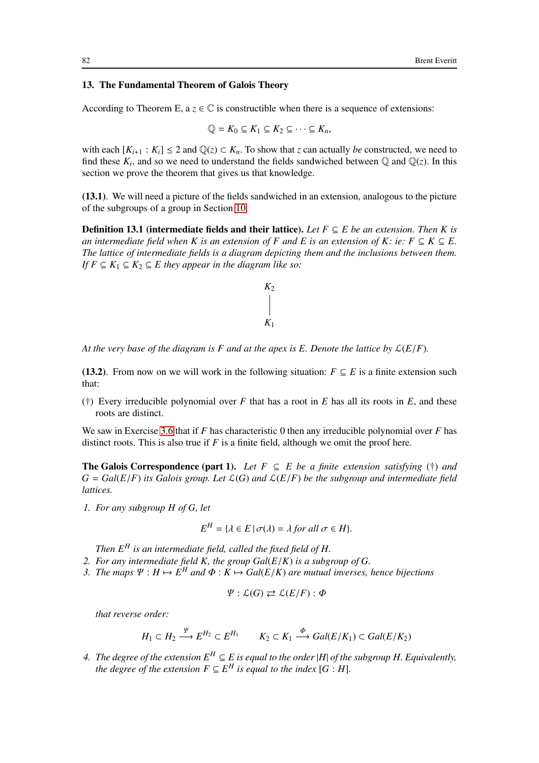## 13. The Fundamental Theorem of Galois Theory

According to Theorem E, a $z \in \mathbb{C}$ is constructible when there is a sequence of extensions:

$$\mathbb{Q} = K_0 \subseteq K_1 \subseteq K_2 \subseteq \cdots \subseteq K_n,$$

with each $[K_{i+1} : K_i] \leq 2$ and $\mathbb{Q}(z) \subset K_n$. To show that $z$ can actually *be* constructed, we need to find these $K_i$, and so we need to understand the fields sandwiched between $\mathbb{Q}$ and $\mathbb{Q}(z)$. In this section we prove the theorem that gives us that knowledge.

**(13.1)**. We will need a picture of the fields sandwiched in an extension, analogous to the picture of the subgroups of a group in Section 10.

**Definition 13.1 (intermediate fields and their lattice).** *Let $F \subseteq E$ be an extension. Then $K$ is an intermediate field when $K$ is an extension of $F$ and $E$ is an extension of $K$: ie: $F \subseteq K \subseteq E$. The lattice of intermediate fields is a diagram depicting them and the inclusions between them. If $F \subseteq K_1 \subseteq K_2 \subseteq E$ they appear in the diagram like so:*

$$\begin{array}{c} K_2 \\ | \\ K_1 \end{array}$$

*At the very base of the diagram is $F$ and at the apex is $E$. Denote the lattice by $\mathcal{L}(E/F)$.*

**(13.2)**. From now on we will work in the following situation: $F \subseteq E$ is a finite extension such that:

(†) Every irreducible polynomial over $F$ that has a root in $E$ has all its roots in $E$, and these roots are distinct.

We saw in Exercise 3.6 that if $F$ has characteristic 0 then any irreducible polynomial over $F$ has distinct roots. This is also true if $F$ is a finite field, although we omit the proof here.

**The Galois Correspondence (part 1).** *Let $F \subseteq E$ be a finite extension satisfying (†) and $G = Gal(E/F)$ its Galois group. Let $\mathcal{L}(G)$ and $\mathcal{L}(E/F)$ be the subgroup and intermediate field lattices.*

1. *For any subgroup $H$ of $G$, let*

   $$E^H = \{\lambda \in E \,|\, \sigma(\lambda) = \lambda \text{ for all } \sigma \in H\}.$$

   *Then $E^H$ is an intermediate field, called the fixed field of $H$.*
2. *For any intermediate field $K$, the group $Gal(E/K)$ is a subgroup of $G$.*
3. *The maps $\Psi : H \mapsto E^H$ and $\Phi : K \mapsto Gal(E/K)$ are mutual inverses, hence bijections*

   $$\Psi : \mathcal{L}(G) \rightleftarrows \mathcal{L}(E/F) : \Phi$$

   *that reverse order:*

   $$H_1 \subset H_2 \stackrel{\Psi}{\longrightarrow} E^{H_2} \subset E^{H_1} \qquad K_2 \subset K_1 \stackrel{\Phi}{\longrightarrow} Gal(E/K_1) \subset Gal(E/K_2)$$

4. *The degree of the extension $E^H \subseteq E$ is equal to the order $|H|$ of the subgroup $H$. Equivalently, the degree of the extension $F \subseteq E^H$ is equal to the index $[G : H]$.*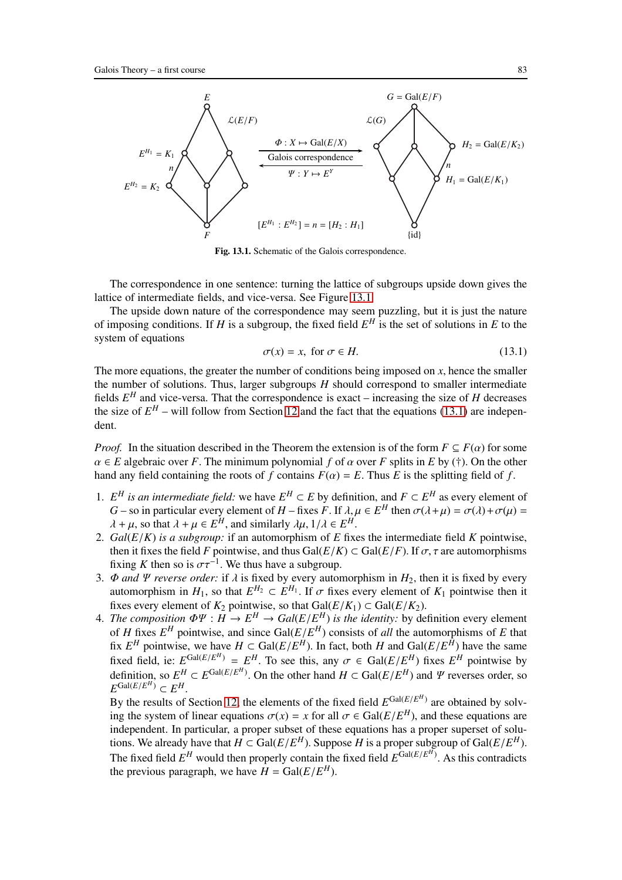Fig. 13.1. Schematic of the Galois correspondence.

The correspondence in one sentence: turning the lattice of subgroups upside down gives the lattice of intermediate fields, and vice-versa. See Figure 13.1.

The upside down nature of the correspondence may seem puzzling, but it is just the nature of imposing conditions. If $H$ is a subgroup, the fixed field $E^H$ is the set of solutions in $E$ to the system of equations

$$\sigma(x) = x, \text{ for } \sigma \in H. \tag{13.1}$$

The more equations, the greater the number of conditions being imposed on $x$, hence the smaller the number of solutions. Thus, larger subgroups $H$ should correspond to smaller intermediate fields $E^H$ and vice-versa. That the correspondence is exact – increasing the size of $H$ decreases the size of $E^H$ – will follow from Section 12 and the fact that the equations (13.1) are independent.

*Proof.* In the situation described in the Theorem the extension is of the form $F \subseteq F(\alpha)$ for some $\alpha \in E$ algebraic over $F$. The minimum polynomial $f$ of $\alpha$ over $F$ splits in $E$ by (†). On the other hand any field containing the roots of $f$ contains $F(\alpha) = E$. Thus $E$ is the splitting field of $f$.

1. *$E^H$ is an intermediate field:* we have $E^H \subset E$ by definition, and $F \subset E^H$ as every element of $G$ – so in particular every element of $H$ – fixes $F$. If $\lambda, \mu \in E^H$ then $\sigma(\lambda+\mu) = \sigma(\lambda)+\sigma(\mu) = \lambda + \mu$, so that $\lambda + \mu \in E^H$, and similarly $\lambda\mu, 1/\lambda \in E^H$.
2. *$Gal(E/K)$ is a subgroup:* if an automorphism of $E$ fixes the intermediate field $K$ pointwise, then it fixes the field $F$ pointwise, and thus $\text{Gal}(E/K) \subset \text{Gal}(E/F)$. If $\sigma, \tau$ are automorphisms fixing $K$ then so is $\sigma\tau^{-1}$. We thus have a subgroup.
3. *$\Phi$ and $\Psi$ reverse order:* if $\lambda$ is fixed by every automorphism in $H_2$, then it is fixed by every automorphism in $H_1$, so that $E^{H_2} \subset E^{H_1}$. If $\sigma$ fixes every element of $K_1$ pointwise then it fixes every element of $K_2$ pointwise, so that $\text{Gal}(E/K_1) \subset \text{Gal}(E/K_2)$.
4. *The composition $\Phi\Psi : H \to E^H \to Gal(E/E^H)$ is the identity:* by definition every element of $H$ fixes $E^H$ pointwise, and since $\text{Gal}(E/E^H)$ consists of *all* the automorphisms of $E$ that fix $E^H$ pointwise, we have $H \subset \text{Gal}(E/E^H)$. In fact, both $H$ and $\text{Gal}(E/E^H)$ have the same fixed field, ie: $E^{\text{Gal}(E/E^H)} = E^H$. To see this, any $\sigma \in \text{Gal}(E/E^H)$ fixes $E^H$ pointwise by definition, so $E^H \subset E^{\text{Gal}(E/E^H)}$. On the other hand $H \subset \text{Gal}(E/E^H)$ and $\Psi$ reverses order, so $E^{\text{Gal}(E/E^H)} \subset E^H$.

   By the results of Section 12, the elements of the fixed field $E^{\text{Gal}(E/E^H)}$ are obtained by solving the system of linear equations $\sigma(x) = x$ for all $\sigma \in \text{Gal}(E/E^H)$, and these equations are independent. In particular, a proper subset of these equations has a proper superset of solutions. We already have that $H \subset \text{Gal}(E/E^H)$. Suppose $H$ is a proper subgroup of $\text{Gal}(E/E^H)$. The fixed field $E^H$ would then properly contain the fixed field $E^{\text{Gal}(E/E^H)}$. As this contradicts the previous paragraph, we have $H = \text{Gal}(E/E^H)$.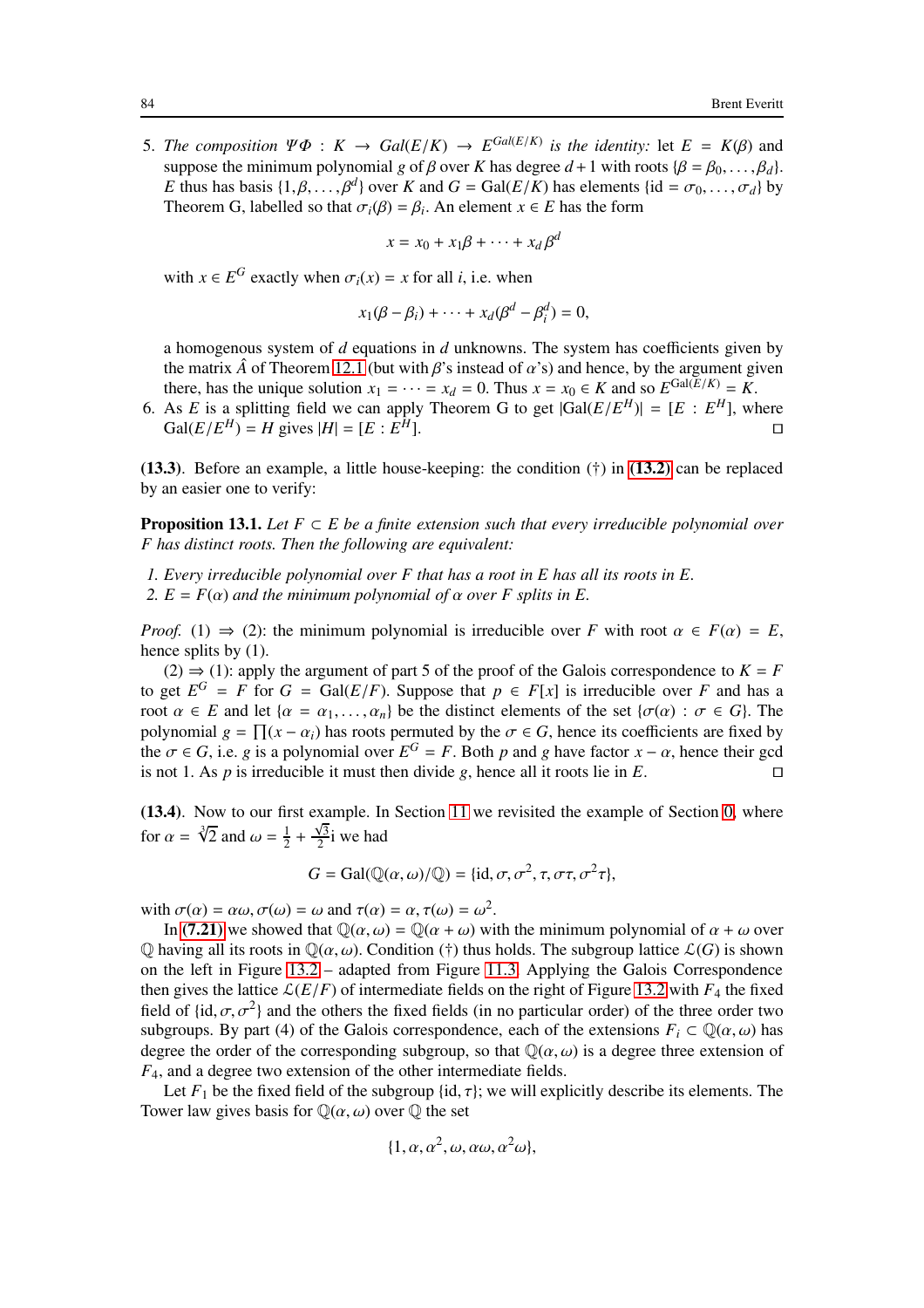5. *The composition $\Psi\Phi : K \to Gal(E/K) \to E^{Gal(E/K)}$ is the identity:* let $E = K(\beta)$ and suppose the minimum polynomial $g$ of $\beta$ over $K$ has degree $d+1$ with roots $\{\beta = \beta_0, \dots, \beta_d\}$. $E$ thus has basis $\{1, \beta, \dots, \beta^d\}$ over $K$ and $G = \text{Gal}(E/K)$ has elements $\{\text{id} = \sigma_0, \dots, \sigma_d\}$ by Theorem G, labelled so that $\sigma_i(\beta) = \beta_i$. An element $x \in E$ has the form

$$x = x_0 + x_1\beta + \cdots + x_d\beta^d$$

with $x \in E^G$ exactly when $\sigma_i(x) = x$ for all $i$, i.e. when

$$x_1(\beta - \beta_i) + \cdots + x_d(\beta^d - \beta_i^d) = 0,$$

a homogenous system of $d$ equations in $d$ unknowns. The system has coefficients given by the matrix $\hat{A}$ of Theorem 12.1 (but with $\beta$'s instead of $\alpha$'s) and hence, by the argument given there, has the unique solution $x_1 = \cdots = x_d = 0$. Thus $x = x_0 \in K$ and so $E^{\text{Gal}(E/K)} = K$.

6. As $E$ is a splitting field we can apply Theorem G to get $|\text{Gal}(E/E^H)| = [E : E^H]$, where $\text{Gal}(E/E^H) = H$ gives $|H| = [E : E^H]$. $\square$

**(13.3)**. Before an example, a little house-keeping: the condition (†) in **(13.2)** can be replaced by an easier one to verify:

**Proposition 13.1.** *Let $F \subset E$ be a finite extension such that every irreducible polynomial over $F$ has distinct roots. Then the following are equivalent:*

1. *Every irreducible polynomial over $F$ that has a root in $E$ has all its roots in $E$.*
2. *$E = F(\alpha)$ and the minimum polynomial of $\alpha$ over $F$ splits in $E$.*

*Proof.* (1) $\Rightarrow$ (2): the minimum polynomial is irreducible over $F$ with root $\alpha \in F(\alpha) = E$, hence splits by (1).

(2) $\Rightarrow$ (1): apply the argument of part 5 of the proof of the Galois correspondence to $K = F$ to get $E^G = F$ for $G = \text{Gal}(E/F)$. Suppose that $p \in F[x]$ is irreducible over $F$ and has a root $\alpha \in E$ and let $\{\alpha = \alpha_1, \dots, \alpha_n\}$ be the distinct elements of the set $\{\sigma(\alpha) : \sigma \in G\}$. The polynomial $g = \prod(x - \alpha_i)$ has roots permuted by the $\sigma \in G$, hence its coefficients are fixed by the $\sigma \in G$, i.e. $g$ is a polynomial over $E^G = F$. Both $p$ and $g$ have factor $x - \alpha$, hence their gcd is not 1. As $p$ is irreducible it must then divide $g$, hence all it roots lie in $E$. $\square$

**(13.4)**. Now to our first example. In Section 11 we revisited the example of Section 0, where for $\alpha = \sqrt[3]{2}$ and $\omega = \frac{1}{2} + \frac{\sqrt{3}}{2}\text{i}$ we had

$$G = \text{Gal}(\mathbb{Q}(\alpha, \omega)/\mathbb{Q}) = \{\text{id}, \sigma, \sigma^2, \tau, \sigma\tau, \sigma^2\tau\},$$

with $\sigma(\alpha) = \alpha\omega, \sigma(\omega) = \omega$ and $\tau(\alpha) = \alpha, \tau(\omega) = \omega^2$.

In **(7.21)** we showed that $\mathbb{Q}(\alpha, \omega) = \mathbb{Q}(\alpha + \omega)$ with the minimum polynomial of $\alpha + \omega$ over $\mathbb{Q}$ having all its roots in $\mathbb{Q}(\alpha, \omega)$. Condition (†) thus holds. The subgroup lattice $\mathcal{L}(G)$ is shown on the left in Figure 13.2 – adapted from Figure 11.3. Applying the Galois Correspondence then gives the lattice $\mathcal{L}(E/F)$ of intermediate fields on the right of Figure 13.2 with $F_4$ the fixed field of $\{\text{id}, \sigma, \sigma^2\}$ and the others the fixed fields (in no particular order) of the three order two subgroups. By part (4) of the Galois correspondence, each of the extensions $F_i \subset \mathbb{Q}(\alpha, \omega)$ has degree the order of the corresponding subgroup, so that $\mathbb{Q}(\alpha, \omega)$ is a degree three extension of $F_4$, and a degree two extension of the other intermediate fields.

Let $F_1$ be the fixed field of the subgroup $\{\text{id}, \tau\}$; we will explicitly describe its elements. The Tower law gives basis for $\mathbb{Q}(\alpha, \omega)$ over $\mathbb{Q}$ the set

$$\{1, \alpha, \alpha^2, \omega, \alpha\omega, \alpha^2\omega\},$$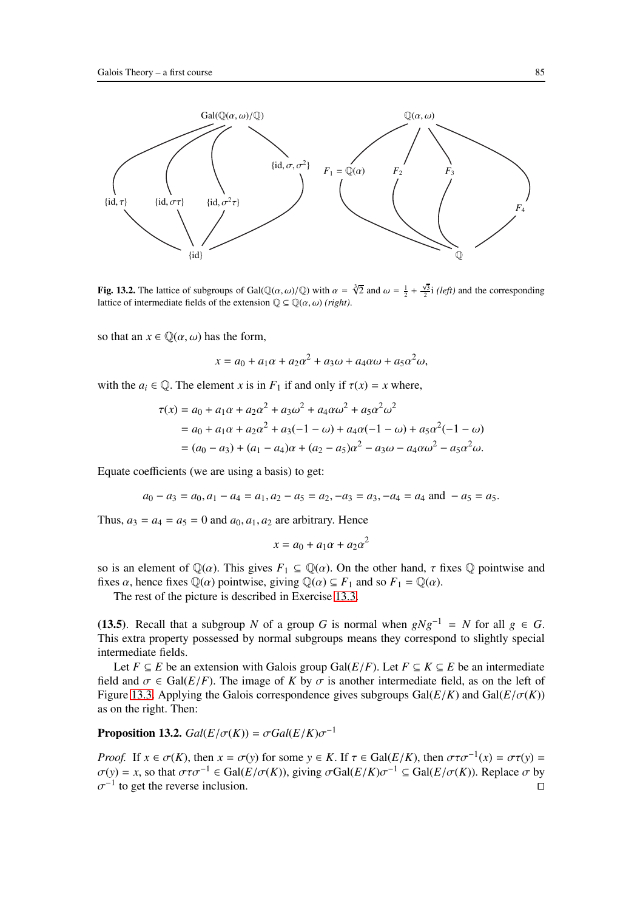**Fig. 13.2.** The lattice of subgroups of $\text{Gal}(\mathbb{Q}(\alpha,\omega)/\mathbb{Q})$ with $\alpha = \sqrt[3]{2}$ and $\omega = \frac{1}{2} + \frac{\sqrt{3}}{2}\text{i}$ *(left)* and the corresponding lattice of intermediate fields of the extension $\mathbb{Q} \subseteq \mathbb{Q}(\alpha,\omega)$ *(right)*.

so that an $x \in \mathbb{Q}(\alpha,\omega)$ has the form,

$$x = a_0 + a_1\alpha + a_2\alpha^2 + a_3\omega + a_4\alpha\omega + a_5\alpha^2\omega,$$

with the $a_i \in \mathbb{Q}$. The element $x$ is in $F_1$ if and only if $\tau(x) = x$ where,

$$\begin{aligned}
\tau(x) &= a_0 + a_1\alpha + a_2\alpha^2 + a_3\omega^2 + a_4\alpha\omega^2 + a_5\alpha^2\omega^2 \\
&= a_0 + a_1\alpha + a_2\alpha^2 + a_3(-1-\omega) + a_4\alpha(-1-\omega) + a_5\alpha^2(-1-\omega) \\
&= (a_0 - a_3) + (a_1 - a_4)\alpha + (a_2 - a_5)\alpha^2 - a_3\omega - a_4\alpha\omega^2 - a_5\alpha^2\omega.
\end{aligned}$$

Equate coefficients (we are using a basis) to get:

$$a_0 - a_3 = a_0, a_1 - a_4 = a_1, a_2 - a_5 = a_2, -a_3 = a_3, -a_4 = a_4 \text{ and } -a_5 = a_5.$$

Thus, $a_3 = a_4 = a_5 = 0$ and $a_0, a_1, a_2$ are arbitrary. Hence

$$x = a_0 + a_1\alpha + a_2\alpha^2$$

so is an element of $\mathbb{Q}(\alpha)$. This gives $F_1 \subseteq \mathbb{Q}(\alpha)$. On the other hand, $\tau$ fixes $\mathbb{Q}$ pointwise and fixes $\alpha$, hence fixes $\mathbb{Q}(\alpha)$ pointwise, giving $\mathbb{Q}(\alpha) \subseteq F_1$ and so $F_1 = \mathbb{Q}(\alpha)$.

The rest of the picture is described in Exercise 13.3.

**(13.5)**. Recall that a subgroup $N$ of a group $G$ is normal when $gNg^{-1} = N$ for all $g \in G$. This extra property possessed by normal subgroups means they correspond to slightly special intermediate fields.

Let $F \subseteq E$ be an extension with Galois group $\text{Gal}(E/F)$. Let $F \subseteq K \subseteq E$ be an intermediate field and $\sigma \in \text{Gal}(E/F)$. The image of $K$ by $\sigma$ is another intermediate field, as on the left of Figure 13.3. Applying the Galois correspondence gives subgroups $\text{Gal}(E/K)$ and $\text{Gal}(E/\sigma(K))$ as on the right. Then:

**Proposition 13.2.** *$Gal(E/\sigma(K)) = \sigma Gal(E/K)\sigma^{-1}$*

*Proof.* If $x \in \sigma(K)$, then $x = \sigma(y)$ for some $y \in K$. If $\tau \in \text{Gal}(E/K)$, then $\sigma\tau\sigma^{-1}(x) = \sigma\tau(y) = \sigma(y) = x$, so that $\sigma\tau\sigma^{-1} \in \text{Gal}(E/\sigma(K))$, giving $\sigma\text{Gal}(E/K)\sigma^{-1} \subseteq \text{Gal}(E/\sigma(K))$. Replace $\sigma$ by $\sigma^{-1}$ to get the reverse inclusion. $\square$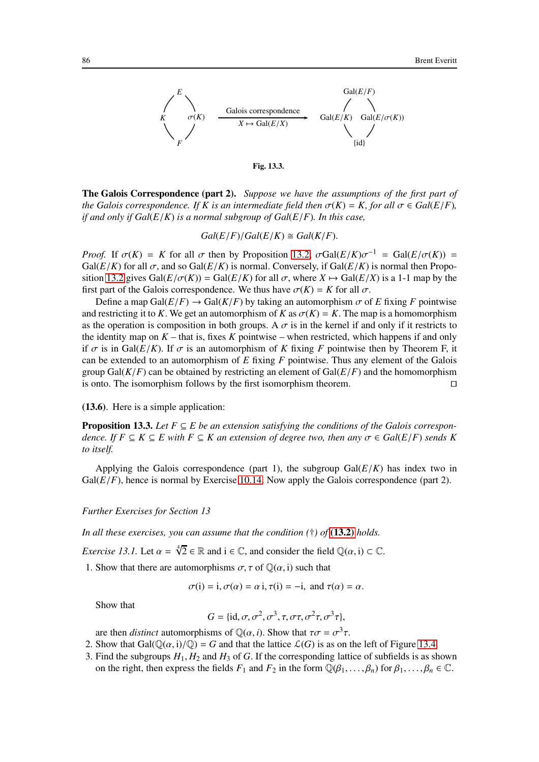$$
\begin{array}{ccc}
 & E & \\
K & & \sigma(K) \\
 & F &
\end{array}
\quad \xrightarrow[X \mapsto \mathrm{Gal}(E/X)]{\text{Galois correspondence}} \quad
\begin{array}{ccc}
 & \mathrm{Gal}(E/F) & \\
\mathrm{Gal}(E/K) & & \mathrm{Gal}(E/\sigma(K)) \\
 & \{\mathrm{id}\} &
\end{array}
$$

**Fig. 13.3.**

**The Galois Correspondence (part 2).** *Suppose we have the assumptions of the first part of the Galois correspondence. If $K$ is an intermediate field then $\sigma(K) = K$, for all $\sigma \in Gal(E/F)$, if and only if $Gal(E/K)$ is a normal subgroup of $Gal(E/F)$. In this case,*

$$Gal(E/F)/Gal(E/K) \cong Gal(K/F).$$

*Proof.* If $\sigma(K) = K$ for all $\sigma$ then by Proposition 13.2, $\sigma\mathrm{Gal}(E/K)\sigma^{-1} = \mathrm{Gal}(E/\sigma(K)) = \mathrm{Gal}(E/K)$ for all $\sigma$, and so $\mathrm{Gal}(E/K)$ is normal. Conversely, if $\mathrm{Gal}(E/K)$ is normal then Proposition 13.2 gives $\mathrm{Gal}(E/\sigma(K)) = \mathrm{Gal}(E/K)$ for all $\sigma$, where $X \mapsto \mathrm{Gal}(E/X)$ is a 1-1 map by the first part of the Galois correspondence. We thus have $\sigma(K) = K$ for all $\sigma$.

Define a map $\mathrm{Gal}(E/F) \to \mathrm{Gal}(K/F)$ by taking an automorphism $\sigma$ of $E$ fixing $F$ pointwise and restricting it to $K$. We get an automorphism of $K$ as $\sigma(K) = K$. The map is a homomorphism as the operation is composition in both groups. A $\sigma$ is in the kernel if and only if it restricts to the identity map on $K$ – that is, fixes $K$ pointwise – when restricted, which happens if and only if $\sigma$ is in $\mathrm{Gal}(E/K)$. If $\sigma$ is an automorphism of $K$ fixing $F$ pointwise then by Theorem F, it can be extended to an automorphism of $E$ fixing $F$ pointwise. Thus any element of the Galois group $\mathrm{Gal}(K/F)$ can be obtained by restricting an element of $\mathrm{Gal}(E/F)$ and the homomorphism is onto. The isomorphism follows by the first isomorphism theorem. ∎

**(13.6)**. Here is a simple application:

**Proposition 13.3.** *Let $F \subseteq E$ be an extension satisfying the conditions of the Galois correspondence. If $F \subseteq K \subseteq E$ with $F \subseteq K$ an extension of degree two, then any $\sigma \in Gal(E/F)$ sends $K$ to itself.*

Applying the Galois correspondence (part 1), the subgroup $\mathrm{Gal}(E/K)$ has index two in $\mathrm{Gal}(E/F)$, hence is normal by Exercise 10.14. Now apply the Galois correspondence (part 2).

*Further Exercises for Section 13*

*In all these exercises, you can assume that the condition (†) of* **(13.2)** *holds.*

*Exercise 13.1.* Let $\alpha = \sqrt[4]{2} \in \mathbb{R}$ and $\mathrm{i} \in \mathbb{C}$, and consider the field $\mathbb{Q}(\alpha, \mathrm{i}) \subset \mathbb{C}$.

1. Show that there are automorphisms $\sigma, \tau$ of $\mathbb{Q}(\alpha, \mathrm{i})$ such that
$$\sigma(\mathrm{i}) = \mathrm{i}, \sigma(\alpha) = \alpha\,\mathrm{i}, \tau(\mathrm{i}) = -\mathrm{i}, \text{ and } \tau(\alpha) = \alpha.$$
Show that
$$G = \{\mathrm{id}, \sigma, \sigma^2, \sigma^3, \tau, \sigma\tau, \sigma^2\tau, \sigma^3\tau\},$$
are then *distinct* automorphisms of $\mathbb{Q}(\alpha, i)$. Show that $\tau\sigma = \sigma^3\tau$.
2. Show that $\mathrm{Gal}(\mathbb{Q}(\alpha, \mathrm{i})/\mathbb{Q}) = G$ and that the lattice $\mathcal{L}(G)$ is as on the left of Figure 13.4.
3. Find the subgroups $H_1, H_2$ and $H_3$ of $G$. If the corresponding lattice of subfields is as shown on the right, then express the fields $F_1$ and $F_2$ in the form $\mathbb{Q}(\beta_1, \ldots, \beta_n)$ for $\beta_1, \ldots, \beta_n \in \mathbb{C}$.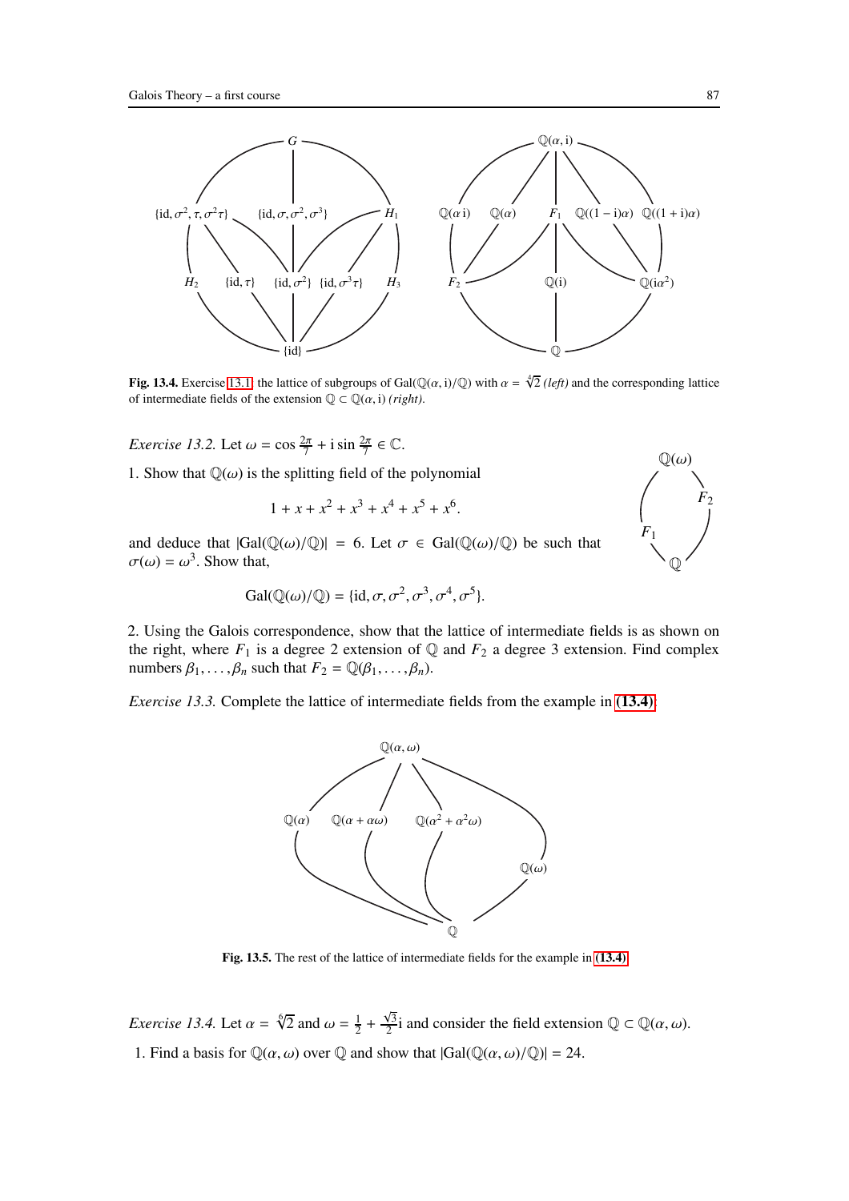**Fig. 13.4.** Exercise 13.1: the lattice of subgroups of $\text{Gal}(\mathbb{Q}(\alpha, \text{i})/\mathbb{Q})$ with $\alpha = \sqrt[4]{2}$ *(left)* and the corresponding lattice of intermediate fields of the extension $\mathbb{Q} \subset \mathbb{Q}(\alpha, \text{i})$ *(right)*.

*Exercise 13.2.* Let $\omega = \cos \frac{2\pi}{7} + \text{i} \sin \frac{2\pi}{7} \in \mathbb{C}$.

1. Show that $\mathbb{Q}(\omega)$ is the splitting field of the polynomial

$$1 + x + x^2 + x^3 + x^4 + x^5 + x^6.$$

and deduce that $|\text{Gal}(\mathbb{Q}(\omega)/\mathbb{Q})| = 6$. Let $\sigma \in \text{Gal}(\mathbb{Q}(\omega)/\mathbb{Q})$ be such that $\sigma(\omega) = \omega^3$. Show that,

$$\text{Gal}(\mathbb{Q}(\omega)/\mathbb{Q}) = \{\text{id}, \sigma, \sigma^2, \sigma^3, \sigma^4, \sigma^5\}.$$

2. Using the Galois correspondence, show that the lattice of intermediate fields is as shown on the right, where $F_1$ is a degree 2 extension of $\mathbb{Q}$ and $F_2$ a degree 3 extension. Find complex numbers $\beta_1, \ldots, \beta_n$ such that $F_2 = \mathbb{Q}(\beta_1, \ldots, \beta_n)$.

*Exercise 13.3.* Complete the lattice of intermediate fields from the example in **(13.4)**.

**Fig. 13.5.** The rest of the lattice of intermediate fields for the example in **(13.4)**.

*Exercise 13.4.* Let $\alpha = \sqrt[6]{2}$ and $\omega = \frac{1}{2} + \frac{\sqrt{3}}{2}\text{i}$ and consider the field extension $\mathbb{Q} \subset \mathbb{Q}(\alpha, \omega)$.

1. Find a basis for $\mathbb{Q}(\alpha, \omega)$ over $\mathbb{Q}$ and show that $|\text{Gal}(\mathbb{Q}(\alpha, \omega)/\mathbb{Q})| = 24$.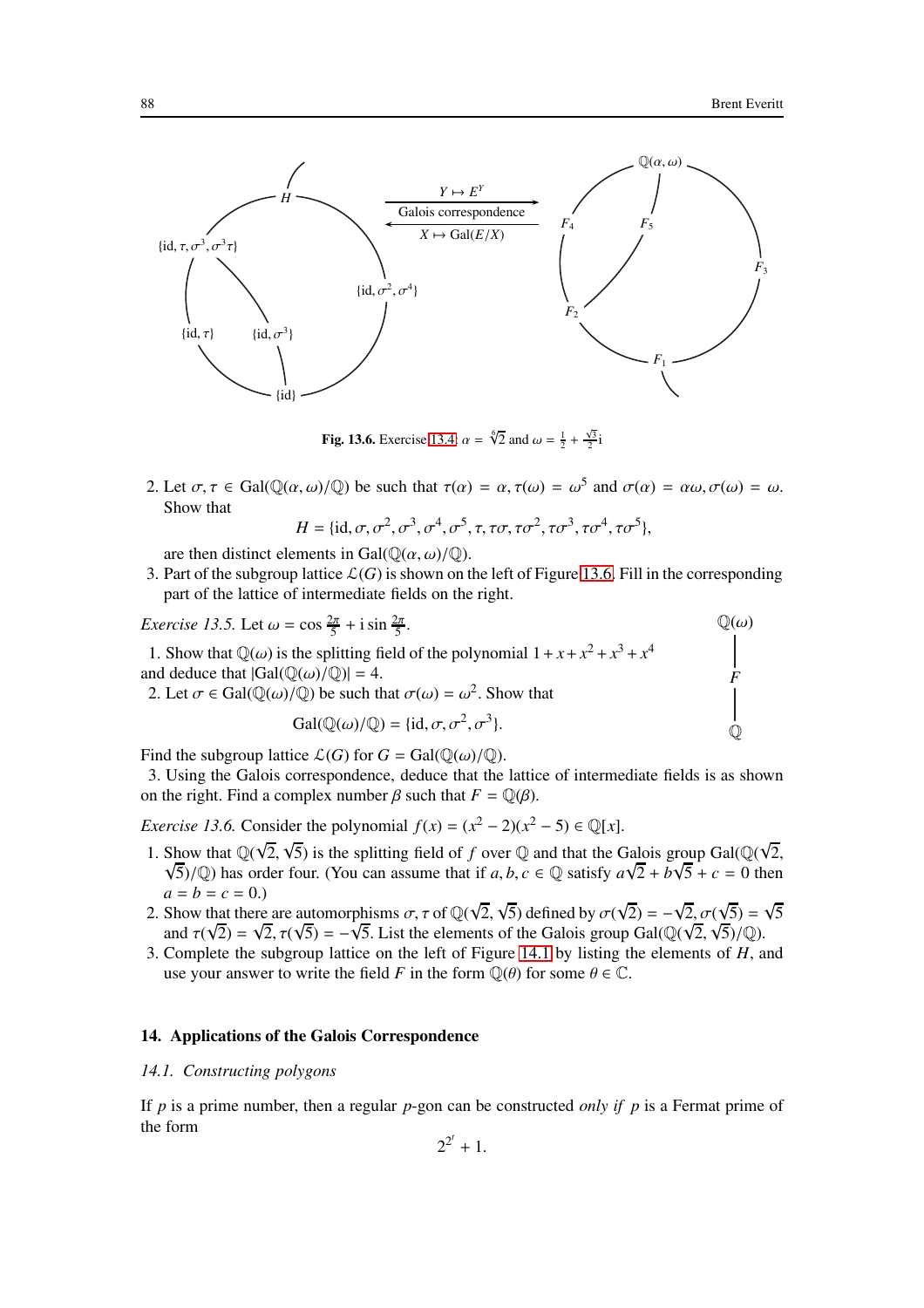**Fig. 13.6.** Exercise 13.4: $\alpha = \sqrt[6]{2}$ and $\omega = \frac{1}{2} + \frac{\sqrt{3}}{2}\mathrm{i}$

2. Let $\sigma, \tau \in \mathrm{Gal}(\mathbb{Q}(\alpha, \omega)/\mathbb{Q})$ be such that $\tau(\alpha) = \alpha, \tau(\omega) = \omega^5$ and $\sigma(\alpha) = \alpha\omega, \sigma(\omega) = \omega$. Show that
$$H = \{\mathrm{id}, \sigma, \sigma^2, \sigma^3, \sigma^4, \sigma^5, \tau, \tau\sigma, \tau\sigma^2, \tau\sigma^3, \tau\sigma^4, \tau\sigma^5\},$$
are then distinct elements in $\mathrm{Gal}(\mathbb{Q}(\alpha, \omega)/\mathbb{Q})$.
3. Part of the subgroup lattice $\mathcal{L}(G)$ is shown on the left of Figure 13.6. Fill in the corresponding part of the lattice of intermediate fields on the right.

*Exercise 13.5.* Let $\omega = \cos\frac{2\pi}{5} + \mathrm{i}\sin\frac{2\pi}{5}$.

1. Show that $\mathbb{Q}(\omega)$ is the splitting field of the polynomial $1 + x + x^2 + x^3 + x^4$ and deduce that $|\mathrm{Gal}(\mathbb{Q}(\omega)/\mathbb{Q})| = 4$.
2. Let $\sigma \in \mathrm{Gal}(\mathbb{Q}(\omega)/\mathbb{Q})$ be such that $\sigma(\omega) = \omega^2$. Show that
$$\mathrm{Gal}(\mathbb{Q}(\omega)/\mathbb{Q}) = \{\mathrm{id}, \sigma, \sigma^2, \sigma^3\}.$$

Find the subgroup lattice $\mathcal{L}(G)$ for $G = \mathrm{Gal}(\mathbb{Q}(\omega)/\mathbb{Q})$.

3. Using the Galois correspondence, deduce that the lattice of intermediate fields is as shown on the right. Find a complex number $\beta$ such that $F = \mathbb{Q}(\beta)$.

*Exercise 13.6.* Consider the polynomial $f(x) = (x^2 - 2)(x^2 - 5) \in \mathbb{Q}[x]$.

1. Show that $\mathbb{Q}(\sqrt{2}, \sqrt{5})$ is the splitting field of $f$ over $\mathbb{Q}$ and that the Galois group $\mathrm{Gal}(\mathbb{Q}(\sqrt{2}, \sqrt{5})/\mathbb{Q})$ has order four. (You can assume that if $a, b, c \in \mathbb{Q}$ satisfy $a\sqrt{2} + b\sqrt{5} + c = 0$ then $a = b = c = 0$.)
2. Show that there are automorphisms $\sigma, \tau$ of $\mathbb{Q}(\sqrt{2}, \sqrt{5})$ defined by $\sigma(\sqrt{2}) = -\sqrt{2}, \sigma(\sqrt{5}) = \sqrt{5}$ and $\tau(\sqrt{2}) = \sqrt{2}, \tau(\sqrt{5}) = -\sqrt{5}$. List the elements of the Galois group $\mathrm{Gal}(\mathbb{Q}(\sqrt{2}, \sqrt{5})/\mathbb{Q})$.
3. Complete the subgroup lattice on the left of Figure 14.1 by listing the elements of $H$, and use your answer to write the field $F$ in the form $\mathbb{Q}(\theta)$ for some $\theta \in \mathbb{C}$.

## 14. Applications of the Galois Correspondence

### *14.1. Constructing polygons*

If $p$ is a prime number, then a regular $p$-gon can be constructed *only if* $p$ is a Fermat prime of the form
$$2^{2^t} + 1.$$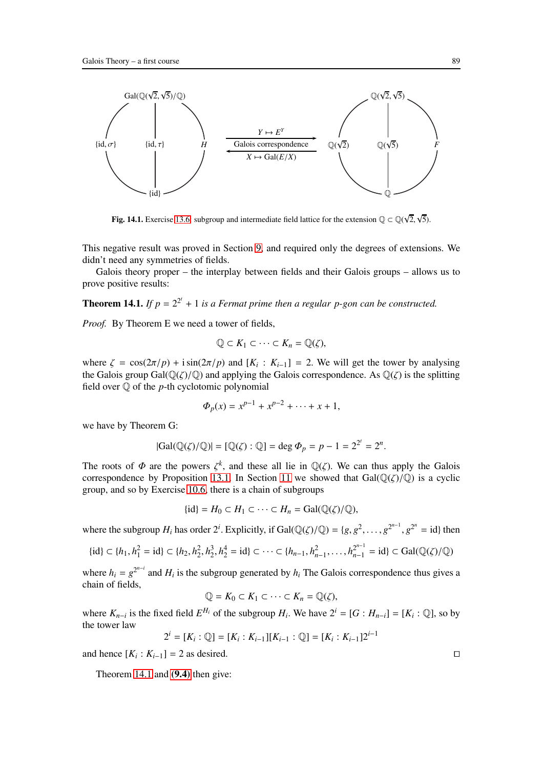Fig. 14.1. Exercise 13.6: subgroup and intermediate field lattice for the extension $\mathbb{Q} \subset \mathbb{Q}(\sqrt{2}, \sqrt{5})$.

This negative result was proved in Section 9, and required only the degrees of extensions. We didn't need any symmetries of fields.

Galois theory proper – the interplay between fields and their Galois groups – allows us to prove positive results:

**Theorem 14.1.** *If $p = 2^{2^t} + 1$ is a Fermat prime then a regular $p$-gon can be constructed.*

*Proof.* By Theorem E we need a tower of fields,

$$\mathbb{Q} \subset K_1 \subset \cdots \subset K_n = \mathbb{Q}(\zeta),$$

where $\zeta = \cos(2\pi/p) + i\sin(2\pi/p)$ and $[K_i : K_{i-1}] = 2$. We will get the tower by analysing the Galois group $\text{Gal}(\mathbb{Q}(\zeta)/\mathbb{Q})$ and applying the Galois correspondence. As $\mathbb{Q}(\zeta)$ is the splitting field over $\mathbb{Q}$ of the $p$-th cyclotomic polynomial

$$\Phi_p(x) = x^{p-1} + x^{p-2} + \cdots + x + 1,$$

we have by Theorem G:

$$|\text{Gal}(\mathbb{Q}(\zeta)/\mathbb{Q})| = [\mathbb{Q}(\zeta) : \mathbb{Q}] = \deg \Phi_p = p - 1 = 2^{2^t} = 2^n.$$

The roots of $\Phi$ are the powers $\zeta^k$, and these all lie in $\mathbb{Q}(\zeta)$. We can thus apply the Galois correspondence by Proposition 13.1. In Section 11 we showed that $\text{Gal}(\mathbb{Q}(\zeta)/\mathbb{Q})$ is a cyclic group, and so by Exercise 10.6, there is a chain of subgroups

$$\{\text{id}\} = H_0 \subset H_1 \subset \cdots \subset H_n = \text{Gal}(\mathbb{Q}(\zeta)/\mathbb{Q}),$$

where the subgroup $H_i$ has order $2^i$. Explicitly, if $\text{Gal}(\mathbb{Q}(\zeta)/\mathbb{Q}) = \{g, g^2, \ldots, g^{2^{n-1}}, g^{2^n} = \text{id}\}$ then

$$\{\text{id}\} \subset \{h_1, h_1^2 = \text{id}\} \subset \{h_2, h_2^2, h_2^3, h_2^4 = \text{id}\} \subset \cdots \subset \{h_{n-1}, h_{n-1}^2, \ldots, h_{n-1}^{2^{n-1}} = \text{id}\} \subset \text{Gal}(\mathbb{Q}(\zeta)/\mathbb{Q})$$

where $h_i = g^{2^{n-i}}$ and $H_i$ is the subgroup generated by $h_i$ The Galois correspondence thus gives a chain of fields,

$$\mathbb{Q} = K_0 \subset K_1 \subset \cdots \subset K_n = \mathbb{Q}(\zeta),$$

where $K_{n-i}$ is the fixed field $E^{H_i}$ of the subgroup $H_i$. We have $2^i = [G : H_{n-i}] = [K_i : \mathbb{Q}]$, so by the tower law

$$2^i = [K_i : \mathbb{Q}] = [K_i : K_{i-1}][K_{i-1} : \mathbb{Q}] = [K_i : K_{i-1}]2^{i-1}$$

and hence $[K_i : K_{i-1}] = 2$ as desired. $\square$

Theorem 14.1 and **(9.4)** then give: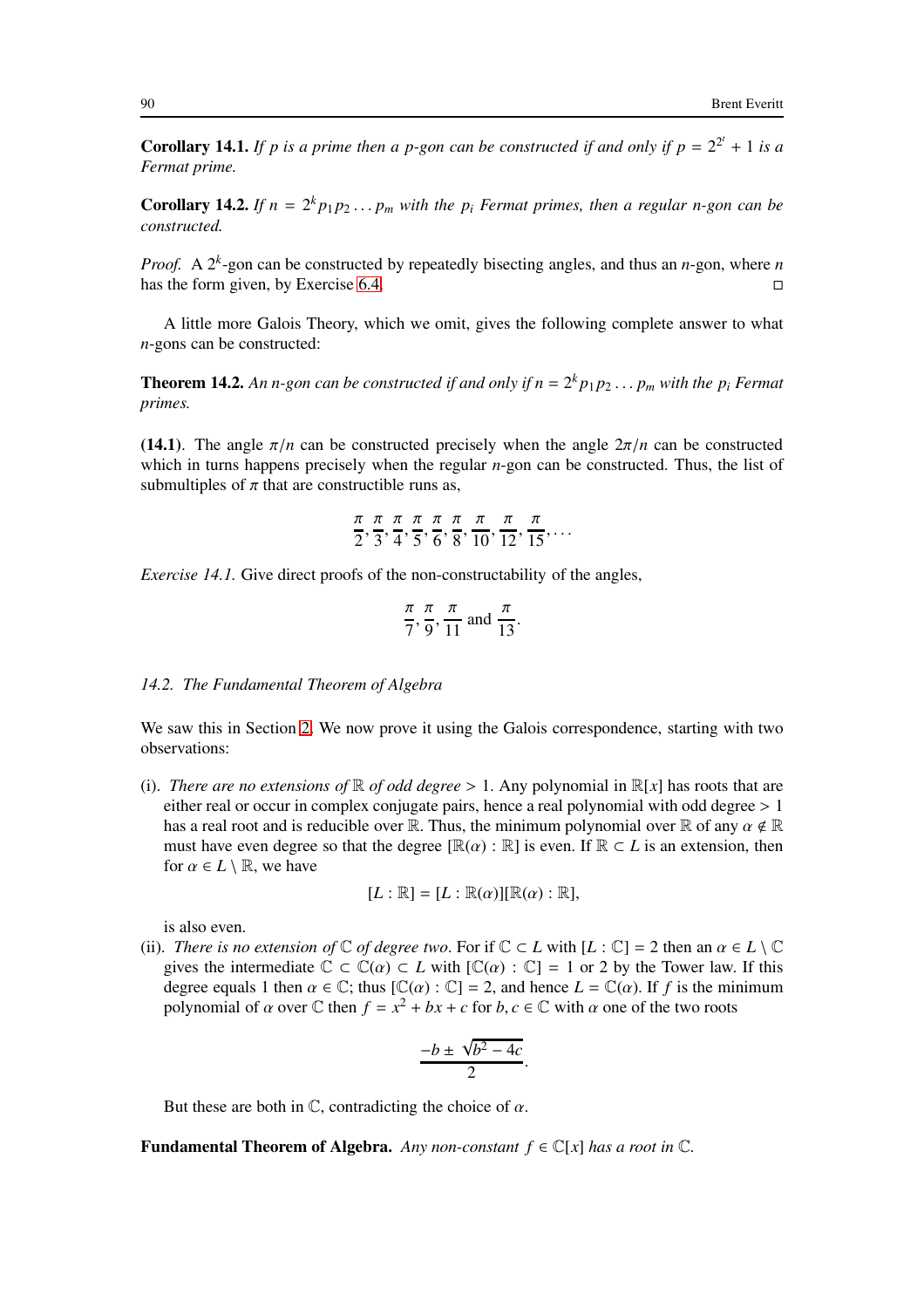**Corollary 14.1.** *If $p$ is a prime then a $p$-gon can be constructed if and only if $p = 2^{2^t} + 1$ is a Fermat prime.*

**Corollary 14.2.** *If $n = 2^k p_1 p_2 \dots p_m$ with the $p_i$ Fermat primes, then a regular $n$-gon can be constructed.*

*Proof.* A $2^k$-gon can be constructed by repeatedly bisecting angles, and thus an $n$-gon, where $n$ has the form given, by Exercise 6.4. ◻

A little more Galois Theory, which we omit, gives the following complete answer to what $n$-gons can be constructed:

**Theorem 14.2.** *An $n$-gon can be constructed if and only if $n = 2^k p_1 p_2 \dots p_m$ with the $p_i$ Fermat primes.*

**(14.1)**. The angle $\pi/n$ can be constructed precisely when the angle $2\pi/n$ can be constructed which in turns happens precisely when the regular $n$-gon can be constructed. Thus, the list of submultiples of $\pi$ that are constructible runs as,

$$\frac{\pi}{2}, \frac{\pi}{3}, \frac{\pi}{4}, \frac{\pi}{5}, \frac{\pi}{6}, \frac{\pi}{8}, \frac{\pi}{10}, \frac{\pi}{12}, \frac{\pi}{15}, \dots$$

*Exercise 14.1.* Give direct proofs of the non-constructability of the angles,

$$\frac{\pi}{7}, \frac{\pi}{9}, \frac{\pi}{11} \text{ and } \frac{\pi}{13}.$$

*14.2. The Fundamental Theorem of Algebra*

We saw this in Section 2. We now prove it using the Galois correspondence, starting with two observations:

(i). *There are no extensions of $\mathbb{R}$ of odd degree $> 1$.* Any polynomial in $\mathbb{R}[x]$ has roots that are either real or occur in complex conjugate pairs, hence a real polynomial with odd degree $> 1$ has a real root and is reducible over $\mathbb{R}$. Thus, the minimum polynomial over $\mathbb{R}$ of any $\alpha \notin \mathbb{R}$ must have even degree so that the degree $[\mathbb{R}(\alpha) : \mathbb{R}]$ is even. If $\mathbb{R} \subset L$ is an extension, then for $\alpha \in L \setminus \mathbb{R}$, we have

$$[L : \mathbb{R}] = [L : \mathbb{R}(\alpha)][\mathbb{R}(\alpha) : \mathbb{R}],$$

is also even.

(ii). *There is no extension of $\mathbb{C}$ of degree two.* For if $\mathbb{C} \subset L$ with $[L : \mathbb{C}] = 2$ then an $\alpha \in L \setminus \mathbb{C}$ gives the intermediate $\mathbb{C} \subset \mathbb{C}(\alpha) \subset L$ with $[\mathbb{C}(\alpha) : \mathbb{C}] = 1$ or 2 by the Tower law. If this degree equals 1 then $\alpha \in \mathbb{C}$; thus $[\mathbb{C}(\alpha) : \mathbb{C}] = 2$, and hence $L = \mathbb{C}(\alpha)$. If $f$ is the minimum polynomial of $\alpha$ over $\mathbb{C}$ then $f = x^2 + bx + c$ for $b, c \in \mathbb{C}$ with $\alpha$ one of the two roots

$$\frac{-b \pm \sqrt{b^2 - 4c}}{2}.$$

But these are both in $\mathbb{C}$, contradicting the choice of $\alpha$.

**Fundamental Theorem of Algebra.** *Any non-constant $f \in \mathbb{C}[x]$ has a root in $\mathbb{C}$.*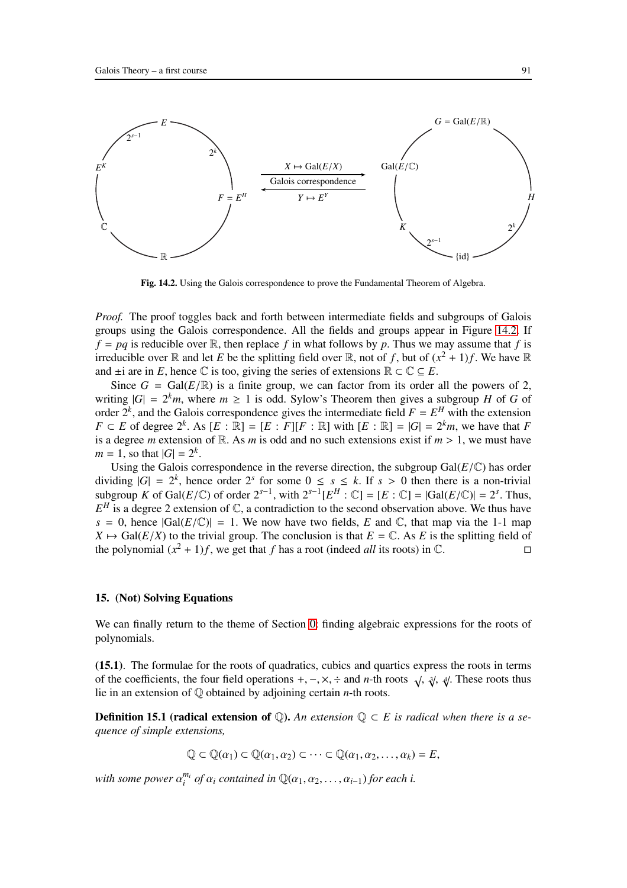**Fig. 14.2.** Using the Galois correspondence to prove the Fundamental Theorem of Algebra.

*Proof.* The proof toggles back and forth between intermediate fields and subgroups of Galois groups using the Galois correspondence. All the fields and groups appear in Figure 14.2. If $f = pq$ is reducible over $\mathbb{R}$, then replace $f$ in what follows by $p$. Thus we may assume that $f$ is irreducible over $\mathbb{R}$ and let $E$ be the splitting field over $\mathbb{R}$, not of $f$, but of $(x^2+1)f$. We have $\mathbb{R}$ and $\pm$i are in $E$, hence $\mathbb{C}$ is too, giving the series of extensions $\mathbb{R} \subset \mathbb{C} \subseteq E$.

Since $G = \text{Gal}(E/\mathbb{R})$ is a finite group, we can factor from its order all the powers of 2, writing $|G| = 2^k m$, where $m \geq 1$ is odd. Sylow's Theorem then gives a subgroup $H$ of $G$ of order $2^k$, and the Galois correspondence gives the intermediate field $F = E^H$ with the extension $F \subset E$ of degree $2^k$. As $[E:\mathbb{R}] = [E:F][F:\mathbb{R}]$ with $[E:\mathbb{R}] = |G| = 2^k m$, we have that $F$ is a degree $m$ extension of $\mathbb{R}$. As $m$ is odd and no such extensions exist if $m > 1$, we must have $m = 1$, so that $|G| = 2^k$.

Using the Galois correspondence in the reverse direction, the subgroup $\text{Gal}(E/\mathbb{C})$ has order dividing $|G| = 2^k$, hence order $2^s$ for some $0 \leq s \leq k$. If $s > 0$ then there is a non-trivial subgroup $K$ of $\text{Gal}(E/\mathbb{C})$ of order $2^{s-1}$, with $2^{s-1}[E^H : \mathbb{C}] = [E:\mathbb{C}] = |\text{Gal}(E/\mathbb{C})| = 2^s$. Thus, $E^H$ is a degree 2 extension of $\mathbb{C}$, a contradiction to the second observation above. We thus have $s = 0$, hence $|\text{Gal}(E/\mathbb{C})| = 1$. We now have two fields, $E$ and $\mathbb{C}$, that map via the 1-1 map $X \mapsto \text{Gal}(E/X)$ to the trivial group. The conclusion is that $E = \mathbb{C}$. As $E$ is the splitting field of the polynomial $(x^2+1)f$, we get that $f$ has a root (indeed *all* its roots) in $\mathbb{C}$. $\square$

## 15. (Not) Solving Equations

We can finally return to the theme of Section 0: finding algebraic expressions for the roots of polynomials.

**(15.1)**. The formulae for the roots of quadratics, cubics and quartics express the roots in terms of the coefficients, the four field operations $+, -, \times, \div$ and $n$-th roots $\sqrt{\ }, \sqrt[3]{\ }, \sqrt[4]{\ }$. These roots thus lie in an extension of $\mathbb{Q}$ obtained by adjoining certain $n$-th roots.

**Definition 15.1 (radical extension of $\mathbb{Q}$).** *An extension $\mathbb{Q} \subset E$ is radical when there is a sequence of simple extensions,*

$$\mathbb{Q} \subset \mathbb{Q}(\alpha_1) \subset \mathbb{Q}(\alpha_1, \alpha_2) \subset \cdots \subset \mathbb{Q}(\alpha_1, \alpha_2, \ldots, \alpha_k) = E,$$

*with some power $\alpha_i^{m_i}$ of $\alpha_i$ contained in $\mathbb{Q}(\alpha_1, \alpha_2, \ldots, \alpha_{i-1})$ for each $i$.*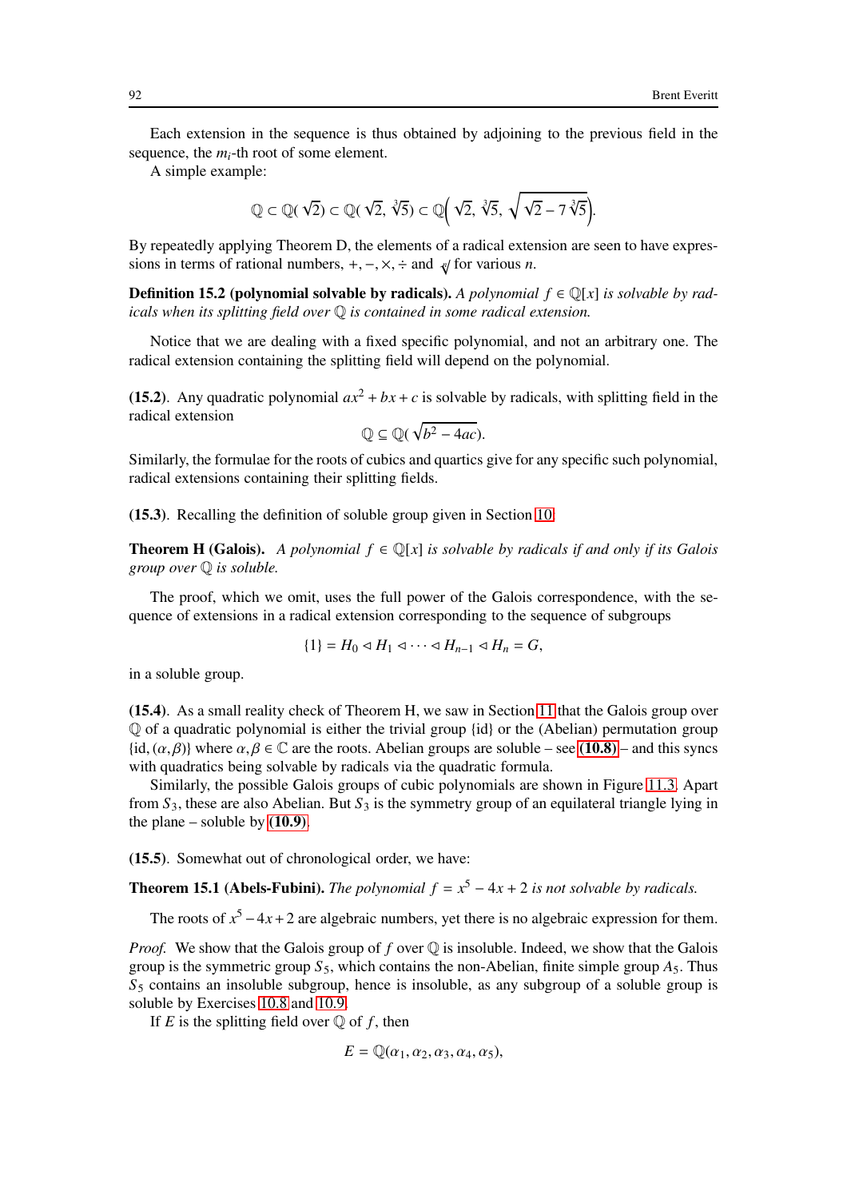Each extension in the sequence is thus obtained by adjoining to the previous field in the sequence, the $m_i$-th root of some element.

A simple example:

$$\mathbb{Q} \subset \mathbb{Q}(\sqrt{2}) \subset \mathbb{Q}(\sqrt{2}, \sqrt[3]{5}) \subset \mathbb{Q}\Big(\sqrt{2}, \sqrt[3]{5}, \sqrt{\sqrt{2} - 7\sqrt[3]{5}}\Big).$$

By repeatedly applying Theorem D, the elements of a radical extension are seen to have expressions in terms of rational numbers, $+, -, \times, \div$ and $\sqrt[n]{\ }$ for various $n$.

**Definition 15.2 (polynomial solvable by radicals).** *A polynomial $f \in \mathbb{Q}[x]$ is solvable by radicals when its splitting field over $\mathbb{Q}$ is contained in some radical extension.*

Notice that we are dealing with a fixed specific polynomial, and not an arbitrary one. The radical extension containing the splitting field will depend on the polynomial.

**(15.2)**. Any quadratic polynomial $ax^2 + bx + c$ is solvable by radicals, with splitting field in the radical extension

$$\mathbb{Q} \subseteq \mathbb{Q}(\sqrt{b^2 - 4ac}).$$

Similarly, the formulae for the roots of cubics and quartics give for any specific such polynomial, radical extensions containing their splitting fields.

**(15.3)**. Recalling the definition of soluble group given in Section 10:

**Theorem H (Galois).** *A polynomial $f \in \mathbb{Q}[x]$ is solvable by radicals if and only if its Galois group over $\mathbb{Q}$ is soluble.*

The proof, which we omit, uses the full power of the Galois correspondence, with the sequence of extensions in a radical extension corresponding to the sequence of subgroups

$$\{1\} = H_0 \lhd H_1 \lhd \cdots \lhd H_{n-1} \lhd H_n = G,$$

in a soluble group.

**(15.4)**. As a small reality check of Theorem H, we saw in Section 11 that the Galois group over $\mathbb{Q}$ of a quadratic polynomial is either the trivial group $\{\mathrm{id}\}$ or the (Abelian) permutation group $\{\mathrm{id}, (\alpha, \beta)\}$ where $\alpha, \beta \in \mathbb{C}$ are the roots. Abelian groups are soluble – see **(10.8)** – and this syncs with quadratics being solvable by radicals via the quadratic formula.

Similarly, the possible Galois groups of cubic polynomials are shown in Figure 11.3. Apart from $S_3$, these are also Abelian. But $S_3$ is the symmetry group of an equilateral triangle lying in the plane – soluble by **(10.9)**.

**(15.5)**. Somewhat out of chronological order, we have:

**Theorem 15.1 (Abels-Fubini).** *The polynomial $f = x^5 - 4x + 2$ is not solvable by radicals.*

The roots of $x^5 - 4x + 2$ are algebraic numbers, yet there is no algebraic expression for them.

*Proof.* We show that the Galois group of $f$ over $\mathbb{Q}$ is insoluble. Indeed, we show that the Galois group is the symmetric group $S_5$, which contains the non-Abelian, finite simple group $A_5$. Thus $S_5$ contains an insoluble subgroup, hence is insoluble, as any subgroup of a soluble group is soluble by Exercises 10.8 and 10.9.

If $E$ is the splitting field over $\mathbb{Q}$ of $f$, then

$$E = \mathbb{Q}(\alpha_1, \alpha_2, \alpha_3, \alpha_4, \alpha_5),$$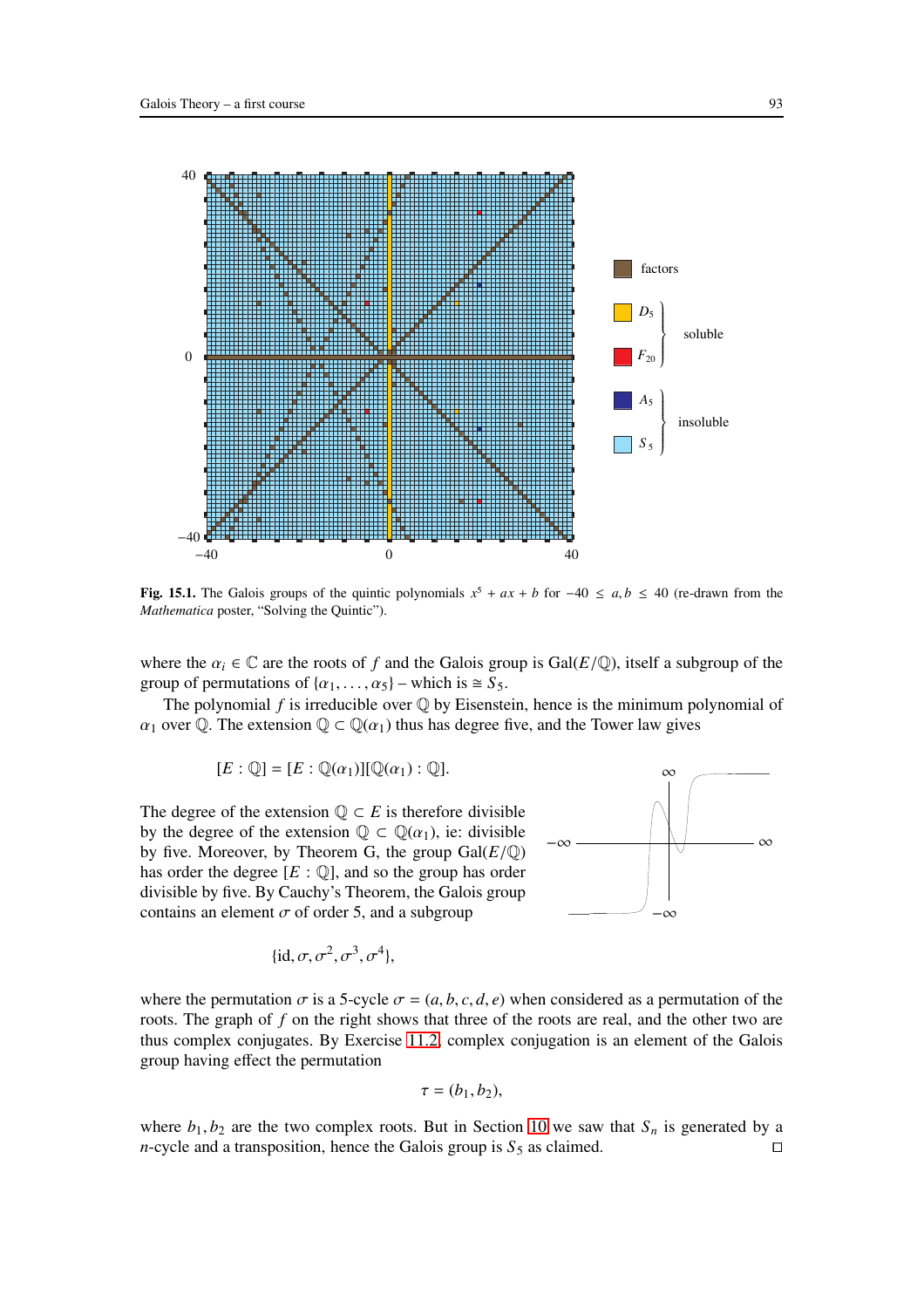**Fig. 15.1.** The Galois groups of the quintic polynomials $x^5 + ax + b$ for $-40 \leq a, b \leq 40$ (re-drawn from the *Mathematica* poster, "Solving the Quintic").

where the $\alpha_i \in \mathbb{C}$ are the roots of $f$ and the Galois group is $\text{Gal}(E/\mathbb{Q})$, itself a subgroup of the group of permutations of $\{\alpha_1, \ldots, \alpha_5\}$ – which is $\cong S_5$.

The polynomial $f$ is irreducible over $\mathbb{Q}$ by Eisenstein, hence is the minimum polynomial of $\alpha_1$ over $\mathbb{Q}$. The extension $\mathbb{Q} \subset \mathbb{Q}(\alpha_1)$ thus has degree five, and the Tower law gives

$$[E : \mathbb{Q}] = [E : \mathbb{Q}(\alpha_1)][\mathbb{Q}(\alpha_1) : \mathbb{Q}].$$

The degree of the extension $\mathbb{Q} \subset E$ is therefore divisible by the degree of the extension $\mathbb{Q} \subset \mathbb{Q}(\alpha_1)$, ie: divisible by five. Moreover, by Theorem G, the group $\text{Gal}(E/\mathbb{Q})$ has order the degree $[E : \mathbb{Q}]$, and so the group has order divisible by five. By Cauchy's Theorem, the Galois group contains an element $\sigma$ of order 5, and a subgroup

$$\{\text{id}, \sigma, \sigma^2, \sigma^3, \sigma^4\},$$

where the permutation $\sigma$ is a 5-cycle $\sigma = (a, b, c, d, e)$ when considered as a permutation of the roots. The graph of $f$ on the right shows that three of the roots are real, and the other two are thus complex conjugates. By Exercise 11.2, complex conjugation is an element of the Galois group having effect the permutation

$$\tau = (b_1, b_2),$$

where $b_1, b_2$ are the two complex roots. But in Section 10 we saw that $S_n$ is generated by a $n$-cycle and a transposition, hence the Galois group is $S_5$ as claimed. □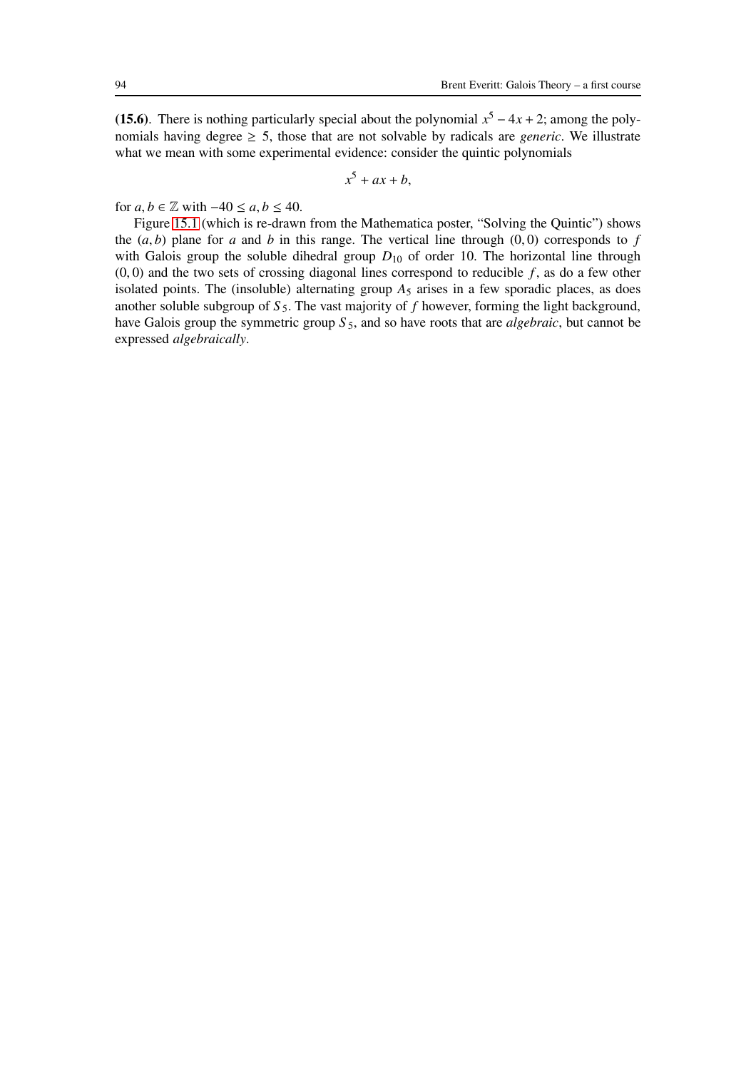**(15.6)**. There is nothing particularly special about the polynomial $x^5 - 4x + 2$; among the polynomials having degree $\geq 5$, those that are not solvable by radicals are *generic*. We illustrate what we mean with some experimental evidence: consider the quintic polynomials

$$x^5 + ax + b,$$

for $a, b \in \mathbb{Z}$ with $-40 \leq a, b \leq 40$.

Figure 15.1 (which is re-drawn from the Mathematica poster, "Solving the Quintic") shows the $(a, b)$ plane for $a$ and $b$ in this range. The vertical line through $(0, 0)$ corresponds to $f$ with Galois group the soluble dihedral group $D_{10}$ of order 10. The horizontal line through $(0, 0)$ and the two sets of crossing diagonal lines correspond to reducible $f$, as do a few other isolated points. The (insoluble) alternating group $A_5$ arises in a few sporadic places, as does another soluble subgroup of $S_5$. The vast majority of $f$ however, forming the light background, have Galois group the symmetric group $S_5$, and so have roots that are *algebraic*, but cannot be expressed *algebraically*.